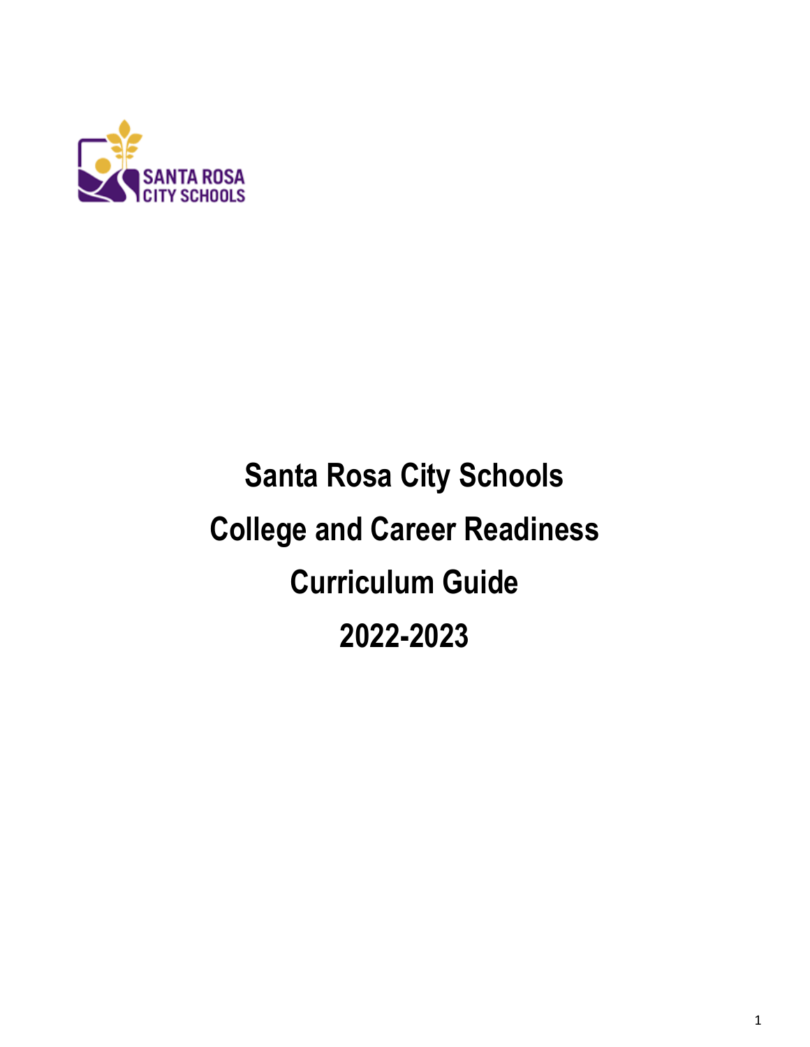# Santa Rosa City Schools

# College and Career Readiness

# Curriculum Guide

# 2022-2023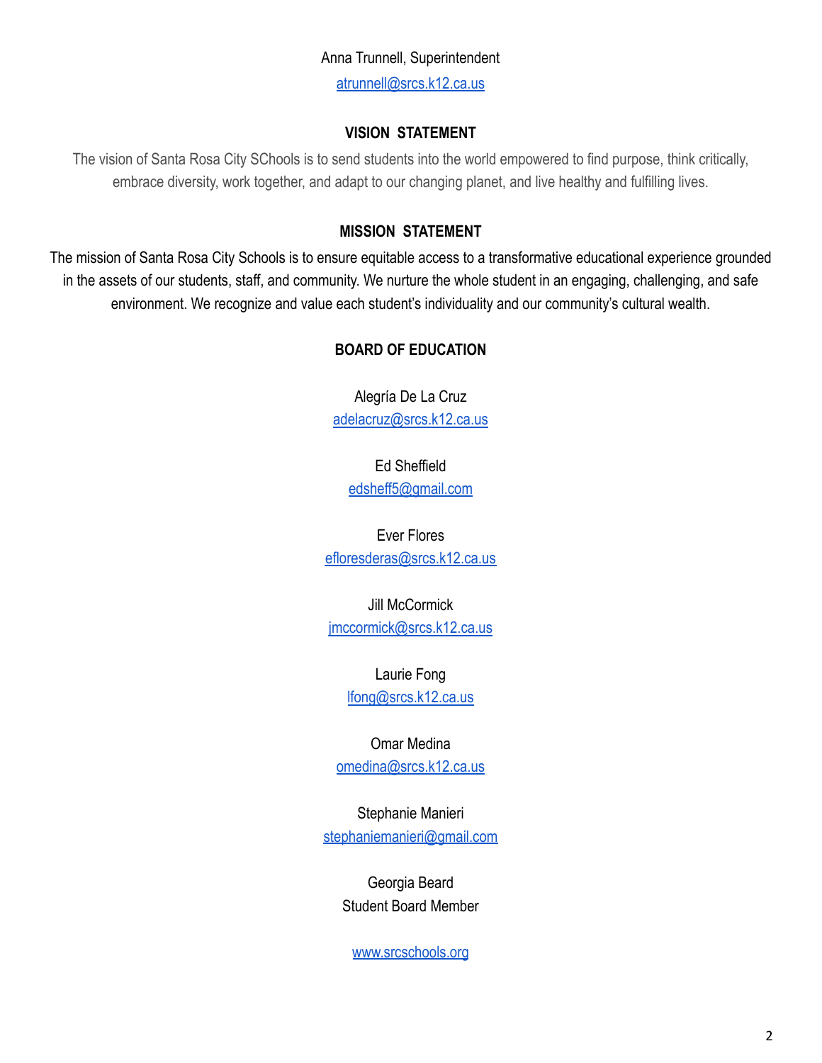Anna Trunnell, Superintendent

atrunnell@srcs.k12.ca.us

## VISION STATEMENT

The vision of Santa Rosa City SChools is to send students into the world empowered to find purpose, think critically, embrace diversity, work together, and adapt to our changing planet, and live healthy and fulfilling lives.

## MISSION STATEMENT

The mission of Santa Rosa City Schools is to ensure equitable access to a transformative educational experience grounded in the assets of our students, staff, and community. We nurture the whole student in an engaging, challenging, and safe environment. We recognize and value each student's individuality and our community's cultural wealth.

## BOARD OF EDUCATION

Alegría De La Cruz
adelacruz@srcs.k12.ca.us

Ed Sheffield
edsheff5@gmail.com

Ever Flores
efloresderas@srcs.k12.ca.us

Jill McCormick
jmccormick@srcs.k12.ca.us

Laurie Fong
lfong@srcs.k12.ca.us

Omar Medina
omedina@srcs.k12.ca.us

Stephanie Manieri
stephaniemanieri@gmail.com

Georgia Beard
Student Board Member

www.srcschools.org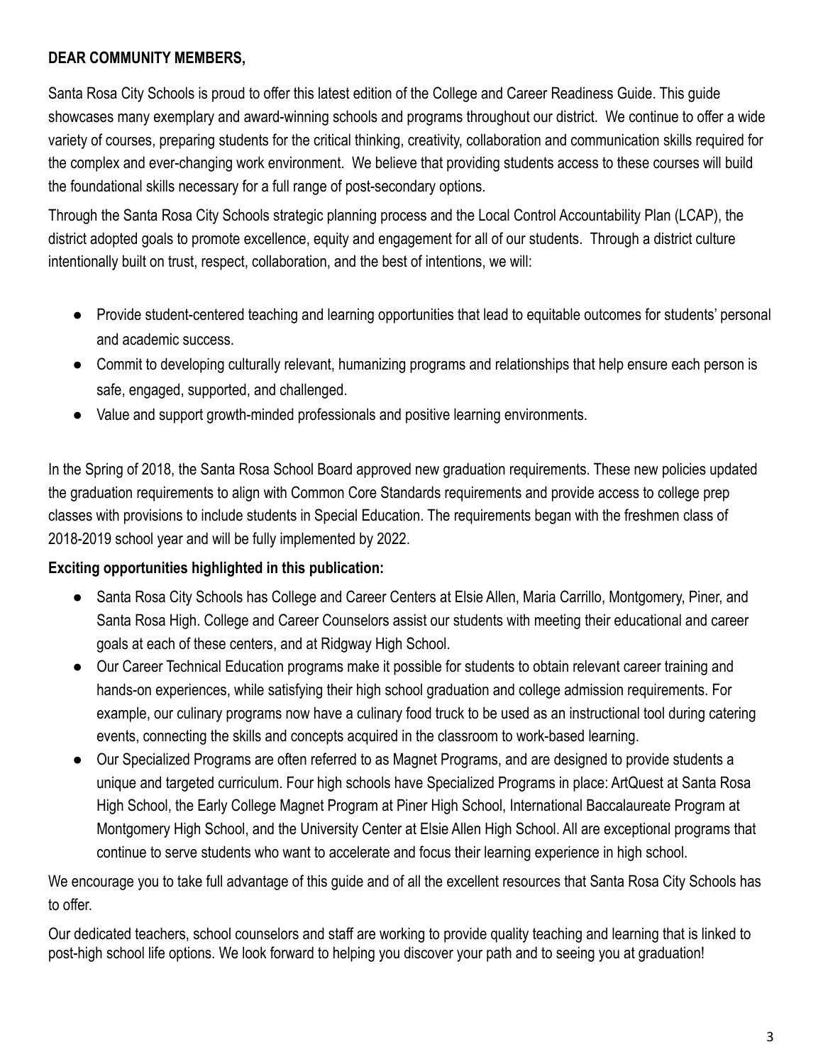**DEAR COMMUNITY MEMBERS,**

Santa Rosa City Schools is proud to offer this latest edition of the College and Career Readiness Guide. This guide showcases many exemplary and award-winning schools and programs throughout our district. We continue to offer a wide variety of courses, preparing students for the critical thinking, creativity, collaboration and communication skills required for the complex and ever-changing work environment. We believe that providing students access to these courses will build the foundational skills necessary for a full range of post-secondary options.

Through the Santa Rosa City Schools strategic planning process and the Local Control Accountability Plan (LCAP), the district adopted goals to promote excellence, equity and engagement for all of our students. Through a district culture intentionally built on trust, respect, collaboration, and the best of intentions, we will:

- Provide student-centered teaching and learning opportunities that lead to equitable outcomes for students' personal and academic success.
- Commit to developing culturally relevant, humanizing programs and relationships that help ensure each person is safe, engaged, supported, and challenged.
- Value and support growth-minded professionals and positive learning environments.

In the Spring of 2018, the Santa Rosa School Board approved new graduation requirements. These new policies updated the graduation requirements to align with Common Core Standards requirements and provide access to college prep classes with provisions to include students in Special Education. The requirements began with the freshmen class of 2018-2019 school year and will be fully implemented by 2022.

**Exciting opportunities highlighted in this publication:**

- Santa Rosa City Schools has College and Career Centers at Elsie Allen, Maria Carrillo, Montgomery, Piner, and Santa Rosa High. College and Career Counselors assist our students with meeting their educational and career goals at each of these centers, and at Ridgway High School.
- Our Career Technical Education programs make it possible for students to obtain relevant career training and hands-on experiences, while satisfying their high school graduation and college admission requirements. For example, our culinary programs now have a culinary food truck to be used as an instructional tool during catering events, connecting the skills and concepts acquired in the classroom to work-based learning.
- Our Specialized Programs are often referred to as Magnet Programs, and are designed to provide students a unique and targeted curriculum. Four high schools have Specialized Programs in place: ArtQuest at Santa Rosa High School, the Early College Magnet Program at Piner High School, International Baccalaureate Program at Montgomery High School, and the University Center at Elsie Allen High School. All are exceptional programs that continue to serve students who want to accelerate and focus their learning experience in high school.

We encourage you to take full advantage of this guide and of all the excellent resources that Santa Rosa City Schools has to offer.

Our dedicated teachers, school counselors and staff are working to provide quality teaching and learning that is linked to post-high school life options. We look forward to helping you discover your path and to seeing you at graduation!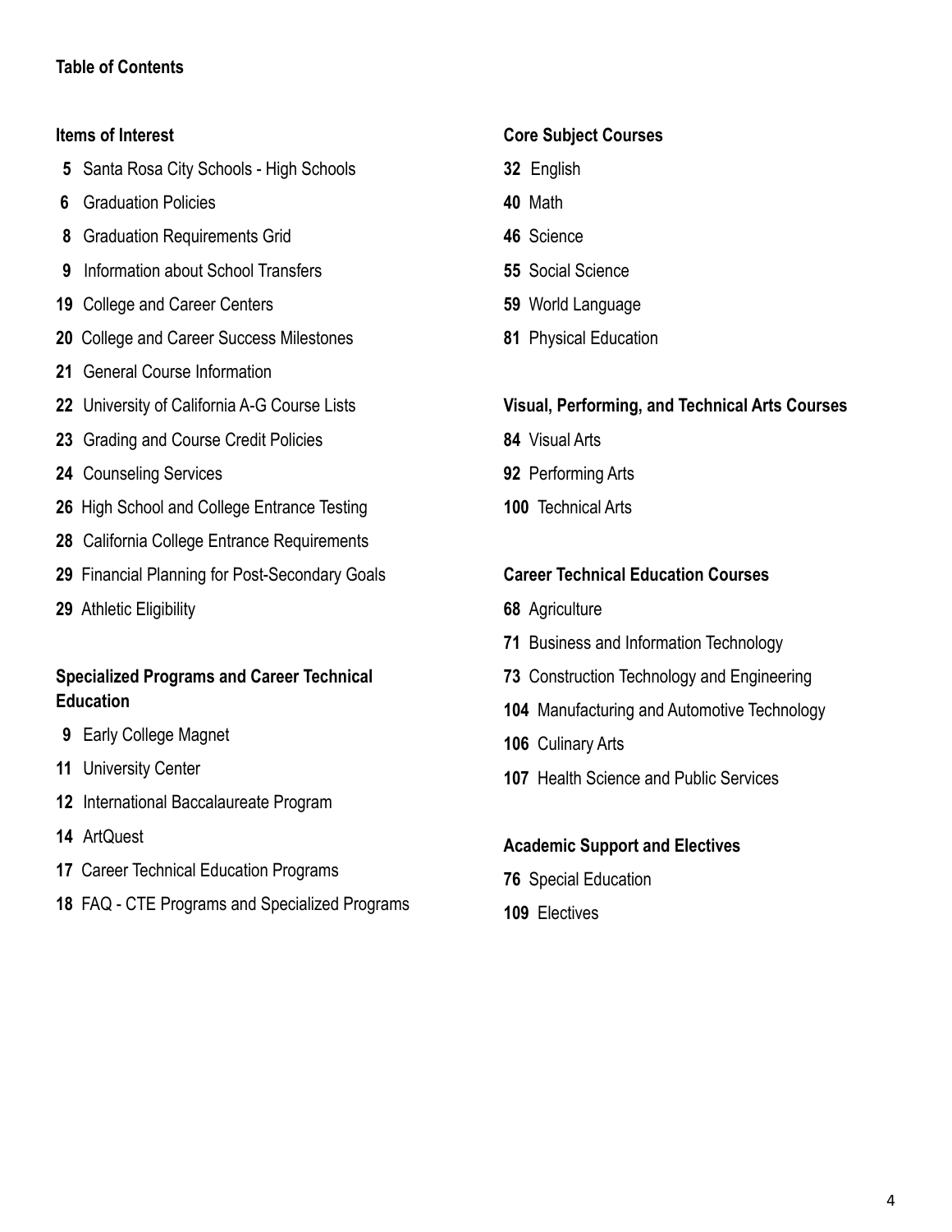# Table of Contents

### Items of Interest

- **5** Santa Rosa City Schools - High Schools
- **6** Graduation Policies
- **8** Graduation Requirements Grid
- **9** Information about School Transfers
- **19** College and Career Centers
- **20** College and Career Success Milestones
- **21** General Course Information
- **22** University of California A-G Course Lists
- **23** Grading and Course Credit Policies
- **24** Counseling Services
- **26** High School and College Entrance Testing
- **28** California College Entrance Requirements
- **29** Financial Planning for Post-Secondary Goals
- **29** Athletic Eligibility

### Specialized Programs and Career Technical Education

- **9** Early College Magnet
- **11** University Center
- **12** International Baccalaureate Program
- **14** ArtQuest
- **17** Career Technical Education Programs
- **18** FAQ - CTE Programs and Specialized Programs

### Core Subject Courses

- **32** English
- **40** Math
- **46** Science
- **55** Social Science
- **59** World Language
- **81** Physical Education

### Visual, Performing, and Technical Arts Courses

- **84** Visual Arts
- **92** Performing Arts
- **100** Technical Arts

### Career Technical Education Courses

- **68** Agriculture
- **71** Business and Information Technology
- **73** Construction Technology and Engineering
- **104** Manufacturing and Automotive Technology
- **106** Culinary Arts
- **107** Health Science and Public Services

### Academic Support and Electives

- **76** Special Education
- **109** Electives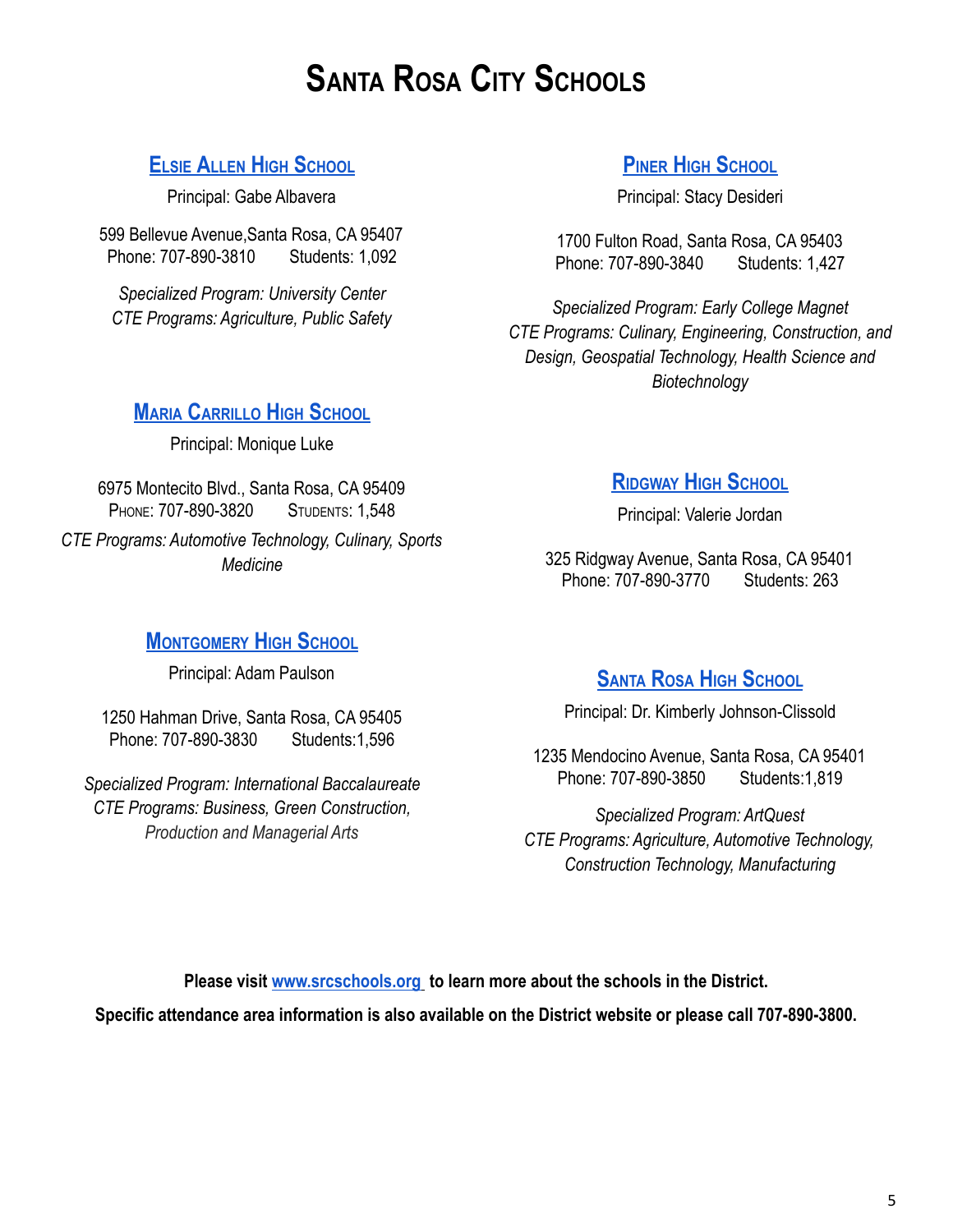# Santa Rosa City Schools

## Elsie Allen High School

Principal: Gabe Albavera

599 Bellevue Avenue,Santa Rosa, CA 95407
Phone: 707-890-3810 Students: 1,092

*Specialized Program: University Center*
*CTE Programs: Agriculture, Public Safety*

## Maria Carrillo High School

Principal: Monique Luke

6975 Montecito Blvd., Santa Rosa, CA 95409
Phone: 707-890-3820 Students: 1,548

*CTE Programs: Automotive Technology, Culinary, Sports Medicine*

## Montgomery High School

Principal: Adam Paulson

1250 Hahman Drive, Santa Rosa, CA 95405
Phone: 707-890-3830 Students:1,596

*Specialized Program: International Baccalaureate*
*CTE Programs: Business, Green Construction, Production and Managerial Arts*

## Piner High School

Principal: Stacy Desideri

1700 Fulton Road, Santa Rosa, CA 95403
Phone: 707-890-3840 Students: 1,427

*Specialized Program: Early College Magnet*
*CTE Programs: Culinary, Engineering, Construction, and Design, Geospatial Technology, Health Science and Biotechnology*

## Ridgway High School

Principal: Valerie Jordan

325 Ridgway Avenue, Santa Rosa, CA 95401
Phone: 707-890-3770 Students: 263

## Santa Rosa High School

Principal: Dr. Kimberly Johnson-Clissold

1235 Mendocino Avenue, Santa Rosa, CA 95401
Phone: 707-890-3850 Students:1,819

*Specialized Program: ArtQuest*
*CTE Programs: Agriculture, Automotive Technology, Construction Technology, Manufacturing*

**Please visit www.srcschools.org to learn more about the schools in the District.**

**Specific attendance area information is also available on the District website or please call 707-890-3800.**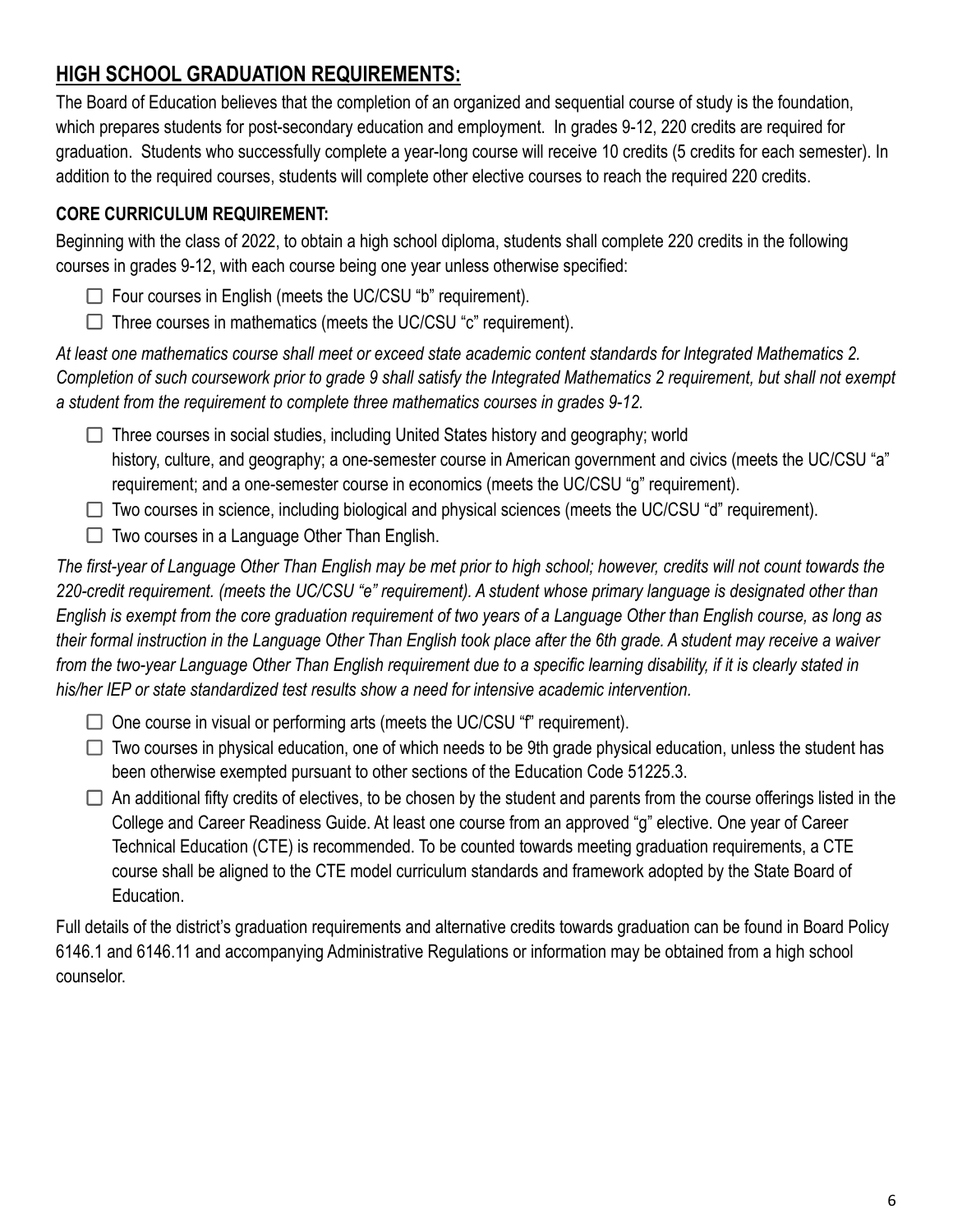## HIGH SCHOOL GRADUATION REQUIREMENTS:

The Board of Education believes that the completion of an organized and sequential course of study is the foundation, which prepares students for post-secondary education and employment. In grades 9-12, 220 credits are required for graduation. Students who successfully complete a year-long course will receive 10 credits (5 credits for each semester). In addition to the required courses, students will complete other elective courses to reach the required 220 credits.

### CORE CURRICULUM REQUIREMENT:

Beginning with the class of 2022, to obtain a high school diploma, students shall complete 220 credits in the following courses in grades 9-12, with each course being one year unless otherwise specified:

- ☐ Four courses in English (meets the UC/CSU "b" requirement).
- ☐ Three courses in mathematics (meets the UC/CSU "c" requirement).

*At least one mathematics course shall meet or exceed state academic content standards for Integrated Mathematics 2. Completion of such coursework prior to grade 9 shall satisfy the Integrated Mathematics 2 requirement, but shall not exempt a student from the requirement to complete three mathematics courses in grades 9-12.*

- ☐ Three courses in social studies, including United States history and geography; world history, culture, and geography; a one-semester course in American government and civics (meets the UC/CSU "a" requirement; and a one-semester course in economics (meets the UC/CSU "g" requirement).
- ☐ Two courses in science, including biological and physical sciences (meets the UC/CSU "d" requirement).
- ☐ Two courses in a Language Other Than English.

*The first-year of Language Other Than English may be met prior to high school; however, credits will not count towards the 220-credit requirement. (meets the UC/CSU "e" requirement). A student whose primary language is designated other than English is exempt from the core graduation requirement of two years of a Language Other than English course, as long as their formal instruction in the Language Other Than English took place after the 6th grade. A student may receive a waiver from the two-year Language Other Than English requirement due to a specific learning disability, if it is clearly stated in his/her IEP or state standardized test results show a need for intensive academic intervention.*

- ☐ One course in visual or performing arts (meets the UC/CSU "f" requirement).
- ☐ Two courses in physical education, one of which needs to be 9th grade physical education, unless the student has been otherwise exempted pursuant to other sections of the Education Code 51225.3.
- ☐ An additional fifty credits of electives, to be chosen by the student and parents from the course offerings listed in the College and Career Readiness Guide. At least one course from an approved "g" elective. One year of Career Technical Education (CTE) is recommended. To be counted towards meeting graduation requirements, a CTE course shall be aligned to the CTE model curriculum standards and framework adopted by the State Board of Education.

Full details of the district's graduation requirements and alternative credits towards graduation can be found in Board Policy 6146.1 and 6146.11 and accompanying Administrative Regulations or information may be obtained from a high school counselor.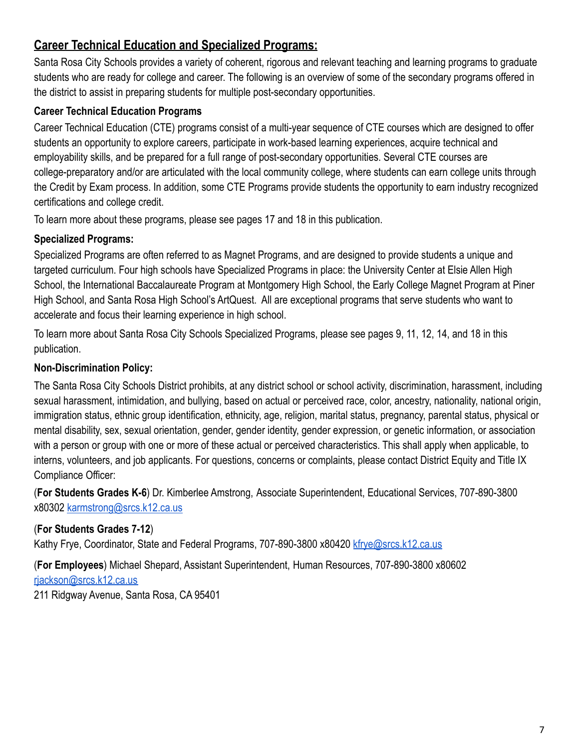## Career Technical Education and Specialized Programs:

Santa Rosa City Schools provides a variety of coherent, rigorous and relevant teaching and learning programs to graduate students who are ready for college and career. The following is an overview of some of the secondary programs offered in the district to assist in preparing students for multiple post-secondary opportunities.

### Career Technical Education Programs

Career Technical Education (CTE) programs consist of a multi-year sequence of CTE courses which are designed to offer students an opportunity to explore careers, participate in work-based learning experiences, acquire technical and employability skills, and be prepared for a full range of post-secondary opportunities. Several CTE courses are college-preparatory and/or are articulated with the local community college, where students can earn college units through the Credit by Exam process. In addition, some CTE Programs provide students the opportunity to earn industry recognized certifications and college credit.

To learn more about these programs, please see pages 17 and 18 in this publication.

### Specialized Programs:

Specialized Programs are often referred to as Magnet Programs, and are designed to provide students a unique and targeted curriculum. Four high schools have Specialized Programs in place: the University Center at Elsie Allen High School, the International Baccalaureate Program at Montgomery High School, the Early College Magnet Program at Piner High School, and Santa Rosa High School's ArtQuest. All are exceptional programs that serve students who want to accelerate and focus their learning experience in high school.

To learn more about Santa Rosa City Schools Specialized Programs, please see pages 9, 11, 12, 14, and 18 in this publication.

### Non-Discrimination Policy:

The Santa Rosa City Schools District prohibits, at any district school or school activity, discrimination, harassment, including sexual harassment, intimidation, and bullying, based on actual or perceived race, color, ancestry, nationality, national origin, immigration status, ethnic group identification, ethnicity, age, religion, marital status, pregnancy, parental status, physical or mental disability, sex, sexual orientation, gender, gender identity, gender expression, or genetic information, or association with a person or group with one or more of these actual or perceived characteristics. This shall apply when applicable, to interns, volunteers, and job applicants. For questions, concerns or complaints, please contact District Equity and Title IX Compliance Officer:

(**For Students Grades K-6**) Dr. Kimberlee Amstrong, Associate Superintendent, Educational Services, 707-890-3800 x80302 karmstrong@srcs.k12.ca.us

(**For Students Grades 7-12**)
Kathy Frye, Coordinator, State and Federal Programs, 707-890-3800 x80420 kfrye@srcs.k12.ca.us

(**For Employees**) Michael Shepard, Assistant Superintendent, Human Resources, 707-890-3800 x80602 rjackson@srcs.k12.ca.us
211 Ridgway Avenue, Santa Rosa, CA 95401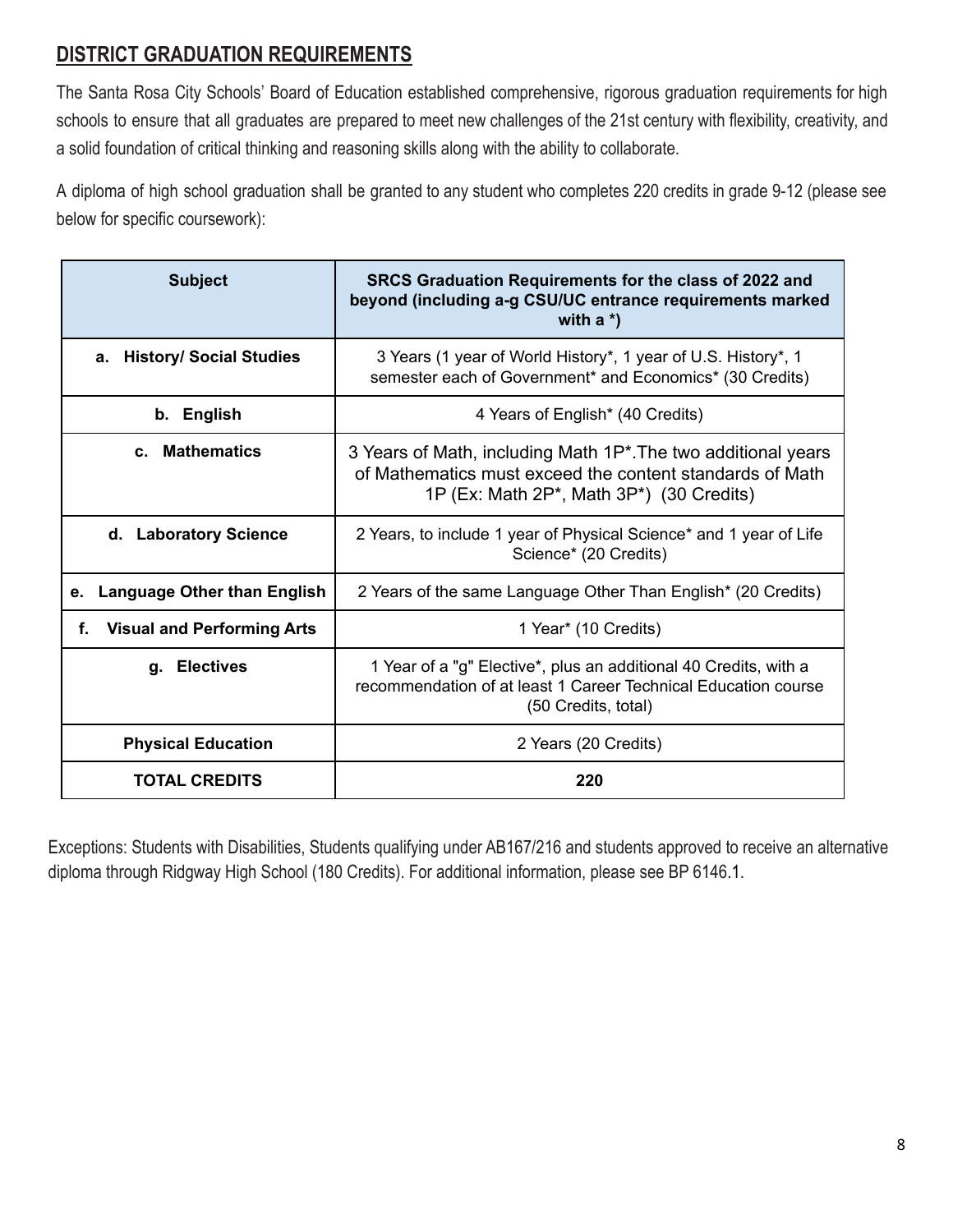## DISTRICT GRADUATION REQUIREMENTS

The Santa Rosa City Schools' Board of Education established comprehensive, rigorous graduation requirements for high schools to ensure that all graduates are prepared to meet new challenges of the 21st century with flexibility, creativity, and a solid foundation of critical thinking and reasoning skills along with the ability to collaborate.

A diploma of high school graduation shall be granted to any student who completes 220 credits in grade 9-12 (please see below for specific coursework):

| Subject | SRCS Graduation Requirements for the class of 2022 and beyond (including a-g CSU/UC entrance requirements marked with a *) |
|---|---|
| **a. History/ Social Studies** | 3 Years (1 year of World History*, 1 year of U.S. History*, 1 semester each of Government* and Economics* (30 Credits) |
| **b. English** | 4 Years of English* (40 Credits) |
| **c. Mathematics** | 3 Years of Math, including Math 1P*.The two additional years of Mathematics must exceed the content standards of Math 1P (Ex: Math 2P*, Math 3P*) (30 Credits) |
| **d. Laboratory Science** | 2 Years, to include 1 year of Physical Science* and 1 year of Life Science* (20 Credits) |
| **e. Language Other than English** | 2 Years of the same Language Other Than English* (20 Credits) |
| **f. Visual and Performing Arts** | 1 Year* (10 Credits) |
| **g. Electives** | 1 Year of a "g" Elective*, plus an additional 40 Credits, with a recommendation of at least 1 Career Technical Education course (50 Credits, total) |
| **Physical Education** | 2 Years (20 Credits) |
| **TOTAL CREDITS** | **220** |

Exceptions: Students with Disabilities, Students qualifying under AB167/216 and students approved to receive an alternative diploma through Ridgway High School (180 Credits). For additional information, please see BP 6146.1.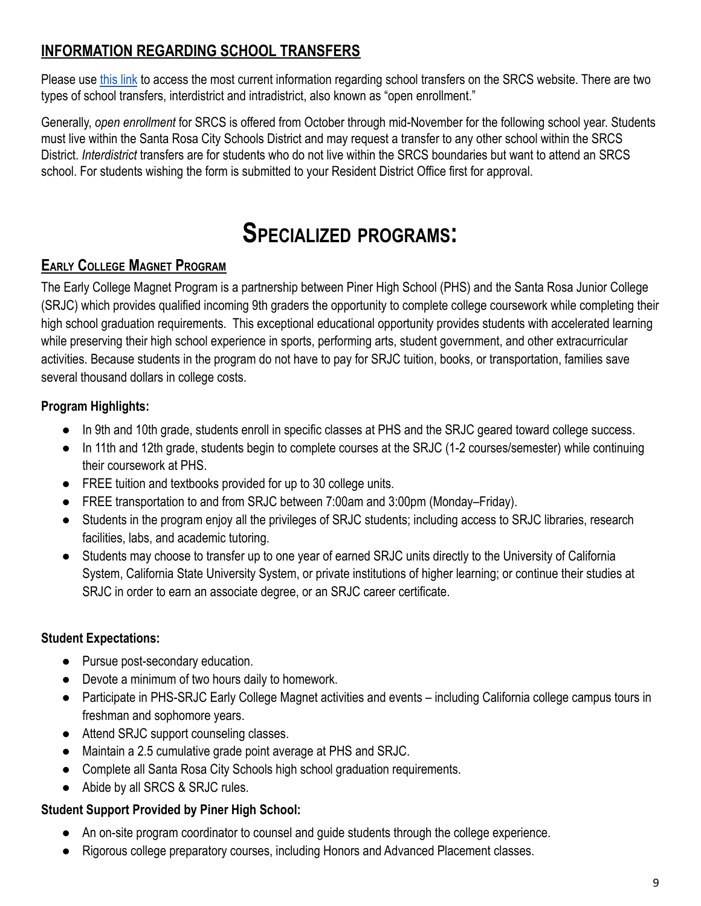## INFORMATION REGARDING SCHOOL TRANSFERS

Please use this link to access the most current information regarding school transfers on the SRCS website. There are two types of school transfers, interdistrict and intradistrict, also known as "open enrollment."

Generally, *open enrollment* for SRCS is offered from October through mid-November for the following school year. Students must live within the Santa Rosa City Schools District and may request a transfer to any other school within the SRCS District. *Interdistrict* transfers are for students who do not live within the SRCS boundaries but want to attend an SRCS school. For students wishing the form is submitted to your Resident District Office first for approval.

# SPECIALIZED PROGRAMS:

## EARLY COLLEGE MAGNET PROGRAM

The Early College Magnet Program is a partnership between Piner High School (PHS) and the Santa Rosa Junior College (SRJC) which provides qualified incoming 9th graders the opportunity to complete college coursework while completing their high school graduation requirements. This exceptional educational opportunity provides students with accelerated learning while preserving their high school experience in sports, performing arts, student government, and other extracurricular activities. Because students in the program do not have to pay for SRJC tuition, books, or transportation, families save several thousand dollars in college costs.

**Program Highlights:**

- In 9th and 10th grade, students enroll in specific classes at PHS and the SRJC geared toward college success.
- In 11th and 12th grade, students begin to complete courses at the SRJC (1-2 courses/semester) while continuing their coursework at PHS.
- FREE tuition and textbooks provided for up to 30 college units.
- FREE transportation to and from SRJC between 7:00am and 3:00pm (Monday–Friday).
- Students in the program enjoy all the privileges of SRJC students; including access to SRJC libraries, research facilities, labs, and academic tutoring.
- Students may choose to transfer up to one year of earned SRJC units directly to the University of California System, California State University System, or private institutions of higher learning; or continue their studies at SRJC in order to earn an associate degree, or an SRJC career certificate.

**Student Expectations:**

- Pursue post-secondary education.
- Devote a minimum of two hours daily to homework.
- Participate in PHS-SRJC Early College Magnet activities and events – including California college campus tours in freshman and sophomore years.
- Attend SRJC support counseling classes.
- Maintain a 2.5 cumulative grade point average at PHS and SRJC.
- Complete all Santa Rosa City Schools high school graduation requirements.
- Abide by all SRCS & SRJC rules.

**Student Support Provided by Piner High School:**

- An on-site program coordinator to counsel and guide students through the college experience.
- Rigorous college preparatory courses, including Honors and Advanced Placement classes.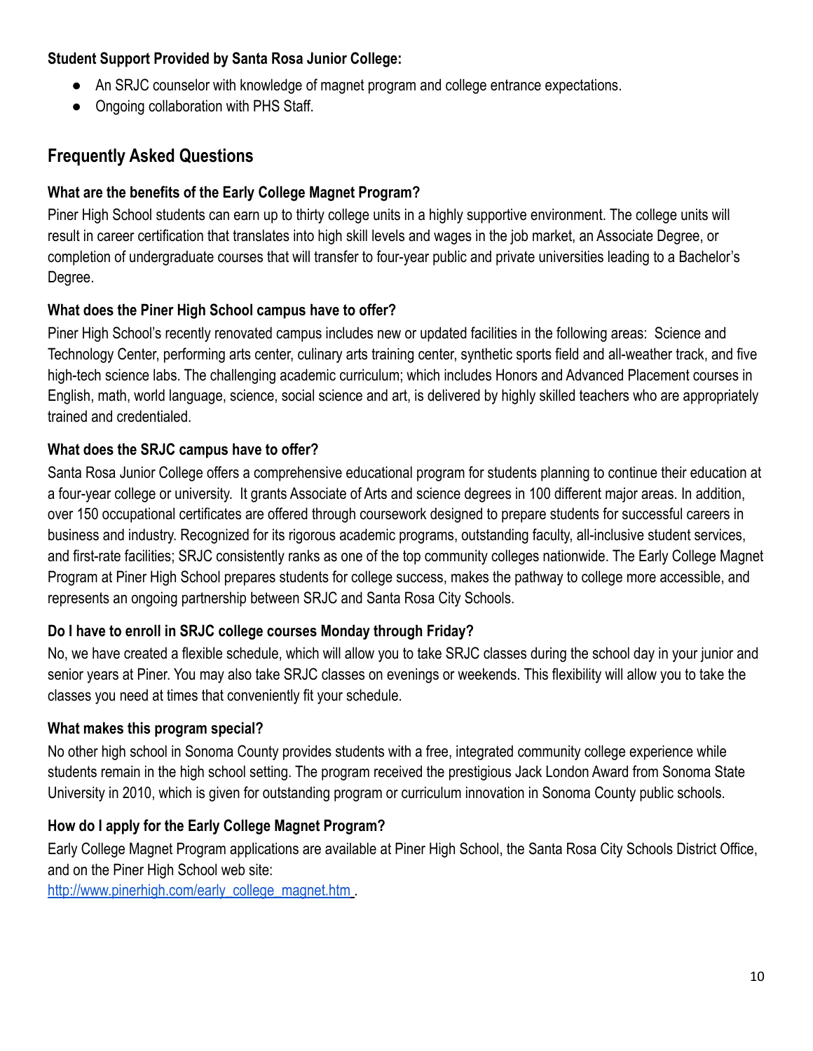**Student Support Provided by Santa Rosa Junior College:**

- An SRJC counselor with knowledge of magnet program and college entrance expectations.
- Ongoing collaboration with PHS Staff.

## Frequently Asked Questions

**What are the benefits of the Early College Magnet Program?**

Piner High School students can earn up to thirty college units in a highly supportive environment. The college units will result in career certification that translates into high skill levels and wages in the job market, an Associate Degree, or completion of undergraduate courses that will transfer to four-year public and private universities leading to a Bachelor's Degree.

**What does the Piner High School campus have to offer?**

Piner High School's recently renovated campus includes new or updated facilities in the following areas: Science and Technology Center, performing arts center, culinary arts training center, synthetic sports field and all-weather track, and five high-tech science labs. The challenging academic curriculum; which includes Honors and Advanced Placement courses in English, math, world language, science, social science and art, is delivered by highly skilled teachers who are appropriately trained and credentialed.

**What does the SRJC campus have to offer?**

Santa Rosa Junior College offers a comprehensive educational program for students planning to continue their education at a four-year college or university. It grants Associate of Arts and science degrees in 100 different major areas. In addition, over 150 occupational certificates are offered through coursework designed to prepare students for successful careers in business and industry. Recognized for its rigorous academic programs, outstanding faculty, all-inclusive student services, and first-rate facilities; SRJC consistently ranks as one of the top community colleges nationwide. The Early College Magnet Program at Piner High School prepares students for college success, makes the pathway to college more accessible, and represents an ongoing partnership between SRJC and Santa Rosa City Schools.

**Do I have to enroll in SRJC college courses Monday through Friday?**

No, we have created a flexible schedule, which will allow you to take SRJC classes during the school day in your junior and senior years at Piner. You may also take SRJC classes on evenings or weekends. This flexibility will allow you to take the classes you need at times that conveniently fit your schedule.

**What makes this program special?**

No other high school in Sonoma County provides students with a free, integrated community college experience while students remain in the high school setting. The program received the prestigious Jack London Award from Sonoma State University in 2010, which is given for outstanding program or curriculum innovation in Sonoma County public schools.

**How do I apply for the Early College Magnet Program?**

Early College Magnet Program applications are available at Piner High School, the Santa Rosa City Schools District Office, and on the Piner High School web site:
http://www.pinerhigh.com/early_college_magnet.htm .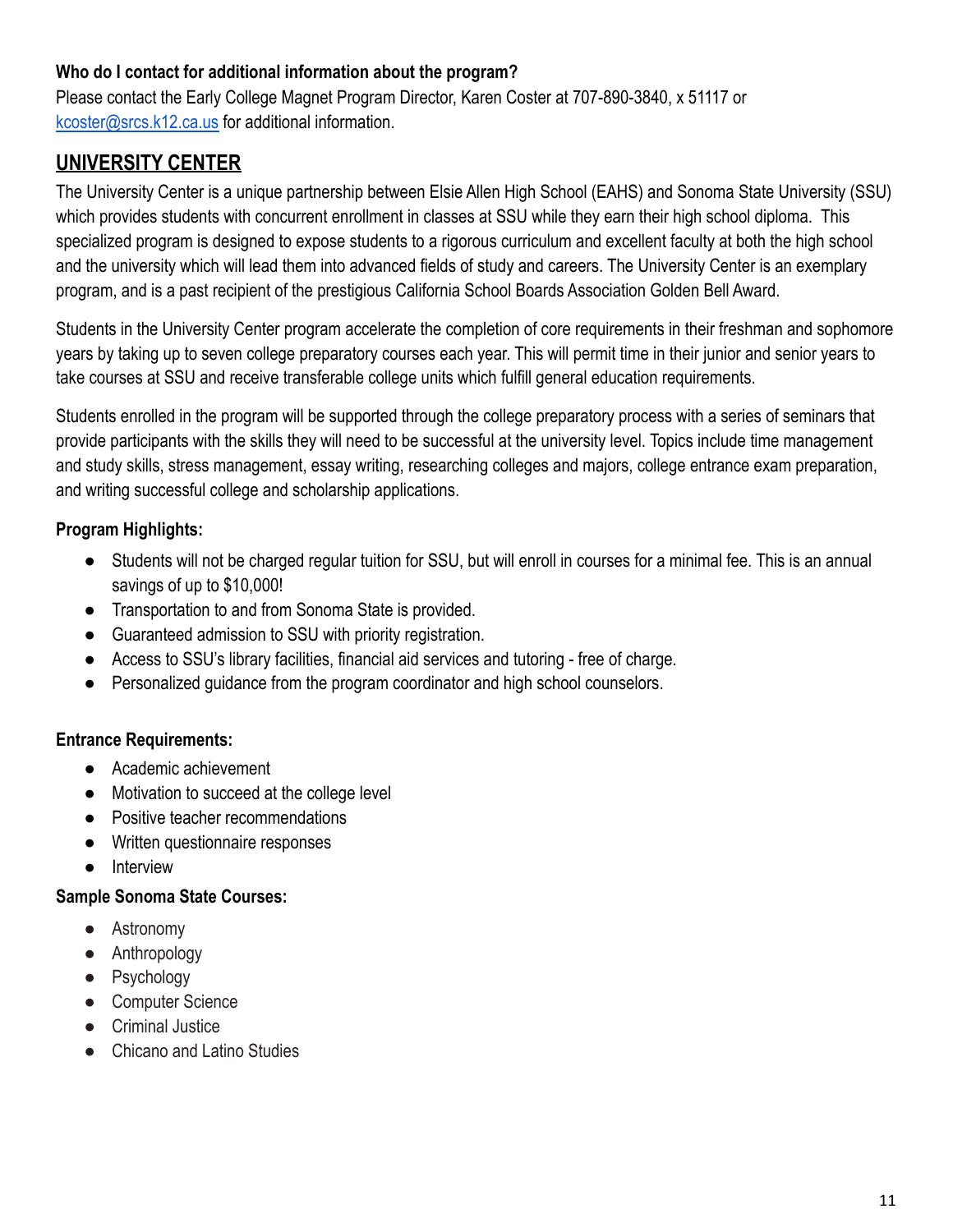**Who do I contact for additional information about the program?**
Please contact the Early College Magnet Program Director, Karen Coster at 707-890-3840, x 51117 or kcoster@srcs.k12.ca.us for additional information.

## UNIVERSITY CENTER

The University Center is a unique partnership between Elsie Allen High School (EAHS) and Sonoma State University (SSU) which provides students with concurrent enrollment in classes at SSU while they earn their high school diploma. This specialized program is designed to expose students to a rigorous curriculum and excellent faculty at both the high school and the university which will lead them into advanced fields of study and careers. The University Center is an exemplary program, and is a past recipient of the prestigious California School Boards Association Golden Bell Award.

Students in the University Center program accelerate the completion of core requirements in their freshman and sophomore years by taking up to seven college preparatory courses each year. This will permit time in their junior and senior years to take courses at SSU and receive transferable college units which fulfill general education requirements.

Students enrolled in the program will be supported through the college preparatory process with a series of seminars that provide participants with the skills they will need to be successful at the university level. Topics include time management and study skills, stress management, essay writing, researching colleges and majors, college entrance exam preparation, and writing successful college and scholarship applications.

**Program Highlights:**

- Students will not be charged regular tuition for SSU, but will enroll in courses for a minimal fee. This is an annual savings of up to $10,000!
- Transportation to and from Sonoma State is provided.
- Guaranteed admission to SSU with priority registration.
- Access to SSU's library facilities, financial aid services and tutoring - free of charge.
- Personalized guidance from the program coordinator and high school counselors.

**Entrance Requirements:**

- Academic achievement
- Motivation to succeed at the college level
- Positive teacher recommendations
- Written questionnaire responses
- Interview

**Sample Sonoma State Courses:**

- Astronomy
- Anthropology
- Psychology
- Computer Science
- Criminal Justice
- Chicano and Latino Studies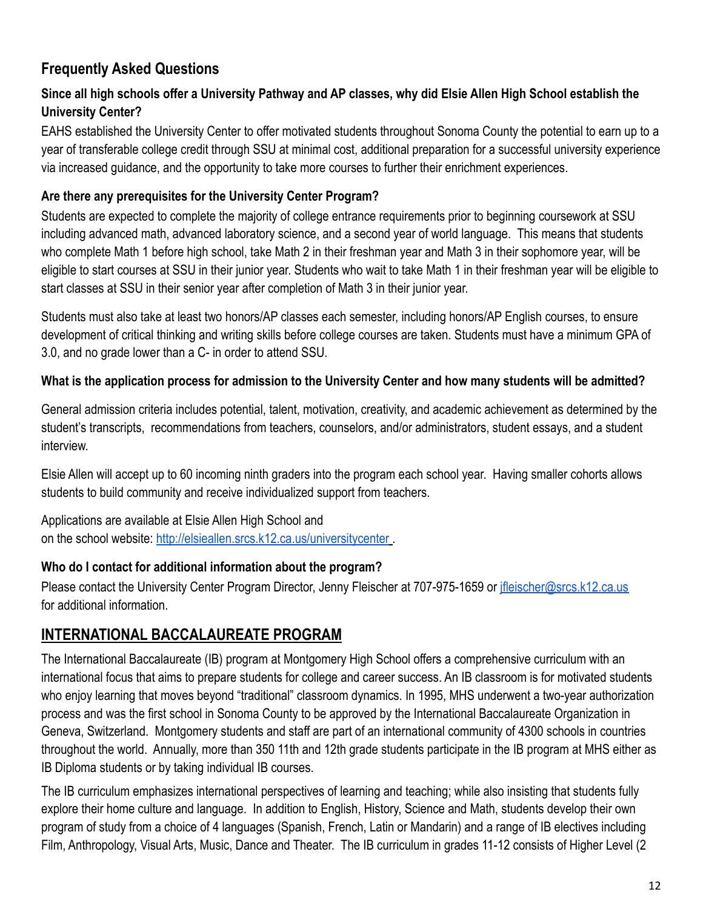## Frequently Asked Questions

**Since all high schools offer a University Pathway and AP classes, why did Elsie Allen High School establish the University Center?**

EAHS established the University Center to offer motivated students throughout Sonoma County the potential to earn up to a year of transferable college credit through SSU at minimal cost, additional preparation for a successful university experience via increased guidance, and the opportunity to take more courses to further their enrichment experiences.

**Are there any prerequisites for the University Center Program?**

Students are expected to complete the majority of college entrance requirements prior to beginning coursework at SSU including advanced math, advanced laboratory science, and a second year of world language. This means that students who complete Math 1 before high school, take Math 2 in their freshman year and Math 3 in their sophomore year, will be eligible to start courses at SSU in their junior year. Students who wait to take Math 1 in their freshman year will be eligible to start classes at SSU in their senior year after completion of Math 3 in their junior year.

Students must also take at least two honors/AP classes each semester, including honors/AP English courses, to ensure development of critical thinking and writing skills before college courses are taken. Students must have a minimum GPA of 3.0, and no grade lower than a C- in order to attend SSU.

**What is the application process for admission to the University Center and how many students will be admitted?**

General admission criteria includes potential, talent, motivation, creativity, and academic achievement as determined by the student's transcripts, recommendations from teachers, counselors, and/or administrators, student essays, and a student interview.

Elsie Allen will accept up to 60 incoming ninth graders into the program each school year. Having smaller cohorts allows students to build community and receive individualized support from teachers.

Applications are available at Elsie Allen High School and
on the school website: [http://elsieallen.srcs.k12.ca.us/universitycenter](http://elsieallen.srcs.k12.ca.us/universitycenter).

**Who do I contact for additional information about the program?**

Please contact the University Center Program Director, Jenny Fleischer at 707-975-1659 or [jfleischer@srcs.k12.ca.us](mailto:jfleischer@srcs.k12.ca.us) for additional information.

## INTERNATIONAL BACCALAUREATE PROGRAM

The International Baccalaureate (IB) program at Montgomery High School offers a comprehensive curriculum with an international focus that aims to prepare students for college and career success. An IB classroom is for motivated students who enjoy learning that moves beyond "traditional" classroom dynamics. In 1995, MHS underwent a two-year authorization process and was the first school in Sonoma County to be approved by the International Baccalaureate Organization in Geneva, Switzerland. Montgomery students and staff are part of an international community of 4300 schools in countries throughout the world. Annually, more than 350 11th and 12th grade students participate in the IB program at MHS either as IB Diploma students or by taking individual IB courses.

The IB curriculum emphasizes international perspectives of learning and teaching; while also insisting that students fully explore their home culture and language. In addition to English, History, Science and Math, students develop their own program of study from a choice of 4 languages (Spanish, French, Latin or Mandarin) and a range of IB electives including Film, Anthropology, Visual Arts, Music, Dance and Theater. The IB curriculum in grades 11-12 consists of Higher Level (2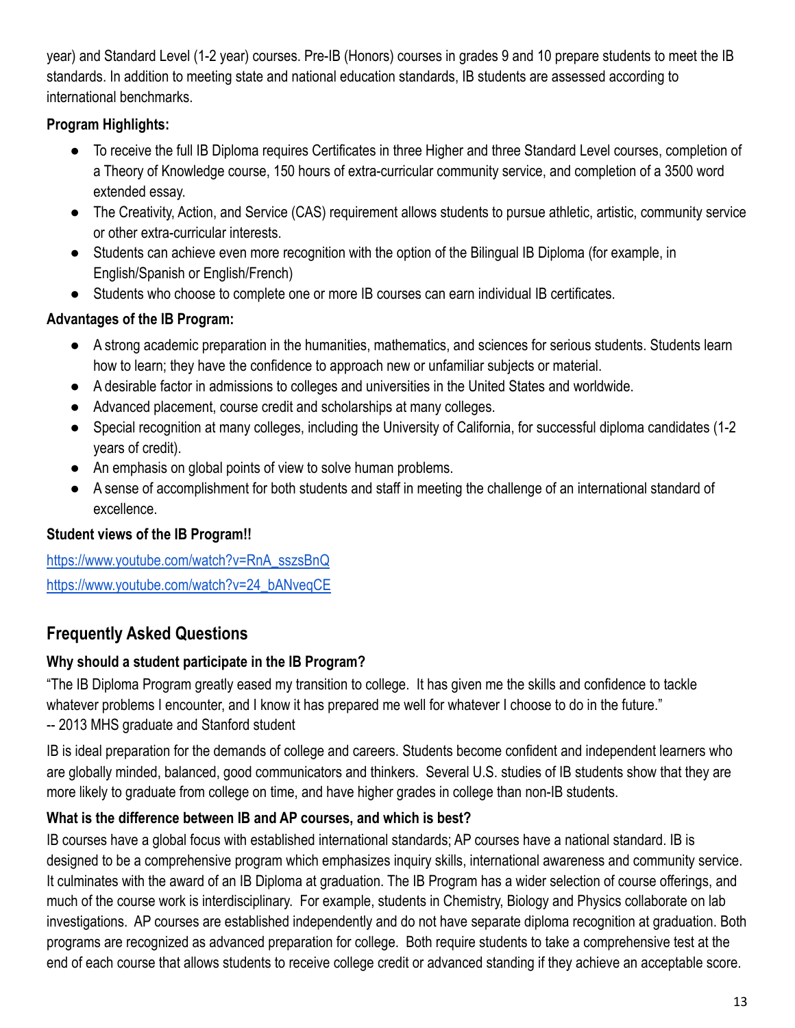year) and Standard Level (1-2 year) courses. Pre-IB (Honors) courses in grades 9 and 10 prepare students to meet the IB standards. In addition to meeting state and national education standards, IB students are assessed according to international benchmarks.

**Program Highlights:**

- To receive the full IB Diploma requires Certificates in three Higher and three Standard Level courses, completion of a Theory of Knowledge course, 150 hours of extra-curricular community service, and completion of a 3500 word extended essay.
- The Creativity, Action, and Service (CAS) requirement allows students to pursue athletic, artistic, community service or other extra-curricular interests.
- Students can achieve even more recognition with the option of the Bilingual IB Diploma (for example, in English/Spanish or English/French)
- Students who choose to complete one or more IB courses can earn individual IB certificates.

**Advantages of the IB Program:**

- A strong academic preparation in the humanities, mathematics, and sciences for serious students. Students learn how to learn; they have the confidence to approach new or unfamiliar subjects or material.
- A desirable factor in admissions to colleges and universities in the United States and worldwide.
- Advanced placement, course credit and scholarships at many colleges.
- Special recognition at many colleges, including the University of California, for successful diploma candidates (1-2 years of credit).
- An emphasis on global points of view to solve human problems.
- A sense of accomplishment for both students and staff in meeting the challenge of an international standard of excellence.

**Student views of the IB Program!!**

https://www.youtube.com/watch?v=RnA_sszsBnQ

https://www.youtube.com/watch?v=24_bANveqCE

## Frequently Asked Questions

### Why should a student participate in the IB Program?

"The IB Diploma Program greatly eased my transition to college. It has given me the skills and confidence to tackle whatever problems I encounter, and I know it has prepared me well for whatever I choose to do in the future."
-- 2013 MHS graduate and Stanford student

IB is ideal preparation for the demands of college and careers. Students become confident and independent learners who are globally minded, balanced, good communicators and thinkers. Several U.S. studies of IB students show that they are more likely to graduate from college on time, and have higher grades in college than non-IB students.

### What is the difference between IB and AP courses, and which is best?

IB courses have a global focus with established international standards; AP courses have a national standard. IB is designed to be a comprehensive program which emphasizes inquiry skills, international awareness and community service. It culminates with the award of an IB Diploma at graduation. The IB Program has a wider selection of course offerings, and much of the course work is interdisciplinary. For example, students in Chemistry, Biology and Physics collaborate on lab investigations. AP courses are established independently and do not have separate diploma recognition at graduation. Both programs are recognized as advanced preparation for college. Both require students to take a comprehensive test at the end of each course that allows students to receive college credit or advanced standing if they achieve an acceptable score.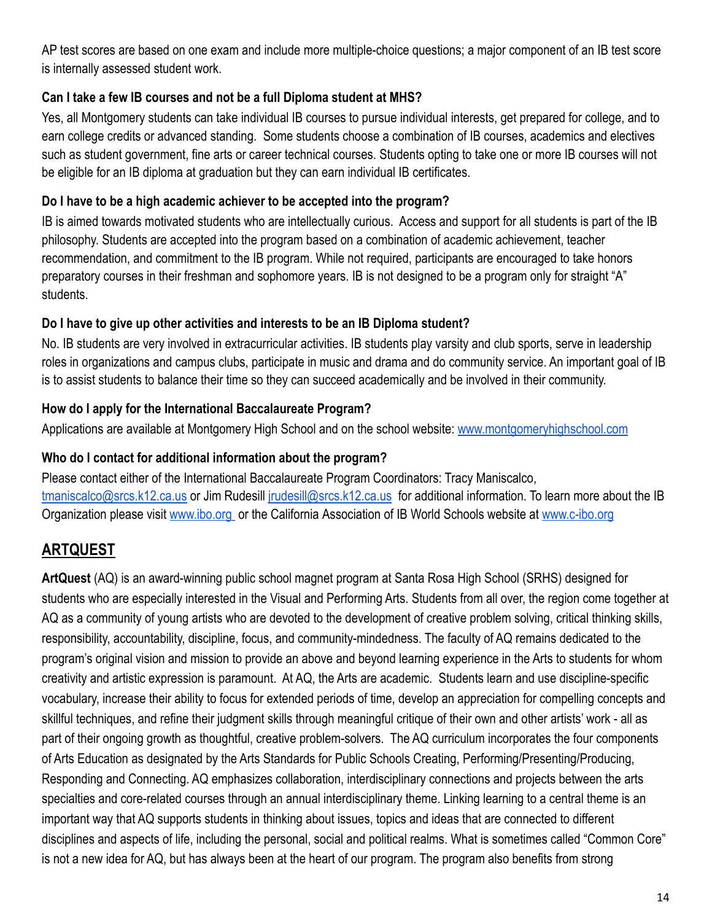AP test scores are based on one exam and include more multiple-choice questions; a major component of an IB test score is internally assessed student work.

**Can I take a few IB courses and not be a full Diploma student at MHS?**

Yes, all Montgomery students can take individual IB courses to pursue individual interests, get prepared for college, and to earn college credits or advanced standing. Some students choose a combination of IB courses, academics and electives such as student government, fine arts or career technical courses. Students opting to take one or more IB courses will not be eligible for an IB diploma at graduation but they can earn individual IB certificates.

**Do I have to be a high academic achiever to be accepted into the program?**

IB is aimed towards motivated students who are intellectually curious. Access and support for all students is part of the IB philosophy. Students are accepted into the program based on a combination of academic achievement, teacher recommendation, and commitment to the IB program. While not required, participants are encouraged to take honors preparatory courses in their freshman and sophomore years. IB is not designed to be a program only for straight "A" students.

**Do I have to give up other activities and interests to be an IB Diploma student?**

No. IB students are very involved in extracurricular activities. IB students play varsity and club sports, serve in leadership roles in organizations and campus clubs, participate in music and drama and do community service. An important goal of IB is to assist students to balance their time so they can succeed academically and be involved in their community.

**How do I apply for the International Baccalaureate Program?**

Applications are available at Montgomery High School and on the school website: [www.montgomeryhighschool.com](www.montgomeryhighschool.com)

**Who do I contact for additional information about the program?**

Please contact either of the International Baccalaureate Program Coordinators: Tracy Maniscalco, [tmaniscalco@srcs.k12.ca.us](mailto:tmaniscalco@srcs.k12.ca.us) or Jim Rudesill [jrudesill@srcs.k12.ca.us](mailto:jrudesill@srcs.k12.ca.us) for additional information. To learn more about the IB Organization please visit [www.ibo.org](www.ibo.org) or the California Association of IB World Schools website at [www.c-ibo.org](www.c-ibo.org)

## ARTQUEST

**ArtQuest** (AQ) is an award-winning public school magnet program at Santa Rosa High School (SRHS) designed for students who are especially interested in the Visual and Performing Arts. Students from all over, the region come together at AQ as a community of young artists who are devoted to the development of creative problem solving, critical thinking skills, responsibility, accountability, discipline, focus, and community-mindedness. The faculty of AQ remains dedicated to the program's original vision and mission to provide an above and beyond learning experience in the Arts to students for whom creativity and artistic expression is paramount. At AQ, the Arts are academic. Students learn and use discipline-specific vocabulary, increase their ability to focus for extended periods of time, develop an appreciation for compelling concepts and skillful techniques, and refine their judgment skills through meaningful critique of their own and other artists' work - all as part of their ongoing growth as thoughtful, creative problem-solvers. The AQ curriculum incorporates the four components of Arts Education as designated by the Arts Standards for Public Schools Creating, Performing/Presenting/Producing, Responding and Connecting. AQ emphasizes collaboration, interdisciplinary connections and projects between the arts specialties and core-related courses through an annual interdisciplinary theme. Linking learning to a central theme is an important way that AQ supports students in thinking about issues, topics and ideas that are connected to different disciplines and aspects of life, including the personal, social and political realms. What is sometimes called "Common Core" is not a new idea for AQ, but has always been at the heart of our program. The program also benefits from strong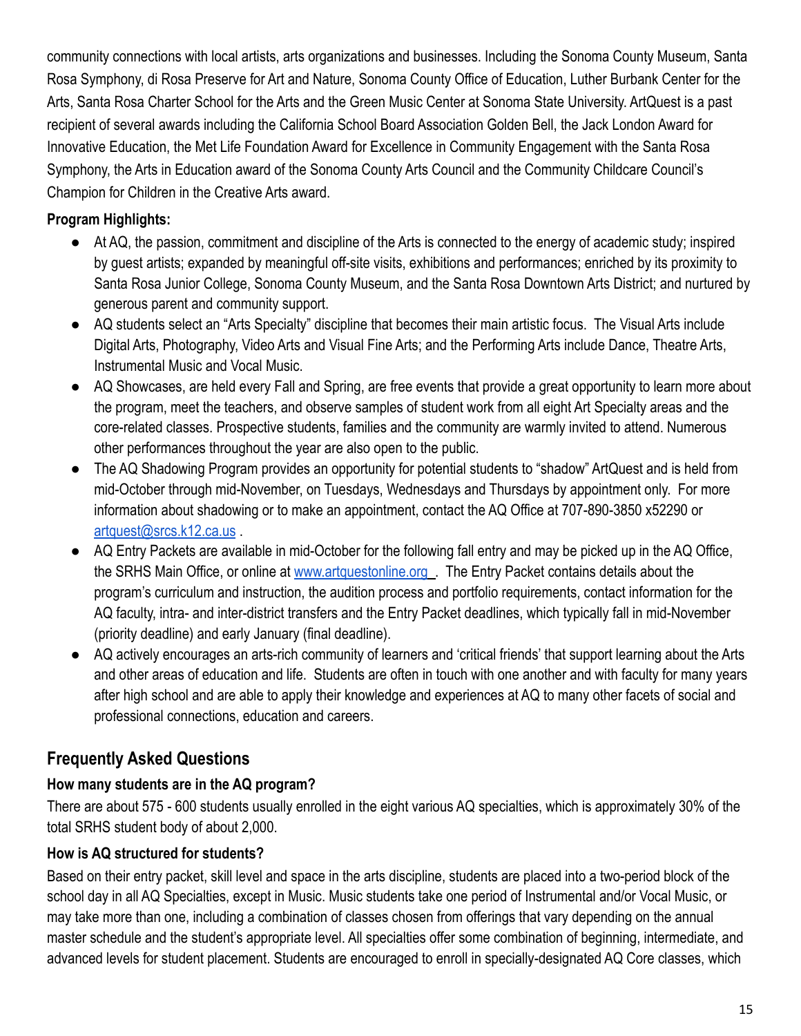community connections with local artists, arts organizations and businesses. Including the Sonoma County Museum, Santa Rosa Symphony, di Rosa Preserve for Art and Nature, Sonoma County Office of Education, Luther Burbank Center for the Arts, Santa Rosa Charter School for the Arts and the Green Music Center at Sonoma State University. ArtQuest is a past recipient of several awards including the California School Board Association Golden Bell, the Jack London Award for Innovative Education, the Met Life Foundation Award for Excellence in Community Engagement with the Santa Rosa Symphony, the Arts in Education award of the Sonoma County Arts Council and the Community Childcare Council's Champion for Children in the Creative Arts award.

**Program Highlights:**

- At AQ, the passion, commitment and discipline of the Arts is connected to the energy of academic study; inspired by guest artists; expanded by meaningful off-site visits, exhibitions and performances; enriched by its proximity to Santa Rosa Junior College, Sonoma County Museum, and the Santa Rosa Downtown Arts District; and nurtured by generous parent and community support.
- AQ students select an "Arts Specialty" discipline that becomes their main artistic focus. The Visual Arts include Digital Arts, Photography, Video Arts and Visual Fine Arts; and the Performing Arts include Dance, Theatre Arts, Instrumental Music and Vocal Music.
- AQ Showcases, are held every Fall and Spring, are free events that provide a great opportunity to learn more about the program, meet the teachers, and observe samples of student work from all eight Art Specialty areas and the core-related classes. Prospective students, families and the community are warmly invited to attend. Numerous other performances throughout the year are also open to the public.
- The AQ Shadowing Program provides an opportunity for potential students to "shadow" ArtQuest and is held from mid-October through mid-November, on Tuesdays, Wednesdays and Thursdays by appointment only. For more information about shadowing or to make an appointment, contact the AQ Office at 707-890-3850 x52290 or artquest@srcs.k12.ca.us .
- AQ Entry Packets are available in mid-October for the following fall entry and may be picked up in the AQ Office, the SRHS Main Office, or online at www.artquestonline.org . The Entry Packet contains details about the program's curriculum and instruction, the audition process and portfolio requirements, contact information for the AQ faculty, intra- and inter-district transfers and the Entry Packet deadlines, which typically fall in mid-November (priority deadline) and early January (final deadline).
- AQ actively encourages an arts-rich community of learners and 'critical friends' that support learning about the Arts and other areas of education and life. Students are often in touch with one another and with faculty for many years after high school and are able to apply their knowledge and experiences at AQ to many other facets of social and professional connections, education and careers.

## Frequently Asked Questions

**How many students are in the AQ program?**

There are about 575 - 600 students usually enrolled in the eight various AQ specialties, which is approximately 30% of the total SRHS student body of about 2,000.

**How is AQ structured for students?**

Based on their entry packet, skill level and space in the arts discipline, students are placed into a two-period block of the school day in all AQ Specialties, except in Music. Music students take one period of Instrumental and/or Vocal Music, or may take more than one, including a combination of classes chosen from offerings that vary depending on the annual master schedule and the student's appropriate level. All specialties offer some combination of beginning, intermediate, and advanced levels for student placement. Students are encouraged to enroll in specially-designated AQ Core classes, which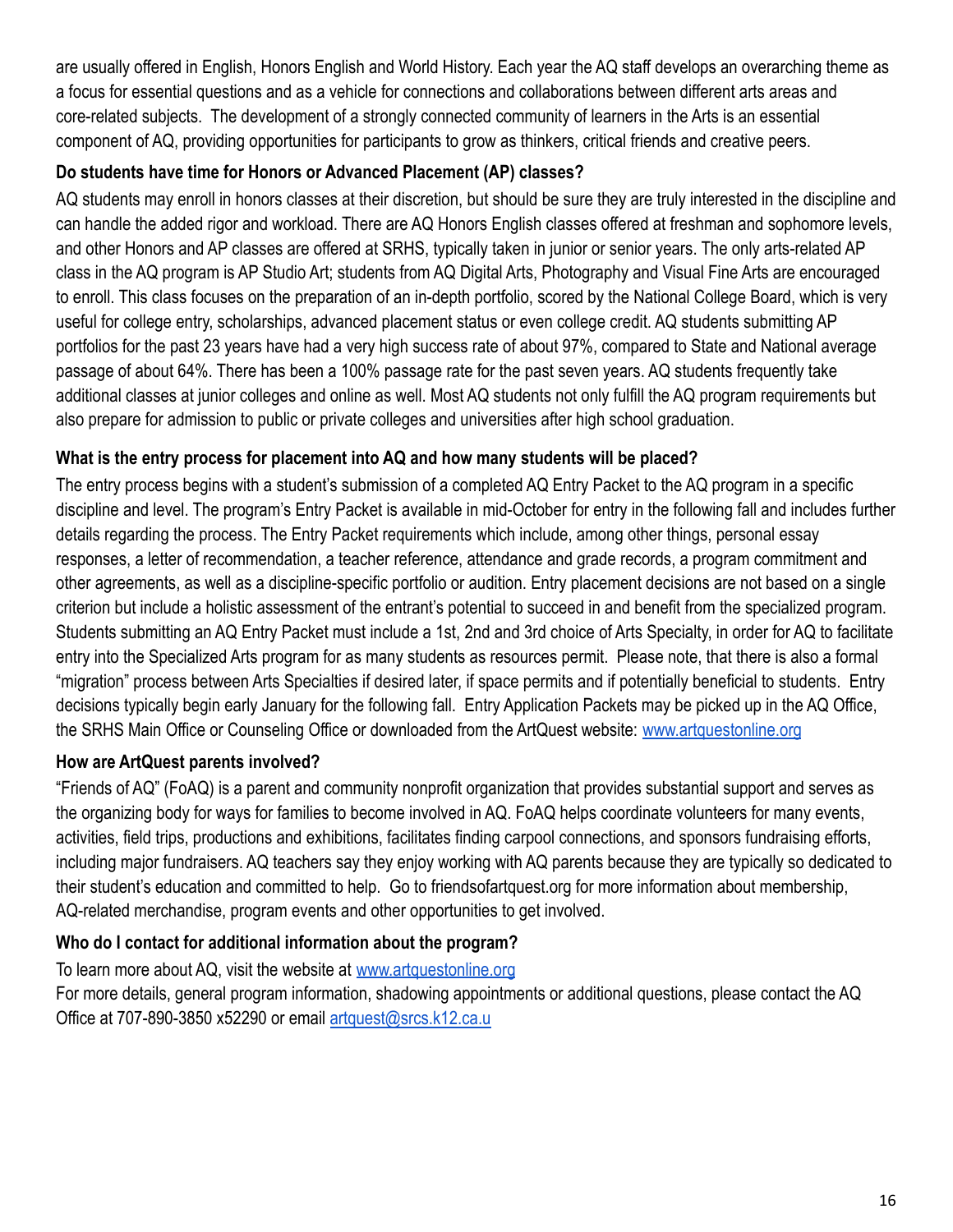are usually offered in English, Honors English and World History. Each year the AQ staff develops an overarching theme as a focus for essential questions and as a vehicle for connections and collaborations between different arts areas and core-related subjects. The development of a strongly connected community of learners in the Arts is an essential component of AQ, providing opportunities for participants to grow as thinkers, critical friends and creative peers.

**Do students have time for Honors or Advanced Placement (AP) classes?**

AQ students may enroll in honors classes at their discretion, but should be sure they are truly interested in the discipline and can handle the added rigor and workload. There are AQ Honors English classes offered at freshman and sophomore levels, and other Honors and AP classes are offered at SRHS, typically taken in junior or senior years. The only arts-related AP class in the AQ program is AP Studio Art; students from AQ Digital Arts, Photography and Visual Fine Arts are encouraged to enroll. This class focuses on the preparation of an in-depth portfolio, scored by the National College Board, which is very useful for college entry, scholarships, advanced placement status or even college credit. AQ students submitting AP portfolios for the past 23 years have had a very high success rate of about 97%, compared to State and National average passage of about 64%. There has been a 100% passage rate for the past seven years. AQ students frequently take additional classes at junior colleges and online as well. Most AQ students not only fulfill the AQ program requirements but also prepare for admission to public or private colleges and universities after high school graduation.

**What is the entry process for placement into AQ and how many students will be placed?**

The entry process begins with a student's submission of a completed AQ Entry Packet to the AQ program in a specific discipline and level. The program's Entry Packet is available in mid-October for entry in the following fall and includes further details regarding the process. The Entry Packet requirements which include, among other things, personal essay responses, a letter of recommendation, a teacher reference, attendance and grade records, a program commitment and other agreements, as well as a discipline-specific portfolio or audition. Entry placement decisions are not based on a single criterion but include a holistic assessment of the entrant's potential to succeed in and benefit from the specialized program. Students submitting an AQ Entry Packet must include a 1st, 2nd and 3rd choice of Arts Specialty, in order for AQ to facilitate entry into the Specialized Arts program for as many students as resources permit. Please note, that there is also a formal "migration" process between Arts Specialties if desired later, if space permits and if potentially beneficial to students. Entry decisions typically begin early January for the following fall. Entry Application Packets may be picked up in the AQ Office, the SRHS Main Office or Counseling Office or downloaded from the ArtQuest website: www.artquestonline.org

**How are ArtQuest parents involved?**

"Friends of AQ" (FoAQ) is a parent and community nonprofit organization that provides substantial support and serves as the organizing body for ways for families to become involved in AQ. FoAQ helps coordinate volunteers for many events, activities, field trips, productions and exhibitions, facilitates finding carpool connections, and sponsors fundraising efforts, including major fundraisers. AQ teachers say they enjoy working with AQ parents because they are typically so dedicated to their student's education and committed to help. Go to friendsofartquest.org for more information about membership, AQ-related merchandise, program events and other opportunities to get involved.

**Who do I contact for additional information about the program?**

To learn more about AQ, visit the website at www.artquestonline.org

For more details, general program information, shadowing appointments or additional questions, please contact the AQ Office at 707-890-3850 x52290 or email artquest@srcs.k12.ca.u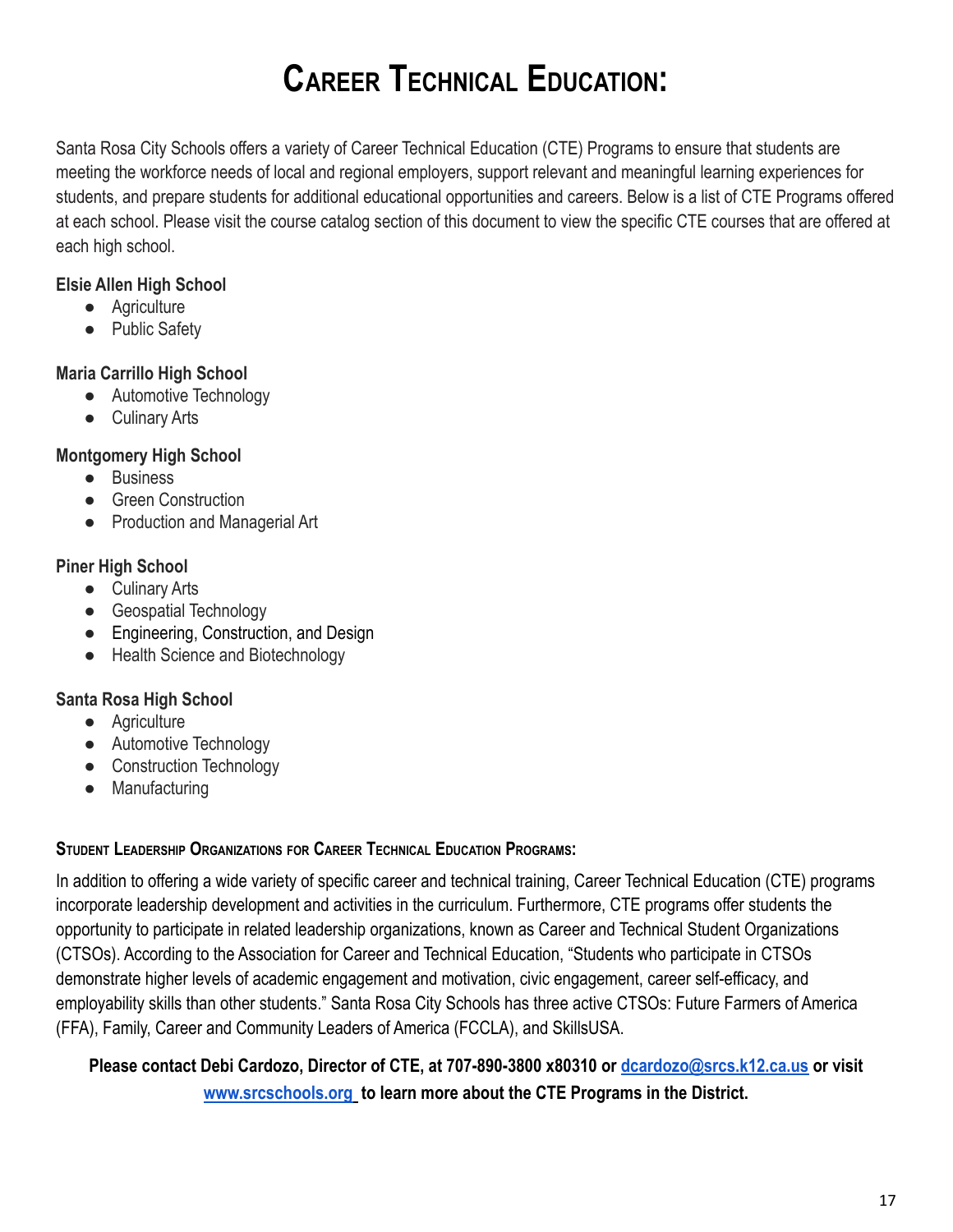# Career Technical Education:

Santa Rosa City Schools offers a variety of Career Technical Education (CTE) Programs to ensure that students are meeting the workforce needs of local and regional employers, support relevant and meaningful learning experiences for students, and prepare students for additional educational opportunities and careers. Below is a list of CTE Programs offered at each school. Please visit the course catalog section of this document to view the specific CTE courses that are offered at each high school.

**Elsie Allen High School**

- Agriculture
- Public Safety

**Maria Carrillo High School**

- Automotive Technology
- Culinary Arts

**Montgomery High School**

- Business
- Green Construction
- Production and Managerial Art

**Piner High School**

- Culinary Arts
- Geospatial Technology
- Engineering, Construction, and Design
- Health Science and Biotechnology

**Santa Rosa High School**

- Agriculture
- Automotive Technology
- Construction Technology
- Manufacturing

### Student Leadership Organizations for Career Technical Education Programs:

In addition to offering a wide variety of specific career and technical training, Career Technical Education (CTE) programs incorporate leadership development and activities in the curriculum. Furthermore, CTE programs offer students the opportunity to participate in related leadership organizations, known as Career and Technical Student Organizations (CTSOs). According to the Association for Career and Technical Education, "Students who participate in CTSOs demonstrate higher levels of academic engagement and motivation, civic engagement, career self-efficacy, and employability skills than other students." Santa Rosa City Schools has three active CTSOs: Future Farmers of America (FFA), Family, Career and Community Leaders of America (FCCLA), and SkillsUSA.

**Please contact Debi Cardozo, Director of CTE, at 707-890-3800 x80310 or dcardozo@srcs.k12.ca.us or visit www.srcschools.org to learn more about the CTE Programs in the District.**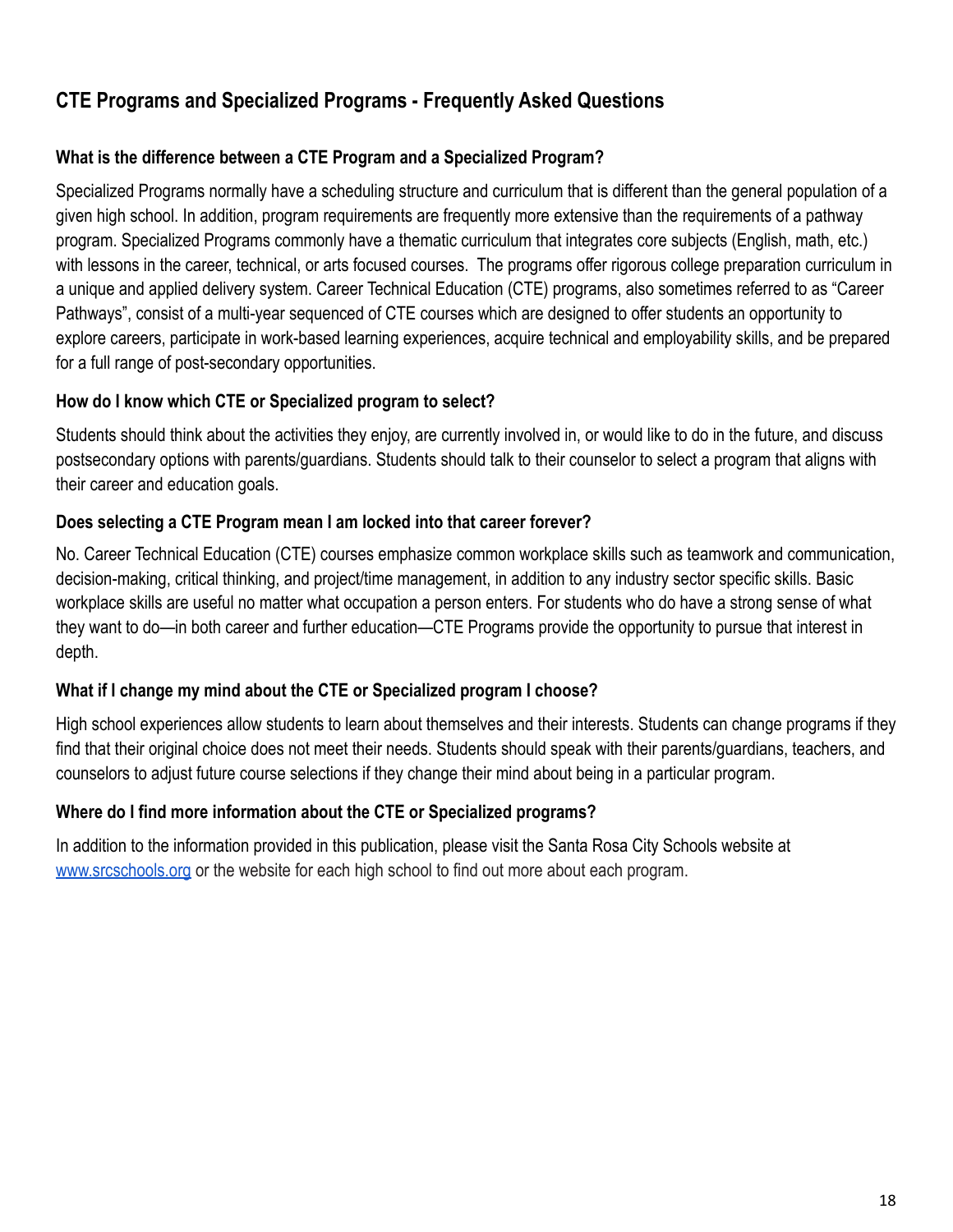## CTE Programs and Specialized Programs - Frequently Asked Questions

### What is the difference between a CTE Program and a Specialized Program?

Specialized Programs normally have a scheduling structure and curriculum that is different than the general population of a given high school. In addition, program requirements are frequently more extensive than the requirements of a pathway program. Specialized Programs commonly have a thematic curriculum that integrates core subjects (English, math, etc.) with lessons in the career, technical, or arts focused courses. The programs offer rigorous college preparation curriculum in a unique and applied delivery system. Career Technical Education (CTE) programs, also sometimes referred to as "Career Pathways", consist of a multi-year sequenced of CTE courses which are designed to offer students an opportunity to explore careers, participate in work-based learning experiences, acquire technical and employability skills, and be prepared for a full range of post-secondary opportunities.

### How do I know which CTE or Specialized program to select?

Students should think about the activities they enjoy, are currently involved in, or would like to do in the future, and discuss postsecondary options with parents/guardians. Students should talk to their counselor to select a program that aligns with their career and education goals.

### Does selecting a CTE Program mean I am locked into that career forever?

No. Career Technical Education (CTE) courses emphasize common workplace skills such as teamwork and communication, decision-making, critical thinking, and project/time management, in addition to any industry sector specific skills. Basic workplace skills are useful no matter what occupation a person enters. For students who do have a strong sense of what they want to do—in both career and further education—CTE Programs provide the opportunity to pursue that interest in depth.

### What if I change my mind about the CTE or Specialized program I choose?

High school experiences allow students to learn about themselves and their interests. Students can change programs if they find that their original choice does not meet their needs. Students should speak with their parents/guardians, teachers, and counselors to adjust future course selections if they change their mind about being in a particular program.

### Where do I find more information about the CTE or Specialized programs?

In addition to the information provided in this publication, please visit the Santa Rosa City Schools website at [www.srcschools.org](http://www.srcschools.org) or the website for each high school to find out more about each program.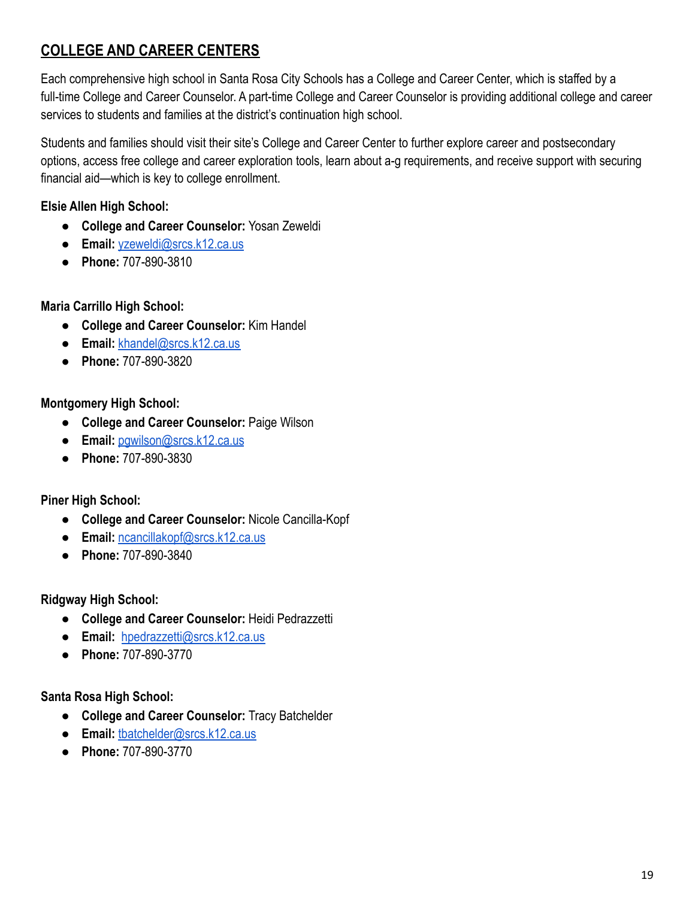## COLLEGE AND CAREER CENTERS

Each comprehensive high school in Santa Rosa City Schools has a College and Career Center, which is staffed by a full-time College and Career Counselor. A part-time College and Career Counselor is providing additional college and career services to students and families at the district's continuation high school.

Students and families should visit their site's College and Career Center to further explore career and postsecondary options, access free college and career exploration tools, learn about a-g requirements, and receive support with securing financial aid—which is key to college enrollment.

**Elsie Allen High School:**

- **College and Career Counselor:** Yosan Zeweldi
- **Email:** yzeweldi@srcs.k12.ca.us
- **Phone:** 707-890-3810

**Maria Carrillo High School:**

- **College and Career Counselor:** Kim Handel
- **Email:** khandel@srcs.k12.ca.us
- **Phone:** 707-890-3820

**Montgomery High School:**

- **College and Career Counselor:** Paige Wilson
- **Email:** pgwilson@srcs.k12.ca.us
- **Phone:** 707-890-3830

**Piner High School:**

- **College and Career Counselor:** Nicole Cancilla-Kopf
- **Email:** ncancillakopf@srcs.k12.ca.us
- **Phone:** 707-890-3840

**Ridgway High School:**

- **College and Career Counselor:** Heidi Pedrazzetti
- **Email:** hpedrazzetti@srcs.k12.ca.us
- **Phone:** 707-890-3770

**Santa Rosa High School:**

- **College and Career Counselor:** Tracy Batchelder
- **Email:** tbatchelder@srcs.k12.ca.us
- **Phone:** 707-890-3770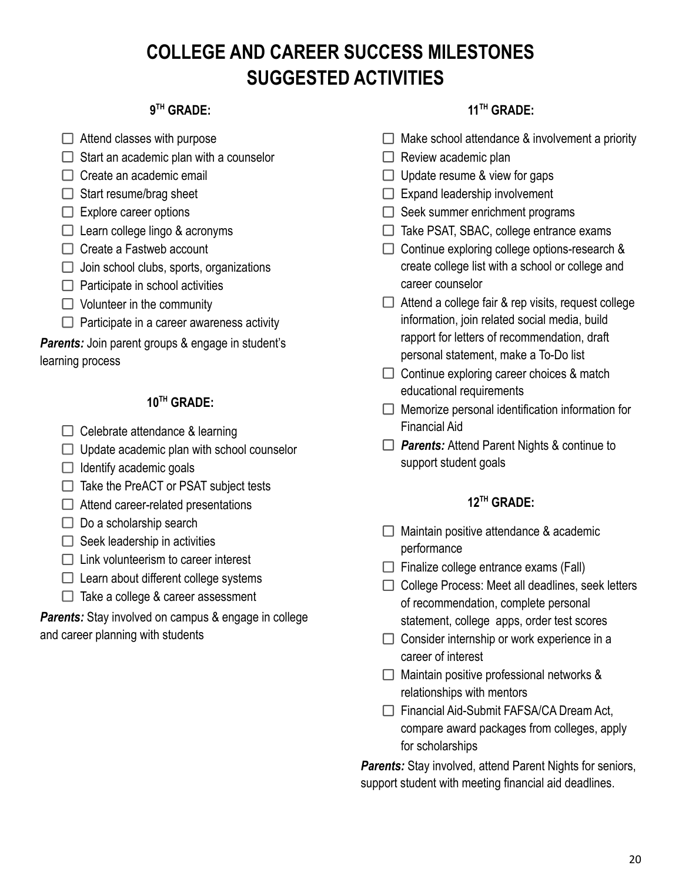# COLLEGE AND CAREER SUCCESS MILESTONES
# SUGGESTED ACTIVITIES

## 9TH GRADE:

- ☐ Attend classes with purpose
- ☐ Start an academic plan with a counselor
- ☐ Create an academic email
- ☐ Start resume/brag sheet
- ☐ Explore career options
- ☐ Learn college lingo & acronyms
- ☐ Create a Fastweb account
- ☐ Join school clubs, sports, organizations
- ☐ Participate in school activities
- ☐ Volunteer in the community
- ☐ Participate in a career awareness activity

***Parents:*** Join parent groups & engage in student's learning process

## 10TH GRADE:

- ☐ Celebrate attendance & learning
- ☐ Update academic plan with school counselor
- ☐ Identify academic goals
- ☐ Take the PreACT or PSAT subject tests
- ☐ Attend career-related presentations
- ☐ Do a scholarship search
- ☐ Seek leadership in activities
- ☐ Link volunteerism to career interest
- ☐ Learn about different college systems
- ☐ Take a college & career assessment

***Parents:*** Stay involved on campus & engage in college and career planning with students

## 11TH GRADE:

- ☐ Make school attendance & involvement a priority
- ☐ Review academic plan
- ☐ Update resume & view for gaps
- ☐ Expand leadership involvement
- ☐ Seek summer enrichment programs
- ☐ Take PSAT, SBAC, college entrance exams
- ☐ Continue exploring college options-research & create college list with a school or college and career counselor
- ☐ Attend a college fair & rep visits, request college information, join related social media, build rapport for letters of recommendation, draft personal statement, make a To-Do list
- ☐ Continue exploring career choices & match educational requirements
- ☐ Memorize personal identification information for Financial Aid
- ☐ ***Parents:*** Attend Parent Nights & continue to support student goals

## 12TH GRADE:

- ☐ Maintain positive attendance & academic performance
- ☐ Finalize college entrance exams (Fall)
- ☐ College Process: Meet all deadlines, seek letters of recommendation, complete personal statement, college apps, order test scores
- ☐ Consider internship or work experience in a career of interest
- ☐ Maintain positive professional networks & relationships with mentors
- ☐ Financial Aid-Submit FAFSA/CA Dream Act, compare award packages from colleges, apply for scholarships

***Parents:*** Stay involved, attend Parent Nights for seniors, support student with meeting financial aid deadlines.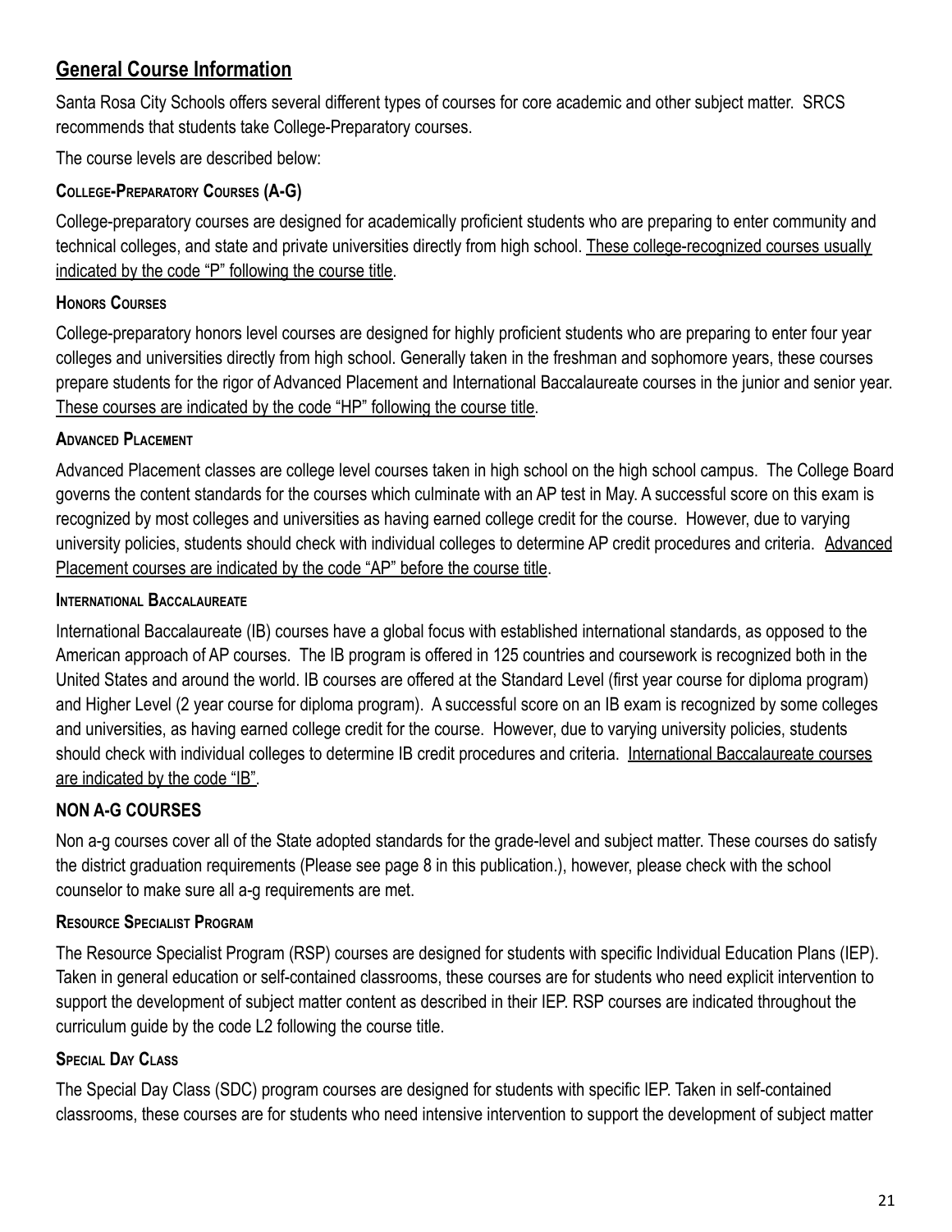## General Course Information

Santa Rosa City Schools offers several different types of courses for core academic and other subject matter. SRCS recommends that students take College-Preparatory courses.

The course levels are described below:

### College-Preparatory Courses (A-G)

College-preparatory courses are designed for academically proficient students who are preparing to enter community and technical colleges, and state and private universities directly from high school. These college-recognized courses usually indicated by the code "P" following the course title.

### Honors Courses

College-preparatory honors level courses are designed for highly proficient students who are preparing to enter four year colleges and universities directly from high school. Generally taken in the freshman and sophomore years, these courses prepare students for the rigor of Advanced Placement and International Baccalaureate courses in the junior and senior year. These courses are indicated by the code "HP" following the course title.

### Advanced Placement

Advanced Placement classes are college level courses taken in high school on the high school campus. The College Board governs the content standards for the courses which culminate with an AP test in May. A successful score on this exam is recognized by most colleges and universities as having earned college credit for the course. However, due to varying university policies, students should check with individual colleges to determine AP credit procedures and criteria. Advanced Placement courses are indicated by the code "AP" before the course title.

### International Baccalaureate

International Baccalaureate (IB) courses have a global focus with established international standards, as opposed to the American approach of AP courses. The IB program is offered in 125 countries and coursework is recognized both in the United States and around the world. IB courses are offered at the Standard Level (first year course for diploma program) and Higher Level (2 year course for diploma program). A successful score on an IB exam is recognized by some colleges and universities, as having earned college credit for the course. However, due to varying university policies, students should check with individual colleges to determine IB credit procedures and criteria. International Baccalaureate courses are indicated by the code "IB".

### NON A-G COURSES

Non a-g courses cover all of the State adopted standards for the grade-level and subject matter. These courses do satisfy the district graduation requirements (Please see page 8 in this publication.), however, please check with the school counselor to make sure all a-g requirements are met.

### Resource Specialist Program

The Resource Specialist Program (RSP) courses are designed for students with specific Individual Education Plans (IEP). Taken in general education or self-contained classrooms, these courses are for students who need explicit intervention to support the development of subject matter content as described in their IEP. RSP courses are indicated throughout the curriculum guide by the code L2 following the course title.

### Special Day Class

The Special Day Class (SDC) program courses are designed for students with specific IEP. Taken in self-contained classrooms, these courses are for students who need intensive intervention to support the development of subject matter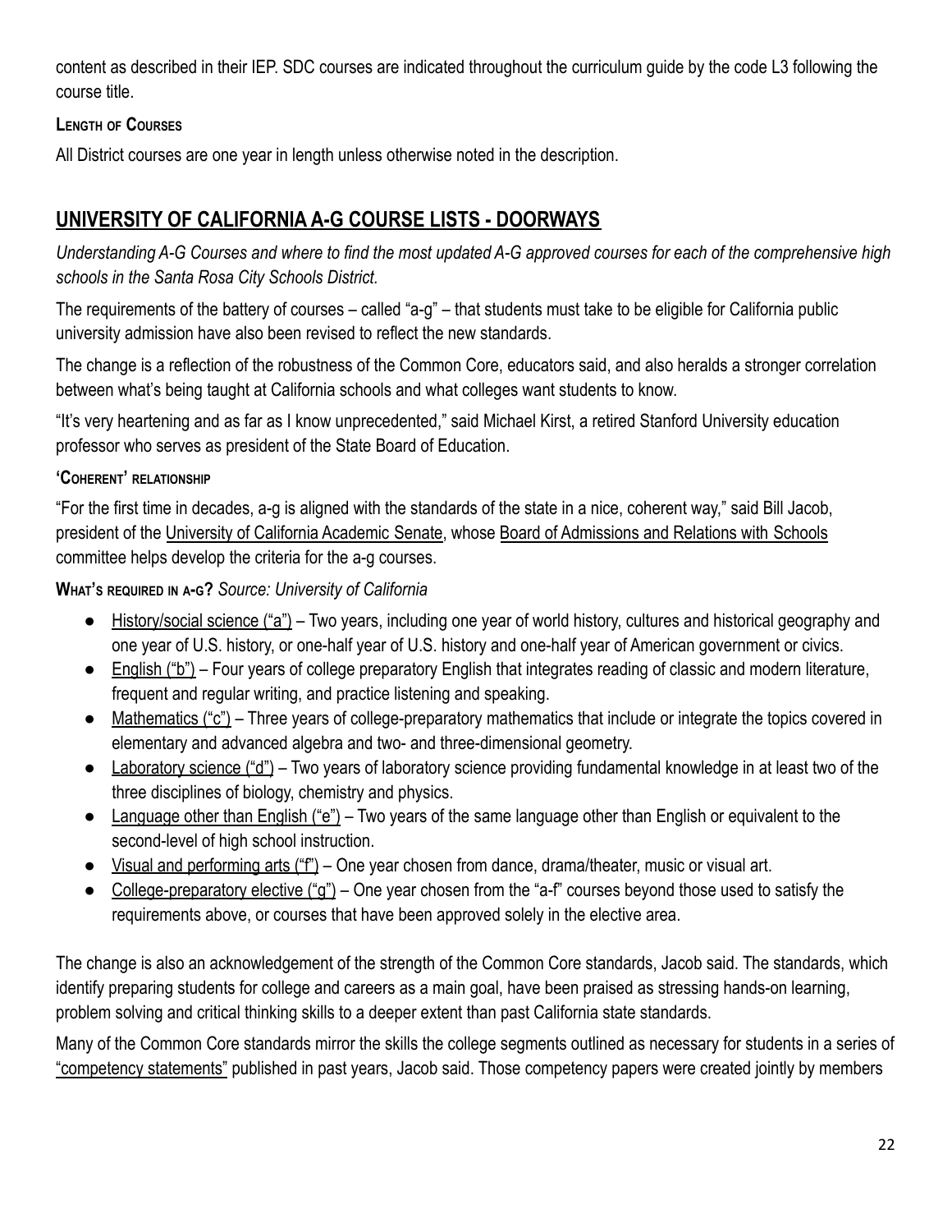content as described in their IEP. SDC courses are indicated throughout the curriculum guide by the code L3 following the course title.

**Length of Courses**

All District courses are one year in length unless otherwise noted in the description.

## UNIVERSITY OF CALIFORNIA A-G COURSE LISTS - DOORWAYS

*Understanding A-G Courses and where to find the most updated A-G approved courses for each of the comprehensive high schools in the Santa Rosa City Schools District.*

The requirements of the battery of courses – called "a-g" – that students must take to be eligible for California public university admission have also been revised to reflect the new standards.

The change is a reflection of the robustness of the Common Core, educators said, and also heralds a stronger correlation between what's being taught at California schools and what colleges want students to know.

"It's very heartening and as far as I know unprecedented," said Michael Kirst, a retired Stanford University education professor who serves as president of the State Board of Education.

**'Coherent' relationship**

"For the first time in decades, a-g is aligned with the standards of the state in a nice, coherent way," said Bill Jacob, president of the University of California Academic Senate, whose Board of Admissions and Relations with Schools committee helps develop the criteria for the a-g courses.

**What's required in a-g?** *Source: University of California*

- History/social science ("a") – Two years, including one year of world history, cultures and historical geography and one year of U.S. history, or one-half year of U.S. history and one-half year of American government or civics.
- English ("b") – Four years of college preparatory English that integrates reading of classic and modern literature, frequent and regular writing, and practice listening and speaking.
- Mathematics ("c") – Three years of college-preparatory mathematics that include or integrate the topics covered in elementary and advanced algebra and two- and three-dimensional geometry.
- Laboratory science ("d") – Two years of laboratory science providing fundamental knowledge in at least two of the three disciplines of biology, chemistry and physics.
- Language other than English ("e") – Two years of the same language other than English or equivalent to the second-level of high school instruction.
- Visual and performing arts ("f") – One year chosen from dance, drama/theater, music or visual art.
- College-preparatory elective ("g") – One year chosen from the "a-f" courses beyond those used to satisfy the requirements above, or courses that have been approved solely in the elective area.

The change is also an acknowledgement of the strength of the Common Core standards, Jacob said. The standards, which identify preparing students for college and careers as a main goal, have been praised as stressing hands-on learning, problem solving and critical thinking skills to a deeper extent than past California state standards.

Many of the Common Core standards mirror the skills the college segments outlined as necessary for students in a series of "competency statements" published in past years, Jacob said. Those competency papers were created jointly by members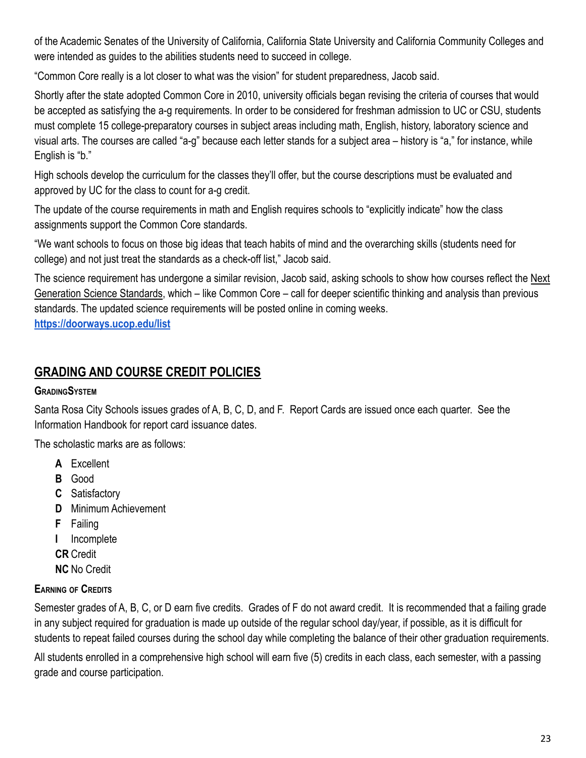of the Academic Senates of the University of California, California State University and California Community Colleges and were intended as guides to the abilities students need to succeed in college.

"Common Core really is a lot closer to what was the vision" for student preparedness, Jacob said.

Shortly after the state adopted Common Core in 2010, university officials began revising the criteria of courses that would be accepted as satisfying the a-g requirements. In order to be considered for freshman admission to UC or CSU, students must complete 15 college-preparatory courses in subject areas including math, English, history, laboratory science and visual arts. The courses are called "a-g" because each letter stands for a subject area – history is "a," for instance, while English is "b."

High schools develop the curriculum for the classes they'll offer, but the course descriptions must be evaluated and approved by UC for the class to count for a-g credit.

The update of the course requirements in math and English requires schools to "explicitly indicate" how the class assignments support the Common Core standards.

"We want schools to focus on those big ideas that teach habits of mind and the overarching skills (students need for college) and not just treat the standards as a check-off list," Jacob said.

The science requirement has undergone a similar revision, Jacob said, asking schools to show how courses reflect the Next Generation Science Standards, which – like Common Core – call for deeper scientific thinking and analysis than previous standards. The updated science requirements will be posted online in coming weeks.
**https://doorways.ucop.edu/list**

## GRADING AND COURSE CREDIT POLICIES

### GradingSystem

Santa Rosa City Schools issues grades of A, B, C, D, and F. Report Cards are issued once each quarter. See the Information Handbook for report card issuance dates.

The scholastic marks are as follows:

- **A** Excellent
- **B** Good
- **C** Satisfactory
- **D** Minimum Achievement
- **F** Failing
- **I** Incomplete
- **CR** Credit
- **NC** No Credit

### Earning of Credits

Semester grades of A, B, C, or D earn five credits. Grades of F do not award credit. It is recommended that a failing grade in any subject required for graduation is made up outside of the regular school day/year, if possible, as it is difficult for students to repeat failed courses during the school day while completing the balance of their other graduation requirements.

All students enrolled in a comprehensive high school will earn five (5) credits in each class, each semester, with a passing grade and course participation.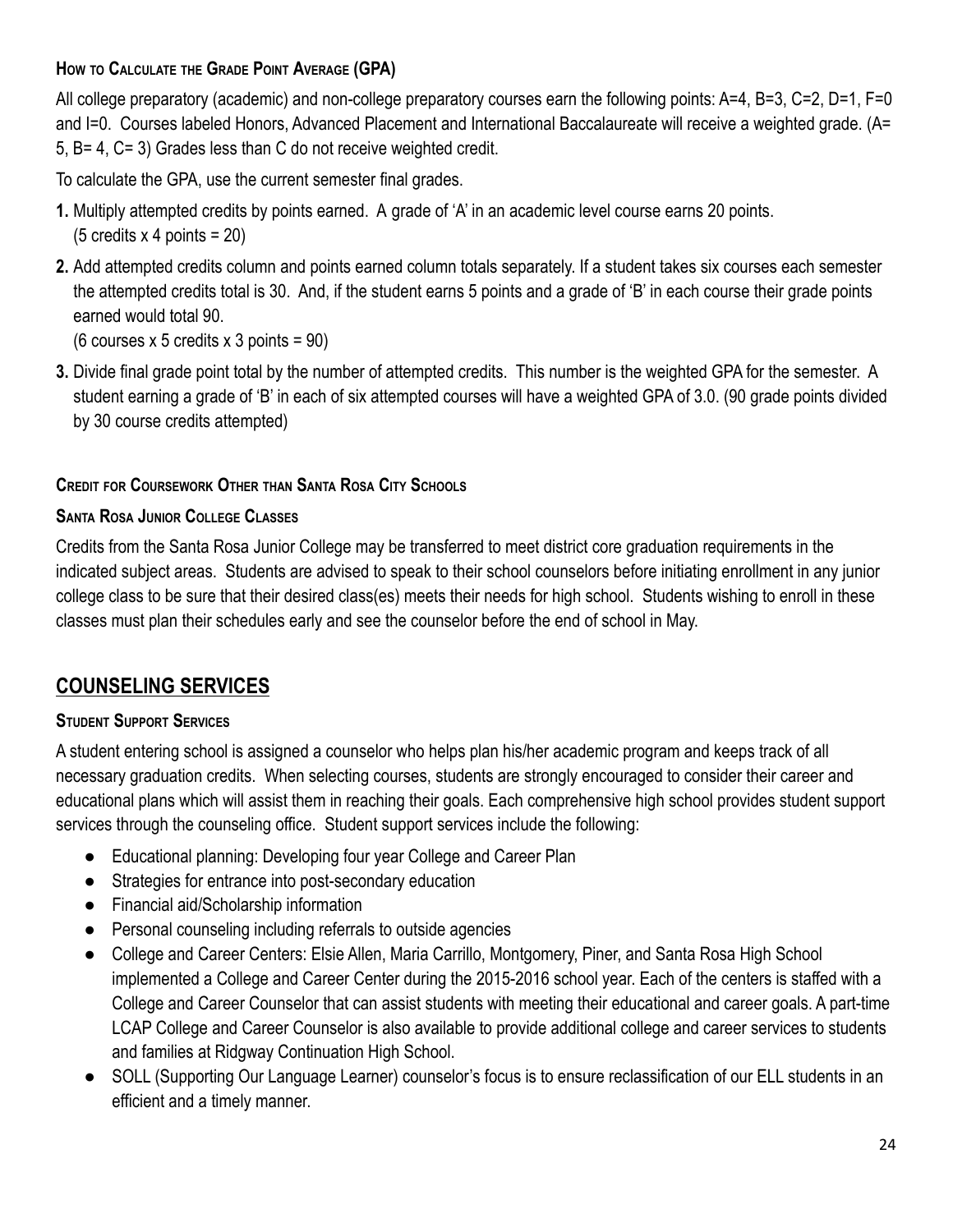### How to Calculate the Grade Point Average (GPA)

All college preparatory (academic) and non-college preparatory courses earn the following points: A=4, B=3, C=2, D=1, F=0 and I=0. Courses labeled Honors, Advanced Placement and International Baccalaureate will receive a weighted grade. (A= 5, B= 4, C= 3) Grades less than C do not receive weighted credit.

To calculate the GPA, use the current semester final grades.

1. Multiply attempted credits by points earned. A grade of 'A' in an academic level course earns 20 points. (5 credits x 4 points = 20)
2. Add attempted credits column and points earned column totals separately. If a student takes six courses each semester the attempted credits total is 30. And, if the student earns 5 points and a grade of 'B' in each course their grade points earned would total 90.
   (6 courses x 5 credits x 3 points = 90)
3. Divide final grade point total by the number of attempted credits. This number is the weighted GPA for the semester. A student earning a grade of 'B' in each of six attempted courses will have a weighted GPA of 3.0. (90 grade points divided by 30 course credits attempted)

### Credit for Coursework Other than Santa Rosa City Schools

#### Santa Rosa Junior College Classes

Credits from the Santa Rosa Junior College may be transferred to meet district core graduation requirements in the indicated subject areas. Students are advised to speak to their school counselors before initiating enrollment in any junior college class to be sure that their desired class(es) meets their needs for high school. Students wishing to enroll in these classes must plan their schedules early and see the counselor before the end of school in May.

## COUNSELING SERVICES

### Student Support Services

A student entering school is assigned a counselor who helps plan his/her academic program and keeps track of all necessary graduation credits. When selecting courses, students are strongly encouraged to consider their career and educational plans which will assist them in reaching their goals. Each comprehensive high school provides student support services through the counseling office. Student support services include the following:

- Educational planning: Developing four year College and Career Plan
- Strategies for entrance into post-secondary education
- Financial aid/Scholarship information
- Personal counseling including referrals to outside agencies
- College and Career Centers: Elsie Allen, Maria Carrillo, Montgomery, Piner, and Santa Rosa High School implemented a College and Career Center during the 2015-2016 school year. Each of the centers is staffed with a College and Career Counselor that can assist students with meeting their educational and career goals. A part-time LCAP College and Career Counselor is also available to provide additional college and career services to students and families at Ridgway Continuation High School.
- SOLL (Supporting Our Language Learner) counselor's focus is to ensure reclassification of our ELL students in an efficient and a timely manner.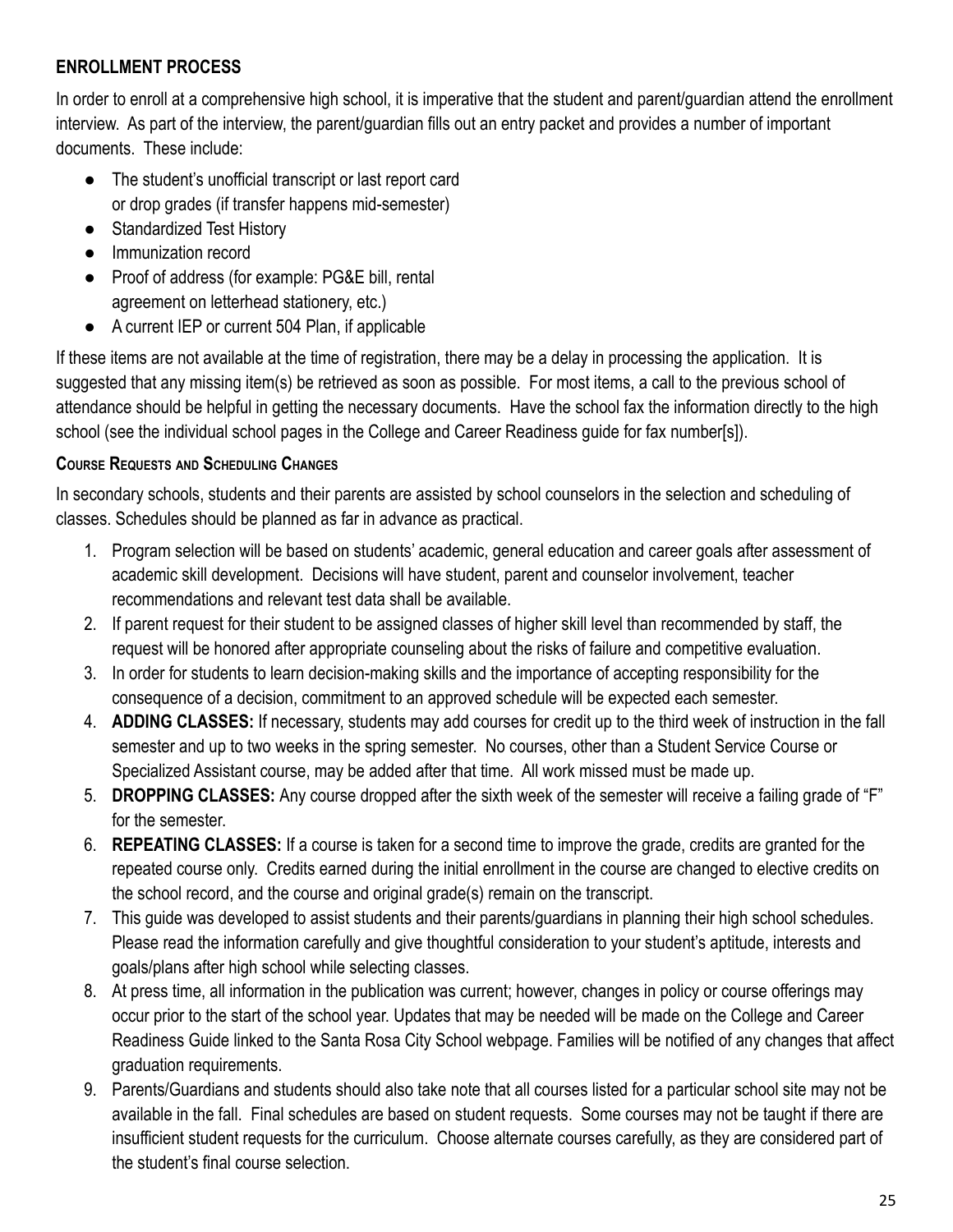**ENROLLMENT PROCESS**

In order to enroll at a comprehensive high school, it is imperative that the student and parent/guardian attend the enrollment interview. As part of the interview, the parent/guardian fills out an entry packet and provides a number of important documents. These include:

- The student's unofficial transcript or last report card or drop grades (if transfer happens mid-semester)
- Standardized Test History
- Immunization record
- Proof of address (for example: PG&E bill, rental agreement on letterhead stationery, etc.)
- A current IEP or current 504 Plan, if applicable

If these items are not available at the time of registration, there may be a delay in processing the application. It is suggested that any missing item(s) be retrieved as soon as possible. For most items, a call to the previous school of attendance should be helpful in getting the necessary documents. Have the school fax the information directly to the high school (see the individual school pages in the College and Career Readiness guide for fax number[s]).

**COURSE REQUESTS AND SCHEDULING CHANGES**

In secondary schools, students and their parents are assisted by school counselors in the selection and scheduling of classes. Schedules should be planned as far in advance as practical.

1. Program selection will be based on students' academic, general education and career goals after assessment of academic skill development. Decisions will have student, parent and counselor involvement, teacher recommendations and relevant test data shall be available.
2. If parent request for their student to be assigned classes of higher skill level than recommended by staff, the request will be honored after appropriate counseling about the risks of failure and competitive evaluation.
3. In order for students to learn decision-making skills and the importance of accepting responsibility for the consequence of a decision, commitment to an approved schedule will be expected each semester.
4. **ADDING CLASSES:** If necessary, students may add courses for credit up to the third week of instruction in the fall semester and up to two weeks in the spring semester. No courses, other than a Student Service Course or Specialized Assistant course, may be added after that time. All work missed must be made up.
5. **DROPPING CLASSES:** Any course dropped after the sixth week of the semester will receive a failing grade of "F" for the semester.
6. **REPEATING CLASSES:** If a course is taken for a second time to improve the grade, credits are granted for the repeated course only. Credits earned during the initial enrollment in the course are changed to elective credits on the school record, and the course and original grade(s) remain on the transcript.
7. This guide was developed to assist students and their parents/guardians in planning their high school schedules. Please read the information carefully and give thoughtful consideration to your student's aptitude, interests and goals/plans after high school while selecting classes.
8. At press time, all information in the publication was current; however, changes in policy or course offerings may occur prior to the start of the school year. Updates that may be needed will be made on the College and Career Readiness Guide linked to the Santa Rosa City School webpage. Families will be notified of any changes that affect graduation requirements.
9. Parents/Guardians and students should also take note that all courses listed for a particular school site may not be available in the fall. Final schedules are based on student requests. Some courses may not be taught if there are insufficient student requests for the curriculum. Choose alternate courses carefully, as they are considered part of the student's final course selection.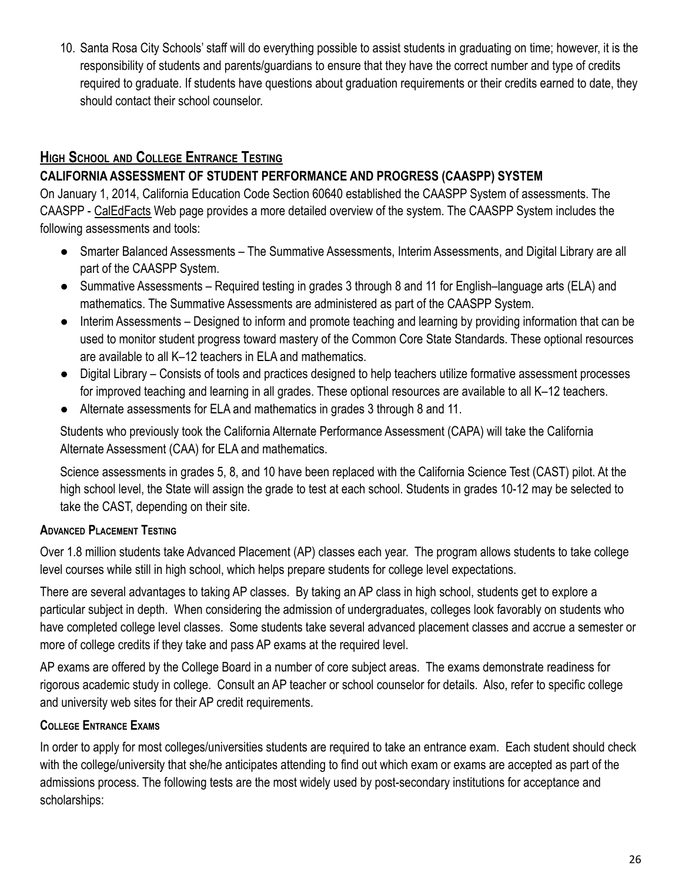10. Santa Rosa City Schools' staff will do everything possible to assist students in graduating on time; however, it is the responsibility of students and parents/guardians to ensure that they have the correct number and type of credits required to graduate. If students have questions about graduation requirements or their credits earned to date, they should contact their school counselor.

## High School and College Entrance Testing

### CALIFORNIA ASSESSMENT OF STUDENT PERFORMANCE AND PROGRESS (CAASPP) SYSTEM

On January 1, 2014, California Education Code Section 60640 established the CAASPP System of assessments. The CAASPP - CalEdFacts Web page provides a more detailed overview of the system. The CAASPP System includes the following assessments and tools:

- Smarter Balanced Assessments – The Summative Assessments, Interim Assessments, and Digital Library are all part of the CAASPP System.
- Summative Assessments – Required testing in grades 3 through 8 and 11 for English–language arts (ELA) and mathematics. The Summative Assessments are administered as part of the CAASPP System.
- Interim Assessments – Designed to inform and promote teaching and learning by providing information that can be used to monitor student progress toward mastery of the Common Core State Standards. These optional resources are available to all K–12 teachers in ELA and mathematics.
- Digital Library – Consists of tools and practices designed to help teachers utilize formative assessment processes for improved teaching and learning in all grades. These optional resources are available to all K–12 teachers.
- Alternate assessments for ELA and mathematics in grades 3 through 8 and 11.

Students who previously took the California Alternate Performance Assessment (CAPA) will take the California Alternate Assessment (CAA) for ELA and mathematics.

Science assessments in grades 5, 8, and 10 have been replaced with the California Science Test (CAST) pilot. At the high school level, the State will assign the grade to test at each school. Students in grades 10-12 may be selected to take the CAST, depending on their site.

### Advanced Placement Testing

Over 1.8 million students take Advanced Placement (AP) classes each year. The program allows students to take college level courses while still in high school, which helps prepare students for college level expectations.

There are several advantages to taking AP classes. By taking an AP class in high school, students get to explore a particular subject in depth. When considering the admission of undergraduates, colleges look favorably on students who have completed college level classes. Some students take several advanced placement classes and accrue a semester or more of college credits if they take and pass AP exams at the required level.

AP exams are offered by the College Board in a number of core subject areas. The exams demonstrate readiness for rigorous academic study in college. Consult an AP teacher or school counselor for details. Also, refer to specific college and university web sites for their AP credit requirements.

### College Entrance Exams

In order to apply for most colleges/universities students are required to take an entrance exam. Each student should check with the college/university that she/he anticipates attending to find out which exam or exams are accepted as part of the admissions process. The following tests are the most widely used by post-secondary institutions for acceptance and scholarships: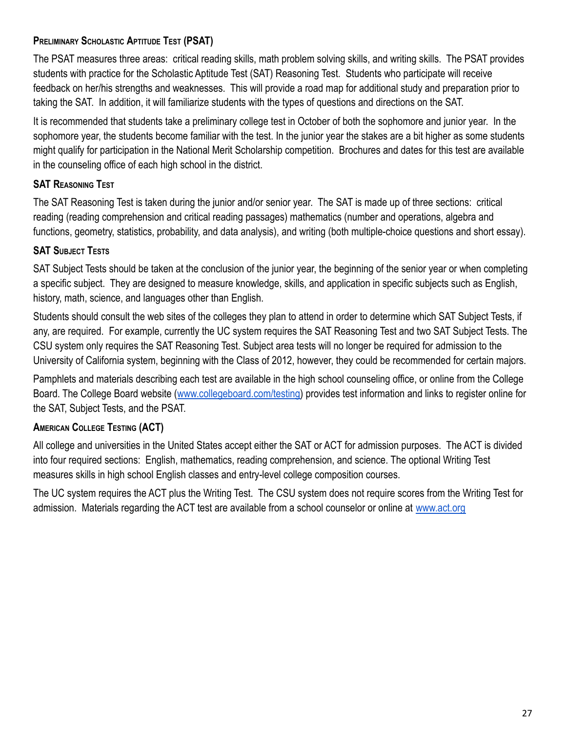### Preliminary Scholastic Aptitude Test (PSAT)

The PSAT measures three areas: critical reading skills, math problem solving skills, and writing skills. The PSAT provides students with practice for the Scholastic Aptitude Test (SAT) Reasoning Test. Students who participate will receive feedback on her/his strengths and weaknesses. This will provide a road map for additional study and preparation prior to taking the SAT. In addition, it will familiarize students with the types of questions and directions on the SAT.

It is recommended that students take a preliminary college test in October of both the sophomore and junior year. In the sophomore year, the students become familiar with the test. In the junior year the stakes are a bit higher as some students might qualify for participation in the National Merit Scholarship competition. Brochures and dates for this test are available in the counseling office of each high school in the district.

### SAT Reasoning Test

The SAT Reasoning Test is taken during the junior and/or senior year. The SAT is made up of three sections: critical reading (reading comprehension and critical reading passages) mathematics (number and operations, algebra and functions, geometry, statistics, probability, and data analysis), and writing (both multiple-choice questions and short essay).

### SAT Subject Tests

SAT Subject Tests should be taken at the conclusion of the junior year, the beginning of the senior year or when completing a specific subject. They are designed to measure knowledge, skills, and application in specific subjects such as English, history, math, science, and languages other than English.

Students should consult the web sites of the colleges they plan to attend in order to determine which SAT Subject Tests, if any, are required. For example, currently the UC system requires the SAT Reasoning Test and two SAT Subject Tests. The CSU system only requires the SAT Reasoning Test. Subject area tests will no longer be required for admission to the University of California system, beginning with the Class of 2012, however, they could be recommended for certain majors.

Pamphlets and materials describing each test are available in the high school counseling office, or online from the College Board. The College Board website ([www.collegeboard.com/testing](http://www.collegeboard.com/testing)) provides test information and links to register online for the SAT, Subject Tests, and the PSAT.

### American College Testing (ACT)

All college and universities in the United States accept either the SAT or ACT for admission purposes. The ACT is divided into four required sections: English, mathematics, reading comprehension, and science. The optional Writing Test measures skills in high school English classes and entry-level college composition courses.

The UC system requires the ACT plus the Writing Test. The CSU system does not require scores from the Writing Test for admission. Materials regarding the ACT test are available from a school counselor or online at [www.act.org](http://www.act.org)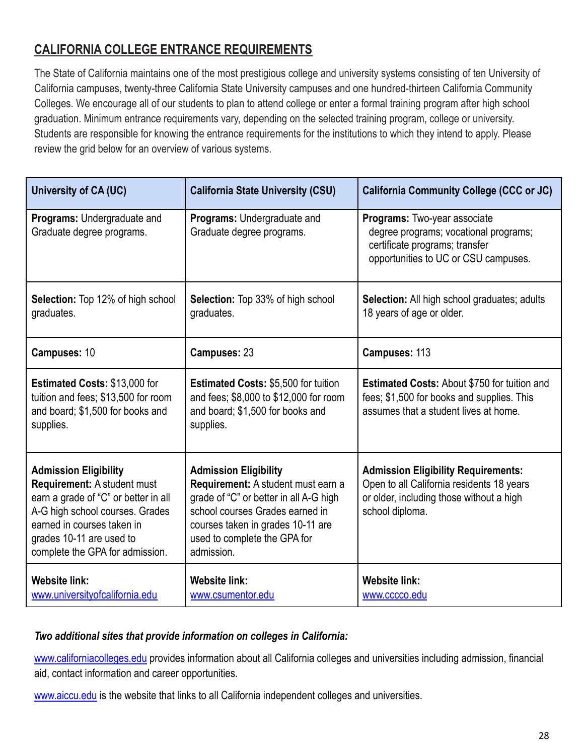## CALIFORNIA COLLEGE ENTRANCE REQUIREMENTS

The State of California maintains one of the most prestigious college and university systems consisting of ten University of California campuses, twenty-three California State University campuses and one hundred-thirteen California Community Colleges. We encourage all of our students to plan to attend college or enter a formal training program after high school graduation. Minimum entrance requirements vary, depending on the selected training program, college or university. Students are responsible for knowing the entrance requirements for the institutions to which they intend to apply. Please review the grid below for an overview of various systems.

| University of CA (UC) | California State University (CSU) | California Community College (CCC or JC) |
|---|---|---|
| **Programs:** Undergraduate and Graduate degree programs. | **Programs:** Undergraduate and Graduate degree programs. | **Programs:** Two-year associate degree programs; vocational programs; certificate programs; transfer opportunities to UC or CSU campuses. |
| **Selection:** Top 12% of high school graduates. | **Selection:** Top 33% of high school graduates. | **Selection:** All high school graduates; adults 18 years of age or older. |
| **Campuses:** 10 | **Campuses:** 23 | **Campuses:** 113 |
| **Estimated Costs:** $13,000 for tuition and fees; $13,500 for room and board; $1,500 for books and supplies. | **Estimated Costs:** $5,500 for tuition and fees; $8,000 to $12,000 for room and board; $1,500 for books and supplies. | **Estimated Costs:** About $750 for tuition and fees; $1,500 for books and supplies. This assumes that a student lives at home. |
| **Admission Eligibility Requirement:** A student must earn a grade of "C" or better in all A-G high school courses. Grades earned in courses taken in grades 10-11 are used to complete the GPA for admission. | **Admission Eligibility Requirement:** A student must earn a grade of "C" or better in all A-G high school courses Grades earned in courses taken in grades 10-11 are used to complete the GPA for admission. | **Admission Eligibility Requirements:** Open to all California residents 18 years or older, including those without a high school diploma. |
| **Website link:** www.universityofcalifornia.edu | **Website link:** www.csumentor.edu | **Website link:** www.cccco.edu |

***Two additional sites that provide information on colleges in California:***

www.californiacolleges.edu provides information about all California colleges and universities including admission, financial aid, contact information and career opportunities.

www.aiccu.edu is the website that links to all California independent colleges and universities.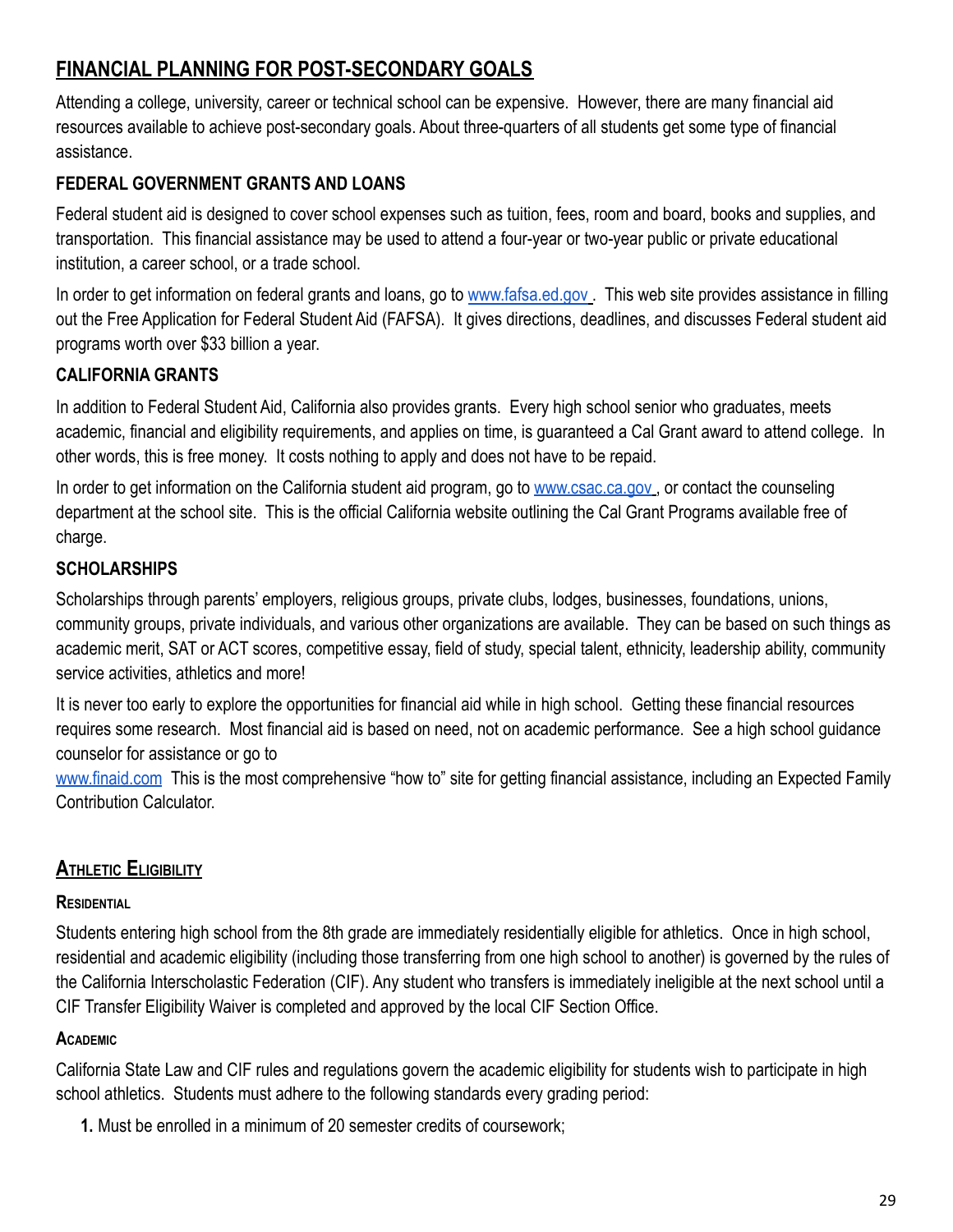## FINANCIAL PLANNING FOR POST-SECONDARY GOALS

Attending a college, university, career or technical school can be expensive. However, there are many financial aid resources available to achieve post-secondary goals. About three-quarters of all students get some type of financial assistance.

### FEDERAL GOVERNMENT GRANTS AND LOANS

Federal student aid is designed to cover school expenses such as tuition, fees, room and board, books and supplies, and transportation. This financial assistance may be used to attend a four-year or two-year public or private educational institution, a career school, or a trade school.

In order to get information on federal grants and loans, go to [www.fafsa.ed.gov](www.fafsa.ed.gov). This web site provides assistance in filling out the Free Application for Federal Student Aid (FAFSA). It gives directions, deadlines, and discusses Federal student aid programs worth over $33 billion a year.

### CALIFORNIA GRANTS

In addition to Federal Student Aid, California also provides grants. Every high school senior who graduates, meets academic, financial and eligibility requirements, and applies on time, is guaranteed a Cal Grant award to attend college. In other words, this is free money. It costs nothing to apply and does not have to be repaid.

In order to get information on the California student aid program, go to [www.csac.ca.gov](www.csac.ca.gov), or contact the counseling department at the school site. This is the official California website outlining the Cal Grant Programs available free of charge.

### SCHOLARSHIPS

Scholarships through parents' employers, religious groups, private clubs, lodges, businesses, foundations, unions, community groups, private individuals, and various other organizations are available. They can be based on such things as academic merit, SAT or ACT scores, competitive essay, field of study, special talent, ethnicity, leadership ability, community service activities, athletics and more!

It is never too early to explore the opportunities for financial aid while in high school. Getting these financial resources requires some research. Most financial aid is based on need, not on academic performance. See a high school guidance counselor for assistance or go to

[www.finaid.com](www.finaid.com) This is the most comprehensive "how to" site for getting financial assistance, including an Expected Family Contribution Calculator.

## ATHLETIC ELIGIBILITY

### RESIDENTIAL

Students entering high school from the 8th grade are immediately residentially eligible for athletics. Once in high school, residential and academic eligibility (including those transferring from one high school to another) is governed by the rules of the California Interscholastic Federation (CIF). Any student who transfers is immediately ineligible at the next school until a CIF Transfer Eligibility Waiver is completed and approved by the local CIF Section Office.

### ACADEMIC

California State Law and CIF rules and regulations govern the academic eligibility for students wish to participate in high school athletics. Students must adhere to the following standards every grading period:

1. Must be enrolled in a minimum of 20 semester credits of coursework;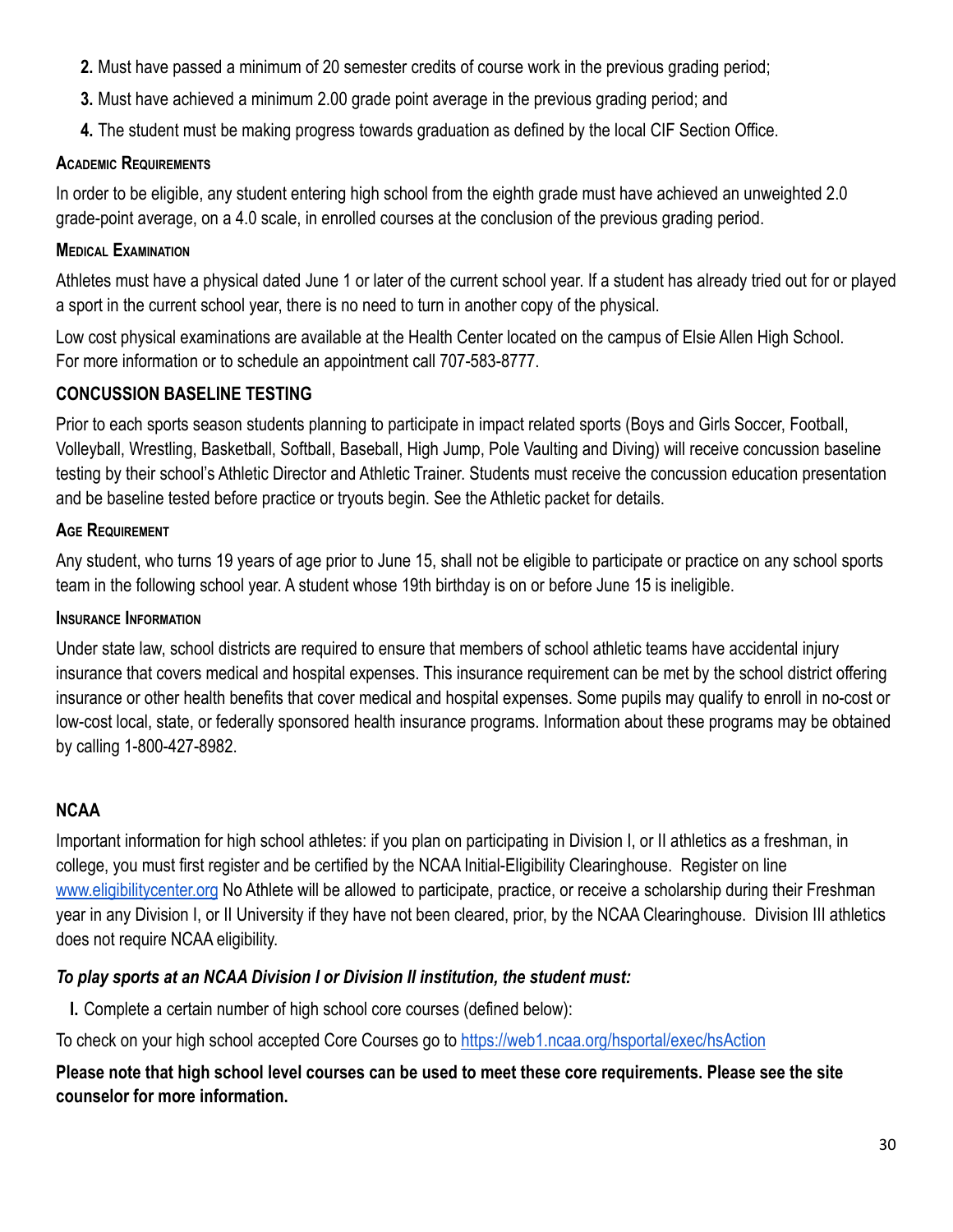2. Must have passed a minimum of 20 semester credits of course work in the previous grading period;
3. Must have achieved a minimum 2.00 grade point average in the previous grading period; and
4. The student must be making progress towards graduation as defined by the local CIF Section Office.

### Academic Requirements

In order to be eligible, any student entering high school from the eighth grade must have achieved an unweighted 2.0 grade-point average, on a 4.0 scale, in enrolled courses at the conclusion of the previous grading period.

### Medical Examination

Athletes must have a physical dated June 1 or later of the current school year. If a student has already tried out for or played a sport in the current school year, there is no need to turn in another copy of the physical.

Low cost physical examinations are available at the Health Center located on the campus of Elsie Allen High School. For more information or to schedule an appointment call 707-583-8777.

### CONCUSSION BASELINE TESTING

Prior to each sports season students planning to participate in impact related sports (Boys and Girls Soccer, Football, Volleyball, Wrestling, Basketball, Softball, Baseball, High Jump, Pole Vaulting and Diving) will receive concussion baseline testing by their school's Athletic Director and Athletic Trainer. Students must receive the concussion education presentation and be baseline tested before practice or tryouts begin. See the Athletic packet for details.

### Age Requirement

Any student, who turns 19 years of age prior to June 15, shall not be eligible to participate or practice on any school sports team in the following school year. A student whose 19th birthday is on or before June 15 is ineligible.

### Insurance Information

Under state law, school districts are required to ensure that members of school athletic teams have accidental injury insurance that covers medical and hospital expenses. This insurance requirement can be met by the school district offering insurance or other health benefits that cover medical and hospital expenses. Some pupils may qualify to enroll in no-cost or low-cost local, state, or federally sponsored health insurance programs. Information about these programs may be obtained by calling 1-800-427-8982.

### NCAA

Important information for high school athletes: if you plan on participating in Division I, or II athletics as a freshman, in college, you must first register and be certified by the NCAA Initial-Eligibility Clearinghouse. Register on line www.eligibilitycenter.org No Athlete will be allowed to participate, practice, or receive a scholarship during their Freshman year in any Division I, or II University if they have not been cleared, prior, by the NCAA Clearinghouse. Division III athletics does not require NCAA eligibility.

***To play sports at an NCAA Division I or Division II institution, the student must:***

**I.** Complete a certain number of high school core courses (defined below):

To check on your high school accepted Core Courses go to https://web1.ncaa.org/hsportal/exec/hsAction

**Please note that high school level courses can be used to meet these core requirements. Please see the site counselor for more information.**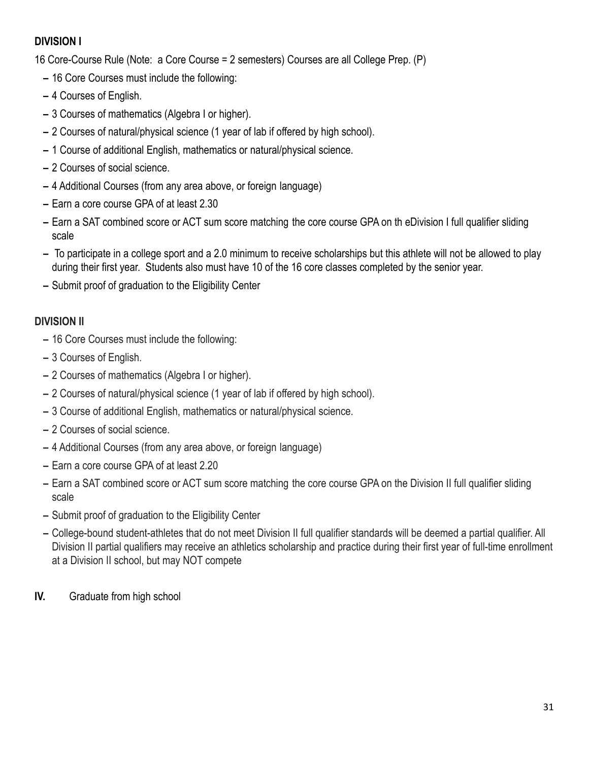**DIVISION I**

16 Core-Course Rule (Note:  a Core Course = 2 semesters) Courses are all College Prep. (P)

- 16 Core Courses must include the following:
- 4 Courses of English.
- 3 Courses of mathematics (Algebra I or higher).
- 2 Courses of natural/physical science (1 year of lab if offered by high school).
- 1 Course of additional English, mathematics or natural/physical science.
- 2 Courses of social science.
- 4 Additional Courses (from any area above, or foreign language)
- Earn a core course GPA of at least 2.30
- Earn a SAT combined score or ACT sum score matching the core course GPA on th eDivision I full qualifier sliding scale
- To participate in a college sport and a 2.0 minimum to receive scholarships but this athlete will not be allowed to play during their first year.  Students also must have 10 of the 16 core classes completed by the senior year.
- Submit proof of graduation to the Eligibility Center

**DIVISION II**

- 16 Core Courses must include the following:
- 3 Courses of English.
- 2 Courses of mathematics (Algebra I or higher).
- 2 Courses of natural/physical science (1 year of lab if offered by high school).
- 3 Course of additional English, mathematics or natural/physical science.
- 2 Courses of social science.
- 4 Additional Courses (from any area above, or foreign language)
- Earn a core course GPA of at least 2.20
- Earn a SAT combined score or ACT sum score matching the core course GPA on the Division II full qualifier sliding scale
- Submit proof of graduation to the Eligibility Center
- College-bound student-athletes that do not meet Division II full qualifier standards will be deemed a partial qualifier. All Division II partial qualifiers may receive an athletics scholarship and practice during their first year of full-time enrollment at a Division II school, but may NOT compete

**IV.** Graduate from high school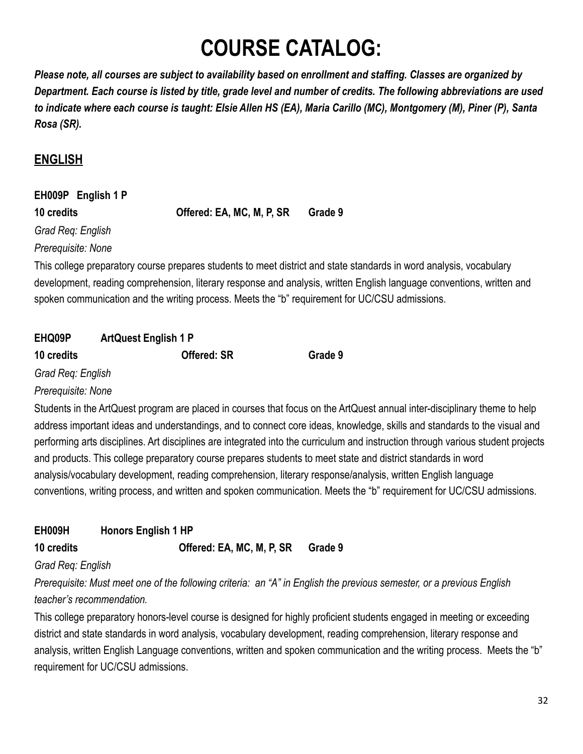# COURSE CATALOG:

***Please note, all courses are subject to availability based on enrollment and staffing. Classes are organized by Department. Each course is listed by title, grade level and number of credits. The following abbreviations are used to indicate where each course is taught: Elsie Allen HS (EA), Maria Carillo (MC), Montgomery (M), Piner (P), Santa Rosa (SR).***

## ENGLISH

**EH009P English 1 P**

**10 credits Offered: EA, MC, M, P, SR Grade 9**

*Grad Req: English*

*Prerequisite: None*

This college preparatory course prepares students to meet district and state standards in word analysis, vocabulary development, reading comprehension, literary response and analysis, written English language conventions, written and spoken communication and the writing process. Meets the "b" requirement for UC/CSU admissions.

**EHQ09P ArtQuest English 1 P**

**10 credits Offered: SR Grade 9**

*Grad Req: English*

*Prerequisite: None*

Students in the ArtQuest program are placed in courses that focus on the ArtQuest annual inter-disciplinary theme to help address important ideas and understandings, and to connect core ideas, knowledge, skills and standards to the visual and performing arts disciplines. Art disciplines are integrated into the curriculum and instruction through various student projects and products. This college preparatory course prepares students to meet state and district standards in word analysis/vocabulary development, reading comprehension, literary response/analysis, written English language conventions, writing process, and written and spoken communication. Meets the "b" requirement for UC/CSU admissions.

**EH009H Honors English 1 HP**

**10 credits Offered: EA, MC, M, P, SR Grade 9**

*Grad Req: English*

*Prerequisite: Must meet one of the following criteria: an "A" in English the previous semester, or a previous English teacher's recommendation.*

This college preparatory honors-level course is designed for highly proficient students engaged in meeting or exceeding district and state standards in word analysis, vocabulary development, reading comprehension, literary response and analysis, written English Language conventions, written and spoken communication and the writing process. Meets the "b" requirement for UC/CSU admissions.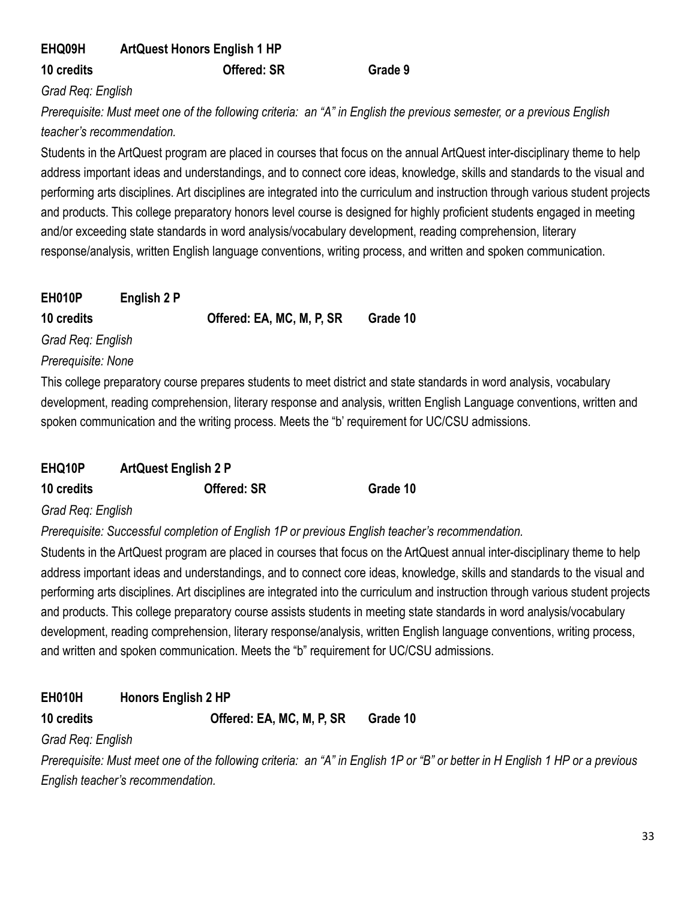**EHQ09H ArtQuest Honors English 1 HP**

**10 credits** **Offered: SR** **Grade 9**

*Grad Req: English*

*Prerequisite: Must meet one of the following criteria: an "A" in English the previous semester, or a previous English teacher's recommendation.*

Students in the ArtQuest program are placed in courses that focus on the annual ArtQuest inter-disciplinary theme to help address important ideas and understandings, and to connect core ideas, knowledge, skills and standards to the visual and performing arts disciplines. Art disciplines are integrated into the curriculum and instruction through various student projects and products. This college preparatory honors level course is designed for highly proficient students engaged in meeting and/or exceeding state standards in word analysis/vocabulary development, reading comprehension, literary response/analysis, written English language conventions, writing process, and written and spoken communication.

**EH010P English 2 P**

**10 credits** **Offered: EA, MC, M, P, SR** **Grade 10**

*Grad Req: English*

*Prerequisite: None*

This college preparatory course prepares students to meet district and state standards in word analysis, vocabulary development, reading comprehension, literary response and analysis, written English Language conventions, written and spoken communication and the writing process. Meets the "b' requirement for UC/CSU admissions.

**EHQ10P ArtQuest English 2 P**

**10 credits** **Offered: SR** **Grade 10**

*Grad Req: English*

*Prerequisite: Successful completion of English 1P or previous English teacher's recommendation.*

Students in the ArtQuest program are placed in courses that focus on the ArtQuest annual inter-disciplinary theme to help address important ideas and understandings, and to connect core ideas, knowledge, skills and standards to the visual and performing arts disciplines. Art disciplines are integrated into the curriculum and instruction through various student projects and products. This college preparatory course assists students in meeting state standards in word analysis/vocabulary development, reading comprehension, literary response/analysis, written English language conventions, writing process, and written and spoken communication. Meets the "b" requirement for UC/CSU admissions.

**EH010H Honors English 2 HP**

**10 credits** **Offered: EA, MC, M, P, SR** **Grade 10**

*Grad Req: English*

*Prerequisite: Must meet one of the following criteria: an "A" in English 1P or "B" or better in H English 1 HP or a previous English teacher's recommendation.*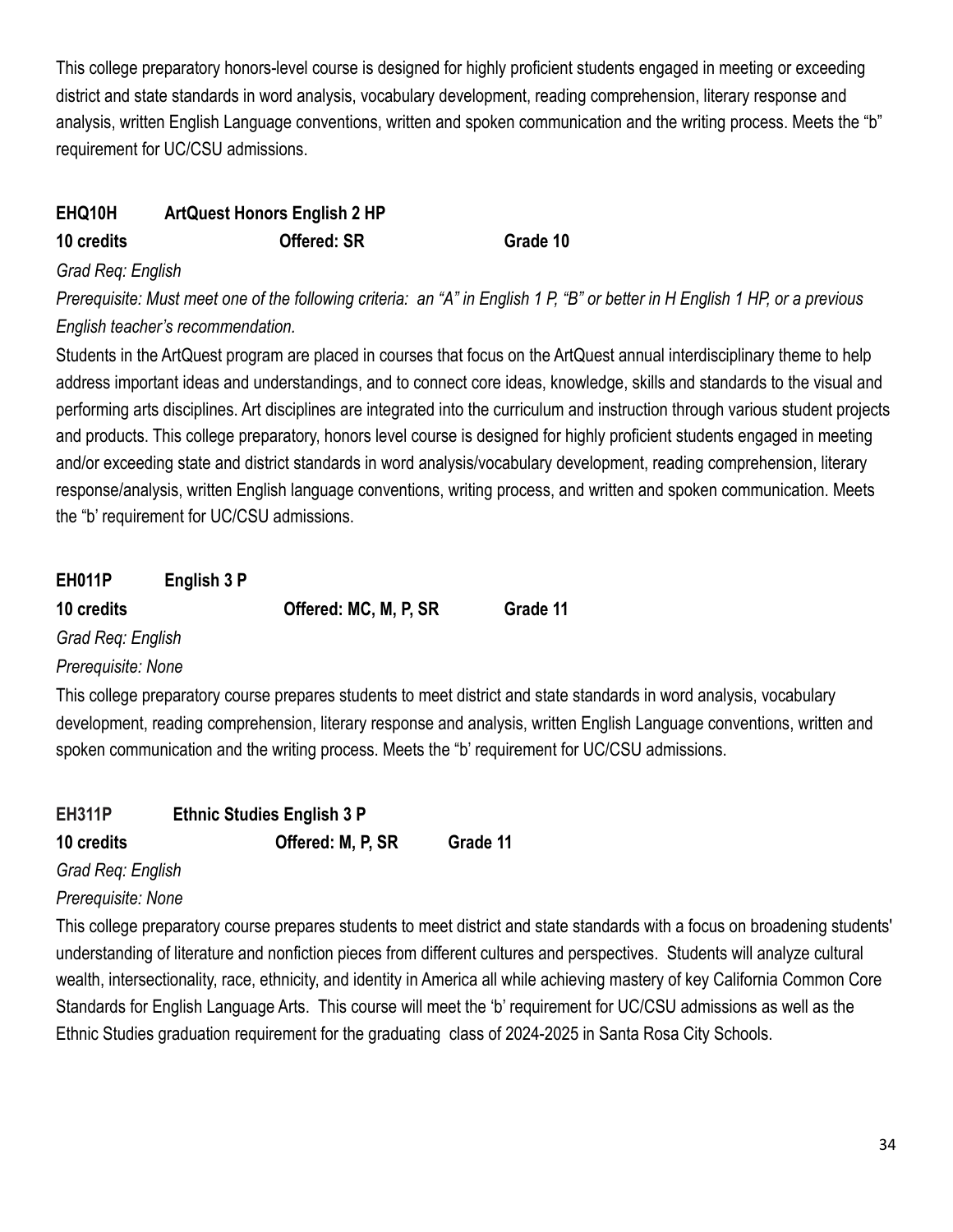This college preparatory honors-level course is designed for highly proficient students engaged in meeting or exceeding district and state standards in word analysis, vocabulary development, reading comprehension, literary response and analysis, written English Language conventions, written and spoken communication and the writing process. Meets the "b" requirement for UC/CSU admissions.

**EHQ10H ArtQuest Honors English 2 HP**

**10 credits Offered: SR Grade 10**

*Grad Req: English*

*Prerequisite: Must meet one of the following criteria: an "A" in English 1 P, "B" or better in H English 1 HP, or a previous English teacher's recommendation.*

Students in the ArtQuest program are placed in courses that focus on the ArtQuest annual interdisciplinary theme to help address important ideas and understandings, and to connect core ideas, knowledge, skills and standards to the visual and performing arts disciplines. Art disciplines are integrated into the curriculum and instruction through various student projects and products. This college preparatory, honors level course is designed for highly proficient students engaged in meeting and/or exceeding state and district standards in word analysis/vocabulary development, reading comprehension, literary response/analysis, written English language conventions, writing process, and written and spoken communication. Meets the "b' requirement for UC/CSU admissions.

**EH011P English 3 P**

**10 credits Offered: MC, M, P, SR Grade 11**

*Grad Req: English*

*Prerequisite: None*

This college preparatory course prepares students to meet district and state standards in word analysis, vocabulary development, reading comprehension, literary response and analysis, written English Language conventions, written and spoken communication and the writing process. Meets the "b' requirement for UC/CSU admissions.

**EH311P Ethnic Studies English 3 P**

**10 credits Offered: M, P, SR Grade 11**

*Grad Req: English*

*Prerequisite: None*

This college preparatory course prepares students to meet district and state standards with a focus on broadening students' understanding of literature and nonfiction pieces from different cultures and perspectives. Students will analyze cultural wealth, intersectionality, race, ethnicity, and identity in America all while achieving mastery of key California Common Core Standards for English Language Arts. This course will meet the 'b' requirement for UC/CSU admissions as well as the Ethnic Studies graduation requirement for the graduating class of 2024-2025 in Santa Rosa City Schools.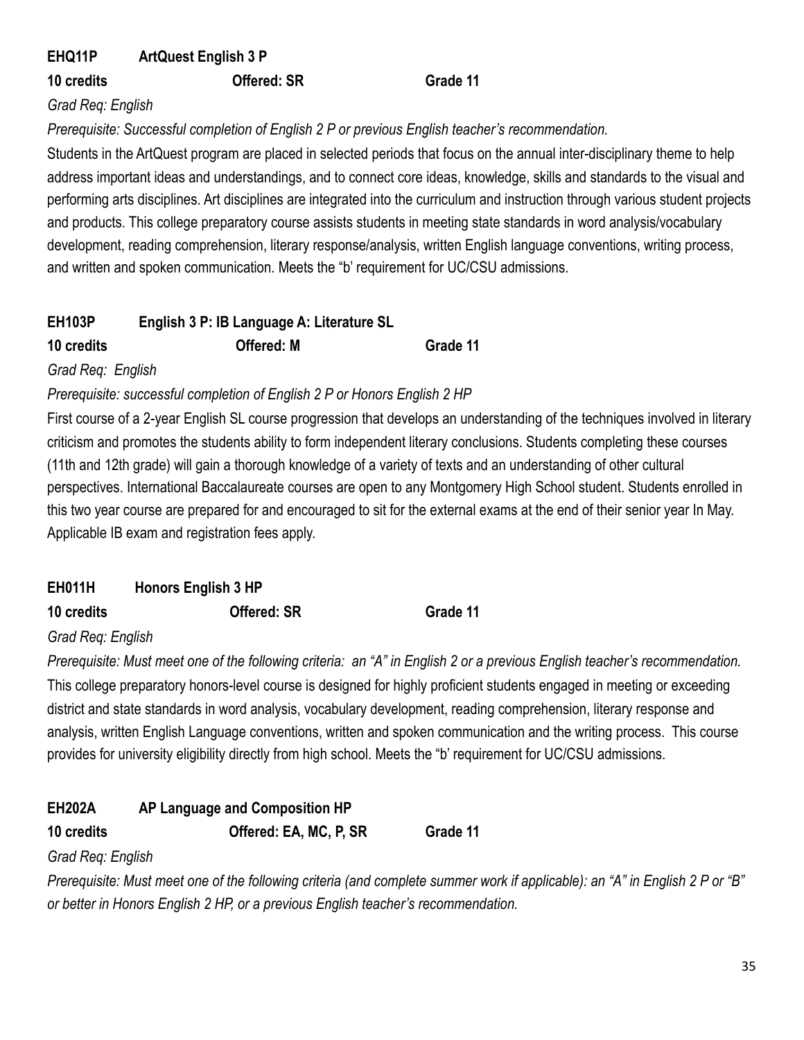**EHQ11P ArtQuest English 3 P**

**10 credits Offered: SR Grade 11**

*Grad Req: English*

*Prerequisite: Successful completion of English 2 P or previous English teacher's recommendation.*

Students in the ArtQuest program are placed in selected periods that focus on the annual inter-disciplinary theme to help address important ideas and understandings, and to connect core ideas, knowledge, skills and standards to the visual and performing arts disciplines. Art disciplines are integrated into the curriculum and instruction through various student projects and products. This college preparatory course assists students in meeting state standards in word analysis/vocabulary development, reading comprehension, literary response/analysis, written English language conventions, writing process, and written and spoken communication. Meets the "b' requirement for UC/CSU admissions.

**EH103P English 3 P: IB Language A: Literature SL**

**10 credits Offered: M Grade 11**

*Grad Req: English*

*Prerequisite: successful completion of English 2 P or Honors English 2 HP*

First course of a 2-year English SL course progression that develops an understanding of the techniques involved in literary criticism and promotes the students ability to form independent literary conclusions. Students completing these courses (11th and 12th grade) will gain a thorough knowledge of a variety of texts and an understanding of other cultural perspectives. International Baccalaureate courses are open to any Montgomery High School student. Students enrolled in this two year course are prepared for and encouraged to sit for the external exams at the end of their senior year In May. Applicable IB exam and registration fees apply.

**EH011H Honors English 3 HP**

**10 credits Offered: SR Grade 11**

*Grad Req: English*

*Prerequisite: Must meet one of the following criteria: an "A" in English 2 or a previous English teacher's recommendation.*

This college preparatory honors-level course is designed for highly proficient students engaged in meeting or exceeding district and state standards in word analysis, vocabulary development, reading comprehension, literary response and analysis, written English Language conventions, written and spoken communication and the writing process. This course provides for university eligibility directly from high school. Meets the "b' requirement for UC/CSU admissions.

**EH202A AP Language and Composition HP**

**10 credits Offered: EA, MC, P, SR Grade 11**

*Grad Req: English*

*Prerequisite: Must meet one of the following criteria (and complete summer work if applicable): an "A" in English 2 P or "B" or better in Honors English 2 HP, or a previous English teacher's recommendation.*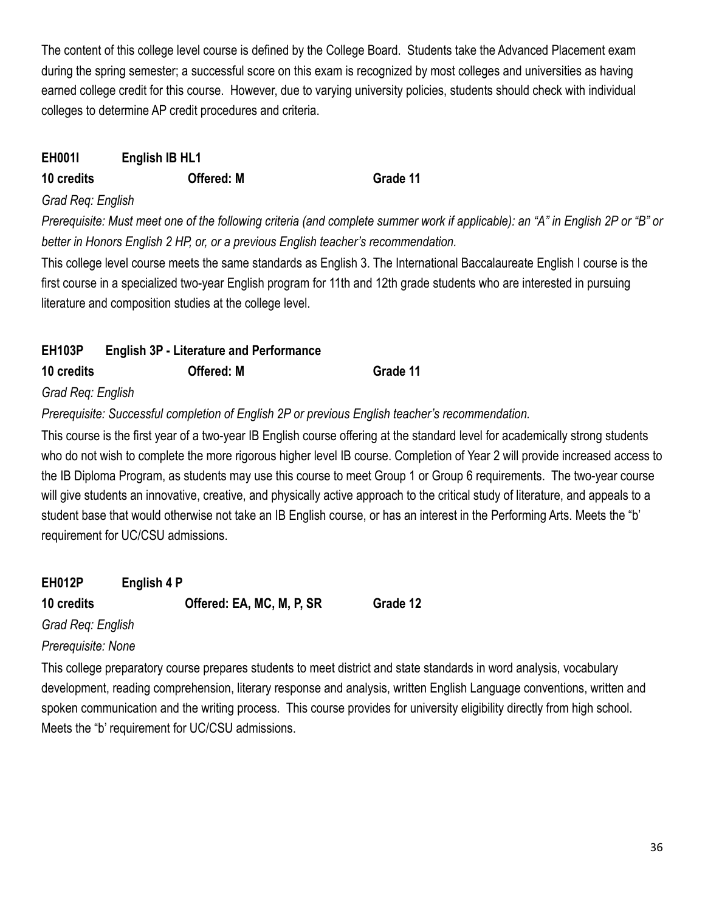The content of this college level course is defined by the College Board. Students take the Advanced Placement exam during the spring semester; a successful score on this exam is recognized by most colleges and universities as having earned college credit for this course. However, due to varying university policies, students should check with individual colleges to determine AP credit procedures and criteria.

### EH001I English IB HL1

**10 credits** **Offered: M** **Grade 11**

*Grad Req: English*

*Prerequisite: Must meet one of the following criteria (and complete summer work if applicable): an "A" in English 2P or "B" or better in Honors English 2 HP, or, or a previous English teacher's recommendation.*

This college level course meets the same standards as English 3. The International Baccalaureate English I course is the first course in a specialized two-year English program for 11th and 12th grade students who are interested in pursuing literature and composition studies at the college level.

### EH103P English 3P - Literature and Performance

**10 credits** **Offered: M** **Grade 11**

*Grad Req: English*

*Prerequisite: Successful completion of English 2P or previous English teacher's recommendation.*

This course is the first year of a two-year IB English course offering at the standard level for academically strong students who do not wish to complete the more rigorous higher level IB course. Completion of Year 2 will provide increased access to the IB Diploma Program, as students may use this course to meet Group 1 or Group 6 requirements. The two-year course will give students an innovative, creative, and physically active approach to the critical study of literature, and appeals to a student base that would otherwise not take an IB English course, or has an interest in the Performing Arts. Meets the "b' requirement for UC/CSU admissions.

### EH012P English 4 P

**10 credits** **Offered: EA, MC, M, P, SR** **Grade 12**

*Grad Req: English*

*Prerequisite: None*

This college preparatory course prepares students to meet district and state standards in word analysis, vocabulary development, reading comprehension, literary response and analysis, written English Language conventions, written and spoken communication and the writing process. This course provides for university eligibility directly from high school. Meets the "b' requirement for UC/CSU admissions.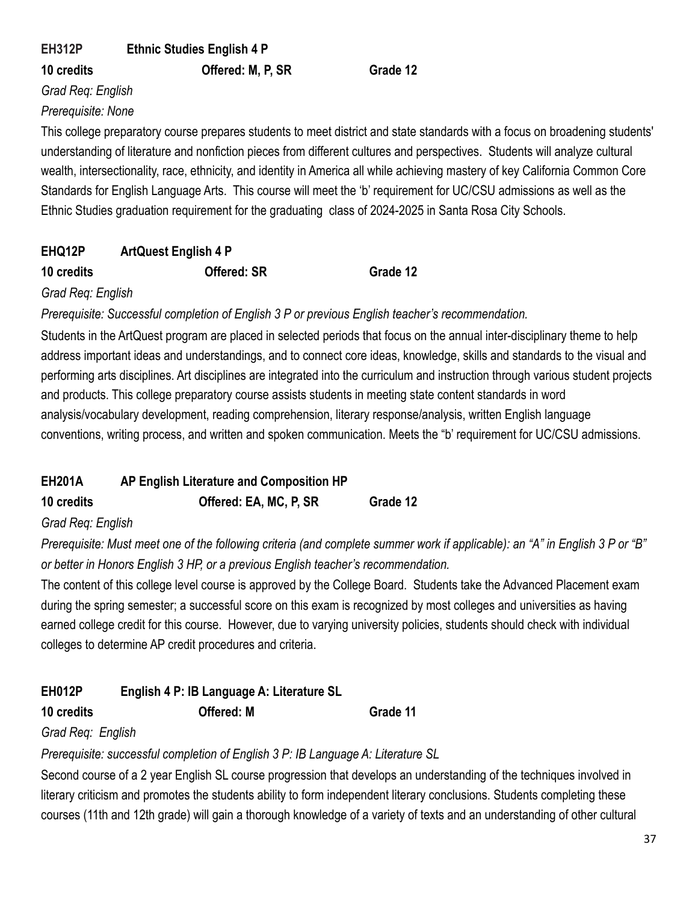### EH312P Ethnic Studies English 4 P

**10 credits** **Offered: M, P, SR** **Grade 12**

*Grad Req: English*

*Prerequisite: None*

This college preparatory course prepares students to meet district and state standards with a focus on broadening students' understanding of literature and nonfiction pieces from different cultures and perspectives. Students will analyze cultural wealth, intersectionality, race, ethnicity, and identity in America all while achieving mastery of key California Common Core Standards for English Language Arts. This course will meet the 'b' requirement for UC/CSU admissions as well as the Ethnic Studies graduation requirement for the graduating class of 2024-2025 in Santa Rosa City Schools.

### EHQ12P ArtQuest English 4 P

**10 credits** **Offered: SR** **Grade 12**

*Grad Req: English*

*Prerequisite: Successful completion of English 3 P or previous English teacher's recommendation.*

Students in the ArtQuest program are placed in selected periods that focus on the annual inter-disciplinary theme to help address important ideas and understandings, and to connect core ideas, knowledge, skills and standards to the visual and performing arts disciplines. Art disciplines are integrated into the curriculum and instruction through various student projects and products. This college preparatory course assists students in meeting state content standards in word analysis/vocabulary development, reading comprehension, literary response/analysis, written English language conventions, writing process, and written and spoken communication. Meets the "b' requirement for UC/CSU admissions.

### EH201A AP English Literature and Composition HP

**10 credits** **Offered: EA, MC, P, SR** **Grade 12**

*Grad Req: English*

*Prerequisite: Must meet one of the following criteria (and complete summer work if applicable): an "A" in English 3 P or "B" or better in Honors English 3 HP, or a previous English teacher's recommendation.*

The content of this college level course is approved by the College Board. Students take the Advanced Placement exam during the spring semester; a successful score on this exam is recognized by most colleges and universities as having earned college credit for this course. However, due to varying university policies, students should check with individual colleges to determine AP credit procedures and criteria.

### EH012P English 4 P: IB Language A: Literature SL

**10 credits** **Offered: M** **Grade 11**

*Grad Req: English*

*Prerequisite: successful completion of English 3 P: IB Language A: Literature SL*

Second course of a 2 year English SL course progression that develops an understanding of the techniques involved in literary criticism and promotes the students ability to form independent literary conclusions. Students completing these courses (11th and 12th grade) will gain a thorough knowledge of a variety of texts and an understanding of other cultural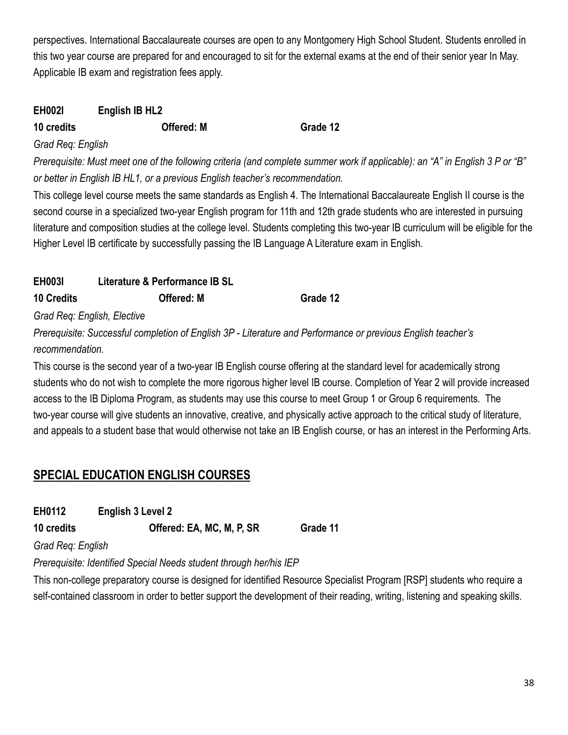perspectives. International Baccalaureate courses are open to any Montgomery High School Student. Students enrolled in this two year course are prepared for and encouraged to sit for the external exams at the end of their senior year In May. Applicable IB exam and registration fees apply.

**EH002I English IB HL2**

**10 credits Offered: M Grade 12**

*Grad Req: English*

*Prerequisite: Must meet one of the following criteria (and complete summer work if applicable): an "A" in English 3 P or "B" or better in English IB HL1, or a previous English teacher's recommendation.*

This college level course meets the same standards as English 4. The International Baccalaureate English II course is the second course in a specialized two-year English program for 11th and 12th grade students who are interested in pursuing literature and composition studies at the college level. Students completing this two-year IB curriculum will be eligible for the Higher Level IB certificate by successfully passing the IB Language A Literature exam in English.

**EH003I Literature & Performance IB SL**

**10 Credits Offered: M Grade 12**

*Grad Req: English, Elective*

*Prerequisite: Successful completion of English 3P - Literature and Performance or previous English teacher's recommendation.*

This course is the second year of a two-year IB English course offering at the standard level for academically strong students who do not wish to complete the more rigorous higher level IB course. Completion of Year 2 will provide increased access to the IB Diploma Program, as students may use this course to meet Group 1 or Group 6 requirements. The two-year course will give students an innovative, creative, and physically active approach to the critical study of literature, and appeals to a student base that would otherwise not take an IB English course, or has an interest in the Performing Arts.

## SPECIAL EDUCATION ENGLISH COURSES

**EH0112 English 3 Level 2**

**10 credits Offered: EA, MC, M, P, SR Grade 11**

*Grad Req: English*

*Prerequisite: Identified Special Needs student through her/his IEP*

This non-college preparatory course is designed for identified Resource Specialist Program [RSP] students who require a self-contained classroom in order to better support the development of their reading, writing, listening and speaking skills.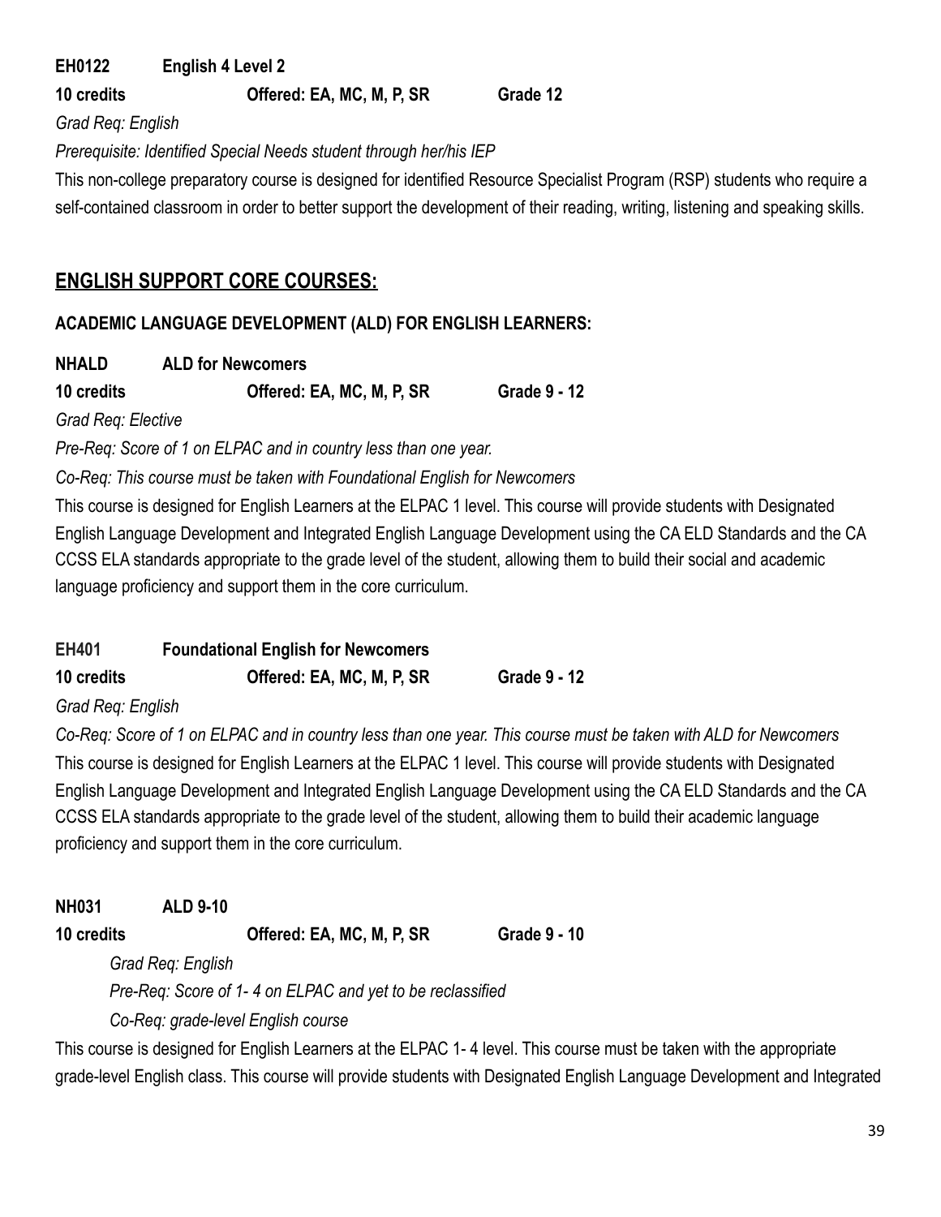**EH0122 English 4 Level 2**

**10 credits Offered: EA, MC, M, P, SR Grade 12**

*Grad Req: English*

*Prerequisite: Identified Special Needs student through her/his IEP*

This non-college preparatory course is designed for identified Resource Specialist Program (RSP) students who require a self-contained classroom in order to better support the development of their reading, writing, listening and speaking skills.

## ENGLISH SUPPORT CORE COURSES:

### ACADEMIC LANGUAGE DEVELOPMENT (ALD) FOR ENGLISH LEARNERS:

**NHALD ALD for Newcomers**

**10 credits Offered: EA, MC, M, P, SR Grade 9 - 12**

*Grad Req: Elective*

*Pre-Req: Score of 1 on ELPAC and in country less than one year.*

*Co-Req: This course must be taken with Foundational English for Newcomers*

This course is designed for English Learners at the ELPAC 1 level. This course will provide students with Designated English Language Development and Integrated English Language Development using the CA ELD Standards and the CA CCSS ELA standards appropriate to the grade level of the student, allowing them to build their social and academic language proficiency and support them in the core curriculum.

**EH401 Foundational English for Newcomers**

**10 credits Offered: EA, MC, M, P, SR Grade 9 - 12**

*Grad Req: English*

*Co-Req: Score of 1 on ELPAC and in country less than one year. This course must be taken with ALD for Newcomers*

This course is designed for English Learners at the ELPAC 1 level. This course will provide students with Designated English Language Development and Integrated English Language Development using the CA ELD Standards and the CA CCSS ELA standards appropriate to the grade level of the student, allowing them to build their academic language proficiency and support them in the core curriculum.

**NH031 ALD 9-10**

**10 credits Offered: EA, MC, M, P, SR Grade 9 - 10**

*Grad Req: English*

*Pre-Req: Score of 1- 4 on ELPAC and yet to be reclassified*

*Co-Req: grade-level English course*

This course is designed for English Learners at the ELPAC 1- 4 level. This course must be taken with the appropriate grade-level English class. This course will provide students with Designated English Language Development and Integrated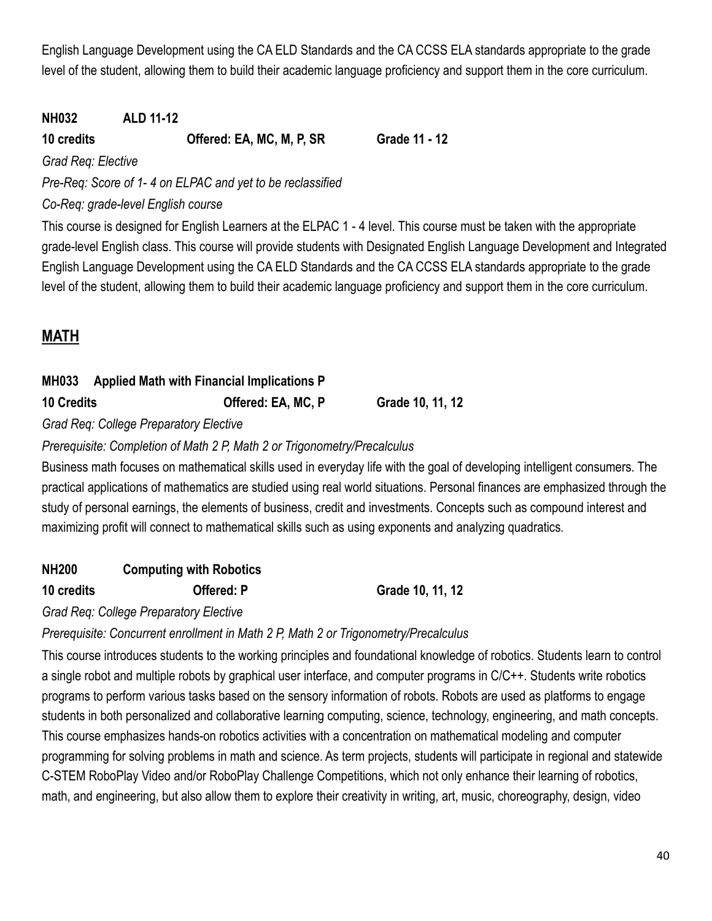English Language Development using the CA ELD Standards and the CA CCSS ELA standards appropriate to the grade level of the student, allowing them to build their academic language proficiency and support them in the core curriculum.

**NH032 ALD 11-12**

**10 credits Offered: EA, MC, M, P, SR Grade 11 - 12**

*Grad Req: Elective*

*Pre-Req: Score of 1- 4 on ELPAC and yet to be reclassified*

*Co-Req: grade-level English course*

This course is designed for English Learners at the ELPAC 1 - 4 level. This course must be taken with the appropriate grade-level English class. This course will provide students with Designated English Language Development and Integrated English Language Development using the CA ELD Standards and the CA CCSS ELA standards appropriate to the grade level of the student, allowing them to build their academic language proficiency and support them in the core curriculum.

## MATH

**MH033 Applied Math with Financial Implications P**

**10 Credits Offered: EA, MC, P Grade 10, 11, 12**

*Grad Req: College Preparatory Elective*

*Prerequisite: Completion of Math 2 P, Math 2 or Trigonometry/Precalculus*

Business math focuses on mathematical skills used in everyday life with the goal of developing intelligent consumers. The practical applications of mathematics are studied using real world situations. Personal finances are emphasized through the study of personal earnings, the elements of business, credit and investments. Concepts such as compound interest and maximizing profit will connect to mathematical skills such as using exponents and analyzing quadratics.

**NH200 Computing with Robotics**

**10 credits Offered: P Grade 10, 11, 12**

*Grad Req: College Preparatory Elective*

*Prerequisite: Concurrent enrollment in Math 2 P, Math 2 or Trigonometry/Precalculus*

This course introduces students to the working principles and foundational knowledge of robotics. Students learn to control a single robot and multiple robots by graphical user interface, and computer programs in C/C++. Students write robotics programs to perform various tasks based on the sensory information of robots. Robots are used as platforms to engage students in both personalized and collaborative learning computing, science, technology, engineering, and math concepts. This course emphasizes hands-on robotics activities with a concentration on mathematical modeling and computer programming for solving problems in math and science. As term projects, students will participate in regional and statewide C-STEM RoboPlay Video and/or RoboPlay Challenge Competitions, which not only enhance their learning of robotics, math, and engineering, but also allow them to explore their creativity in writing, art, music, choreography, design, video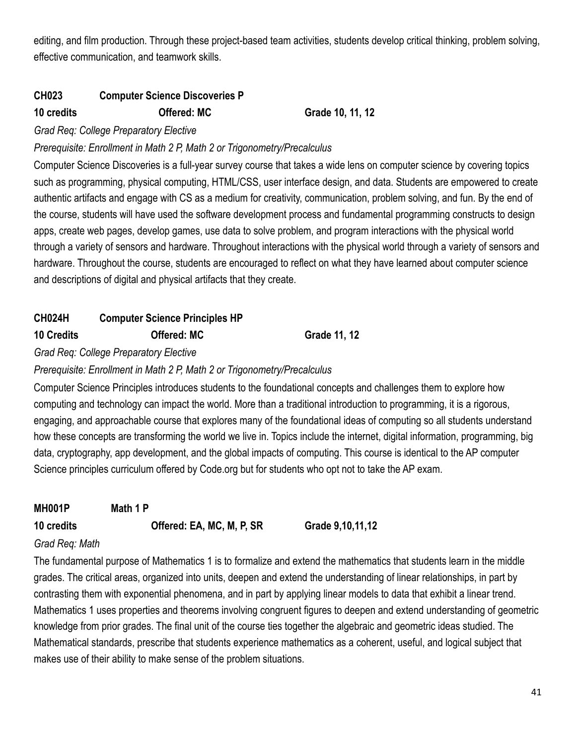editing, and film production. Through these project-based team activities, students develop critical thinking, problem solving, effective communication, and teamwork skills.

**CH023 Computer Science Discoveries P**

**10 credits Offered: MC Grade 10, 11, 12**

*Grad Req: College Preparatory Elective*

*Prerequisite: Enrollment in Math 2 P, Math 2 or Trigonometry/Precalculus*

Computer Science Discoveries is a full-year survey course that takes a wide lens on computer science by covering topics such as programming, physical computing, HTML/CSS, user interface design, and data. Students are empowered to create authentic artifacts and engage with CS as a medium for creativity, communication, problem solving, and fun. By the end of the course, students will have used the software development process and fundamental programming constructs to design apps, create web pages, develop games, use data to solve problem, and program interactions with the physical world through a variety of sensors and hardware. Throughout interactions with the physical world through a variety of sensors and hardware. Throughout the course, students are encouraged to reflect on what they have learned about computer science and descriptions of digital and physical artifacts that they create.

**CH024H Computer Science Principles HP**

**10 Credits Offered: MC Grade 11, 12**

*Grad Req: College Preparatory Elective*

*Prerequisite: Enrollment in Math 2 P, Math 2 or Trigonometry/Precalculus*

Computer Science Principles introduces students to the foundational concepts and challenges them to explore how computing and technology can impact the world. More than a traditional introduction to programming, it is a rigorous, engaging, and approachable course that explores many of the foundational ideas of computing so all students understand how these concepts are transforming the world we live in. Topics include the internet, digital information, programming, big data, cryptography, app development, and the global impacts of computing. This course is identical to the AP computer Science principles curriculum offered by Code.org but for students who opt not to take the AP exam.

**MH001P Math 1 P**

**10 credits Offered: EA, MC, M, P, SR Grade 9,10,11,12**

*Grad Req: Math*

The fundamental purpose of Mathematics 1 is to formalize and extend the mathematics that students learn in the middle grades. The critical areas, organized into units, deepen and extend the understanding of linear relationships, in part by contrasting them with exponential phenomena, and in part by applying linear models to data that exhibit a linear trend. Mathematics 1 uses properties and theorems involving congruent figures to deepen and extend understanding of geometric knowledge from prior grades. The final unit of the course ties together the algebraic and geometric ideas studied. The Mathematical standards, prescribe that students experience mathematics as a coherent, useful, and logical subject that makes use of their ability to make sense of the problem situations.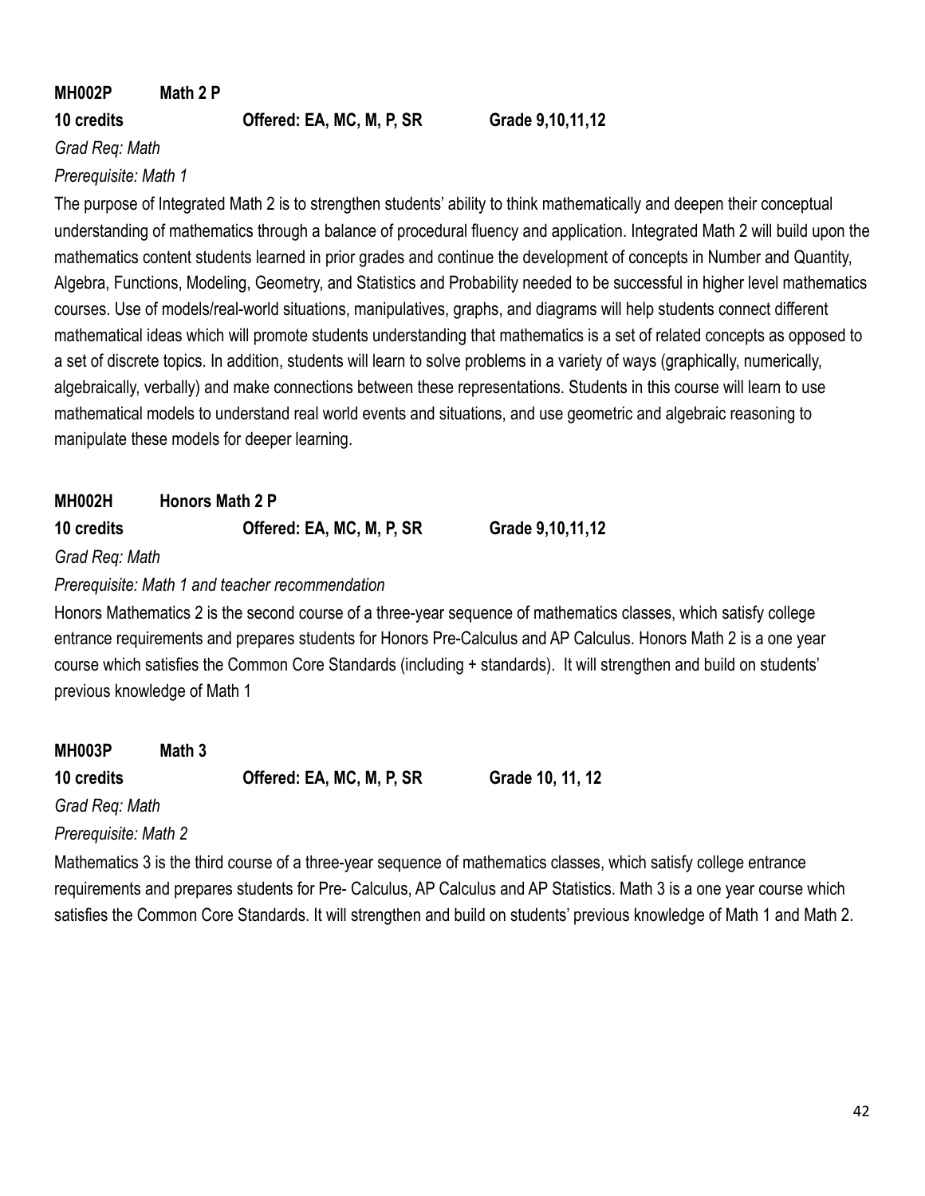**MH002P Math 2 P**

**10 credits Offered: EA, MC, M, P, SR Grade 9,10,11,12**

*Grad Req: Math*

*Prerequisite: Math 1*

The purpose of Integrated Math 2 is to strengthen students' ability to think mathematically and deepen their conceptual understanding of mathematics through a balance of procedural fluency and application. Integrated Math 2 will build upon the mathematics content students learned in prior grades and continue the development of concepts in Number and Quantity, Algebra, Functions, Modeling, Geometry, and Statistics and Probability needed to be successful in higher level mathematics courses. Use of models/real-world situations, manipulatives, graphs, and diagrams will help students connect different mathematical ideas which will promote students understanding that mathematics is a set of related concepts as opposed to a set of discrete topics. In addition, students will learn to solve problems in a variety of ways (graphically, numerically, algebraically, verbally) and make connections between these representations. Students in this course will learn to use mathematical models to understand real world events and situations, and use geometric and algebraic reasoning to manipulate these models for deeper learning.

**MH002H Honors Math 2 P**

**10 credits Offered: EA, MC, M, P, SR Grade 9,10,11,12**

*Grad Req: Math*

*Prerequisite: Math 1 and teacher recommendation*

Honors Mathematics 2 is the second course of a three-year sequence of mathematics classes, which satisfy college entrance requirements and prepares students for Honors Pre-Calculus and AP Calculus. Honors Math 2 is a one year course which satisfies the Common Core Standards (including + standards). It will strengthen and build on students' previous knowledge of Math 1

**MH003P Math 3**

**10 credits Offered: EA, MC, M, P, SR Grade 10, 11, 12**

*Grad Req: Math*

*Prerequisite: Math 2*

Mathematics 3 is the third course of a three-year sequence of mathematics classes, which satisfy college entrance requirements and prepares students for Pre- Calculus, AP Calculus and AP Statistics. Math 3 is a one year course which satisfies the Common Core Standards. It will strengthen and build on students' previous knowledge of Math 1 and Math 2.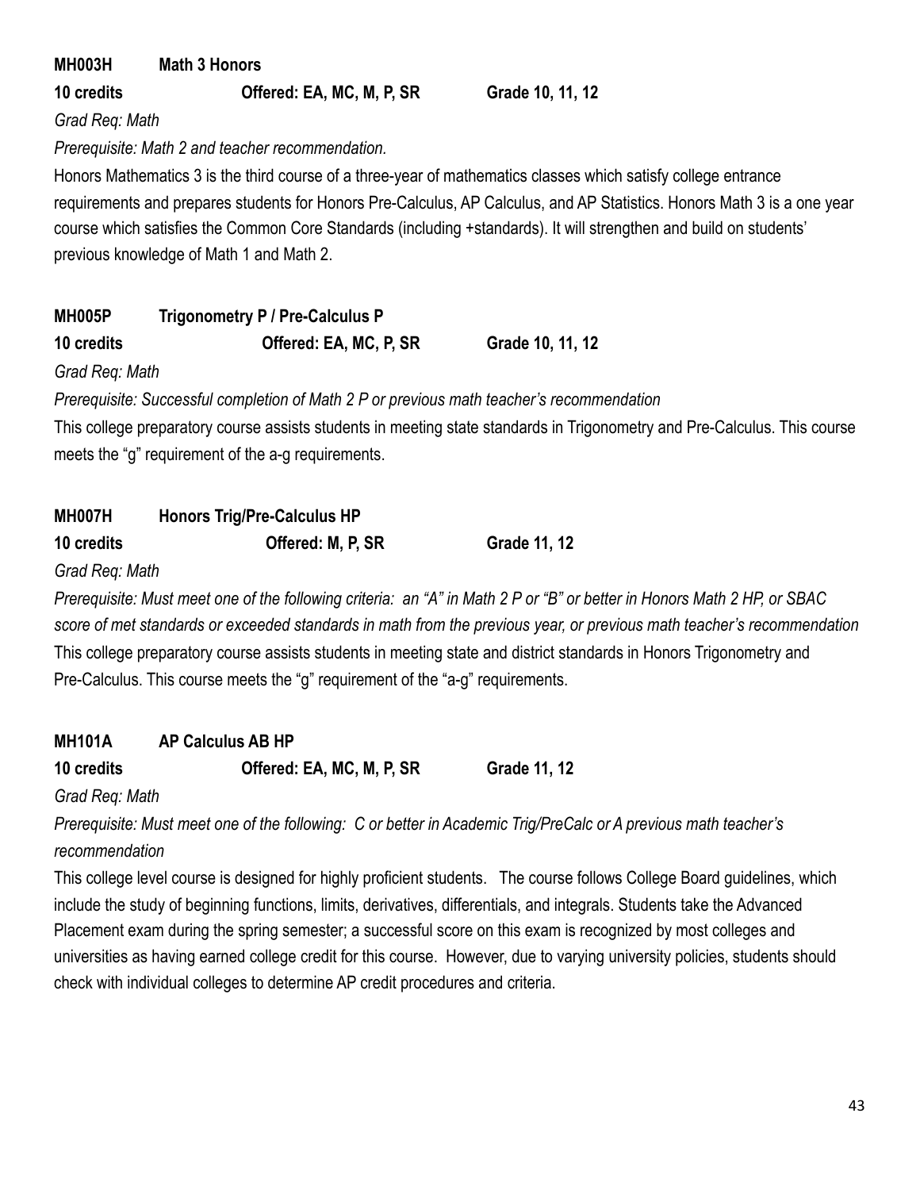**MH003H Math 3 Honors**

**10 credits Offered: EA, MC, M, P, SR Grade 10, 11, 12**

*Grad Req: Math*

*Prerequisite: Math 2 and teacher recommendation.*

Honors Mathematics 3 is the third course of a three-year of mathematics classes which satisfy college entrance requirements and prepares students for Honors Pre-Calculus, AP Calculus, and AP Statistics. Honors Math 3 is a one year course which satisfies the Common Core Standards (including +standards). It will strengthen and build on students' previous knowledge of Math 1 and Math 2.

**MH005P Trigonometry P / Pre-Calculus P**

**10 credits Offered: EA, MC, P, SR Grade 10, 11, 12**

*Grad Req: Math*

*Prerequisite: Successful completion of Math 2 P or previous math teacher's recommendation*

This college preparatory course assists students in meeting state standards in Trigonometry and Pre-Calculus. This course meets the "g" requirement of the a-g requirements.

**MH007H Honors Trig/Pre-Calculus HP**

**10 credits Offered: M, P, SR Grade 11, 12**

*Grad Req: Math*

*Prerequisite: Must meet one of the following criteria: an "A" in Math 2 P or "B" or better in Honors Math 2 HP, or SBAC score of met standards or exceeded standards in math from the previous year, or previous math teacher's recommendation*

This college preparatory course assists students in meeting state and district standards in Honors Trigonometry and Pre-Calculus. This course meets the "g" requirement of the "a-g" requirements.

**MH101A AP Calculus AB HP**

**10 credits Offered: EA, MC, M, P, SR Grade 11, 12**

*Grad Req: Math*

*Prerequisite: Must meet one of the following: C or better in Academic Trig/PreCalc or A previous math teacher's recommendation*

This college level course is designed for highly proficient students. The course follows College Board guidelines, which include the study of beginning functions, limits, derivatives, differentials, and integrals. Students take the Advanced Placement exam during the spring semester; a successful score on this exam is recognized by most colleges and universities as having earned college credit for this course. However, due to varying university policies, students should check with individual colleges to determine AP credit procedures and criteria.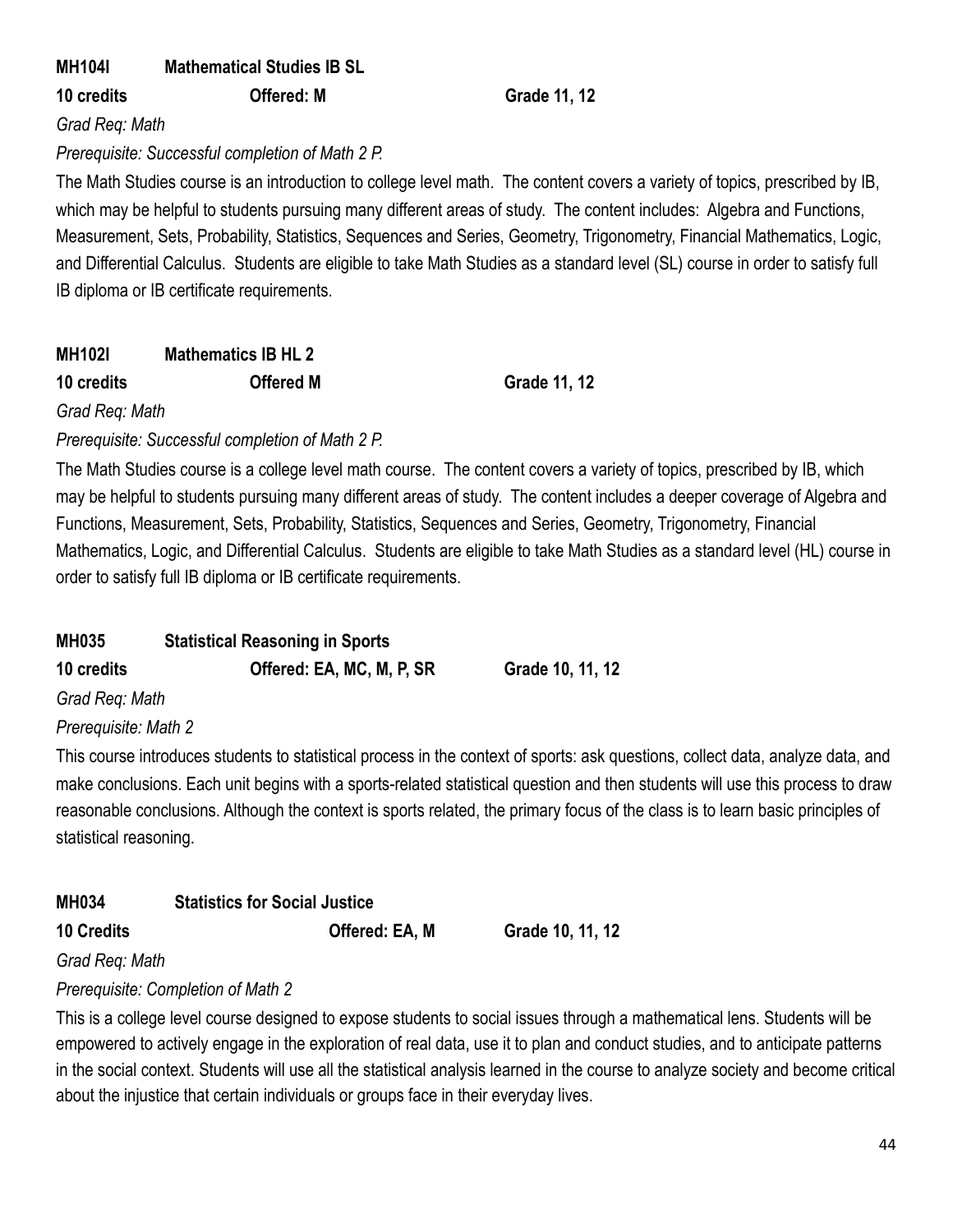**MH104I Mathematical Studies IB SL**

**10 credits Offered: M Grade 11, 12**

*Grad Req: Math*

*Prerequisite: Successful completion of Math 2 P.*

The Math Studies course is an introduction to college level math. The content covers a variety of topics, prescribed by IB, which may be helpful to students pursuing many different areas of study. The content includes: Algebra and Functions, Measurement, Sets, Probability, Statistics, Sequences and Series, Geometry, Trigonometry, Financial Mathematics, Logic, and Differential Calculus. Students are eligible to take Math Studies as a standard level (SL) course in order to satisfy full IB diploma or IB certificate requirements.

**MH102I Mathematics IB HL 2**

**10 credits Offered M Grade 11, 12**

*Grad Req: Math*

*Prerequisite: Successful completion of Math 2 P.*

The Math Studies course is a college level math course. The content covers a variety of topics, prescribed by IB, which may be helpful to students pursuing many different areas of study. The content includes a deeper coverage of Algebra and Functions, Measurement, Sets, Probability, Statistics, Sequences and Series, Geometry, Trigonometry, Financial Mathematics, Logic, and Differential Calculus. Students are eligible to take Math Studies as a standard level (HL) course in order to satisfy full IB diploma or IB certificate requirements.

**MH035 Statistical Reasoning in Sports**

**10 credits Offered: EA, MC, M, P, SR Grade 10, 11, 12**

*Grad Req: Math*

*Prerequisite: Math 2*

This course introduces students to statistical process in the context of sports: ask questions, collect data, analyze data, and make conclusions. Each unit begins with a sports-related statistical question and then students will use this process to draw reasonable conclusions. Although the context is sports related, the primary focus of the class is to learn basic principles of statistical reasoning.

**MH034 Statistics for Social Justice**

**10 Credits Offered: EA, M Grade 10, 11, 12**

*Grad Req: Math*

*Prerequisite: Completion of Math 2*

This is a college level course designed to expose students to social issues through a mathematical lens. Students will be empowered to actively engage in the exploration of real data, use it to plan and conduct studies, and to anticipate patterns in the social context. Students will use all the statistical analysis learned in the course to analyze society and become critical about the injustice that certain individuals or groups face in their everyday lives.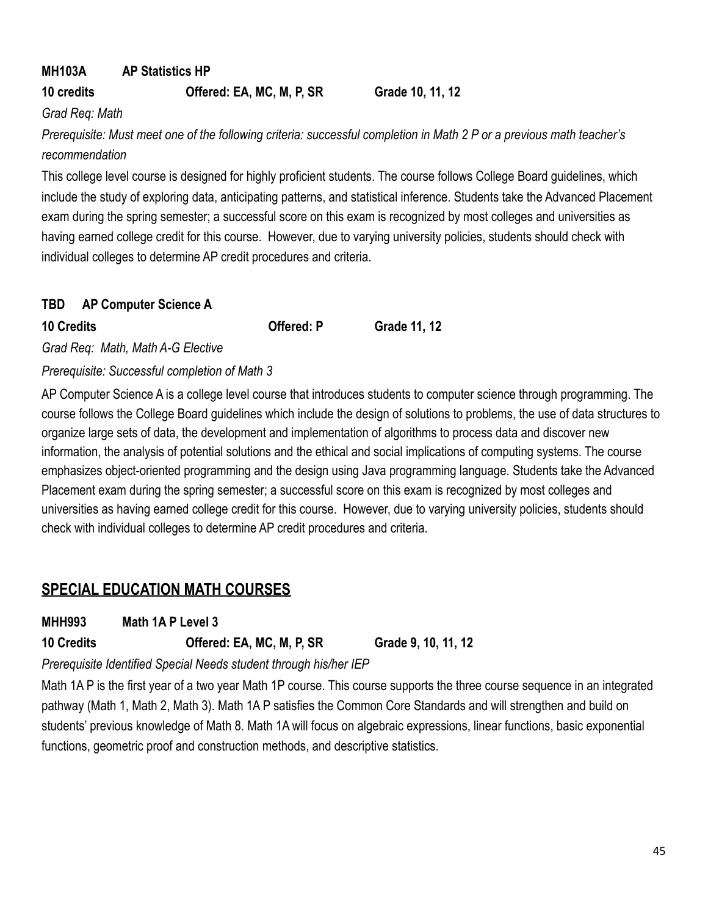**MH103A AP Statistics HP**

**10 credits Offered: EA, MC, M, P, SR Grade 10, 11, 12**

*Grad Req: Math*

*Prerequisite: Must meet one of the following criteria: successful completion in Math 2 P or a previous math teacher's recommendation*

This college level course is designed for highly proficient students. The course follows College Board guidelines, which include the study of exploring data, anticipating patterns, and statistical inference. Students take the Advanced Placement exam during the spring semester; a successful score on this exam is recognized by most colleges and universities as having earned college credit for this course. However, due to varying university policies, students should check with individual colleges to determine AP credit procedures and criteria.

**TBD AP Computer Science A**

**10 Credits Offered: P Grade 11, 12**

*Grad Req: Math, Math A-G Elective*

*Prerequisite: Successful completion of Math 3*

AP Computer Science A is a college level course that introduces students to computer science through programming. The course follows the College Board guidelines which include the design of solutions to problems, the use of data structures to organize large sets of data, the development and implementation of algorithms to process data and discover new information, the analysis of potential solutions and the ethical and social implications of computing systems. The course emphasizes object-oriented programming and the design using Java programming language. Students take the Advanced Placement exam during the spring semester; a successful score on this exam is recognized by most colleges and universities as having earned college credit for this course. However, due to varying university policies, students should check with individual colleges to determine AP credit procedures and criteria.

## SPECIAL EDUCATION MATH COURSES

**MHH993 Math 1A P Level 3**

**10 Credits Offered: EA, MC, M, P, SR Grade 9, 10, 11, 12**

*Prerequisite Identified Special Needs student through his/her IEP*

Math 1A P is the first year of a two year Math 1P course. This course supports the three course sequence in an integrated pathway (Math 1, Math 2, Math 3). Math 1A P satisfies the Common Core Standards and will strengthen and build on students' previous knowledge of Math 8. Math 1A will focus on algebraic expressions, linear functions, basic exponential functions, geometric proof and construction methods, and descriptive statistics.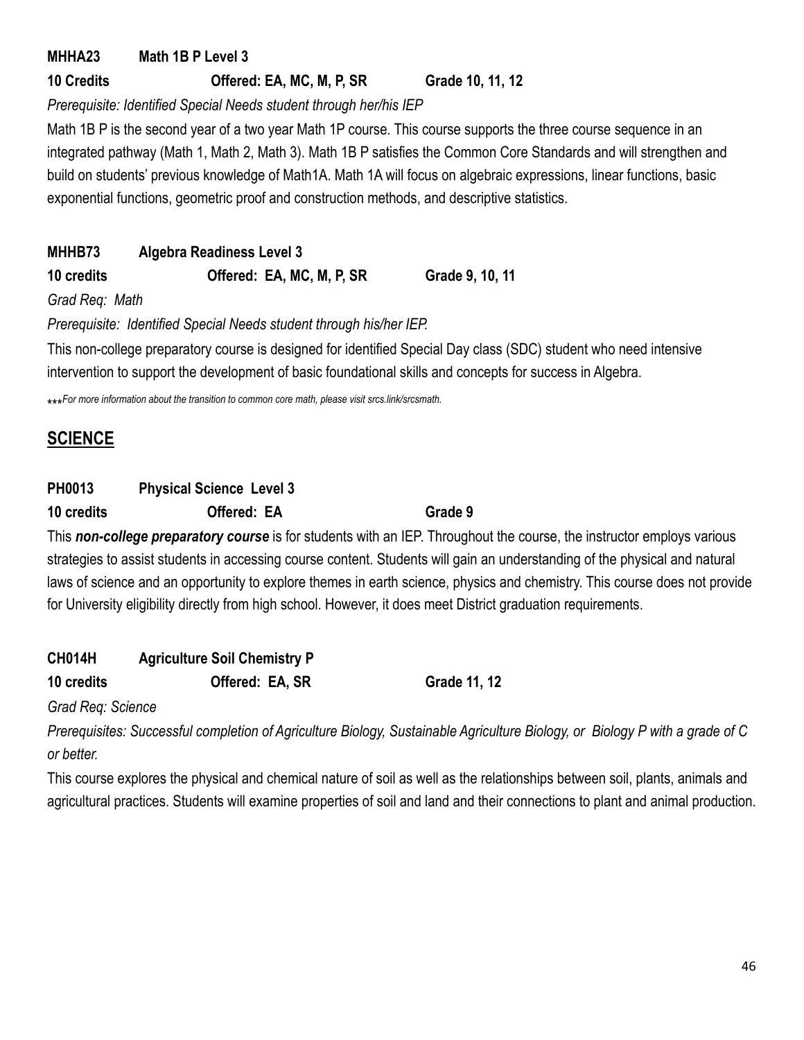**MHHA23 Math 1B P Level 3**

**10 Credits Offered: EA, MC, M, P, SR Grade 10, 11, 12**

*Prerequisite: Identified Special Needs student through her/his IEP*

Math 1B P is the second year of a two year Math 1P course. This course supports the three course sequence in an integrated pathway (Math 1, Math 2, Math 3). Math 1B P satisfies the Common Core Standards and will strengthen and build on students' previous knowledge of Math1A. Math 1A will focus on algebraic expressions, linear functions, basic exponential functions, geometric proof and construction methods, and descriptive statistics.

**MHHB73 Algebra Readiness Level 3**

**10 credits Offered: EA, MC, M, P, SR Grade 9, 10, 11**

*Grad Req: Math*

*Prerequisite: Identified Special Needs student through his/her IEP.*

This non-college preparatory course is designed for identified Special Day class (SDC) student who need intensive intervention to support the development of basic foundational skills and concepts for success in Algebra.

****For more information about the transition to common core math, please visit srcs.link/srcsmath.*

## SCIENCE

**PH0013 Physical Science Level 3**

**10 credits Offered: EA Grade 9**

This ***non-college preparatory course*** is for students with an IEP. Throughout the course, the instructor employs various strategies to assist students in accessing course content. Students will gain an understanding of the physical and natural laws of science and an opportunity to explore themes in earth science, physics and chemistry. This course does not provide for University eligibility directly from high school. However, it does meet District graduation requirements.

**CH014H Agriculture Soil Chemistry P**

**10 credits Offered: EA, SR Grade 11, 12**

*Grad Req: Science*

*Prerequisites: Successful completion of Agriculture Biology, Sustainable Agriculture Biology, or Biology P with a grade of C or better.*

This course explores the physical and chemical nature of soil as well as the relationships between soil, plants, animals and agricultural practices. Students will examine properties of soil and land and their connections to plant and animal production.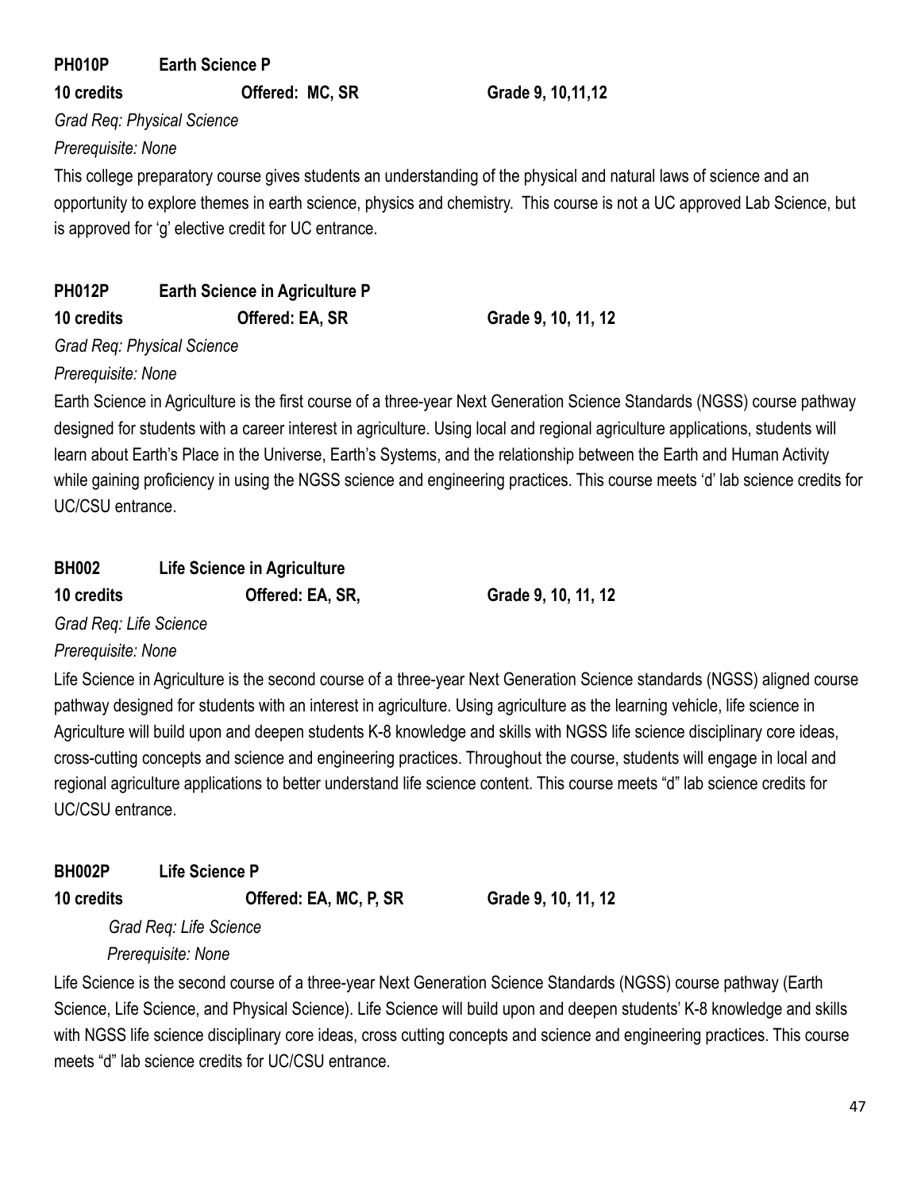**PH010P Earth Science P**

**10 credits Offered: MC, SR Grade 9, 10,11,12**

*Grad Req: Physical Science*

*Prerequisite: None*

This college preparatory course gives students an understanding of the physical and natural laws of science and an opportunity to explore themes in earth science, physics and chemistry. This course is not a UC approved Lab Science, but is approved for 'g' elective credit for UC entrance.

**PH012P Earth Science in Agriculture P**

**10 credits Offered: EA, SR Grade 9, 10, 11, 12**

*Grad Req: Physical Science*

*Prerequisite: None*

Earth Science in Agriculture is the first course of a three-year Next Generation Science Standards (NGSS) course pathway designed for students with a career interest in agriculture. Using local and regional agriculture applications, students will learn about Earth's Place in the Universe, Earth's Systems, and the relationship between the Earth and Human Activity while gaining proficiency in using the NGSS science and engineering practices. This course meets 'd' lab science credits for UC/CSU entrance.

**BH002 Life Science in Agriculture**

**10 credits Offered: EA, SR, Grade 9, 10, 11, 12**

*Grad Req: Life Science*

*Prerequisite: None*

Life Science in Agriculture is the second course of a three-year Next Generation Science standards (NGSS) aligned course pathway designed for students with an interest in agriculture. Using agriculture as the learning vehicle, life science in Agriculture will build upon and deepen students K-8 knowledge and skills with NGSS life science disciplinary core ideas, cross-cutting concepts and science and engineering practices. Throughout the course, students will engage in local and regional agriculture applications to better understand life science content. This course meets "d" lab science credits for UC/CSU entrance.

**BH002P Life Science P**

**10 credits Offered: EA, MC, P, SR Grade 9, 10, 11, 12**

*Grad Req: Life Science*

*Prerequisite: None*

Life Science is the second course of a three-year Next Generation Science Standards (NGSS) course pathway (Earth Science, Life Science, and Physical Science). Life Science will build upon and deepen students' K-8 knowledge and skills with NGSS life science disciplinary core ideas, cross cutting concepts and science and engineering practices. This course meets "d" lab science credits for UC/CSU entrance.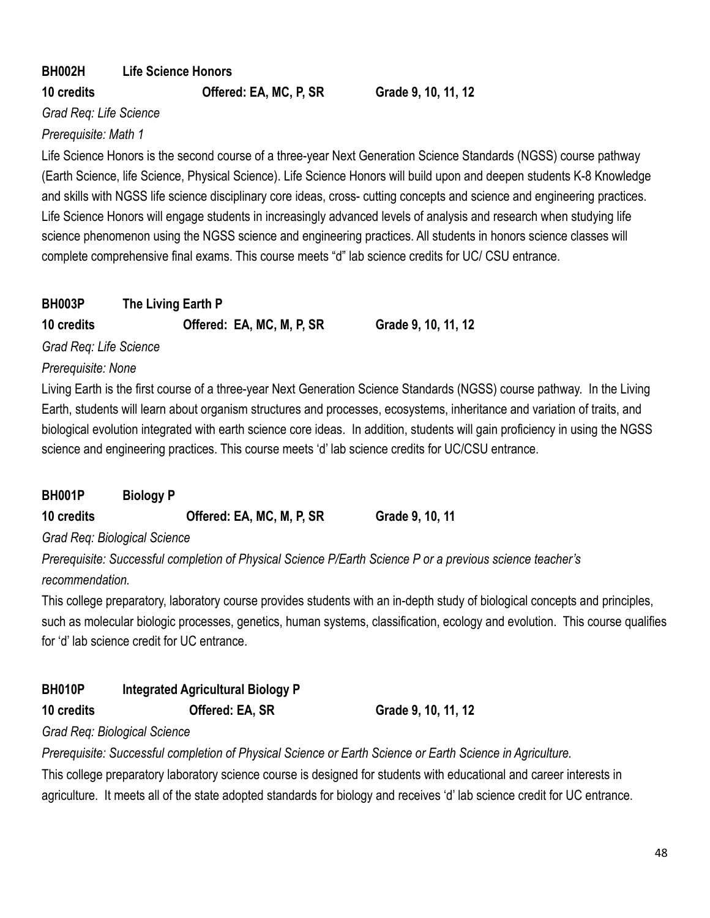**BH002H Life Science Honors**

**10 credits Offered: EA, MC, P, SR Grade 9, 10, 11, 12**

*Grad Req: Life Science*

*Prerequisite: Math 1*

Life Science Honors is the second course of a three-year Next Generation Science Standards (NGSS) course pathway (Earth Science, life Science, Physical Science). Life Science Honors will build upon and deepen students K-8 Knowledge and skills with NGSS life science disciplinary core ideas, cross- cutting concepts and science and engineering practices. Life Science Honors will engage students in increasingly advanced levels of analysis and research when studying life science phenomenon using the NGSS science and engineering practices. All students in honors science classes will complete comprehensive final exams. This course meets "d" lab science credits for UC/ CSU entrance.

**BH003P The Living Earth P**

**10 credits Offered: EA, MC, M, P, SR Grade 9, 10, 11, 12**

*Grad Req: Life Science*

*Prerequisite: None*

Living Earth is the first course of a three-year Next Generation Science Standards (NGSS) course pathway. In the Living Earth, students will learn about organism structures and processes, ecosystems, inheritance and variation of traits, and biological evolution integrated with earth science core ideas. In addition, students will gain proficiency in using the NGSS science and engineering practices. This course meets 'd' lab science credits for UC/CSU entrance.

**BH001P Biology P**

**10 credits Offered: EA, MC, M, P, SR Grade 9, 10, 11**

*Grad Req: Biological Science*

*Prerequisite: Successful completion of Physical Science P/Earth Science P or a previous science teacher's recommendation.*

This college preparatory, laboratory course provides students with an in-depth study of biological concepts and principles, such as molecular biologic processes, genetics, human systems, classification, ecology and evolution. This course qualifies for 'd' lab science credit for UC entrance.

**BH010P Integrated Agricultural Biology P**

**10 credits Offered: EA, SR Grade 9, 10, 11, 12**

*Grad Req: Biological Science*

*Prerequisite: Successful completion of Physical Science or Earth Science or Earth Science in Agriculture.*

This college preparatory laboratory science course is designed for students with educational and career interests in agriculture. It meets all of the state adopted standards for biology and receives 'd' lab science credit for UC entrance.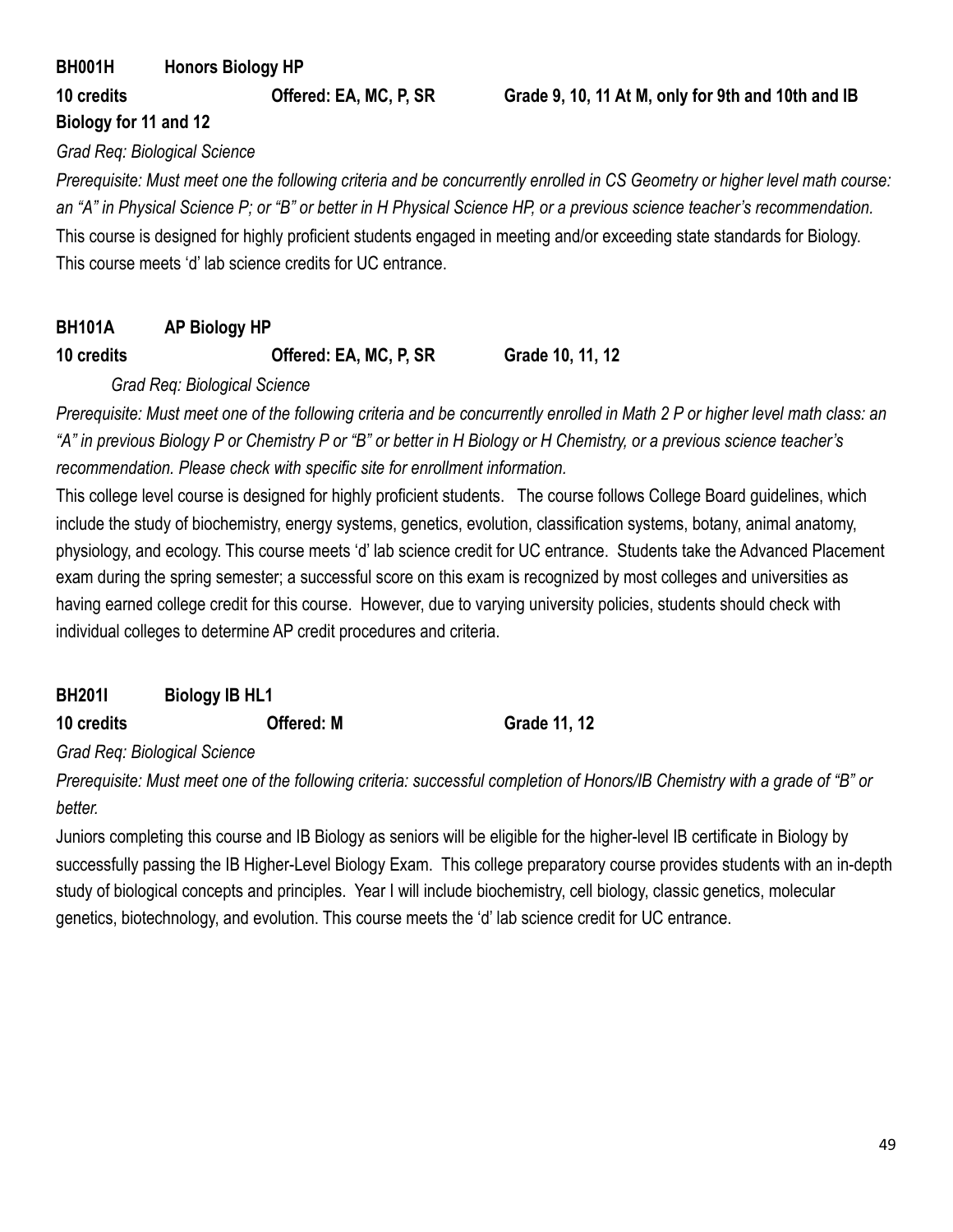**BH001H Honors Biology HP**

**10 credits Offered: EA, MC, P, SR Grade 9, 10, 11 At M, only for 9th and 10th and IB Biology for 11 and 12**

*Grad Req: Biological Science*

*Prerequisite: Must meet one the following criteria and be concurrently enrolled in CS Geometry or higher level math course: an "A" in Physical Science P; or "B" or better in H Physical Science HP, or a previous science teacher's recommendation.*

This course is designed for highly proficient students engaged in meeting and/or exceeding state standards for Biology. This course meets 'd' lab science credits for UC entrance.

**BH101A AP Biology HP**

**10 credits Offered: EA, MC, P, SR Grade 10, 11, 12**

*Grad Req: Biological Science*

*Prerequisite: Must meet one of the following criteria and be concurrently enrolled in Math 2 P or higher level math class: an "A" in previous Biology P or Chemistry P or "B" or better in H Biology or H Chemistry, or a previous science teacher's recommendation. Please check with specific site for enrollment information.*

This college level course is designed for highly proficient students. The course follows College Board guidelines, which include the study of biochemistry, energy systems, genetics, evolution, classification systems, botany, animal anatomy, physiology, and ecology. This course meets 'd' lab science credit for UC entrance. Students take the Advanced Placement exam during the spring semester; a successful score on this exam is recognized by most colleges and universities as having earned college credit for this course. However, due to varying university policies, students should check with individual colleges to determine AP credit procedures and criteria.

**BH201I Biology IB HL1**

**10 credits Offered: M Grade 11, 12**

*Grad Req: Biological Science*

*Prerequisite: Must meet one of the following criteria: successful completion of Honors/IB Chemistry with a grade of "B" or better.*

Juniors completing this course and IB Biology as seniors will be eligible for the higher-level IB certificate in Biology by successfully passing the IB Higher-Level Biology Exam. This college preparatory course provides students with an in-depth study of biological concepts and principles. Year I will include biochemistry, cell biology, classic genetics, molecular genetics, biotechnology, and evolution. This course meets the 'd' lab science credit for UC entrance.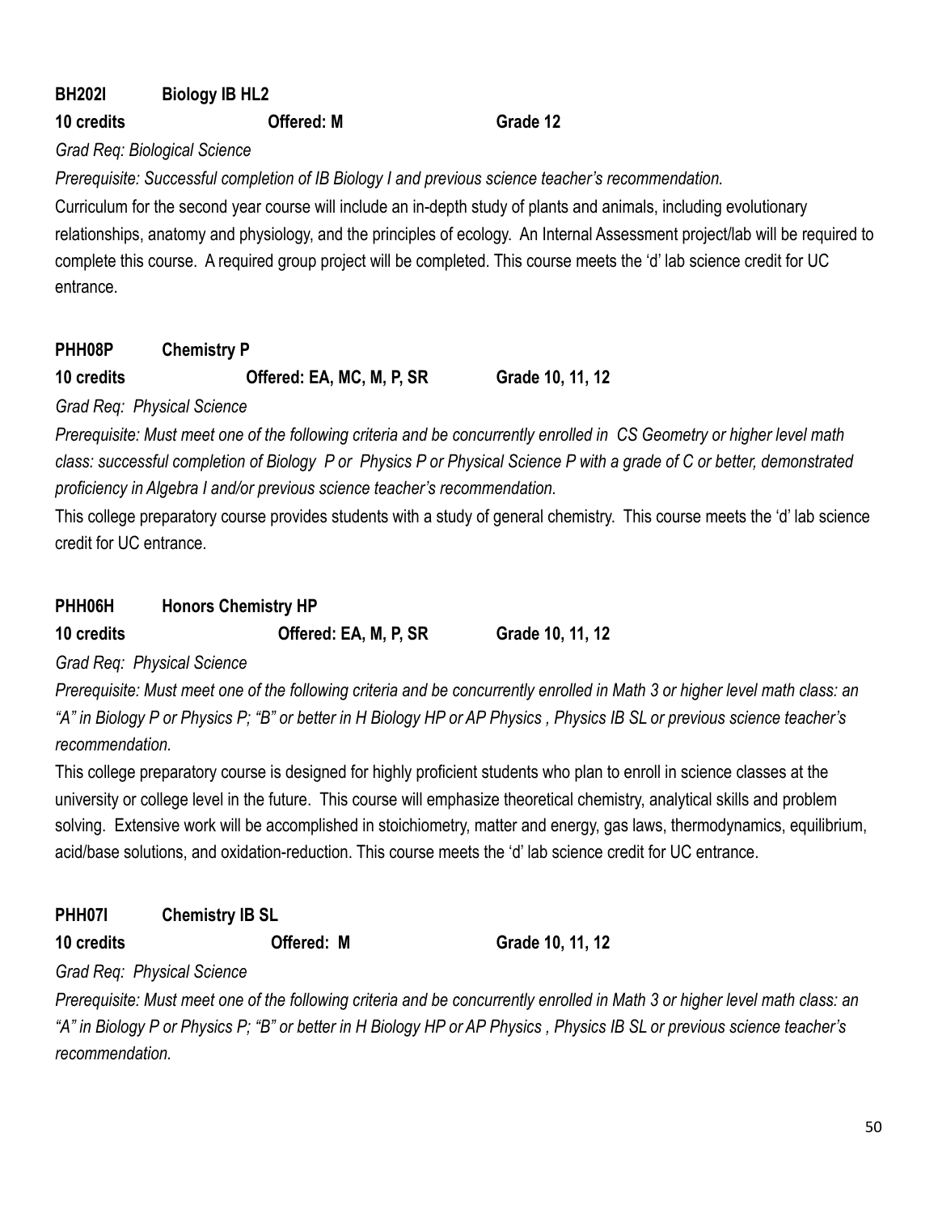**BH202I Biology IB HL2**

**10 credits** **Offered: M** **Grade 12**

*Grad Req: Biological Science*

*Prerequisite: Successful completion of IB Biology I and previous science teacher's recommendation.*

Curriculum for the second year course will include an in-depth study of plants and animals, including evolutionary relationships, anatomy and physiology, and the principles of ecology. An Internal Assessment project/lab will be required to complete this course. A required group project will be completed. This course meets the 'd' lab science credit for UC entrance.

**PHH08P Chemistry P**

**10 credits** **Offered: EA, MC, M, P, SR** **Grade 10, 11, 12**

*Grad Req: Physical Science*

*Prerequisite: Must meet one of the following criteria and be concurrently enrolled in CS Geometry or higher level math class: successful completion of Biology P or Physics P or Physical Science P with a grade of C or better, demonstrated proficiency in Algebra I and/or previous science teacher's recommendation.*

This college preparatory course provides students with a study of general chemistry. This course meets the 'd' lab science credit for UC entrance.

**PHH06H Honors Chemistry HP**

**10 credits** **Offered: EA, M, P, SR** **Grade 10, 11, 12**

*Grad Req: Physical Science*

*Prerequisite: Must meet one of the following criteria and be concurrently enrolled in Math 3 or higher level math class: an "A" in Biology P or Physics P; "B" or better in H Biology HP or AP Physics , Physics IB SL or previous science teacher's recommendation.*

This college preparatory course is designed for highly proficient students who plan to enroll in science classes at the university or college level in the future. This course will emphasize theoretical chemistry, analytical skills and problem solving. Extensive work will be accomplished in stoichiometry, matter and energy, gas laws, thermodynamics, equilibrium, acid/base solutions, and oxidation-reduction. This course meets the 'd' lab science credit for UC entrance.

**PHH07I Chemistry IB SL**

**10 credits** **Offered: M** **Grade 10, 11, 12**

*Grad Req: Physical Science*

*Prerequisite: Must meet one of the following criteria and be concurrently enrolled in Math 3 or higher level math class: an "A" in Biology P or Physics P; "B" or better in H Biology HP or AP Physics , Physics IB SL or previous science teacher's recommendation.*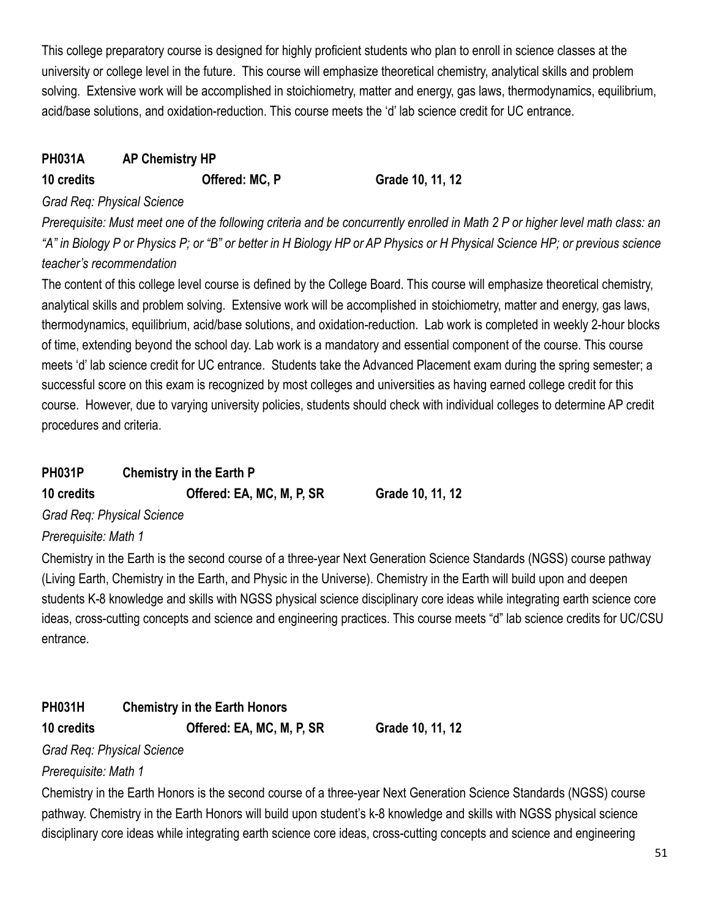This college preparatory course is designed for highly proficient students who plan to enroll in science classes at the university or college level in the future. This course will emphasize theoretical chemistry, analytical skills and problem solving. Extensive work will be accomplished in stoichiometry, matter and energy, gas laws, thermodynamics, equilibrium, acid/base solutions, and oxidation-reduction. This course meets the 'd' lab science credit for UC entrance.

**PH031A AP Chemistry HP**

**10 credits Offered: MC, P Grade 10, 11, 12**

*Grad Req: Physical Science*

*Prerequisite: Must meet one of the following criteria and be concurrently enrolled in Math 2 P or higher level math class: an "A" in Biology P or Physics P; or "B" or better in H Biology HP or AP Physics or H Physical Science HP; or previous science teacher's recommendation*

The content of this college level course is defined by the College Board. This course will emphasize theoretical chemistry, analytical skills and problem solving. Extensive work will be accomplished in stoichiometry, matter and energy, gas laws, thermodynamics, equilibrium, acid/base solutions, and oxidation-reduction. Lab work is completed in weekly 2-hour blocks of time, extending beyond the school day. Lab work is a mandatory and essential component of the course. This course meets 'd' lab science credit for UC entrance. Students take the Advanced Placement exam during the spring semester; a successful score on this exam is recognized by most colleges and universities as having earned college credit for this course. However, due to varying university policies, students should check with individual colleges to determine AP credit procedures and criteria.

**PH031P Chemistry in the Earth P**

**10 credits Offered: EA, MC, M, P, SR Grade 10, 11, 12**

*Grad Req: Physical Science*

*Prerequisite: Math 1*

Chemistry in the Earth is the second course of a three-year Next Generation Science Standards (NGSS) course pathway (Living Earth, Chemistry in the Earth, and Physic in the Universe). Chemistry in the Earth will build upon and deepen students K-8 knowledge and skills with NGSS physical science disciplinary core ideas while integrating earth science core ideas, cross-cutting concepts and science and engineering practices. This course meets "d" lab science credits for UC/CSU entrance.

**PH031H Chemistry in the Earth Honors**

**10 credits Offered: EA, MC, M, P, SR Grade 10, 11, 12**

*Grad Req: Physical Science*

*Prerequisite: Math 1*

Chemistry in the Earth Honors is the second course of a three-year Next Generation Science Standards (NGSS) course pathway. Chemistry in the Earth Honors will build upon student's k-8 knowledge and skills with NGSS physical science disciplinary core ideas while integrating earth science core ideas, cross-cutting concepts and science and engineering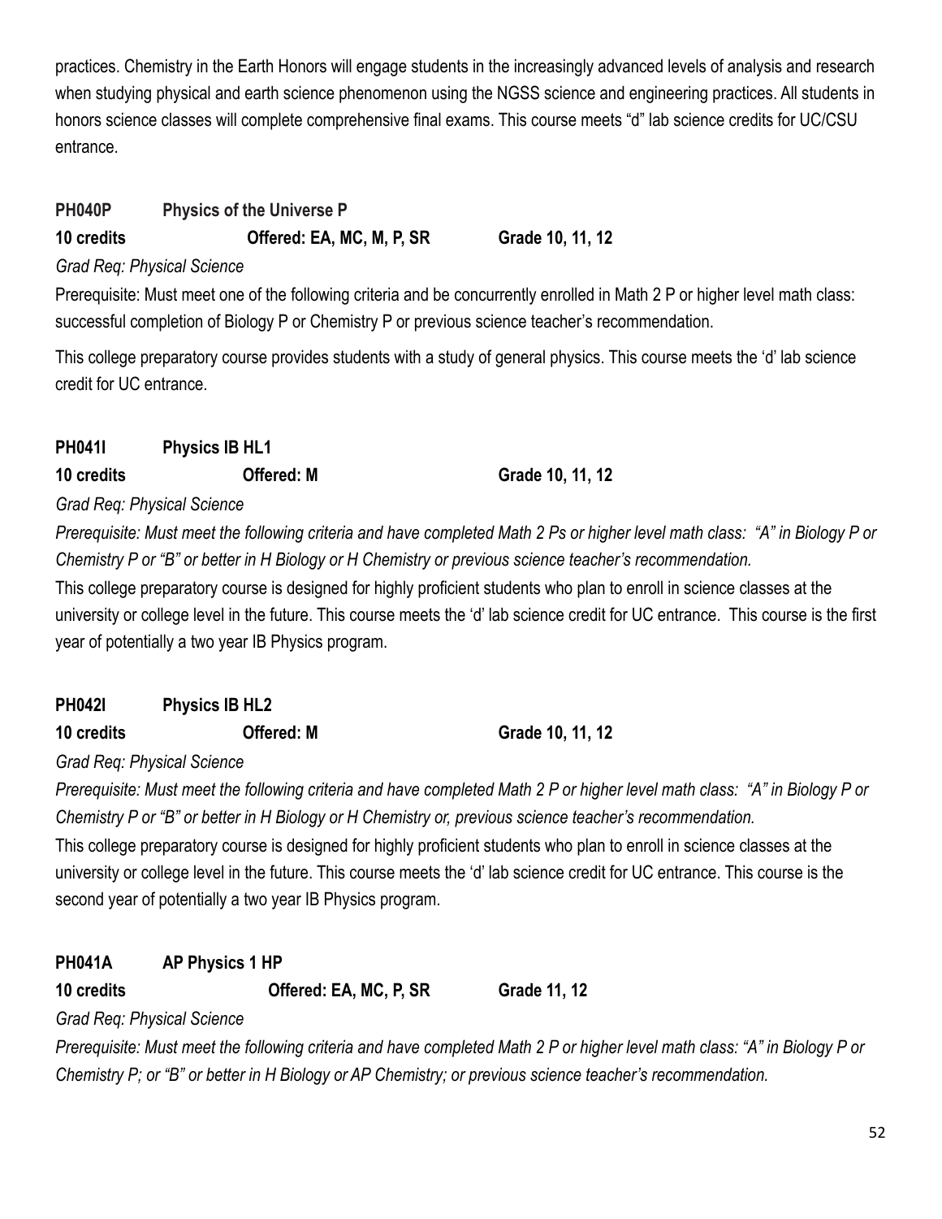practices. Chemistry in the Earth Honors will engage students in the increasingly advanced levels of analysis and research when studying physical and earth science phenomenon using the NGSS science and engineering practices. All students in honors science classes will complete comprehensive final exams. This course meets "d" lab science credits for UC/CSU entrance.

**PH040P Physics of the Universe P**

**10 credits Offered: EA, MC, M, P, SR Grade 10, 11, 12**

*Grad Req: Physical Science*

Prerequisite: Must meet one of the following criteria and be concurrently enrolled in Math 2 P or higher level math class: successful completion of Biology P or Chemistry P or previous science teacher's recommendation.

This college preparatory course provides students with a study of general physics. This course meets the 'd' lab science credit for UC entrance.

**PH041I Physics IB HL1**

**10 credits Offered: M Grade 10, 11, 12**

*Grad Req: Physical Science*

*Prerequisite: Must meet the following criteria and have completed Math 2 Ps or higher level math class: "A" in Biology P or Chemistry P or "B" or better in H Biology or H Chemistry or previous science teacher's recommendation.*

This college preparatory course is designed for highly proficient students who plan to enroll in science classes at the university or college level in the future. This course meets the 'd' lab science credit for UC entrance. This course is the first year of potentially a two year IB Physics program.

**PH042I Physics IB HL2**

**10 credits Offered: M Grade 10, 11, 12**

*Grad Req: Physical Science*

*Prerequisite: Must meet the following criteria and have completed Math 2 P or higher level math class: "A" in Biology P or Chemistry P or "B" or better in H Biology or H Chemistry or, previous science teacher's recommendation.*

This college preparatory course is designed for highly proficient students who plan to enroll in science classes at the university or college level in the future. This course meets the 'd' lab science credit for UC entrance. This course is the second year of potentially a two year IB Physics program.

**PH041A AP Physics 1 HP**

**10 credits Offered: EA, MC, P, SR Grade 11, 12**

*Grad Req: Physical Science*

*Prerequisite: Must meet the following criteria and have completed Math 2 P or higher level math class: "A" in Biology P or Chemistry P; or "B" or better in H Biology or AP Chemistry; or previous science teacher's recommendation.*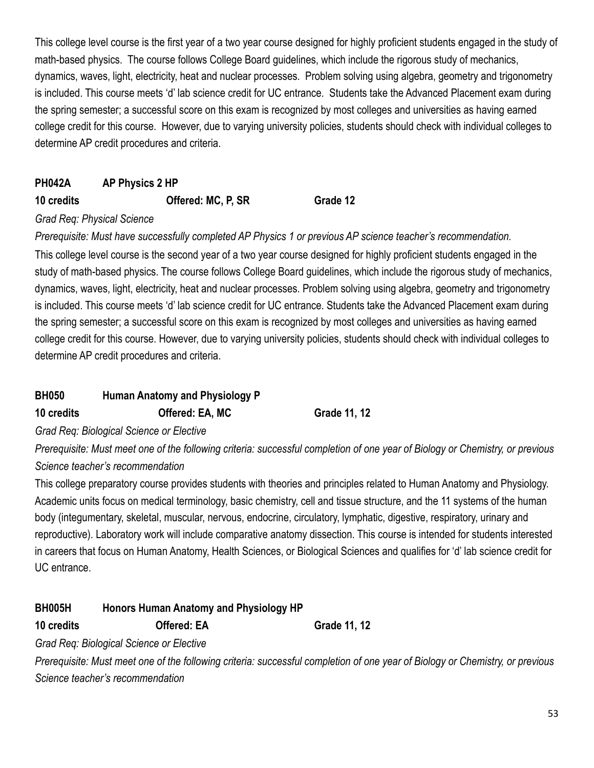This college level course is the first year of a two year course designed for highly proficient students engaged in the study of math-based physics. The course follows College Board guidelines, which include the rigorous study of mechanics, dynamics, waves, light, electricity, heat and nuclear processes. Problem solving using algebra, geometry and trigonometry is included. This course meets 'd' lab science credit for UC entrance. Students take the Advanced Placement exam during the spring semester; a successful score on this exam is recognized by most colleges and universities as having earned college credit for this course. However, due to varying university policies, students should check with individual colleges to determine AP credit procedures and criteria.

### PH042A AP Physics 2 HP

**10 credits** **Offered: MC, P, SR** **Grade 12**

*Grad Req: Physical Science*

*Prerequisite: Must have successfully completed AP Physics 1 or previous AP science teacher's recommendation.*

This college level course is the second year of a two year course designed for highly proficient students engaged in the study of math-based physics. The course follows College Board guidelines, which include the rigorous study of mechanics, dynamics, waves, light, electricity, heat and nuclear processes. Problem solving using algebra, geometry and trigonometry is included. This course meets 'd' lab science credit for UC entrance. Students take the Advanced Placement exam during the spring semester; a successful score on this exam is recognized by most colleges and universities as having earned college credit for this course. However, due to varying university policies, students should check with individual colleges to determine AP credit procedures and criteria.

### BH050 Human Anatomy and Physiology P

**10 credits** **Offered: EA, MC** **Grade 11, 12**

*Grad Req: Biological Science or Elective*

*Prerequisite: Must meet one of the following criteria: successful completion of one year of Biology or Chemistry, or previous Science teacher's recommendation*

This college preparatory course provides students with theories and principles related to Human Anatomy and Physiology. Academic units focus on medical terminology, basic chemistry, cell and tissue structure, and the 11 systems of the human body (integumentary, skeletal, muscular, nervous, endocrine, circulatory, lymphatic, digestive, respiratory, urinary and reproductive). Laboratory work will include comparative anatomy dissection. This course is intended for students interested in careers that focus on Human Anatomy, Health Sciences, or Biological Sciences and qualifies for 'd' lab science credit for UC entrance.

### BH005H Honors Human Anatomy and Physiology HP

**10 credits** **Offered: EA** **Grade 11, 12**

*Grad Req: Biological Science or Elective*

*Prerequisite: Must meet one of the following criteria: successful completion of one year of Biology or Chemistry, or previous Science teacher's recommendation*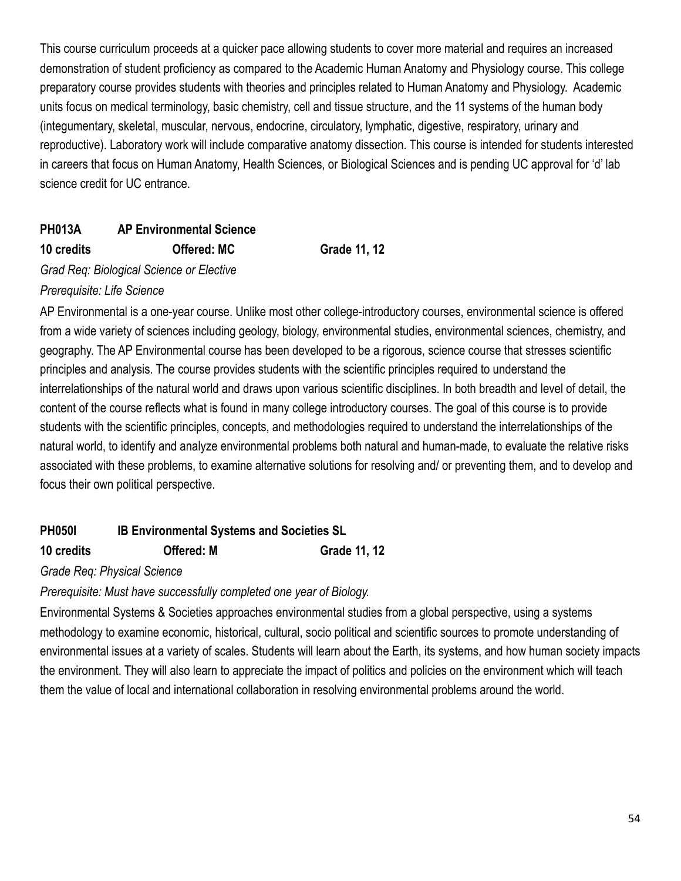This course curriculum proceeds at a quicker pace allowing students to cover more material and requires an increased demonstration of student proficiency as compared to the Academic Human Anatomy and Physiology course. This college preparatory course provides students with theories and principles related to Human Anatomy and Physiology. Academic units focus on medical terminology, basic chemistry, cell and tissue structure, and the 11 systems of the human body (integumentary, skeletal, muscular, nervous, endocrine, circulatory, lymphatic, digestive, respiratory, urinary and reproductive). Laboratory work will include comparative anatomy dissection. This course is intended for students interested in careers that focus on Human Anatomy, Health Sciences, or Biological Sciences and is pending UC approval for 'd' lab science credit for UC entrance.

### PH013A AP Environmental Science

**10 credits** **Offered: MC** **Grade 11, 12**

*Grad Req: Biological Science or Elective*

*Prerequisite: Life Science*

AP Environmental is a one-year course. Unlike most other college-introductory courses, environmental science is offered from a wide variety of sciences including geology, biology, environmental studies, environmental sciences, chemistry, and geography. The AP Environmental course has been developed to be a rigorous, science course that stresses scientific principles and analysis. The course provides students with the scientific principles required to understand the interrelationships of the natural world and draws upon various scientific disciplines. In both breadth and level of detail, the content of the course reflects what is found in many college introductory courses. The goal of this course is to provide students with the scientific principles, concepts, and methodologies required to understand the interrelationships of the natural world, to identify and analyze environmental problems both natural and human-made, to evaluate the relative risks associated with these problems, to examine alternative solutions for resolving and/ or preventing them, and to develop and focus their own political perspective.

### PH050I IB Environmental Systems and Societies SL

**10 credits** **Offered: M** **Grade 11, 12**

*Grade Req: Physical Science*

*Prerequisite: Must have successfully completed one year of Biology.*

Environmental Systems & Societies approaches environmental studies from a global perspective, using a systems methodology to examine economic, historical, cultural, socio political and scientific sources to promote understanding of environmental issues at a variety of scales. Students will learn about the Earth, its systems, and how human society impacts the environment. They will also learn to appreciate the impact of politics and policies on the environment which will teach them the value of local and international collaboration in resolving environmental problems around the world.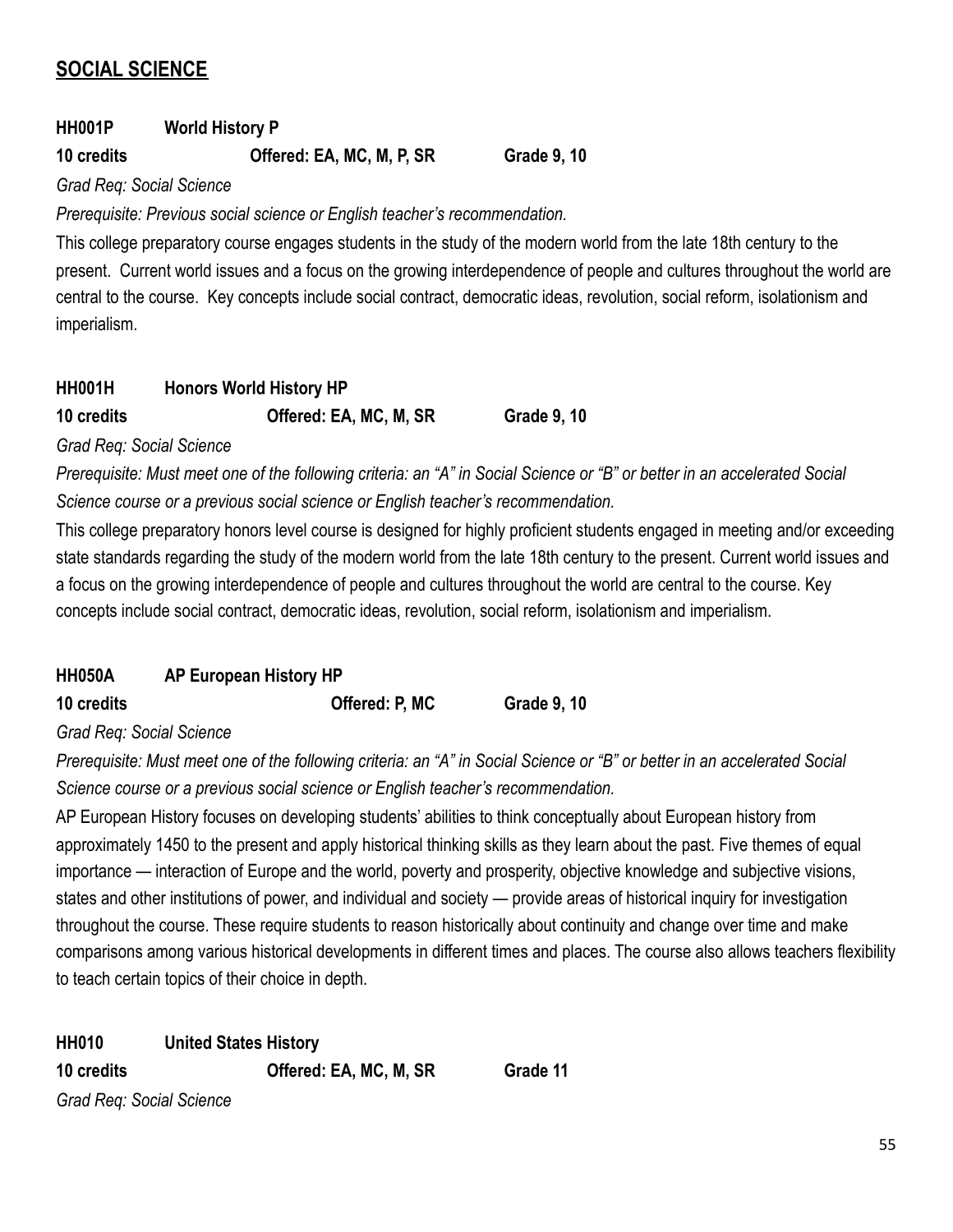## SOCIAL SCIENCE

**HH001P World History P**

**10 credits Offered: EA, MC, M, P, SR Grade 9, 10**

*Grad Req: Social Science*

*Prerequisite: Previous social science or English teacher's recommendation.*

This college preparatory course engages students in the study of the modern world from the late 18th century to the present. Current world issues and a focus on the growing interdependence of people and cultures throughout the world are central to the course. Key concepts include social contract, democratic ideas, revolution, social reform, isolationism and imperialism.

**HH001H Honors World History HP**

**10 credits Offered: EA, MC, M, SR Grade 9, 10**

*Grad Req: Social Science*

*Prerequisite: Must meet one of the following criteria: an "A" in Social Science or "B" or better in an accelerated Social Science course or a previous social science or English teacher's recommendation.*

This college preparatory honors level course is designed for highly proficient students engaged in meeting and/or exceeding state standards regarding the study of the modern world from the late 18th century to the present. Current world issues and a focus on the growing interdependence of people and cultures throughout the world are central to the course. Key concepts include social contract, democratic ideas, revolution, social reform, isolationism and imperialism.

**HH050A AP European History HP**

**10 credits Offered: P, MC Grade 9, 10**

*Grad Req: Social Science*

*Prerequisite: Must meet one of the following criteria: an "A" in Social Science or "B" or better in an accelerated Social Science course or a previous social science or English teacher's recommendation.*

AP European History focuses on developing students' abilities to think conceptually about European history from approximately 1450 to the present and apply historical thinking skills as they learn about the past. Five themes of equal importance — interaction of Europe and the world, poverty and prosperity, objective knowledge and subjective visions, states and other institutions of power, and individual and society — provide areas of historical inquiry for investigation throughout the course. These require students to reason historically about continuity and change over time and make comparisons among various historical developments in different times and places. The course also allows teachers flexibility to teach certain topics of their choice in depth.

**HH010 United States History**

**10 credits Offered: EA, MC, M, SR Grade 11**

*Grad Req: Social Science*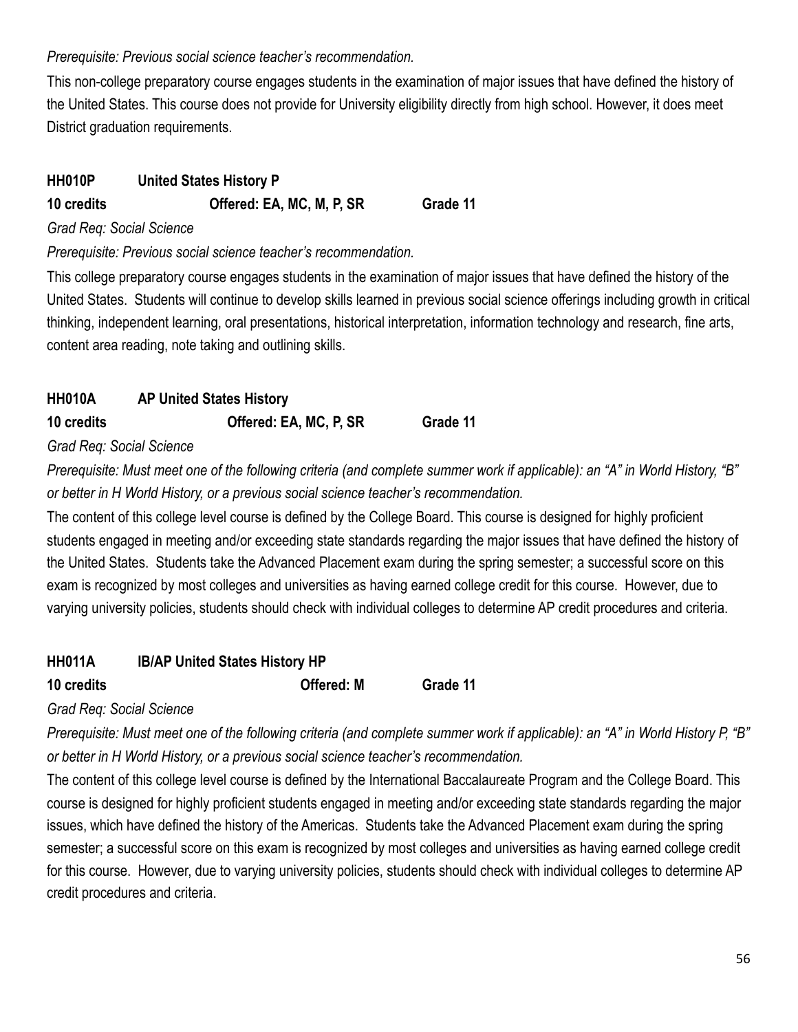*Prerequisite: Previous social science teacher's recommendation.*

This non-college preparatory course engages students in the examination of major issues that have defined the history of the United States. This course does not provide for University eligibility directly from high school. However, it does meet District graduation requirements.

**HH010P United States History P**

**10 credits Offered: EA, MC, M, P, SR Grade 11**

*Grad Req: Social Science*

*Prerequisite: Previous social science teacher's recommendation.*

This college preparatory course engages students in the examination of major issues that have defined the history of the United States. Students will continue to develop skills learned in previous social science offerings including growth in critical thinking, independent learning, oral presentations, historical interpretation, information technology and research, fine arts, content area reading, note taking and outlining skills.

**HH010A AP United States History**

**10 credits Offered: EA, MC, P, SR Grade 11**

*Grad Req: Social Science*

*Prerequisite: Must meet one of the following criteria (and complete summer work if applicable): an "A" in World History, "B" or better in H World History, or a previous social science teacher's recommendation.*

The content of this college level course is defined by the College Board. This course is designed for highly proficient students engaged in meeting and/or exceeding state standards regarding the major issues that have defined the history of the United States. Students take the Advanced Placement exam during the spring semester; a successful score on this exam is recognized by most colleges and universities as having earned college credit for this course. However, due to varying university policies, students should check with individual colleges to determine AP credit procedures and criteria.

**HH011A IB/AP United States History HP**

**10 credits Offered: M Grade 11**

*Grad Req: Social Science*

*Prerequisite: Must meet one of the following criteria (and complete summer work if applicable): an "A" in World History P, "B" or better in H World History, or a previous social science teacher's recommendation.*

The content of this college level course is defined by the International Baccalaureate Program and the College Board. This course is designed for highly proficient students engaged in meeting and/or exceeding state standards regarding the major issues, which have defined the history of the Americas. Students take the Advanced Placement exam during the spring semester; a successful score on this exam is recognized by most colleges and universities as having earned college credit for this course. However, due to varying university policies, students should check with individual colleges to determine AP credit procedures and criteria.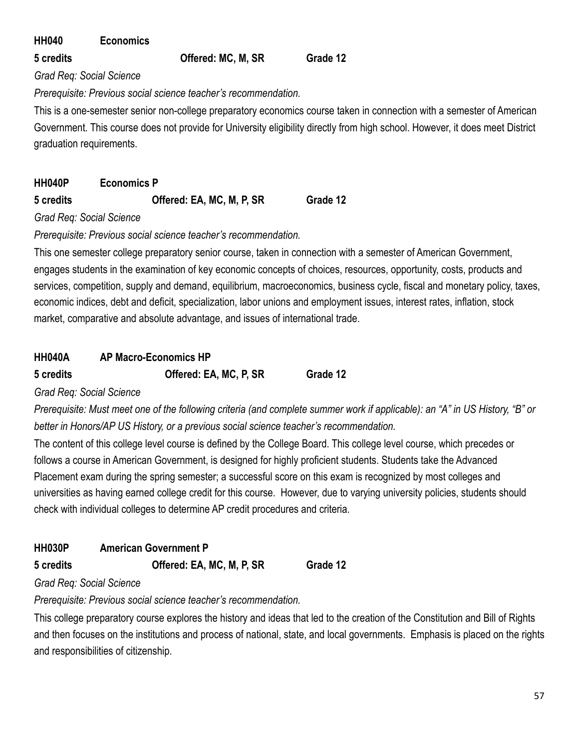### HH040 Economics

**5 credits** **Offered: MC, M, SR** **Grade 12**

*Grad Req: Social Science*

*Prerequisite: Previous social science teacher's recommendation.*

This is a one-semester senior non-college preparatory economics course taken in connection with a semester of American Government. This course does not provide for University eligibility directly from high school. However, it does meet District graduation requirements.

### HH040P Economics P

**5 credits** **Offered: EA, MC, M, P, SR** **Grade 12**

*Grad Req: Social Science*

*Prerequisite: Previous social science teacher's recommendation.*

This one semester college preparatory senior course, taken in connection with a semester of American Government, engages students in the examination of key economic concepts of choices, resources, opportunity, costs, products and services, competition, supply and demand, equilibrium, macroeconomics, business cycle, fiscal and monetary policy, taxes, economic indices, debt and deficit, specialization, labor unions and employment issues, interest rates, inflation, stock market, comparative and absolute advantage, and issues of international trade.

### HH040A AP Macro-Economics HP

**5 credits** **Offered: EA, MC, P, SR** **Grade 12**

*Grad Req: Social Science*

*Prerequisite: Must meet one of the following criteria (and complete summer work if applicable): an "A" in US History, "B" or better in Honors/AP US History, or a previous social science teacher's recommendation.*

The content of this college level course is defined by the College Board. This college level course, which precedes or follows a course in American Government, is designed for highly proficient students. Students take the Advanced Placement exam during the spring semester; a successful score on this exam is recognized by most colleges and universities as having earned college credit for this course. However, due to varying university policies, students should check with individual colleges to determine AP credit procedures and criteria.

### HH030P American Government P

**5 credits** **Offered: EA, MC, M, P, SR** **Grade 12**

*Grad Req: Social Science*

*Prerequisite: Previous social science teacher's recommendation.*

This college preparatory course explores the history and ideas that led to the creation of the Constitution and Bill of Rights and then focuses on the institutions and process of national, state, and local governments. Emphasis is placed on the rights and responsibilities of citizenship.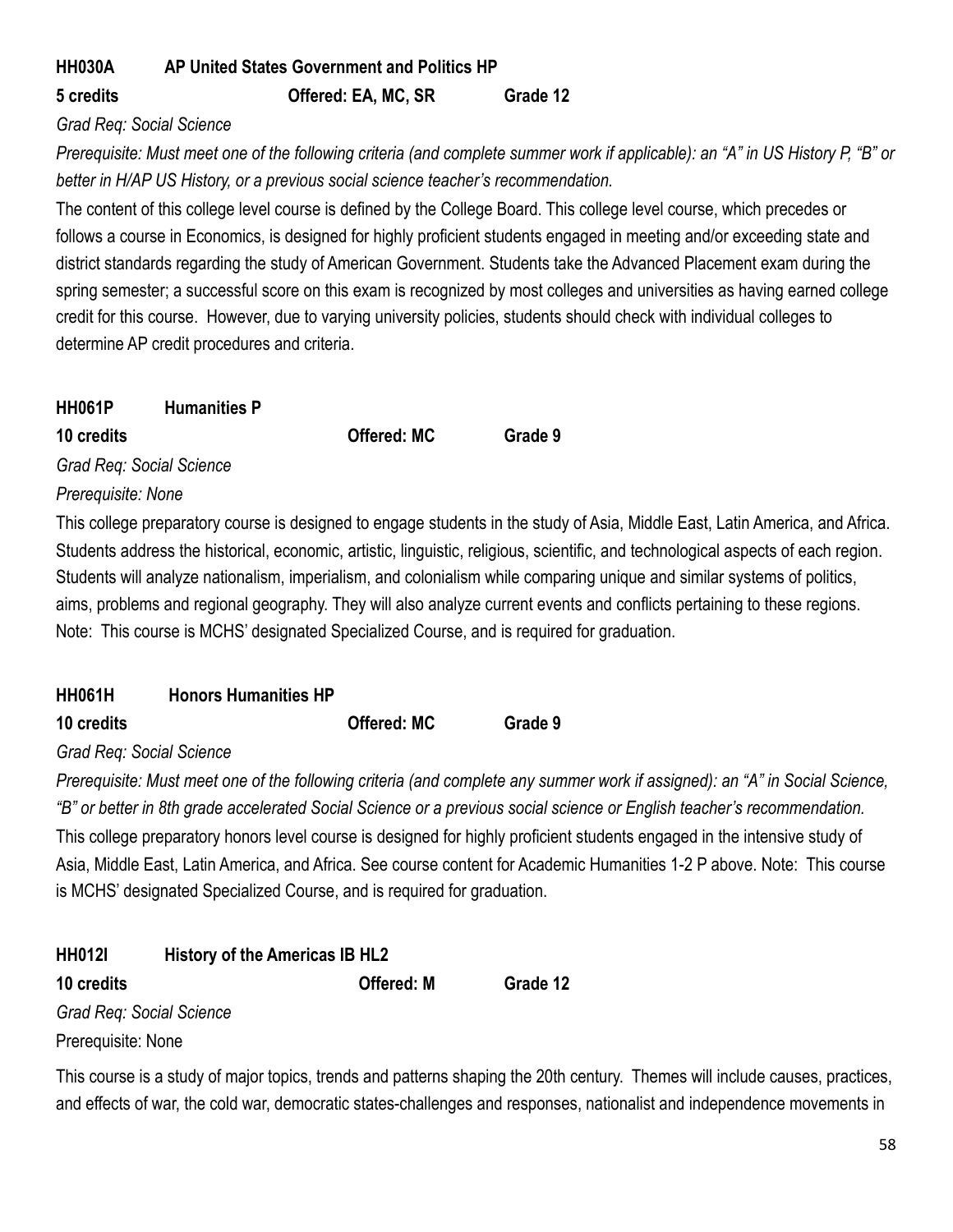**HH030A AP United States Government and Politics HP**

**5 credits** **Offered: EA, MC, SR** **Grade 12**

*Grad Req: Social Science*

*Prerequisite: Must meet one of the following criteria (and complete summer work if applicable): an "A" in US History P, "B" or better in H/AP US History, or a previous social science teacher's recommendation.*

The content of this college level course is defined by the College Board. This college level course, which precedes or follows a course in Economics, is designed for highly proficient students engaged in meeting and/or exceeding state and district standards regarding the study of American Government. Students take the Advanced Placement exam during the spring semester; a successful score on this exam is recognized by most colleges and universities as having earned college credit for this course. However, due to varying university policies, students should check with individual colleges to determine AP credit procedures and criteria.

**HH061P Humanities P**

**10 credits** **Offered: MC** **Grade 9**

*Grad Req: Social Science*

*Prerequisite: None*

This college preparatory course is designed to engage students in the study of Asia, Middle East, Latin America, and Africa. Students address the historical, economic, artistic, linguistic, religious, scientific, and technological aspects of each region. Students will analyze nationalism, imperialism, and colonialism while comparing unique and similar systems of politics, aims, problems and regional geography. They will also analyze current events and conflicts pertaining to these regions. Note: This course is MCHS' designated Specialized Course, and is required for graduation.

**HH061H Honors Humanities HP**

**10 credits** **Offered: MC** **Grade 9**

*Grad Req: Social Science*

*Prerequisite: Must meet one of the following criteria (and complete any summer work if assigned): an "A" in Social Science, "B" or better in 8th grade accelerated Social Science or a previous social science or English teacher's recommendation.*

This college preparatory honors level course is designed for highly proficient students engaged in the intensive study of Asia, Middle East, Latin America, and Africa. See course content for Academic Humanities 1-2 P above. Note: This course is MCHS' designated Specialized Course, and is required for graduation.

**HH012I History of the Americas IB HL2**

**10 credits** **Offered: M** **Grade 12**

*Grad Req: Social Science*

Prerequisite: None

This course is a study of major topics, trends and patterns shaping the 20th century. Themes will include causes, practices, and effects of war, the cold war, democratic states-challenges and responses, nationalist and independence movements in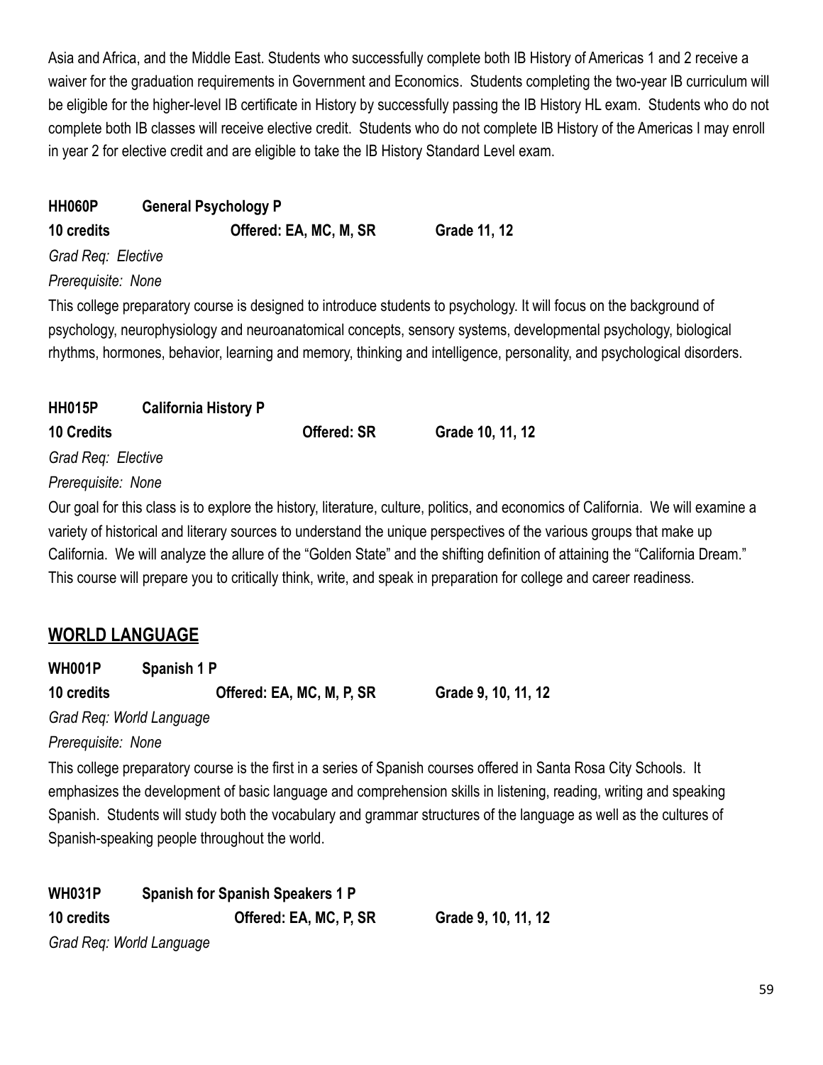Asia and Africa, and the Middle East. Students who successfully complete both IB History of Americas 1 and 2 receive a waiver for the graduation requirements in Government and Economics. Students completing the two-year IB curriculum will be eligible for the higher-level IB certificate in History by successfully passing the IB History HL exam. Students who do not complete both IB classes will receive elective credit. Students who do not complete IB History of the Americas I may enroll in year 2 for elective credit and are eligible to take the IB History Standard Level exam.

**HH060P General Psychology P**

**10 credits Offered: EA, MC, M, SR Grade 11, 12**

*Grad Req: Elective*

*Prerequisite: None*

This college preparatory course is designed to introduce students to psychology. It will focus on the background of psychology, neurophysiology and neuroanatomical concepts, sensory systems, developmental psychology, biological rhythms, hormones, behavior, learning and memory, thinking and intelligence, personality, and psychological disorders.

**HH015P California History P**

**10 Credits Offered: SR Grade 10, 11, 12**

*Grad Req: Elective*

*Prerequisite: None*

Our goal for this class is to explore the history, literature, culture, politics, and economics of California. We will examine a variety of historical and literary sources to understand the unique perspectives of the various groups that make up California. We will analyze the allure of the "Golden State" and the shifting definition of attaining the "California Dream." This course will prepare you to critically think, write, and speak in preparation for college and career readiness.

## WORLD LANGUAGE

**WH001P Spanish 1 P**

**10 credits Offered: EA, MC, M, P, SR Grade 9, 10, 11, 12**

*Grad Req: World Language*

*Prerequisite: None*

This college preparatory course is the first in a series of Spanish courses offered in Santa Rosa City Schools. It emphasizes the development of basic language and comprehension skills in listening, reading, writing and speaking Spanish. Students will study both the vocabulary and grammar structures of the language as well as the cultures of Spanish-speaking people throughout the world.

**WH031P Spanish for Spanish Speakers 1 P**

**10 credits Offered: EA, MC, P, SR Grade 9, 10, 11, 12**

*Grad Req: World Language*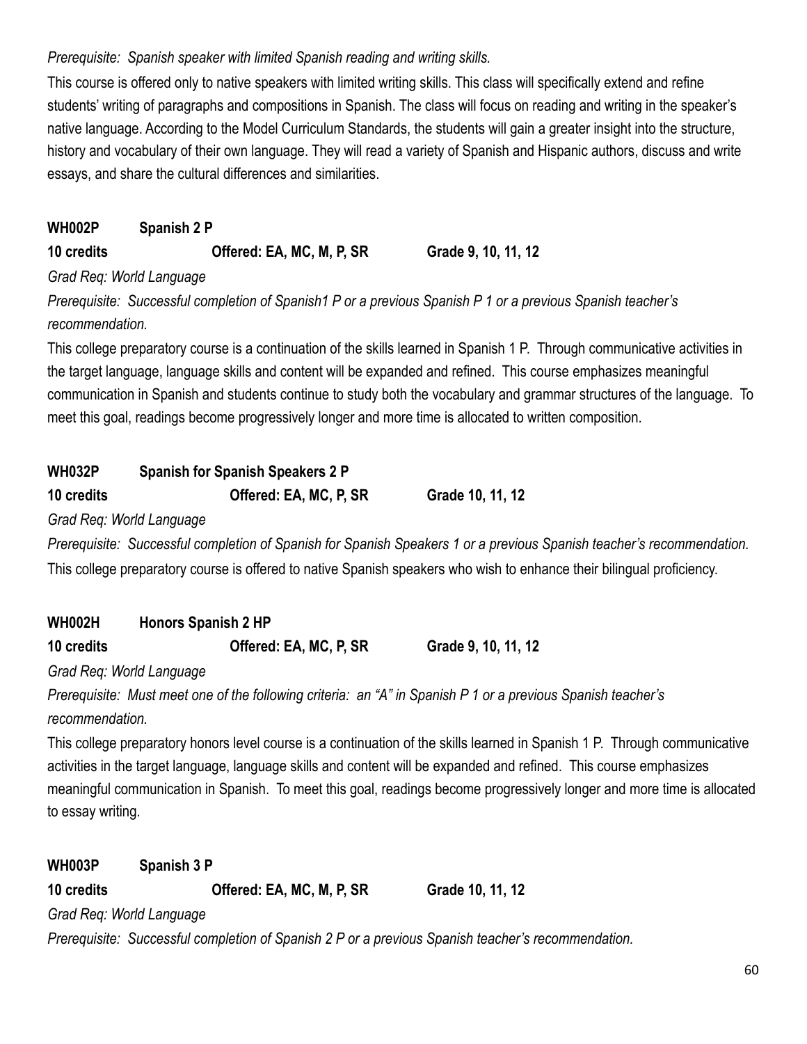*Prerequisite: Spanish speaker with limited Spanish reading and writing skills.*

This course is offered only to native speakers with limited writing skills. This class will specifically extend and refine students' writing of paragraphs and compositions in Spanish. The class will focus on reading and writing in the speaker's native language. According to the Model Curriculum Standards, the students will gain a greater insight into the structure, history and vocabulary of their own language. They will read a variety of Spanish and Hispanic authors, discuss and write essays, and share the cultural differences and similarities.

**WH002P Spanish 2 P**

**10 credits Offered: EA, MC, M, P, SR Grade 9, 10, 11, 12**

*Grad Req: World Language*

*Prerequisite: Successful completion of Spanish1 P or a previous Spanish P 1 or a previous Spanish teacher's recommendation.*

This college preparatory course is a continuation of the skills learned in Spanish 1 P. Through communicative activities in the target language, language skills and content will be expanded and refined. This course emphasizes meaningful communication in Spanish and students continue to study both the vocabulary and grammar structures of the language. To meet this goal, readings become progressively longer and more time is allocated to written composition.

**WH032P Spanish for Spanish Speakers 2 P**

**10 credits Offered: EA, MC, P, SR Grade 10, 11, 12**

*Grad Req: World Language*

*Prerequisite: Successful completion of Spanish for Spanish Speakers 1 or a previous Spanish teacher's recommendation.*

This college preparatory course is offered to native Spanish speakers who wish to enhance their bilingual proficiency.

**WH002H Honors Spanish 2 HP**

**10 credits Offered: EA, MC, P, SR Grade 9, 10, 11, 12**

*Grad Req: World Language*

*Prerequisite: Must meet one of the following criteria: an "A" in Spanish P 1 or a previous Spanish teacher's recommendation.*

This college preparatory honors level course is a continuation of the skills learned in Spanish 1 P. Through communicative activities in the target language, language skills and content will be expanded and refined. This course emphasizes meaningful communication in Spanish. To meet this goal, readings become progressively longer and more time is allocated to essay writing.

**WH003P Spanish 3 P**

**10 credits Offered: EA, MC, M, P, SR Grade 10, 11, 12**

*Grad Req: World Language*

*Prerequisite: Successful completion of Spanish 2 P or a previous Spanish teacher's recommendation.*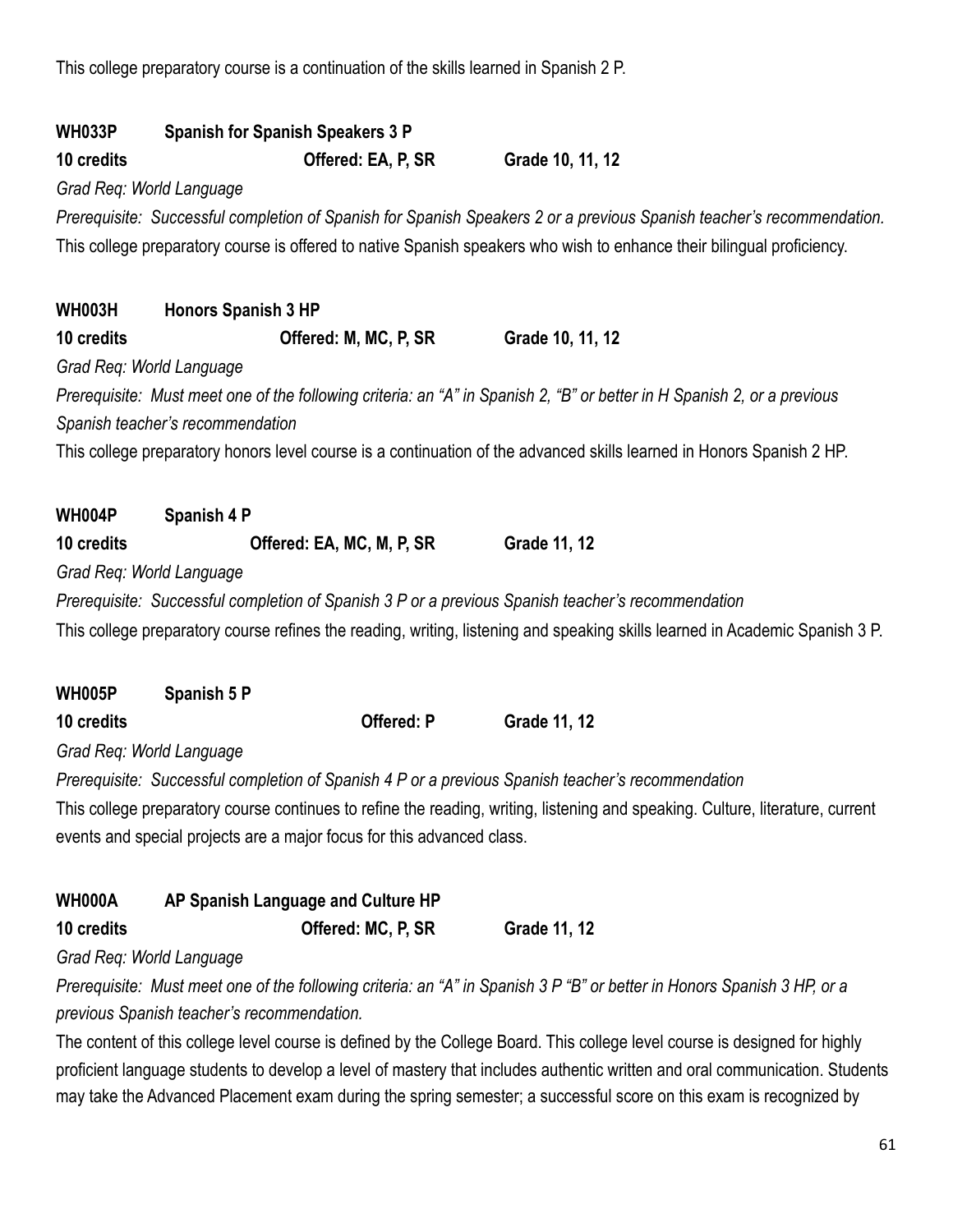This college preparatory course is a continuation of the skills learned in Spanish 2 P.

**WH033P Spanish for Spanish Speakers 3 P**
**10 credits Offered: EA, P, SR Grade 10, 11, 12**
*Grad Req: World Language*
*Prerequisite: Successful completion of Spanish for Spanish Speakers 2 or a previous Spanish teacher's recommendation.*
This college preparatory course is offered to native Spanish speakers who wish to enhance their bilingual proficiency.

**WH003H Honors Spanish 3 HP**
**10 credits Offered: M, MC, P, SR Grade 10, 11, 12**
*Grad Req: World Language*
*Prerequisite: Must meet one of the following criteria: an "A" in Spanish 2, "B" or better in H Spanish 2, or a previous Spanish teacher's recommendation*
This college preparatory honors level course is a continuation of the advanced skills learned in Honors Spanish 2 HP.

**WH004P Spanish 4 P**
**10 credits Offered: EA, MC, M, P, SR Grade 11, 12**
*Grad Req: World Language*
*Prerequisite: Successful completion of Spanish 3 P or a previous Spanish teacher's recommendation*
This college preparatory course refines the reading, writing, listening and speaking skills learned in Academic Spanish 3 P.

**WH005P Spanish 5 P**
**10 credits Offered: P Grade 11, 12**
*Grad Req: World Language*
*Prerequisite: Successful completion of Spanish 4 P or a previous Spanish teacher's recommendation*
This college preparatory course continues to refine the reading, writing, listening and speaking. Culture, literature, current events and special projects are a major focus for this advanced class.

**WH000A AP Spanish Language and Culture HP**
**10 credits Offered: MC, P, SR Grade 11, 12**
*Grad Req: World Language*
*Prerequisite: Must meet one of the following criteria: an "A" in Spanish 3 P "B" or better in Honors Spanish 3 HP, or a previous Spanish teacher's recommendation.*
The content of this college level course is defined by the College Board. This college level course is designed for highly proficient language students to develop a level of mastery that includes authentic written and oral communication. Students may take the Advanced Placement exam during the spring semester; a successful score on this exam is recognized by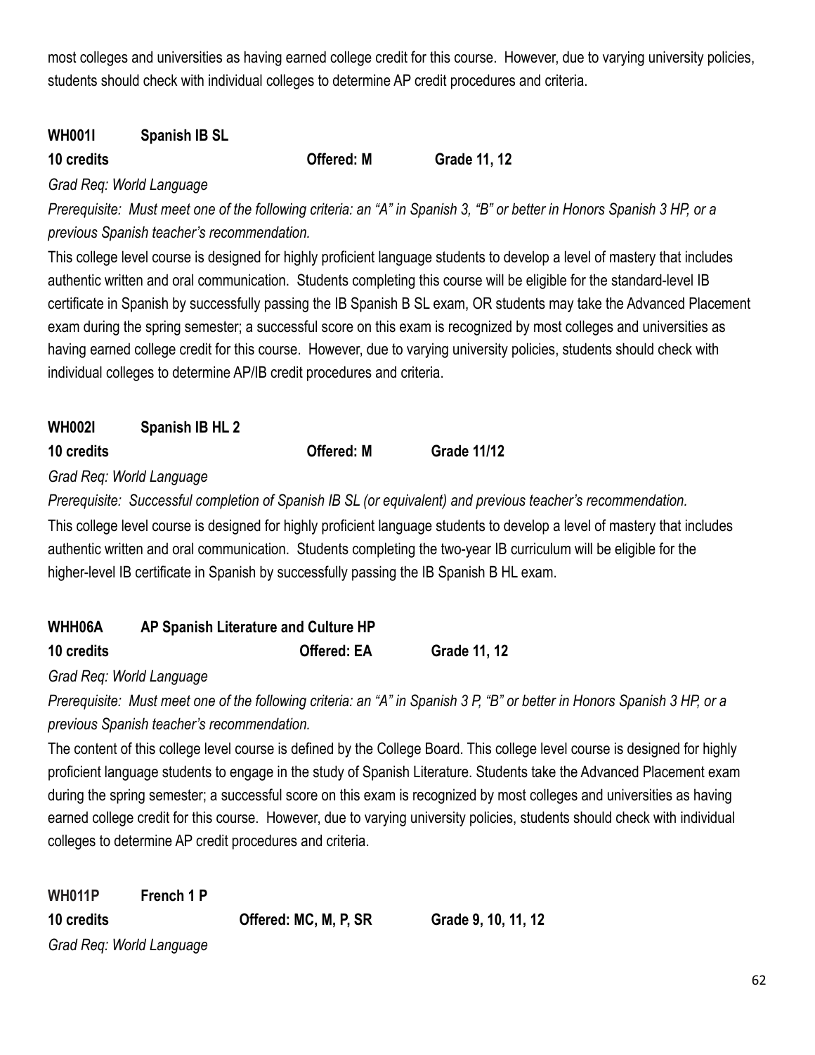most colleges and universities as having earned college credit for this course. However, due to varying university policies, students should check with individual colleges to determine AP credit procedures and criteria.

**WH001I Spanish IB SL**

**10 credits Offered: M Grade 11, 12**

*Grad Req: World Language*

*Prerequisite: Must meet one of the following criteria: an "A" in Spanish 3, "B" or better in Honors Spanish 3 HP, or a previous Spanish teacher's recommendation.*

This college level course is designed for highly proficient language students to develop a level of mastery that includes authentic written and oral communication. Students completing this course will be eligible for the standard-level IB certificate in Spanish by successfully passing the IB Spanish B SL exam, OR students may take the Advanced Placement exam during the spring semester; a successful score on this exam is recognized by most colleges and universities as having earned college credit for this course. However, due to varying university policies, students should check with individual colleges to determine AP/IB credit procedures and criteria.

**WH002I Spanish IB HL 2**

**10 credits Offered: M Grade 11/12**

*Grad Req: World Language*

*Prerequisite: Successful completion of Spanish IB SL (or equivalent) and previous teacher's recommendation.*

This college level course is designed for highly proficient language students to develop a level of mastery that includes authentic written and oral communication. Students completing the two-year IB curriculum will be eligible for the higher-level IB certificate in Spanish by successfully passing the IB Spanish B HL exam.

**WHH06A AP Spanish Literature and Culture HP**

**10 credits Offered: EA Grade 11, 12**

*Grad Req: World Language*

*Prerequisite: Must meet one of the following criteria: an "A" in Spanish 3 P, "B" or better in Honors Spanish 3 HP, or a previous Spanish teacher's recommendation.*

The content of this college level course is defined by the College Board. This college level course is designed for highly proficient language students to engage in the study of Spanish Literature. Students take the Advanced Placement exam during the spring semester; a successful score on this exam is recognized by most colleges and universities as having earned college credit for this course. However, due to varying university policies, students should check with individual colleges to determine AP credit procedures and criteria.

**WH011P French 1 P**

**10 credits Offered: MC, M, P, SR Grade 9, 10, 11, 12**

*Grad Req: World Language*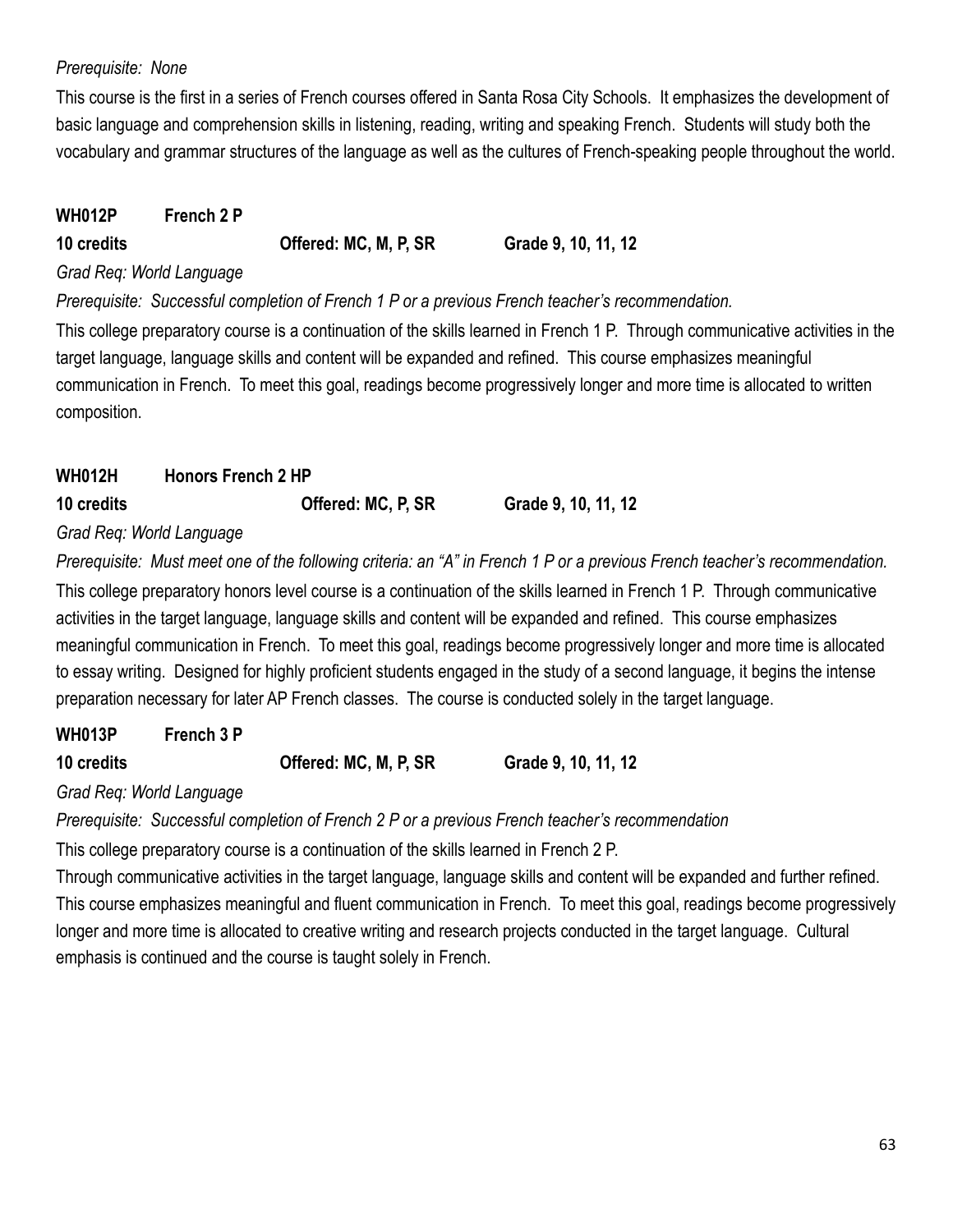*Prerequisite: None*

This course is the first in a series of French courses offered in Santa Rosa City Schools. It emphasizes the development of basic language and comprehension skills in listening, reading, writing and speaking French. Students will study both the vocabulary and grammar structures of the language as well as the cultures of French-speaking people throughout the world.

**WH012P French 2 P**

**10 credits Offered: MC, M, P, SR Grade 9, 10, 11, 12**

*Grad Req: World Language*

*Prerequisite: Successful completion of French 1 P or a previous French teacher's recommendation.*

This college preparatory course is a continuation of the skills learned in French 1 P. Through communicative activities in the target language, language skills and content will be expanded and refined. This course emphasizes meaningful communication in French. To meet this goal, readings become progressively longer and more time is allocated to written composition.

**WH012H Honors French 2 HP**

**10 credits Offered: MC, P, SR Grade 9, 10, 11, 12**

*Grad Req: World Language*

*Prerequisite: Must meet one of the following criteria: an "A" in French 1 P or a previous French teacher's recommendation.*

This college preparatory honors level course is a continuation of the skills learned in French 1 P. Through communicative activities in the target language, language skills and content will be expanded and refined. This course emphasizes meaningful communication in French. To meet this goal, readings become progressively longer and more time is allocated to essay writing. Designed for highly proficient students engaged in the study of a second language, it begins the intense preparation necessary for later AP French classes. The course is conducted solely in the target language.

**WH013P French 3 P**

**10 credits Offered: MC, M, P, SR Grade 9, 10, 11, 12**

*Grad Req: World Language*

*Prerequisite: Successful completion of French 2 P or a previous French teacher's recommendation*

This college preparatory course is a continuation of the skills learned in French 2 P.

Through communicative activities in the target language, language skills and content will be expanded and further refined. This course emphasizes meaningful and fluent communication in French. To meet this goal, readings become progressively longer and more time is allocated to creative writing and research projects conducted in the target language. Cultural emphasis is continued and the course is taught solely in French.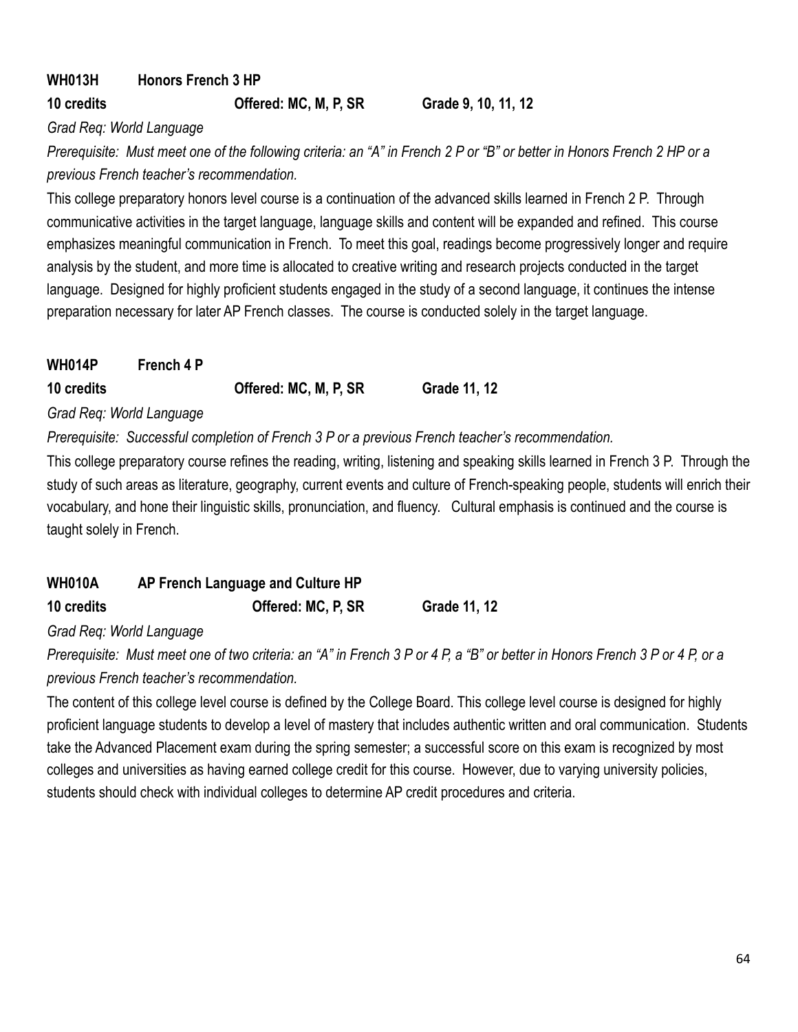**WH013H Honors French 3 HP**

**10 credits Offered: MC, M, P, SR Grade 9, 10, 11, 12**

*Grad Req: World Language*

*Prerequisite: Must meet one of the following criteria: an "A" in French 2 P or "B" or better in Honors French 2 HP or a previous French teacher's recommendation.*

This college preparatory honors level course is a continuation of the advanced skills learned in French 2 P. Through communicative activities in the target language, language skills and content will be expanded and refined. This course emphasizes meaningful communication in French. To meet this goal, readings become progressively longer and require analysis by the student, and more time is allocated to creative writing and research projects conducted in the target language. Designed for highly proficient students engaged in the study of a second language, it continues the intense preparation necessary for later AP French classes. The course is conducted solely in the target language.

**WH014P French 4 P**

**10 credits Offered: MC, M, P, SR Grade 11, 12**

*Grad Req: World Language*

*Prerequisite: Successful completion of French 3 P or a previous French teacher's recommendation.*

This college preparatory course refines the reading, writing, listening and speaking skills learned in French 3 P. Through the study of such areas as literature, geography, current events and culture of French-speaking people, students will enrich their vocabulary, and hone their linguistic skills, pronunciation, and fluency. Cultural emphasis is continued and the course is taught solely in French.

**WH010A AP French Language and Culture HP**

**10 credits Offered: MC, P, SR Grade 11, 12**

*Grad Req: World Language*

*Prerequisite: Must meet one of two criteria: an "A" in French 3 P or 4 P, a "B" or better in Honors French 3 P or 4 P, or a previous French teacher's recommendation.*

The content of this college level course is defined by the College Board. This college level course is designed for highly proficient language students to develop a level of mastery that includes authentic written and oral communication. Students take the Advanced Placement exam during the spring semester; a successful score on this exam is recognized by most colleges and universities as having earned college credit for this course. However, due to varying university policies, students should check with individual colleges to determine AP credit procedures and criteria.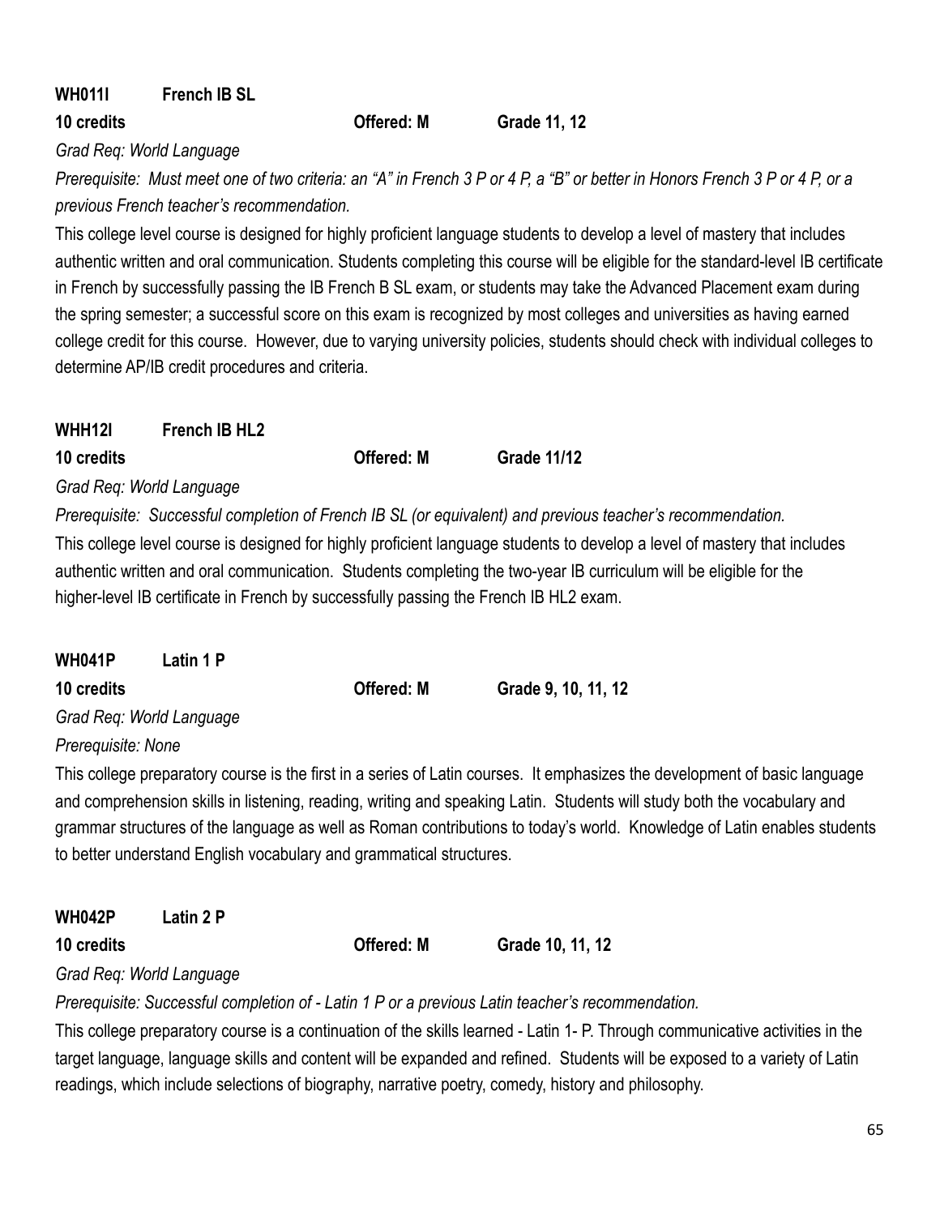**WH011I French IB SL**

**10 credits Offered: M Grade 11, 12**

*Grad Req: World Language*

*Prerequisite: Must meet one of two criteria: an "A" in French 3 P or 4 P, a "B" or better in Honors French 3 P or 4 P, or a previous French teacher's recommendation.*

This college level course is designed for highly proficient language students to develop a level of mastery that includes authentic written and oral communication. Students completing this course will be eligible for the standard-level IB certificate in French by successfully passing the IB French B SL exam, or students may take the Advanced Placement exam during the spring semester; a successful score on this exam is recognized by most colleges and universities as having earned college credit for this course. However, due to varying university policies, students should check with individual colleges to determine AP/IB credit procedures and criteria.

**WHH12I French IB HL2**

**10 credits Offered: M Grade 11/12**

*Grad Req: World Language*

*Prerequisite: Successful completion of French IB SL (or equivalent) and previous teacher's recommendation.*

This college level course is designed for highly proficient language students to develop a level of mastery that includes authentic written and oral communication. Students completing the two-year IB curriculum will be eligible for the higher-level IB certificate in French by successfully passing the French IB HL2 exam.

**WH041P Latin 1 P**

**10 credits Offered: M Grade 9, 10, 11, 12**

*Grad Req: World Language*

*Prerequisite: None*

This college preparatory course is the first in a series of Latin courses. It emphasizes the development of basic language and comprehension skills in listening, reading, writing and speaking Latin. Students will study both the vocabulary and grammar structures of the language as well as Roman contributions to today's world. Knowledge of Latin enables students to better understand English vocabulary and grammatical structures.

**WH042P Latin 2 P**

**10 credits Offered: M Grade 10, 11, 12**

*Grad Req: World Language*

*Prerequisite: Successful completion of - Latin 1 P or a previous Latin teacher's recommendation.*

This college preparatory course is a continuation of the skills learned - Latin 1- P. Through communicative activities in the target language, language skills and content will be expanded and refined. Students will be exposed to a variety of Latin readings, which include selections of biography, narrative poetry, comedy, history and philosophy.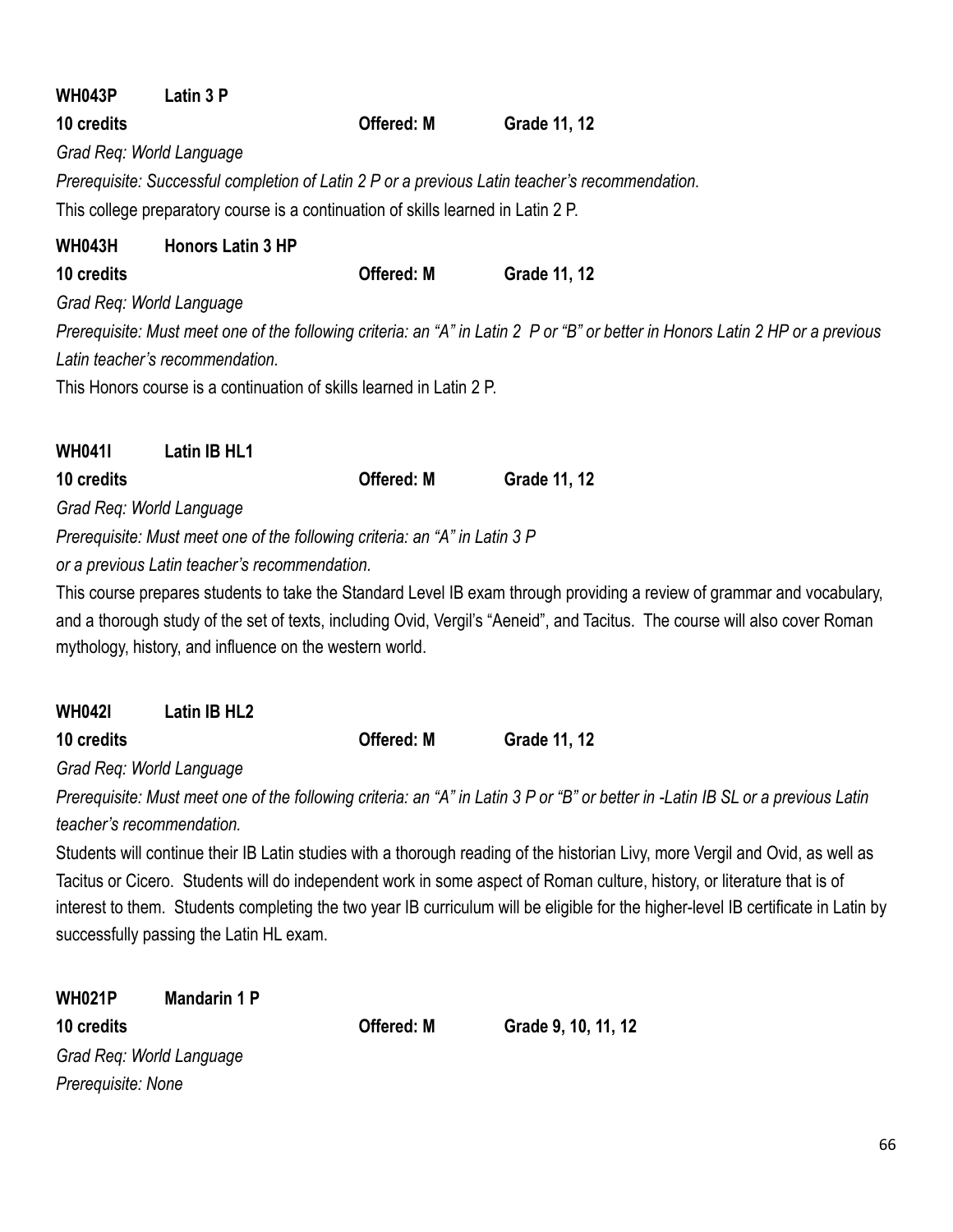**WH043P Latin 3 P**

**10 credits** **Offered: M** **Grade 11, 12**

*Grad Req: World Language*

*Prerequisite: Successful completion of Latin 2 P or a previous Latin teacher's recommendation.*

This college preparatory course is a continuation of skills learned in Latin 2 P.

**WH043H Honors Latin 3 HP**

**10 credits** **Offered: M** **Grade 11, 12**

*Grad Req: World Language*

*Prerequisite: Must meet one of the following criteria: an "A" in Latin 2 P or "B" or better in Honors Latin 2 HP or a previous Latin teacher's recommendation.*

This Honors course is a continuation of skills learned in Latin 2 P.

**WH041I Latin IB HL1**

**10 credits** **Offered: M** **Grade 11, 12**

*Grad Req: World Language*

*Prerequisite: Must meet one of the following criteria: an "A" in Latin 3 P or a previous Latin teacher's recommendation.*

This course prepares students to take the Standard Level IB exam through providing a review of grammar and vocabulary, and a thorough study of the set of texts, including Ovid, Vergil's "Aeneid", and Tacitus. The course will also cover Roman mythology, history, and influence on the western world.

**WH042I Latin IB HL2**

**10 credits** **Offered: M** **Grade 11, 12**

*Grad Req: World Language*

*Prerequisite: Must meet one of the following criteria: an "A" in Latin 3 P or "B" or better in -Latin IB SL or a previous Latin teacher's recommendation.*

Students will continue their IB Latin studies with a thorough reading of the historian Livy, more Vergil and Ovid, as well as Tacitus or Cicero. Students will do independent work in some aspect of Roman culture, history, or literature that is of interest to them. Students completing the two year IB curriculum will be eligible for the higher-level IB certificate in Latin by successfully passing the Latin HL exam.

**WH021P Mandarin 1 P**

**10 credits** **Offered: M** **Grade 9, 10, 11, 12**

*Grad Req: World Language*

*Prerequisite: None*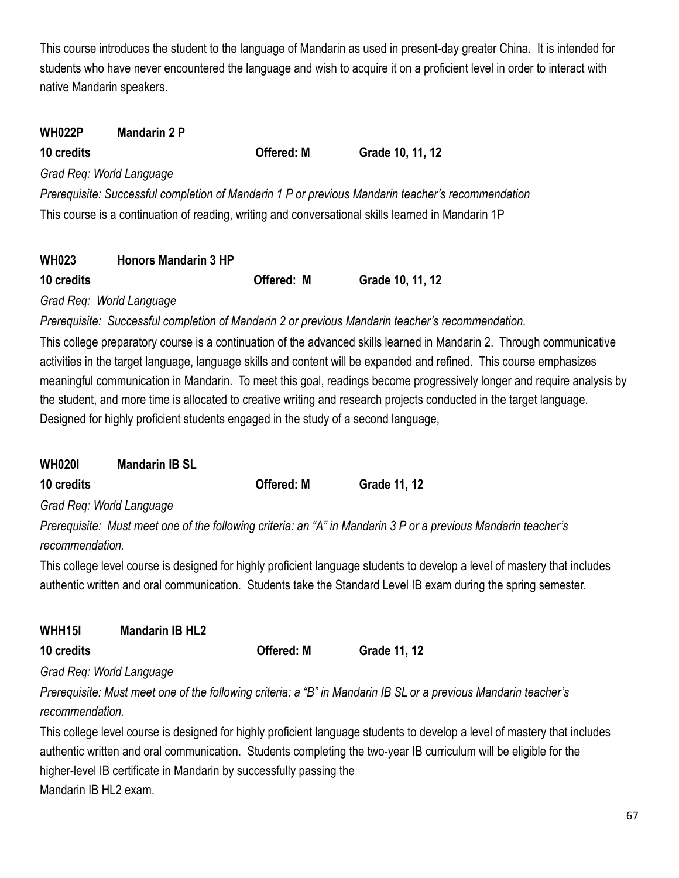This course introduces the student to the language of Mandarin as used in present-day greater China. It is intended for students who have never encountered the language and wish to acquire it on a proficient level in order to interact with native Mandarin speakers.

**WH022P Mandarin 2 P**

**10 credits** **Offered: M** **Grade 10, 11, 12**

*Grad Req: World Language*

*Prerequisite: Successful completion of Mandarin 1 P or previous Mandarin teacher's recommendation*

This course is a continuation of reading, writing and conversational skills learned in Mandarin 1P

**WH023 Honors Mandarin 3 HP**

**10 credits** **Offered: M** **Grade 10, 11, 12**

*Grad Req: World Language*

*Prerequisite: Successful completion of Mandarin 2 or previous Mandarin teacher's recommendation.*

This college preparatory course is a continuation of the advanced skills learned in Mandarin 2. Through communicative activities in the target language, language skills and content will be expanded and refined. This course emphasizes meaningful communication in Mandarin. To meet this goal, readings become progressively longer and require analysis by the student, and more time is allocated to creative writing and research projects conducted in the target language. Designed for highly proficient students engaged in the study of a second language,

**WH020I Mandarin IB SL**

**10 credits** **Offered: M** **Grade 11, 12**

*Grad Req: World Language*

*Prerequisite: Must meet one of the following criteria: an "A" in Mandarin 3 P or a previous Mandarin teacher's recommendation.*

This college level course is designed for highly proficient language students to develop a level of mastery that includes authentic written and oral communication. Students take the Standard Level IB exam during the spring semester.

**WHH15I Mandarin IB HL2**

**10 credits** **Offered: M** **Grade 11, 12**

*Grad Req: World Language*

*Prerequisite: Must meet one of the following criteria: a "B" in Mandarin IB SL or a previous Mandarin teacher's recommendation.*

This college level course is designed for highly proficient language students to develop a level of mastery that includes authentic written and oral communication. Students completing the two-year IB curriculum will be eligible for the higher-level IB certificate in Mandarin by successfully passing the Mandarin IB HL2 exam.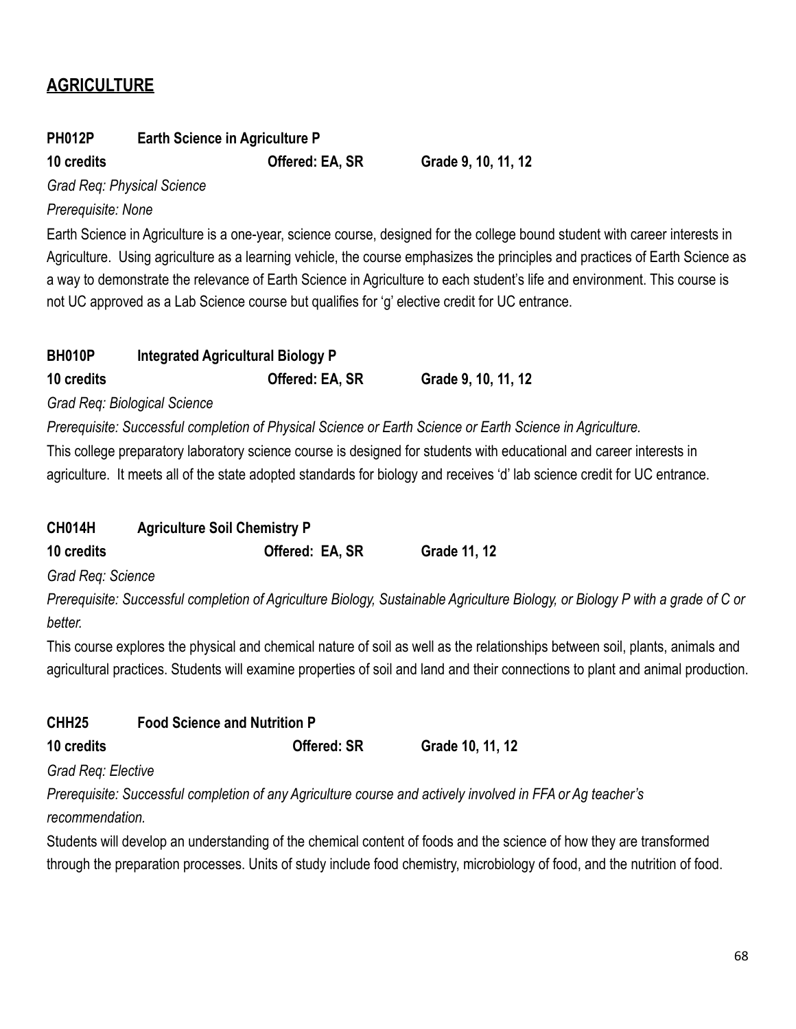## AGRICULTURE

**PH012P Earth Science in Agriculture P**

**10 credits Offered: EA, SR Grade 9, 10, 11, 12**

*Grad Req: Physical Science*

*Prerequisite: None*

Earth Science in Agriculture is a one-year, science course, designed for the college bound student with career interests in Agriculture. Using agriculture as a learning vehicle, the course emphasizes the principles and practices of Earth Science as a way to demonstrate the relevance of Earth Science in Agriculture to each student's life and environment. This course is not UC approved as a Lab Science course but qualifies for 'g' elective credit for UC entrance.

**BH010P Integrated Agricultural Biology P**

**10 credits Offered: EA, SR Grade 9, 10, 11, 12**

*Grad Req: Biological Science*

*Prerequisite: Successful completion of Physical Science or Earth Science or Earth Science in Agriculture.*

This college preparatory laboratory science course is designed for students with educational and career interests in agriculture. It meets all of the state adopted standards for biology and receives 'd' lab science credit for UC entrance.

**CH014H Agriculture Soil Chemistry P**

**10 credits Offered: EA, SR Grade 11, 12**

*Grad Req: Science*

*Prerequisite: Successful completion of Agriculture Biology, Sustainable Agriculture Biology, or Biology P with a grade of C or better.*

This course explores the physical and chemical nature of soil as well as the relationships between soil, plants, animals and agricultural practices. Students will examine properties of soil and land and their connections to plant and animal production.

**CHH25 Food Science and Nutrition P**

**10 credits Offered: SR Grade 10, 11, 12**

*Grad Req: Elective*

*Prerequisite: Successful completion of any Agriculture course and actively involved in FFA or Ag teacher's recommendation.*

Students will develop an understanding of the chemical content of foods and the science of how they are transformed through the preparation processes. Units of study include food chemistry, microbiology of food, and the nutrition of food.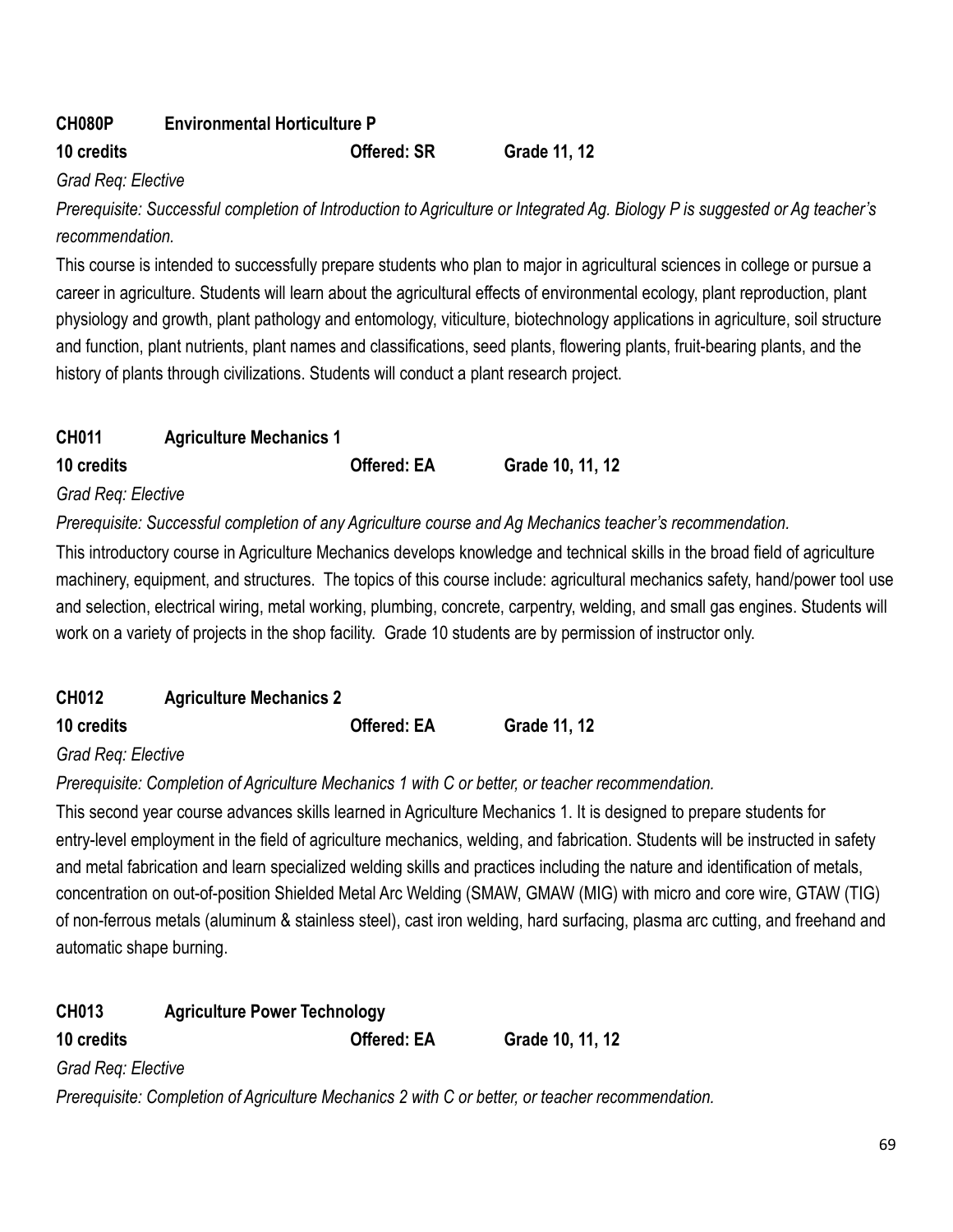**CH080P Environmental Horticulture P**

**10 credits Offered: SR Grade 11, 12**

*Grad Req: Elective*

*Prerequisite: Successful completion of Introduction to Agriculture or Integrated Ag. Biology P is suggested or Ag teacher's recommendation.*

This course is intended to successfully prepare students who plan to major in agricultural sciences in college or pursue a career in agriculture. Students will learn about the agricultural effects of environmental ecology, plant reproduction, plant physiology and growth, plant pathology and entomology, viticulture, biotechnology applications in agriculture, soil structure and function, plant nutrients, plant names and classifications, seed plants, flowering plants, fruit-bearing plants, and the history of plants through civilizations. Students will conduct a plant research project.

**CH011 Agriculture Mechanics 1**

**10 credits Offered: EA Grade 10, 11, 12**

*Grad Req: Elective*

*Prerequisite: Successful completion of any Agriculture course and Ag Mechanics teacher's recommendation.*

This introductory course in Agriculture Mechanics develops knowledge and technical skills in the broad field of agriculture machinery, equipment, and structures. The topics of this course include: agricultural mechanics safety, hand/power tool use and selection, electrical wiring, metal working, plumbing, concrete, carpentry, welding, and small gas engines. Students will work on a variety of projects in the shop facility. Grade 10 students are by permission of instructor only.

**CH012 Agriculture Mechanics 2**

**10 credits Offered: EA Grade 11, 12**

*Grad Req: Elective*

*Prerequisite: Completion of Agriculture Mechanics 1 with C or better, or teacher recommendation.*

This second year course advances skills learned in Agriculture Mechanics 1. It is designed to prepare students for entry-level employment in the field of agriculture mechanics, welding, and fabrication. Students will be instructed in safety and metal fabrication and learn specialized welding skills and practices including the nature and identification of metals, concentration on out-of-position Shielded Metal Arc Welding (SMAW, GMAW (MIG) with micro and core wire, GTAW (TIG) of non-ferrous metals (aluminum & stainless steel), cast iron welding, hard surfacing, plasma arc cutting, and freehand and automatic shape burning.

**CH013 Agriculture Power Technology**

**10 credits Offered: EA Grade 10, 11, 12**

*Grad Req: Elective*

*Prerequisite: Completion of Agriculture Mechanics 2 with C or better, or teacher recommendation.*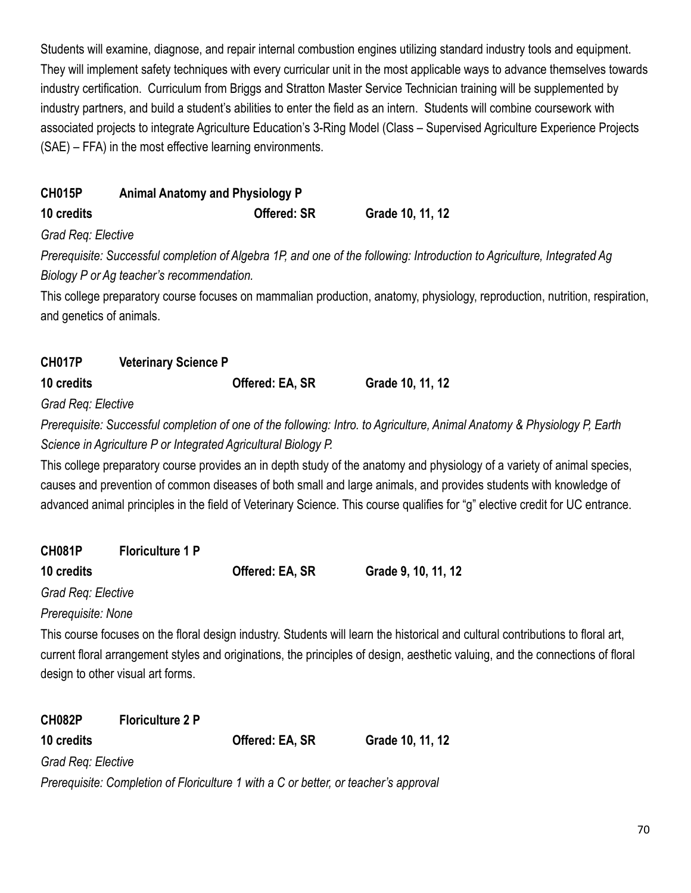Students will examine, diagnose, and repair internal combustion engines utilizing standard industry tools and equipment. They will implement safety techniques with every curricular unit in the most applicable ways to advance themselves towards industry certification. Curriculum from Briggs and Stratton Master Service Technician training will be supplemented by industry partners, and build a student's abilities to enter the field as an intern. Students will combine coursework with associated projects to integrate Agriculture Education's 3-Ring Model (Class – Supervised Agriculture Experience Projects (SAE) – FFA) in the most effective learning environments.

**CH015P Animal Anatomy and Physiology P**

**10 credits Offered: SR Grade 10, 11, 12**

*Grad Req: Elective*

*Prerequisite: Successful completion of Algebra 1P, and one of the following: Introduction to Agriculture, Integrated Ag Biology P or Ag teacher's recommendation.*

This college preparatory course focuses on mammalian production, anatomy, physiology, reproduction, nutrition, respiration, and genetics of animals.

**CH017P Veterinary Science P**

**10 credits Offered: EA, SR Grade 10, 11, 12**

*Grad Req: Elective*

*Prerequisite: Successful completion of one of the following: Intro. to Agriculture, Animal Anatomy & Physiology P, Earth Science in Agriculture P or Integrated Agricultural Biology P.*

This college preparatory course provides an in depth study of the anatomy and physiology of a variety of animal species, causes and prevention of common diseases of both small and large animals, and provides students with knowledge of advanced animal principles in the field of Veterinary Science. This course qualifies for "g" elective credit for UC entrance.

**CH081P Floriculture 1 P**

**10 credits Offered: EA, SR Grade 9, 10, 11, 12**

*Grad Req: Elective*

*Prerequisite: None*

This course focuses on the floral design industry. Students will learn the historical and cultural contributions to floral art, current floral arrangement styles and originations, the principles of design, aesthetic valuing, and the connections of floral design to other visual art forms.

**CH082P Floriculture 2 P**

**10 credits Offered: EA, SR Grade 10, 11, 12**

*Grad Req: Elective*

*Prerequisite: Completion of Floriculture 1 with a C or better, or teacher's approval*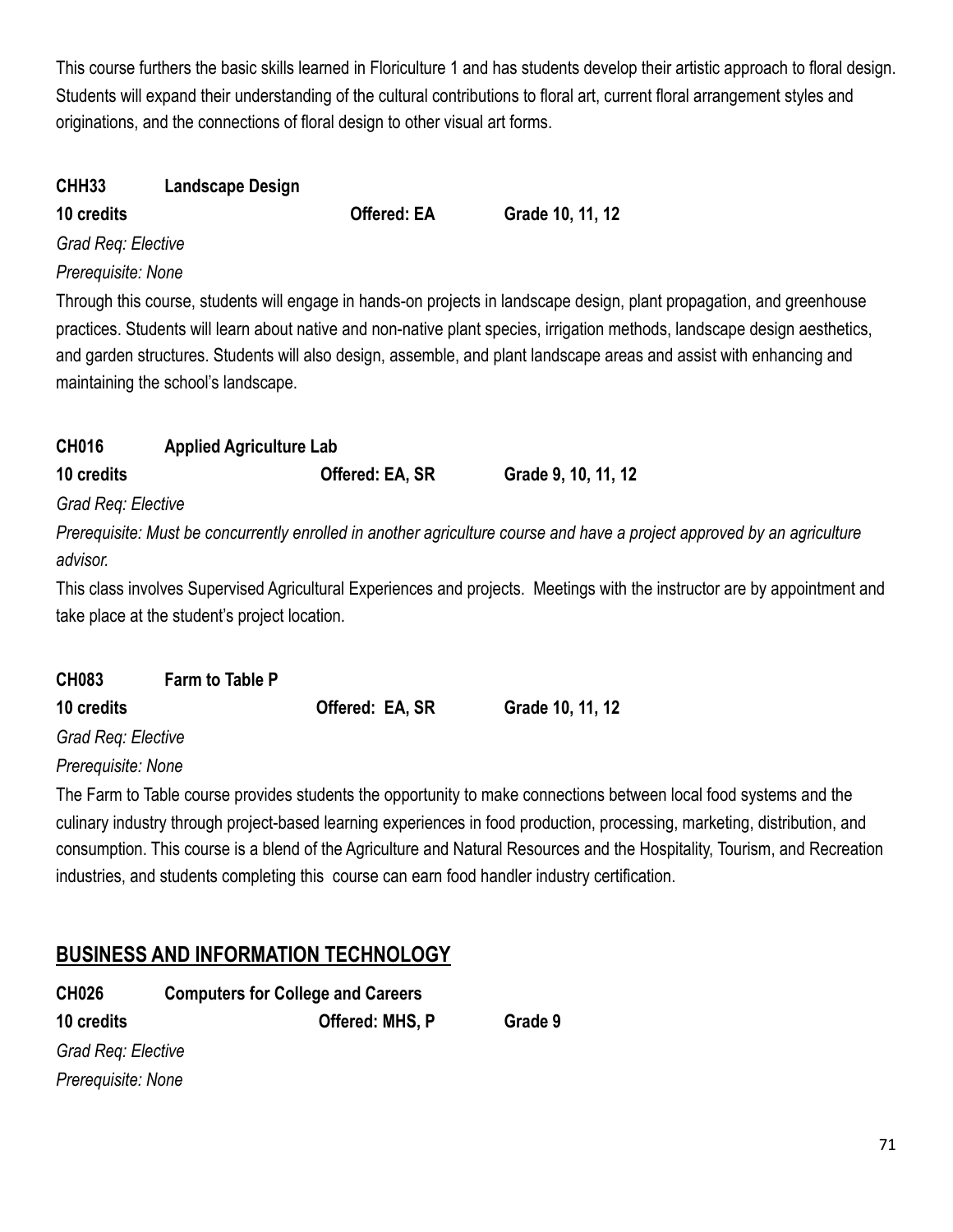This course furthers the basic skills learned in Floriculture 1 and has students develop their artistic approach to floral design. Students will expand their understanding of the cultural contributions to floral art, current floral arrangement styles and originations, and the connections of floral design to other visual art forms.

**CHH33 Landscape Design**
**10 credits Offered: EA Grade 10, 11, 12**
*Grad Req: Elective*
*Prerequisite: None*

Through this course, students will engage in hands-on projects in landscape design, plant propagation, and greenhouse practices. Students will learn about native and non-native plant species, irrigation methods, landscape design aesthetics, and garden structures. Students will also design, assemble, and plant landscape areas and assist with enhancing and maintaining the school's landscape.

**CH016 Applied Agriculture Lab**
**10 credits Offered: EA, SR Grade 9, 10, 11, 12**
*Grad Req: Elective*
*Prerequisite: Must be concurrently enrolled in another agriculture course and have a project approved by an agriculture advisor.*

This class involves Supervised Agricultural Experiences and projects. Meetings with the instructor are by appointment and take place at the student's project location.

**CH083 Farm to Table P**
**10 credits Offered: EA, SR Grade 10, 11, 12**
*Grad Req: Elective*
*Prerequisite: None*

The Farm to Table course provides students the opportunity to make connections between local food systems and the culinary industry through project-based learning experiences in food production, processing, marketing, distribution, and consumption. This course is a blend of the Agriculture and Natural Resources and the Hospitality, Tourism, and Recreation industries, and students completing this course can earn food handler industry certification.

## BUSINESS AND INFORMATION TECHNOLOGY

**CH026 Computers for College and Careers**
**10 credits Offered: MHS, P Grade 9**
*Grad Req: Elective*
*Prerequisite: None*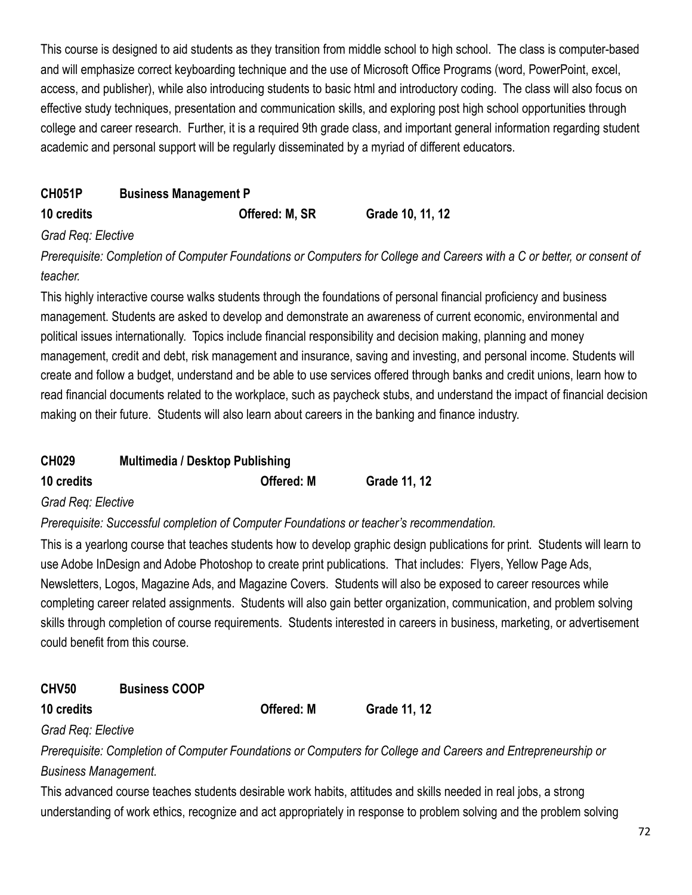This course is designed to aid students as they transition from middle school to high school. The class is computer-based and will emphasize correct keyboarding technique and the use of Microsoft Office Programs (word, PowerPoint, excel, access, and publisher), while also introducing students to basic html and introductory coding. The class will also focus on effective study techniques, presentation and communication skills, and exploring post high school opportunities through college and career research. Further, it is a required 9th grade class, and important general information regarding student academic and personal support will be regularly disseminated by a myriad of different educators.

### CH051P Business Management P

**10 credits** **Offered: M, SR** **Grade 10, 11, 12**

*Grad Req: Elective*

*Prerequisite: Completion of Computer Foundations or Computers for College and Careers with a C or better, or consent of teacher.*

This highly interactive course walks students through the foundations of personal financial proficiency and business management. Students are asked to develop and demonstrate an awareness of current economic, environmental and political issues internationally. Topics include financial responsibility and decision making, planning and money management, credit and debt, risk management and insurance, saving and investing, and personal income. Students will create and follow a budget, understand and be able to use services offered through banks and credit unions, learn how to read financial documents related to the workplace, such as paycheck stubs, and understand the impact of financial decision making on their future. Students will also learn about careers in the banking and finance industry.

### CH029 Multimedia / Desktop Publishing

**10 credits** **Offered: M** **Grade 11, 12**

*Grad Req: Elective*

*Prerequisite: Successful completion of Computer Foundations or teacher's recommendation.*

This is a yearlong course that teaches students how to develop graphic design publications for print. Students will learn to use Adobe InDesign and Adobe Photoshop to create print publications. That includes: Flyers, Yellow Page Ads, Newsletters, Logos, Magazine Ads, and Magazine Covers. Students will also be exposed to career resources while completing career related assignments. Students will also gain better organization, communication, and problem solving skills through completion of course requirements. Students interested in careers in business, marketing, or advertisement could benefit from this course.

### CHV50 Business COOP

**10 credits** **Offered: M** **Grade 11, 12**

*Grad Req: Elective*

*Prerequisite: Completion of Computer Foundations or Computers for College and Careers and Entrepreneurship or Business Management.*

This advanced course teaches students desirable work habits, attitudes and skills needed in real jobs, a strong understanding of work ethics, recognize and act appropriately in response to problem solving and the problem solving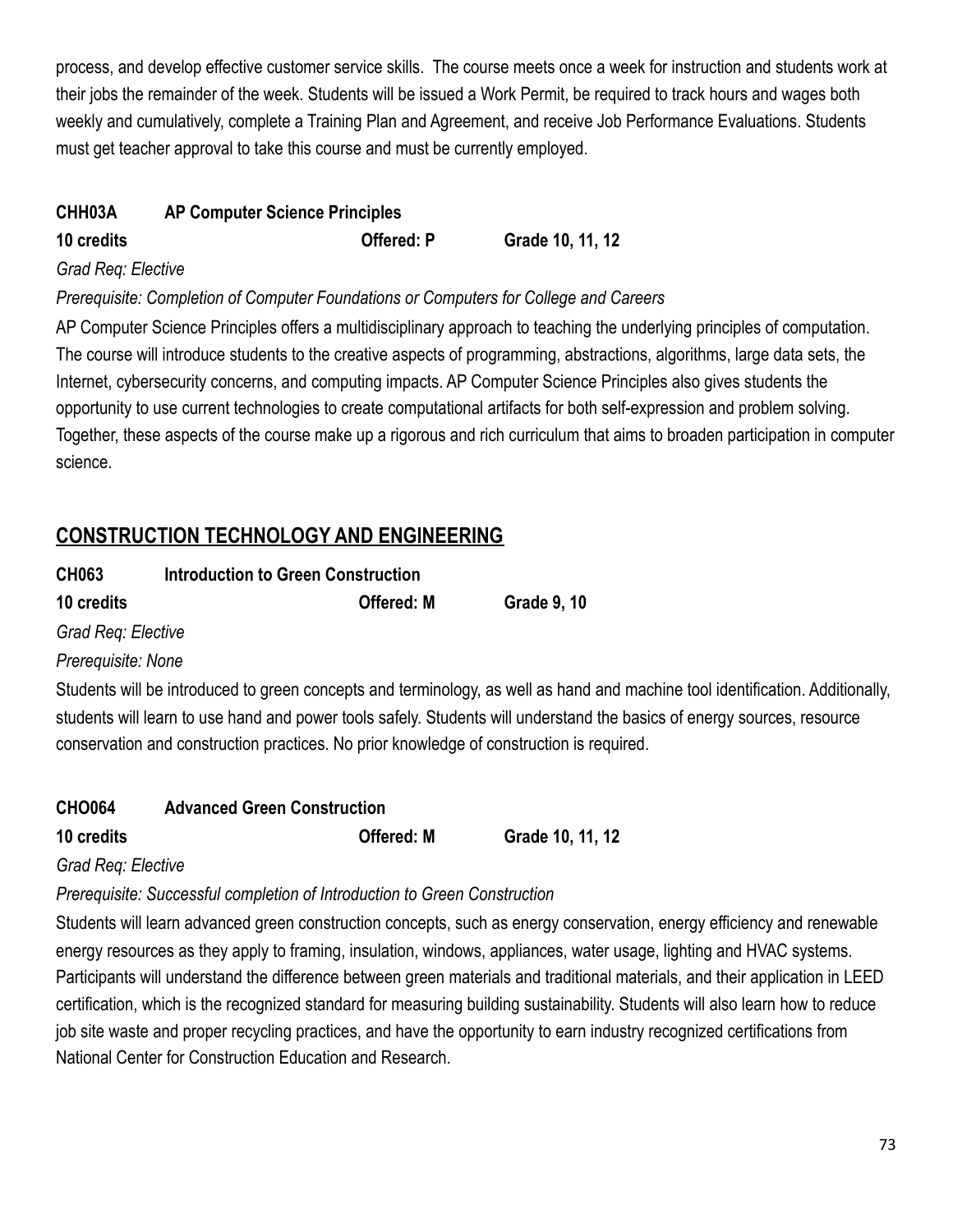process, and develop effective customer service skills. The course meets once a week for instruction and students work at their jobs the remainder of the week. Students will be issued a Work Permit, be required to track hours and wages both weekly and cumulatively, complete a Training Plan and Agreement, and receive Job Performance Evaluations. Students must get teacher approval to take this course and must be currently employed.

**CHH03A AP Computer Science Principles**

**10 credits** **Offered: P** **Grade 10, 11, 12**

*Grad Req: Elective*

*Prerequisite: Completion of Computer Foundations or Computers for College and Careers*

AP Computer Science Principles offers a multidisciplinary approach to teaching the underlying principles of computation. The course will introduce students to the creative aspects of programming, abstractions, algorithms, large data sets, the Internet, cybersecurity concerns, and computing impacts. AP Computer Science Principles also gives students the opportunity to use current technologies to create computational artifacts for both self-expression and problem solving. Together, these aspects of the course make up a rigorous and rich curriculum that aims to broaden participation in computer science.

## CONSTRUCTION TECHNOLOGY AND ENGINEERING

**CH063 Introduction to Green Construction**

**10 credits** **Offered: M** **Grade 9, 10**

*Grad Req: Elective*

*Prerequisite: None*

Students will be introduced to green concepts and terminology, as well as hand and machine tool identification. Additionally, students will learn to use hand and power tools safely. Students will understand the basics of energy sources, resource conservation and construction practices. No prior knowledge of construction is required.

**CHO064 Advanced Green Construction**

**10 credits** **Offered: M** **Grade 10, 11, 12**

*Grad Req: Elective*

*Prerequisite: Successful completion of Introduction to Green Construction*

Students will learn advanced green construction concepts, such as energy conservation, energy efficiency and renewable energy resources as they apply to framing, insulation, windows, appliances, water usage, lighting and HVAC systems. Participants will understand the difference between green materials and traditional materials, and their application in LEED certification, which is the recognized standard for measuring building sustainability. Students will also learn how to reduce job site waste and proper recycling practices, and have the opportunity to earn industry recognized certifications from National Center for Construction Education and Research.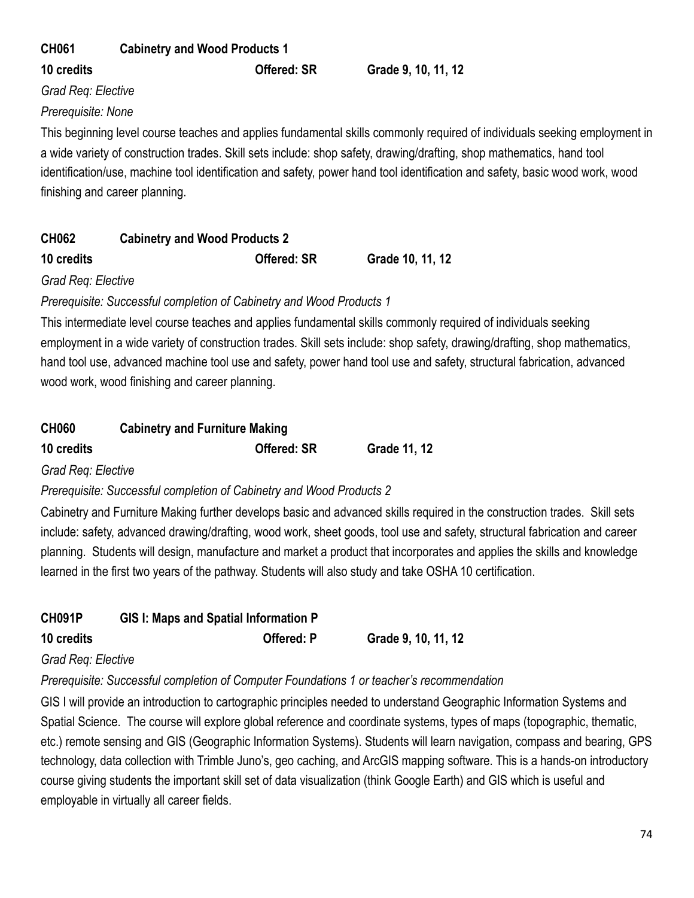**CH061 Cabinetry and Wood Products 1**

**10 credits** | **Offered: SR** | **Grade 9, 10, 11, 12**

*Grad Req: Elective*

*Prerequisite: None*

This beginning level course teaches and applies fundamental skills commonly required of individuals seeking employment in a wide variety of construction trades. Skill sets include: shop safety, drawing/drafting, shop mathematics, hand tool identification/use, machine tool identification and safety, power hand tool identification and safety, basic wood work, wood finishing and career planning.

**CH062 Cabinetry and Wood Products 2**

**10 credits** | **Offered: SR** | **Grade 10, 11, 12**

*Grad Req: Elective*

*Prerequisite: Successful completion of Cabinetry and Wood Products 1*

This intermediate level course teaches and applies fundamental skills commonly required of individuals seeking employment in a wide variety of construction trades. Skill sets include: shop safety, drawing/drafting, shop mathematics, hand tool use, advanced machine tool use and safety, power hand tool use and safety, structural fabrication, advanced wood work, wood finishing and career planning.

**CH060 Cabinetry and Furniture Making**

**10 credits** | **Offered: SR** | **Grade 11, 12**

*Grad Req: Elective*

*Prerequisite: Successful completion of Cabinetry and Wood Products 2*

Cabinetry and Furniture Making further develops basic and advanced skills required in the construction trades. Skill sets include: safety, advanced drawing/drafting, wood work, sheet goods, tool use and safety, structural fabrication and career planning. Students will design, manufacture and market a product that incorporates and applies the skills and knowledge learned in the first two years of the pathway. Students will also study and take OSHA 10 certification.

**CH091P GIS I: Maps and Spatial Information P**

**10 credits** | **Offered: P** | **Grade 9, 10, 11, 12**

*Grad Req: Elective*

*Prerequisite: Successful completion of Computer Foundations 1 or teacher's recommendation*

GIS I will provide an introduction to cartographic principles needed to understand Geographic Information Systems and Spatial Science. The course will explore global reference and coordinate systems, types of maps (topographic, thematic, etc.) remote sensing and GIS (Geographic Information Systems). Students will learn navigation, compass and bearing, GPS technology, data collection with Trimble Juno's, geo caching, and ArcGIS mapping software. This is a hands-on introductory course giving students the important skill set of data visualization (think Google Earth) and GIS which is useful and employable in virtually all career fields.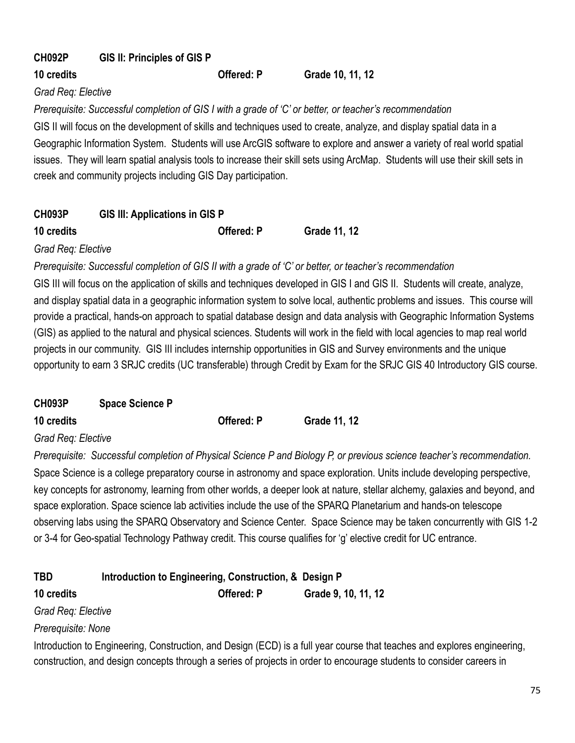**CH092P GIS II: Principles of GIS P**

**10 credits** **Offered: P** **Grade 10, 11, 12**

*Grad Req: Elective*

*Prerequisite: Successful completion of GIS I with a grade of 'C' or better, or teacher's recommendation*

GIS II will focus on the development of skills and techniques used to create, analyze, and display spatial data in a Geographic Information System. Students will use ArcGIS software to explore and answer a variety of real world spatial issues. They will learn spatial analysis tools to increase their skill sets using ArcMap. Students will use their skill sets in creek and community projects including GIS Day participation.

**CH093P GIS III: Applications in GIS P**

**10 credits** **Offered: P** **Grade 11, 12**

*Grad Req: Elective*

*Prerequisite: Successful completion of GIS II with a grade of 'C' or better, or teacher's recommendation*

GIS III will focus on the application of skills and techniques developed in GIS I and GIS II. Students will create, analyze, and display spatial data in a geographic information system to solve local, authentic problems and issues. This course will provide a practical, hands-on approach to spatial database design and data analysis with Geographic Information Systems (GIS) as applied to the natural and physical sciences. Students will work in the field with local agencies to map real world projects in our community. GIS III includes internship opportunities in GIS and Survey environments and the unique opportunity to earn 3 SRJC credits (UC transferable) through Credit by Exam for the SRJC GIS 40 Introductory GIS course.

**CH093P Space Science P**

**10 credits** **Offered: P** **Grade 11, 12**

*Grad Req: Elective*

*Prerequisite: Successful completion of Physical Science P and Biology P, or previous science teacher's recommendation.*

Space Science is a college preparatory course in astronomy and space exploration. Units include developing perspective, key concepts for astronomy, learning from other worlds, a deeper look at nature, stellar alchemy, galaxies and beyond, and space exploration. Space science lab activities include the use of the SPARQ Planetarium and hands-on telescope observing labs using the SPARQ Observatory and Science Center. Space Science may be taken concurrently with GIS 1-2 or 3-4 for Geo-spatial Technology Pathway credit. This course qualifies for 'g' elective credit for UC entrance.

**TBD Introduction to Engineering, Construction, & Design P**

**10 credits** **Offered: P** **Grade 9, 10, 11, 12**

*Grad Req: Elective*

*Prerequisite: None*

Introduction to Engineering, Construction, and Design (ECD) is a full year course that teaches and explores engineering, construction, and design concepts through a series of projects in order to encourage students to consider careers in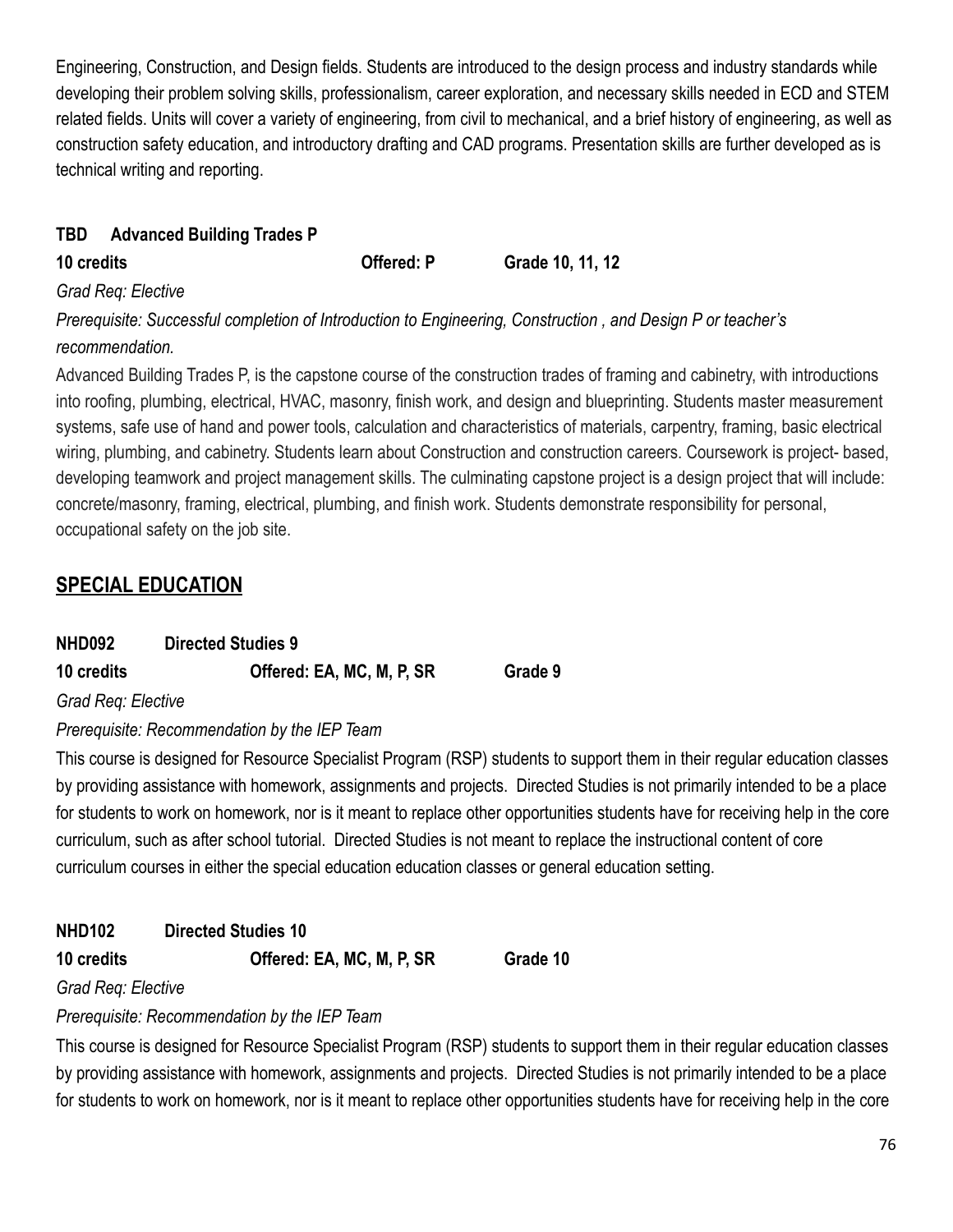Engineering, Construction, and Design fields. Students are introduced to the design process and industry standards while developing their problem solving skills, professionalism, career exploration, and necessary skills needed in ECD and STEM related fields. Units will cover a variety of engineering, from civil to mechanical, and a brief history of engineering, as well as construction safety education, and introductory drafting and CAD programs. Presentation skills are further developed as is technical writing and reporting.

**TBD Advanced Building Trades P**

**10 credits Offered: P Grade 10, 11, 12**

*Grad Req: Elective*

*Prerequisite: Successful completion of Introduction to Engineering, Construction , and Design P or teacher's recommendation.*

Advanced Building Trades P, is the capstone course of the construction trades of framing and cabinetry, with introductions into roofing, plumbing, electrical, HVAC, masonry, finish work, and design and blueprinting. Students master measurement systems, safe use of hand and power tools, calculation and characteristics of materials, carpentry, framing, basic electrical wiring, plumbing, and cabinetry. Students learn about Construction and construction careers. Coursework is project- based, developing teamwork and project management skills. The culminating capstone project is a design project that will include: concrete/masonry, framing, electrical, plumbing, and finish work. Students demonstrate responsibility for personal, occupational safety on the job site.

## SPECIAL EDUCATION

**NHD092 Directed Studies 9**

**10 credits Offered: EA, MC, M, P, SR Grade 9**

*Grad Req: Elective*

*Prerequisite: Recommendation by the IEP Team*

This course is designed for Resource Specialist Program (RSP) students to support them in their regular education classes by providing assistance with homework, assignments and projects. Directed Studies is not primarily intended to be a place for students to work on homework, nor is it meant to replace other opportunities students have for receiving help in the core curriculum, such as after school tutorial. Directed Studies is not meant to replace the instructional content of core curriculum courses in either the special education education classes or general education setting.

**NHD102 Directed Studies 10**

**10 credits Offered: EA, MC, M, P, SR Grade 10**

*Grad Req: Elective*

*Prerequisite: Recommendation by the IEP Team*

This course is designed for Resource Specialist Program (RSP) students to support them in their regular education classes by providing assistance with homework, assignments and projects. Directed Studies is not primarily intended to be a place for students to work on homework, nor is it meant to replace other opportunities students have for receiving help in the core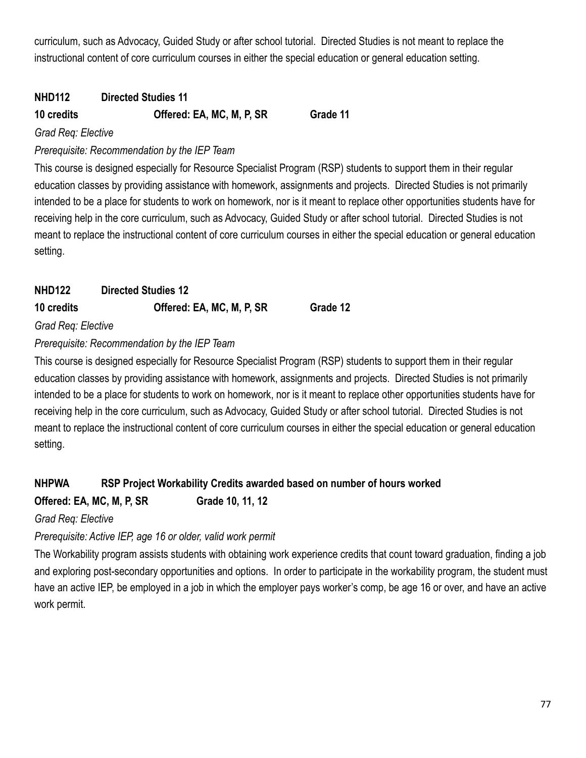curriculum, such as Advocacy, Guided Study or after school tutorial. Directed Studies is not meant to replace the instructional content of core curriculum courses in either the special education or general education setting.

**NHD112 Directed Studies 11**

**10 credits Offered: EA, MC, M, P, SR Grade 11**

*Grad Req: Elective*

*Prerequisite: Recommendation by the IEP Team*

This course is designed especially for Resource Specialist Program (RSP) students to support them in their regular education classes by providing assistance with homework, assignments and projects. Directed Studies is not primarily intended to be a place for students to work on homework, nor is it meant to replace other opportunities students have for receiving help in the core curriculum, such as Advocacy, Guided Study or after school tutorial. Directed Studies is not meant to replace the instructional content of core curriculum courses in either the special education or general education setting.

**NHD122 Directed Studies 12**

**10 credits Offered: EA, MC, M, P, SR Grade 12**

*Grad Req: Elective*

*Prerequisite: Recommendation by the IEP Team*

This course is designed especially for Resource Specialist Program (RSP) students to support them in their regular education classes by providing assistance with homework, assignments and projects. Directed Studies is not primarily intended to be a place for students to work on homework, nor is it meant to replace other opportunities students have for receiving help in the core curriculum, such as Advocacy, Guided Study or after school tutorial. Directed Studies is not meant to replace the instructional content of core curriculum courses in either the special education or general education setting.

**NHPWA RSP Project Workability Credits awarded based on number of hours worked**

**Offered: EA, MC, M, P, SR Grade 10, 11, 12**

*Grad Req: Elective*

*Prerequisite: Active IEP, age 16 or older, valid work permit*

The Workability program assists students with obtaining work experience credits that count toward graduation, finding a job and exploring post-secondary opportunities and options. In order to participate in the workability program, the student must have an active IEP, be employed in a job in which the employer pays worker's comp, be age 16 or over, and have an active work permit.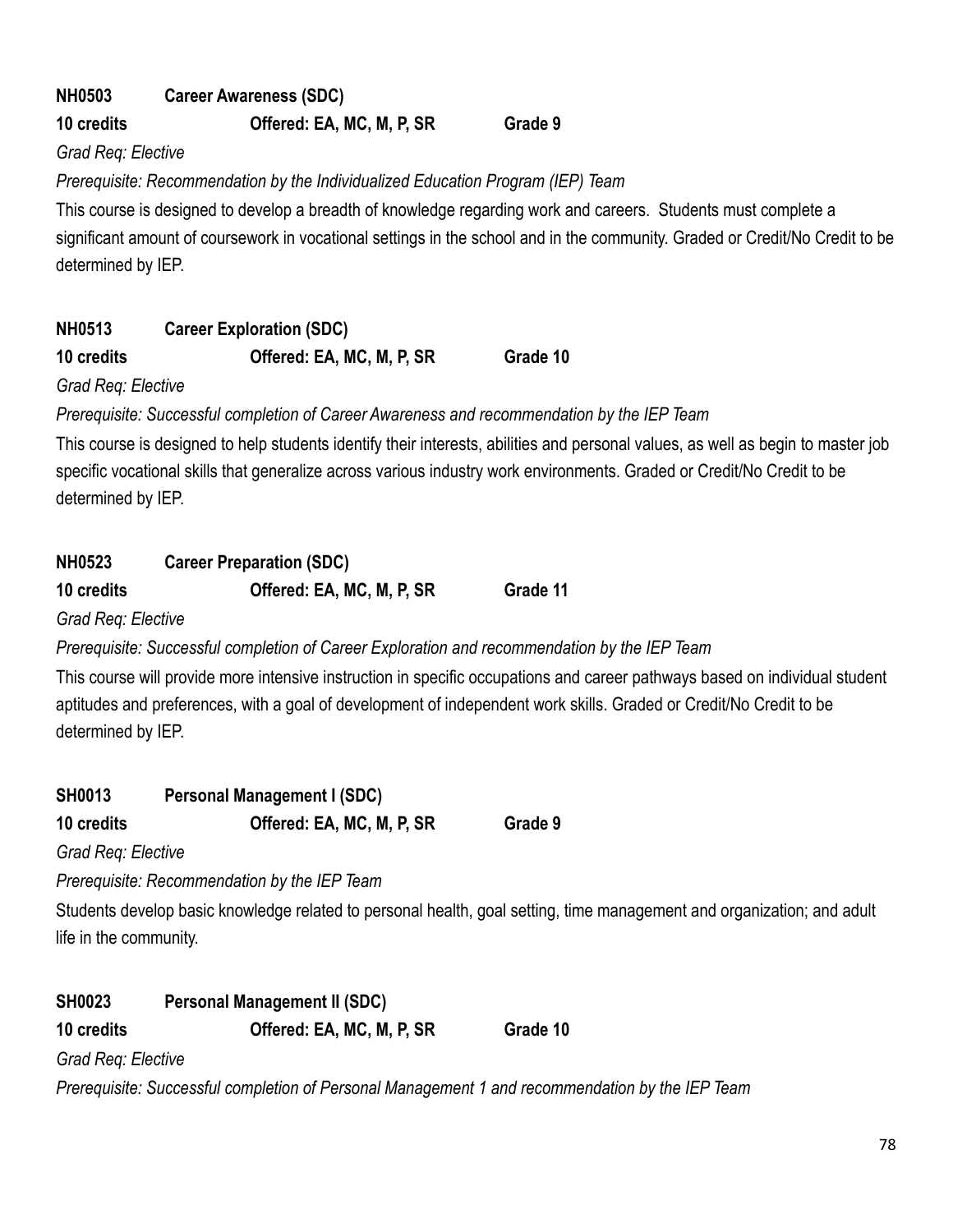**NH0503 Career Awareness (SDC)**

**10 credits Offered: EA, MC, M, P, SR Grade 9**

*Grad Req: Elective*

*Prerequisite: Recommendation by the Individualized Education Program (IEP) Team*

This course is designed to develop a breadth of knowledge regarding work and careers. Students must complete a significant amount of coursework in vocational settings in the school and in the community. Graded or Credit/No Credit to be determined by IEP.

**NH0513 Career Exploration (SDC)**

**10 credits Offered: EA, MC, M, P, SR Grade 10**

*Grad Req: Elective*

*Prerequisite: Successful completion of Career Awareness and recommendation by the IEP Team*

This course is designed to help students identify their interests, abilities and personal values, as well as begin to master job specific vocational skills that generalize across various industry work environments. Graded or Credit/No Credit to be determined by IEP.

**NH0523 Career Preparation (SDC)**

**10 credits Offered: EA, MC, M, P, SR Grade 11**

*Grad Req: Elective*

*Prerequisite: Successful completion of Career Exploration and recommendation by the IEP Team*

This course will provide more intensive instruction in specific occupations and career pathways based on individual student aptitudes and preferences, with a goal of development of independent work skills. Graded or Credit/No Credit to be determined by IEP.

**SH0013 Personal Management I (SDC)**

**10 credits Offered: EA, MC, M, P, SR Grade 9**

*Grad Req: Elective*

*Prerequisite: Recommendation by the IEP Team*

Students develop basic knowledge related to personal health, goal setting, time management and organization; and adult life in the community.

**SH0023 Personal Management II (SDC)**

**10 credits Offered: EA, MC, M, P, SR Grade 10**

*Grad Req: Elective*

*Prerequisite: Successful completion of Personal Management 1 and recommendation by the IEP Team*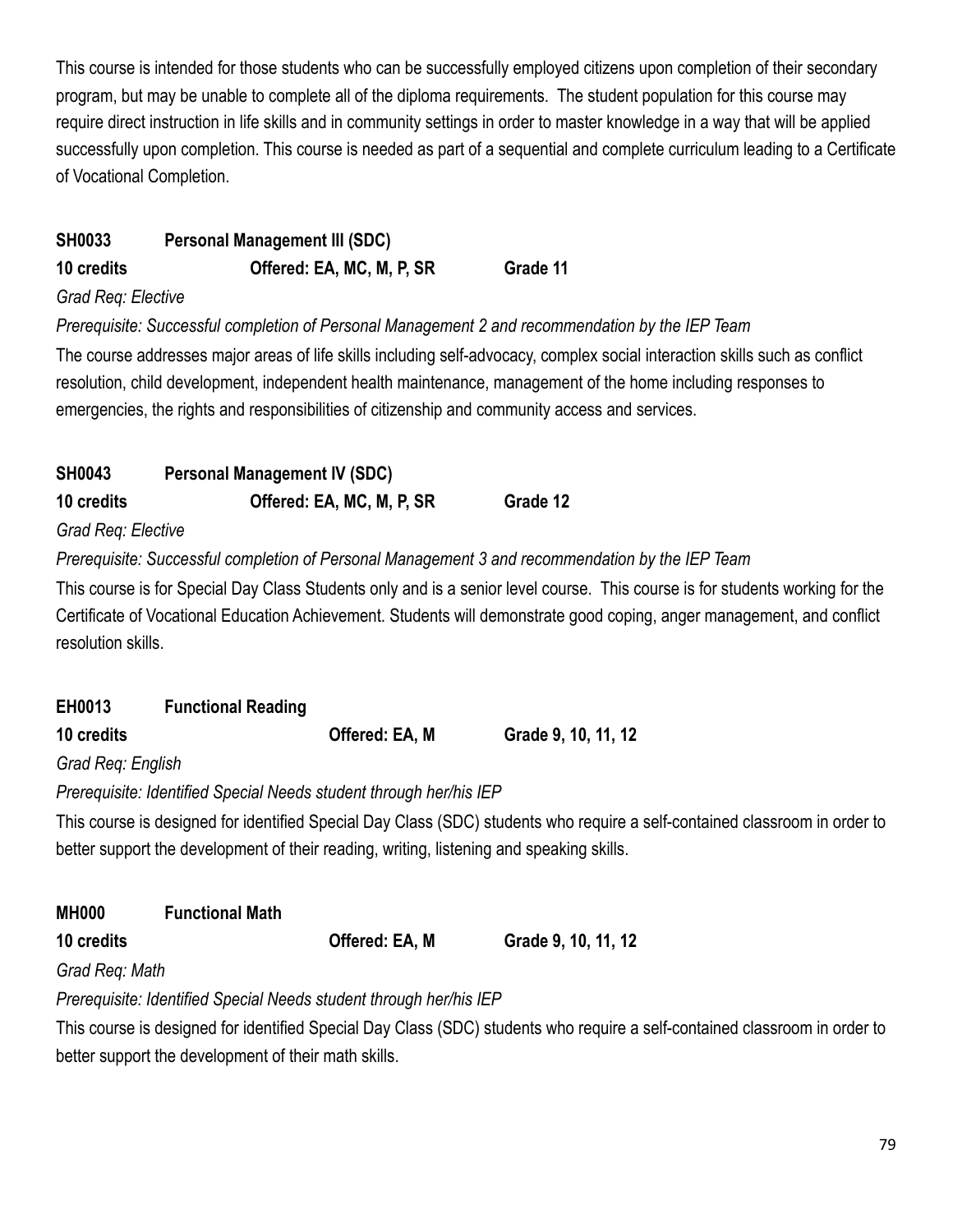This course is intended for those students who can be successfully employed citizens upon completion of their secondary program, but may be unable to complete all of the diploma requirements. The student population for this course may require direct instruction in life skills and in community settings in order to master knowledge in a way that will be applied successfully upon completion. This course is needed as part of a sequential and complete curriculum leading to a Certificate of Vocational Completion.

**SH0033 Personal Management III (SDC)**

**10 credits Offered: EA, MC, M, P, SR Grade 11**

*Grad Req: Elective*

*Prerequisite: Successful completion of Personal Management 2 and recommendation by the IEP Team*

The course addresses major areas of life skills including self-advocacy, complex social interaction skills such as conflict resolution, child development, independent health maintenance, management of the home including responses to emergencies, the rights and responsibilities of citizenship and community access and services.

**SH0043 Personal Management IV (SDC)**

**10 credits Offered: EA, MC, M, P, SR Grade 12**

*Grad Req: Elective*

*Prerequisite: Successful completion of Personal Management 3 and recommendation by the IEP Team*

This course is for Special Day Class Students only and is a senior level course. This course is for students working for the Certificate of Vocational Education Achievement. Students will demonstrate good coping, anger management, and conflict resolution skills.

**EH0013 Functional Reading**

**10 credits Offered: EA, M Grade 9, 10, 11, 12**

*Grad Req: English*

*Prerequisite: Identified Special Needs student through her/his IEP*

This course is designed for identified Special Day Class (SDC) students who require a self-contained classroom in order to better support the development of their reading, writing, listening and speaking skills.

**MH000 Functional Math**

**10 credits Offered: EA, M Grade 9, 10, 11, 12**

*Grad Req: Math*

*Prerequisite: Identified Special Needs student through her/his IEP*

This course is designed for identified Special Day Class (SDC) students who require a self-contained classroom in order to better support the development of their math skills.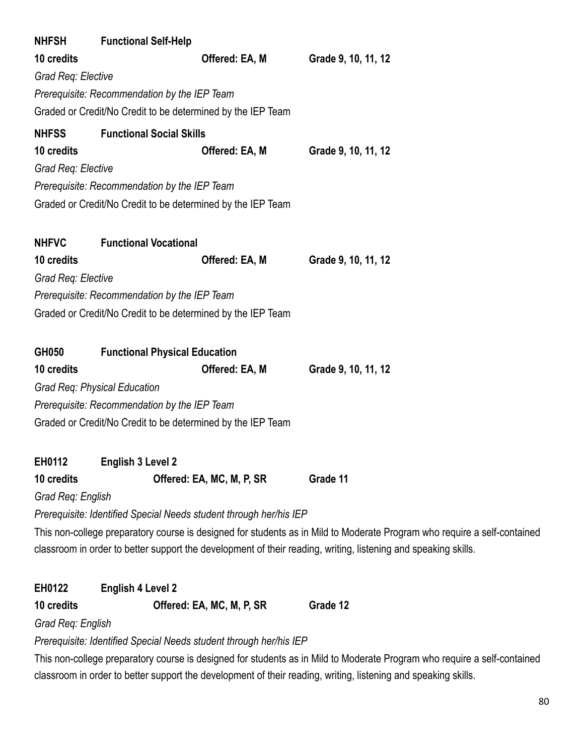**NHFSH Functional Self-Help**

**10 credits** **Offered: EA, M** **Grade 9, 10, 11, 12**

*Grad Req: Elective*

*Prerequisite: Recommendation by the IEP Team*

Graded or Credit/No Credit to be determined by the IEP Team

**NHFSS Functional Social Skills**

**10 credits** **Offered: EA, M** **Grade 9, 10, 11, 12**

*Grad Req: Elective*

*Prerequisite: Recommendation by the IEP Team*

Graded or Credit/No Credit to be determined by the IEP Team

**NHFVC Functional Vocational**

**10 credits** **Offered: EA, M** **Grade 9, 10, 11, 12**

*Grad Req: Elective*

*Prerequisite: Recommendation by the IEP Team*

Graded or Credit/No Credit to be determined by the IEP Team

**GH050 Functional Physical Education**

**10 credits** **Offered: EA, M** **Grade 9, 10, 11, 12**

*Grad Req: Physical Education*

*Prerequisite: Recommendation by the IEP Team*

Graded or Credit/No Credit to be determined by the IEP Team

**EH0112 English 3 Level 2**

**10 credits** **Offered: EA, MC, M, P, SR** **Grade 11**

*Grad Req: English*

*Prerequisite: Identified Special Needs student through her/his IEP*

This non-college preparatory course is designed for students as in Mild to Moderate Program who require a self-contained classroom in order to better support the development of their reading, writing, listening and speaking skills.

**EH0122 English 4 Level 2**

**10 credits** **Offered: EA, MC, M, P, SR** **Grade 12**

*Grad Req: English*

*Prerequisite: Identified Special Needs student through her/his IEP*

This non-college preparatory course is designed for students as in Mild to Moderate Program who require a self-contained classroom in order to better support the development of their reading, writing, listening and speaking skills.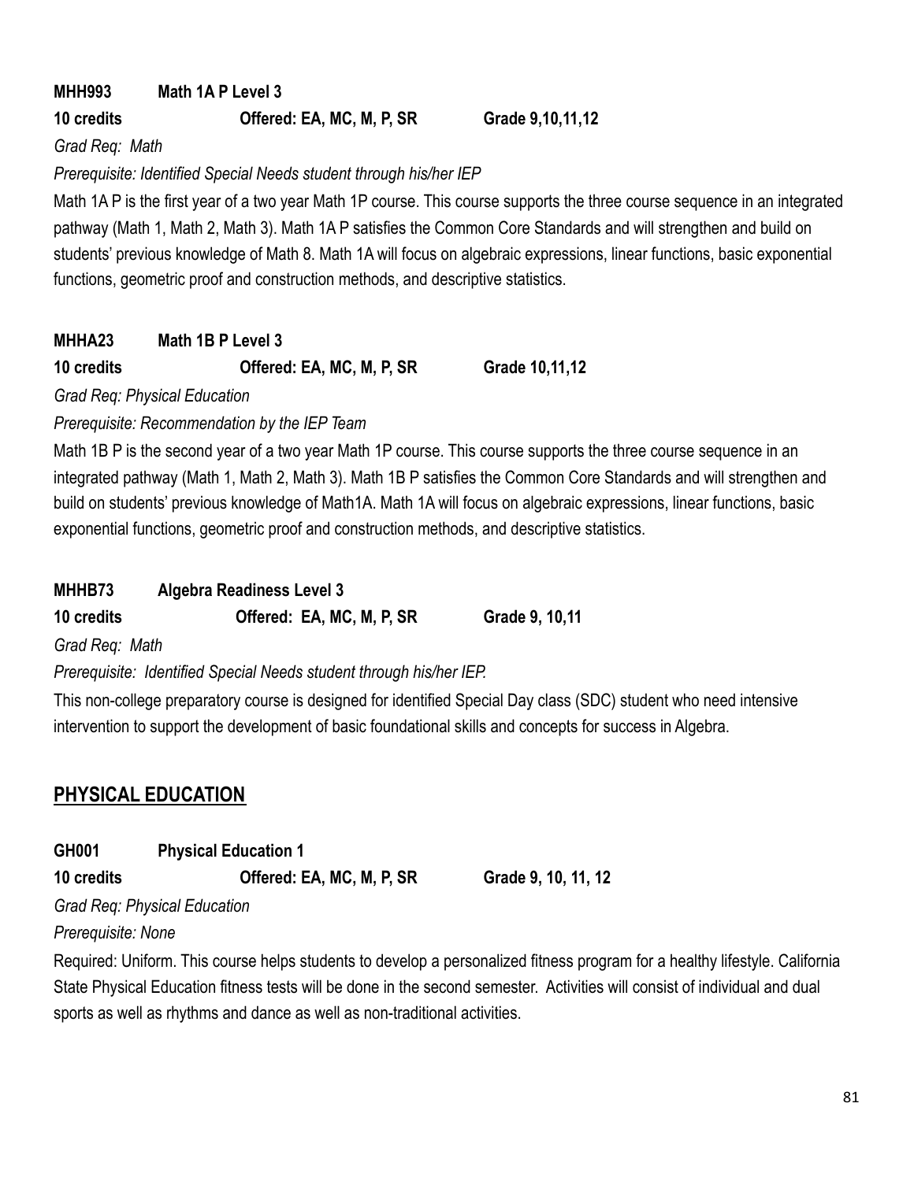**MHH993 Math 1A P Level 3**

**10 credits Offered: EA, MC, M, P, SR Grade 9,10,11,12**

*Grad Req: Math*

*Prerequisite: Identified Special Needs student through his/her IEP*

Math 1A P is the first year of a two year Math 1P course. This course supports the three course sequence in an integrated pathway (Math 1, Math 2, Math 3). Math 1A P satisfies the Common Core Standards and will strengthen and build on students' previous knowledge of Math 8. Math 1A will focus on algebraic expressions, linear functions, basic exponential functions, geometric proof and construction methods, and descriptive statistics.

**MHHA23 Math 1B P Level 3**

**10 credits Offered: EA, MC, M, P, SR Grade 10,11,12**

*Grad Req: Physical Education*

*Prerequisite: Recommendation by the IEP Team*

Math 1B P is the second year of a two year Math 1P course. This course supports the three course sequence in an integrated pathway (Math 1, Math 2, Math 3). Math 1B P satisfies the Common Core Standards and will strengthen and build on students' previous knowledge of Math1A. Math 1A will focus on algebraic expressions, linear functions, basic exponential functions, geometric proof and construction methods, and descriptive statistics.

**MHHB73 Algebra Readiness Level 3**

**10 credits Offered: EA, MC, M, P, SR Grade 9, 10,11**

*Grad Req: Math*

*Prerequisite: Identified Special Needs student through his/her IEP.*

This non-college preparatory course is designed for identified Special Day class (SDC) student who need intensive intervention to support the development of basic foundational skills and concepts for success in Algebra.

## PHYSICAL EDUCATION

**GH001 Physical Education 1**

**10 credits Offered: EA, MC, M, P, SR Grade 9, 10, 11, 12**

*Grad Req: Physical Education*

*Prerequisite: None*

Required: Uniform. This course helps students to develop a personalized fitness program for a healthy lifestyle. California State Physical Education fitness tests will be done in the second semester. Activities will consist of individual and dual sports as well as rhythms and dance as well as non-traditional activities.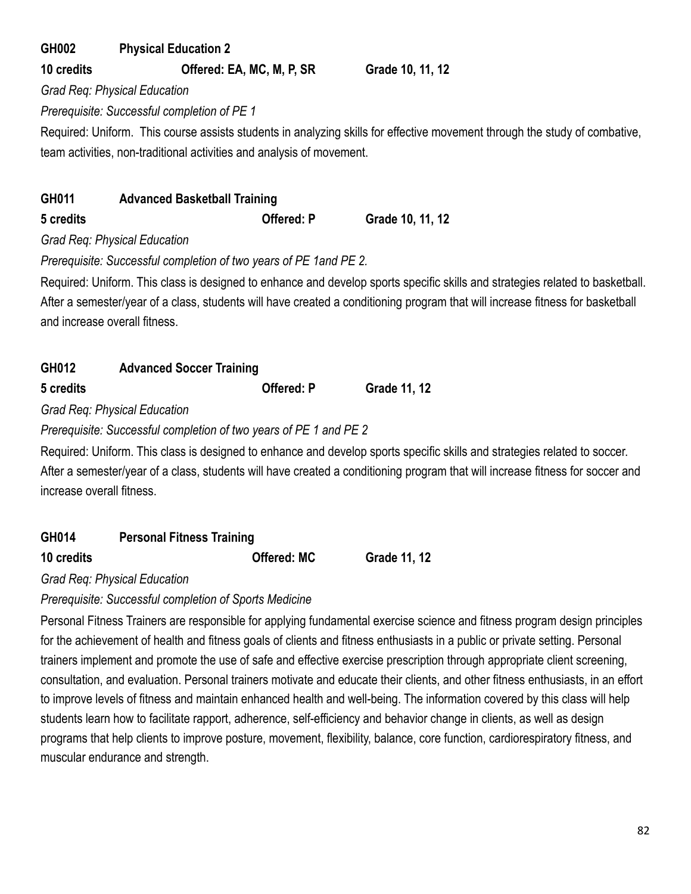**GH002 Physical Education 2**

**10 credits Offered: EA, MC, M, P, SR Grade 10, 11, 12**

*Grad Req: Physical Education*

*Prerequisite: Successful completion of PE 1*

Required: Uniform. This course assists students in analyzing skills for effective movement through the study of combative, team activities, non-traditional activities and analysis of movement.

**GH011 Advanced Basketball Training**

**5 credits Offered: P Grade 10, 11, 12**

*Grad Req: Physical Education*

*Prerequisite: Successful completion of two years of PE 1and PE 2.*

Required: Uniform. This class is designed to enhance and develop sports specific skills and strategies related to basketball. After a semester/year of a class, students will have created a conditioning program that will increase fitness for basketball and increase overall fitness.

**GH012 Advanced Soccer Training**

**5 credits Offered: P Grade 11, 12**

*Grad Req: Physical Education*

*Prerequisite: Successful completion of two years of PE 1 and PE 2*

Required: Uniform. This class is designed to enhance and develop sports specific skills and strategies related to soccer. After a semester/year of a class, students will have created a conditioning program that will increase fitness for soccer and increase overall fitness.

**GH014 Personal Fitness Training**

**10 credits Offered: MC Grade 11, 12**

*Grad Req: Physical Education*

*Prerequisite: Successful completion of Sports Medicine*

Personal Fitness Trainers are responsible for applying fundamental exercise science and fitness program design principles for the achievement of health and fitness goals of clients and fitness enthusiasts in a public or private setting. Personal trainers implement and promote the use of safe and effective exercise prescription through appropriate client screening, consultation, and evaluation. Personal trainers motivate and educate their clients, and other fitness enthusiasts, in an effort to improve levels of fitness and maintain enhanced health and well-being. The information covered by this class will help students learn how to facilitate rapport, adherence, self-efficiency and behavior change in clients, as well as design programs that help clients to improve posture, movement, flexibility, balance, core function, cardiorespiratory fitness, and muscular endurance and strength.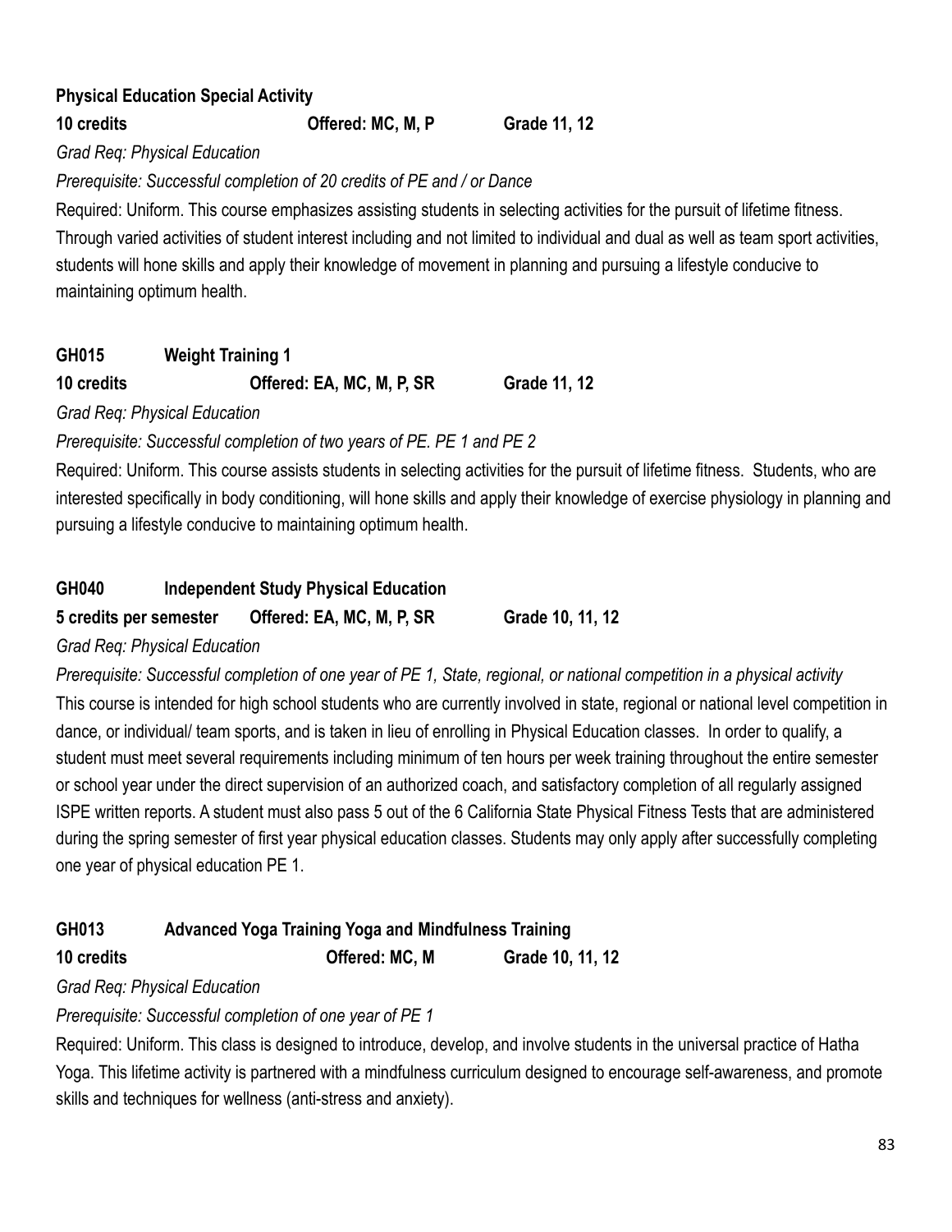### Physical Education Special Activity

**10 credits** **Offered: MC, M, P** **Grade 11, 12**

*Grad Req: Physical Education*

*Prerequisite: Successful completion of 20 credits of PE and / or Dance*

Required: Uniform. This course emphasizes assisting students in selecting activities for the pursuit of lifetime fitness. Through varied activities of student interest including and not limited to individual and dual as well as team sport activities, students will hone skills and apply their knowledge of movement in planning and pursuing a lifestyle conducive to maintaining optimum health.

### GH015 Weight Training 1

**10 credits** **Offered: EA, MC, M, P, SR** **Grade 11, 12**

*Grad Req: Physical Education*

*Prerequisite: Successful completion of two years of PE. PE 1 and PE 2*

Required: Uniform. This course assists students in selecting activities for the pursuit of lifetime fitness. Students, who are interested specifically in body conditioning, will hone skills and apply their knowledge of exercise physiology in planning and pursuing a lifestyle conducive to maintaining optimum health.

### GH040 Independent Study Physical Education

**5 credits per semester** **Offered: EA, MC, M, P, SR** **Grade 10, 11, 12**

*Grad Req: Physical Education*

*Prerequisite: Successful completion of one year of PE 1, State, regional, or national competition in a physical activity*

This course is intended for high school students who are currently involved in state, regional or national level competition in dance, or individual/ team sports, and is taken in lieu of enrolling in Physical Education classes. In order to qualify, a student must meet several requirements including minimum of ten hours per week training throughout the entire semester or school year under the direct supervision of an authorized coach, and satisfactory completion of all regularly assigned ISPE written reports. A student must also pass 5 out of the 6 California State Physical Fitness Tests that are administered during the spring semester of first year physical education classes. Students may only apply after successfully completing one year of physical education PE 1.

### GH013 Advanced Yoga Training Yoga and Mindfulness Training

**10 credits** **Offered: MC, M** **Grade 10, 11, 12**

*Grad Req: Physical Education*

*Prerequisite: Successful completion of one year of PE 1*

Required: Uniform. This class is designed to introduce, develop, and involve students in the universal practice of Hatha Yoga. This lifetime activity is partnered with a mindfulness curriculum designed to encourage self-awareness, and promote skills and techniques for wellness (anti-stress and anxiety).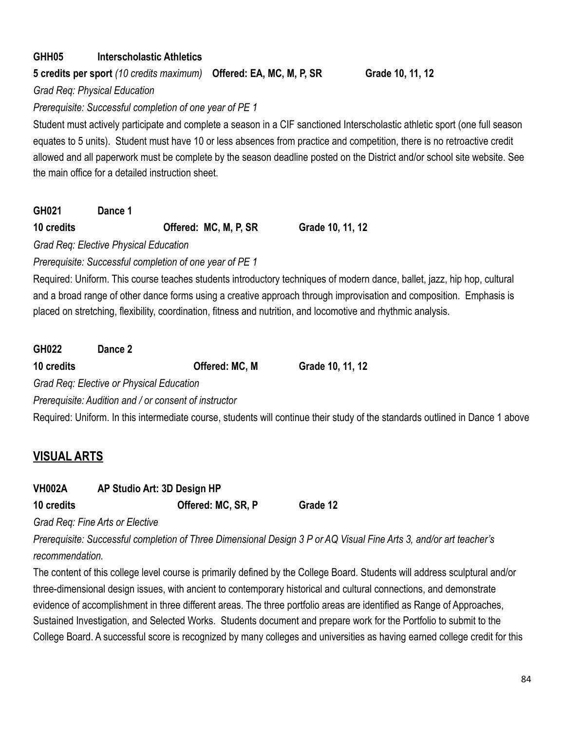**GHH05 Interscholastic Athletics**

**5 credits per sport** *(10 credits maximum)* **Offered: EA, MC, M, P, SR Grade 10, 11, 12**

*Grad Req: Physical Education*

*Prerequisite: Successful completion of one year of PE 1*

Student must actively participate and complete a season in a CIF sanctioned Interscholastic athletic sport (one full season equates to 5 units). Student must have 10 or less absences from practice and competition, there is no retroactive credit allowed and all paperwork must be complete by the season deadline posted on the District and/or school site website. See the main office for a detailed instruction sheet.

**GH021 Dance 1**

**10 credits Offered: MC, M, P, SR Grade 10, 11, 12**

*Grad Req: Elective Physical Education*

*Prerequisite: Successful completion of one year of PE 1*

Required: Uniform. This course teaches students introductory techniques of modern dance, ballet, jazz, hip hop, cultural and a broad range of other dance forms using a creative approach through improvisation and composition. Emphasis is placed on stretching, flexibility, coordination, fitness and nutrition, and locomotive and rhythmic analysis.

**GH022 Dance 2**

**10 credits Offered: MC, M Grade 10, 11, 12**

*Grad Req: Elective or Physical Education*

*Prerequisite: Audition and / or consent of instructor*

Required: Uniform. In this intermediate course, students will continue their study of the standards outlined in Dance 1 above

## VISUAL ARTS

**VH002A AP Studio Art: 3D Design HP**

**10 credits Offered: MC, SR, P Grade 12**

*Grad Req: Fine Arts or Elective*

*Prerequisite: Successful completion of Three Dimensional Design 3 P or AQ Visual Fine Arts 3, and/or art teacher's recommendation.*

The content of this college level course is primarily defined by the College Board. Students will address sculptural and/or three-dimensional design issues, with ancient to contemporary historical and cultural connections, and demonstrate evidence of accomplishment in three different areas. The three portfolio areas are identified as Range of Approaches, Sustained Investigation, and Selected Works. Students document and prepare work for the Portfolio to submit to the College Board. A successful score is recognized by many colleges and universities as having earned college credit for this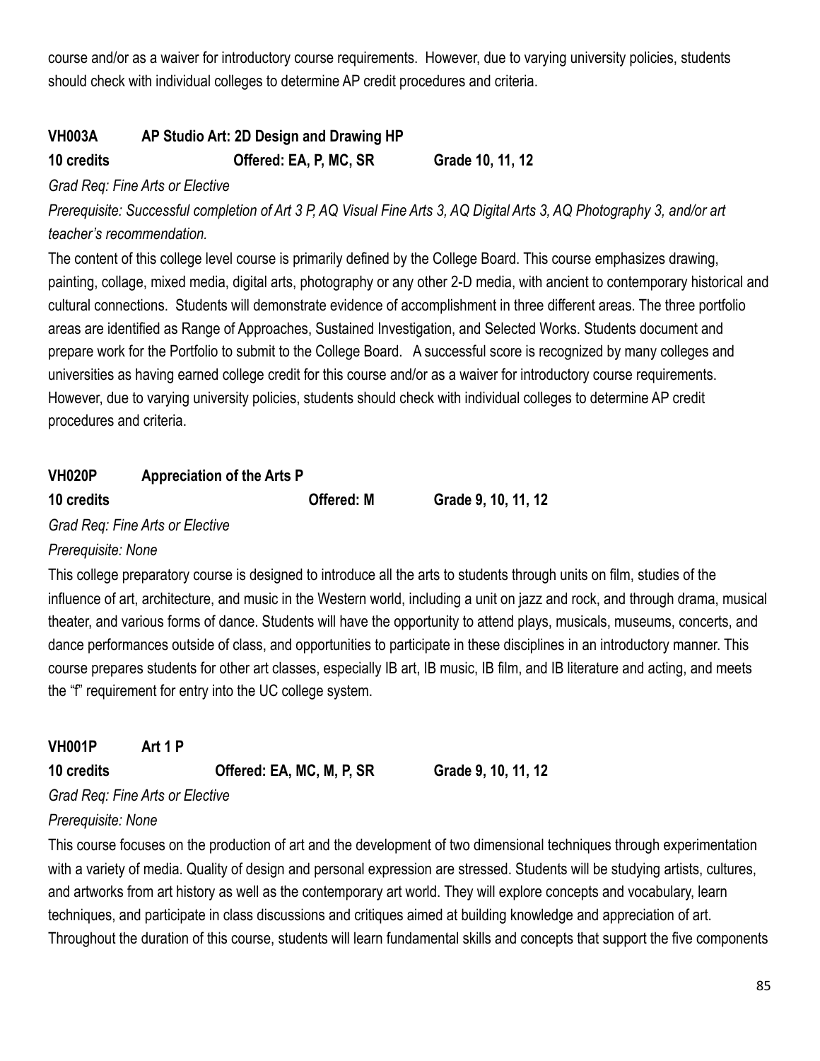course and/or as a waiver for introductory course requirements. However, due to varying university policies, students should check with individual colleges to determine AP credit procedures and criteria.

### VH003A AP Studio Art: 2D Design and Drawing HP

**10 credits** **Offered: EA, P, MC, SR** **Grade 10, 11, 12**

*Grad Req: Fine Arts or Elective*

*Prerequisite: Successful completion of Art 3 P, AQ Visual Fine Arts 3, AQ Digital Arts 3, AQ Photography 3, and/or art teacher's recommendation.*

The content of this college level course is primarily defined by the College Board. This course emphasizes drawing, painting, collage, mixed media, digital arts, photography or any other 2-D media, with ancient to contemporary historical and cultural connections. Students will demonstrate evidence of accomplishment in three different areas. The three portfolio areas are identified as Range of Approaches, Sustained Investigation, and Selected Works. Students document and prepare work for the Portfolio to submit to the College Board. A successful score is recognized by many colleges and universities as having earned college credit for this course and/or as a waiver for introductory course requirements. However, due to varying university policies, students should check with individual colleges to determine AP credit procedures and criteria.

### VH020P Appreciation of the Arts P

**10 credits** **Offered: M** **Grade 9, 10, 11, 12**

*Grad Req: Fine Arts or Elective*

*Prerequisite: None*

This college preparatory course is designed to introduce all the arts to students through units on film, studies of the influence of art, architecture, and music in the Western world, including a unit on jazz and rock, and through drama, musical theater, and various forms of dance. Students will have the opportunity to attend plays, musicals, museums, concerts, and dance performances outside of class, and opportunities to participate in these disciplines in an introductory manner. This course prepares students for other art classes, especially IB art, IB music, IB film, and IB literature and acting, and meets the "f" requirement for entry into the UC college system.

### VH001P Art 1 P

**10 credits** **Offered: EA, MC, M, P, SR** **Grade 9, 10, 11, 12**

*Grad Req: Fine Arts or Elective*

*Prerequisite: None*

This course focuses on the production of art and the development of two dimensional techniques through experimentation with a variety of media. Quality of design and personal expression are stressed. Students will be studying artists, cultures, and artworks from art history as well as the contemporary art world. They will explore concepts and vocabulary, learn techniques, and participate in class discussions and critiques aimed at building knowledge and appreciation of art. Throughout the duration of this course, students will learn fundamental skills and concepts that support the five components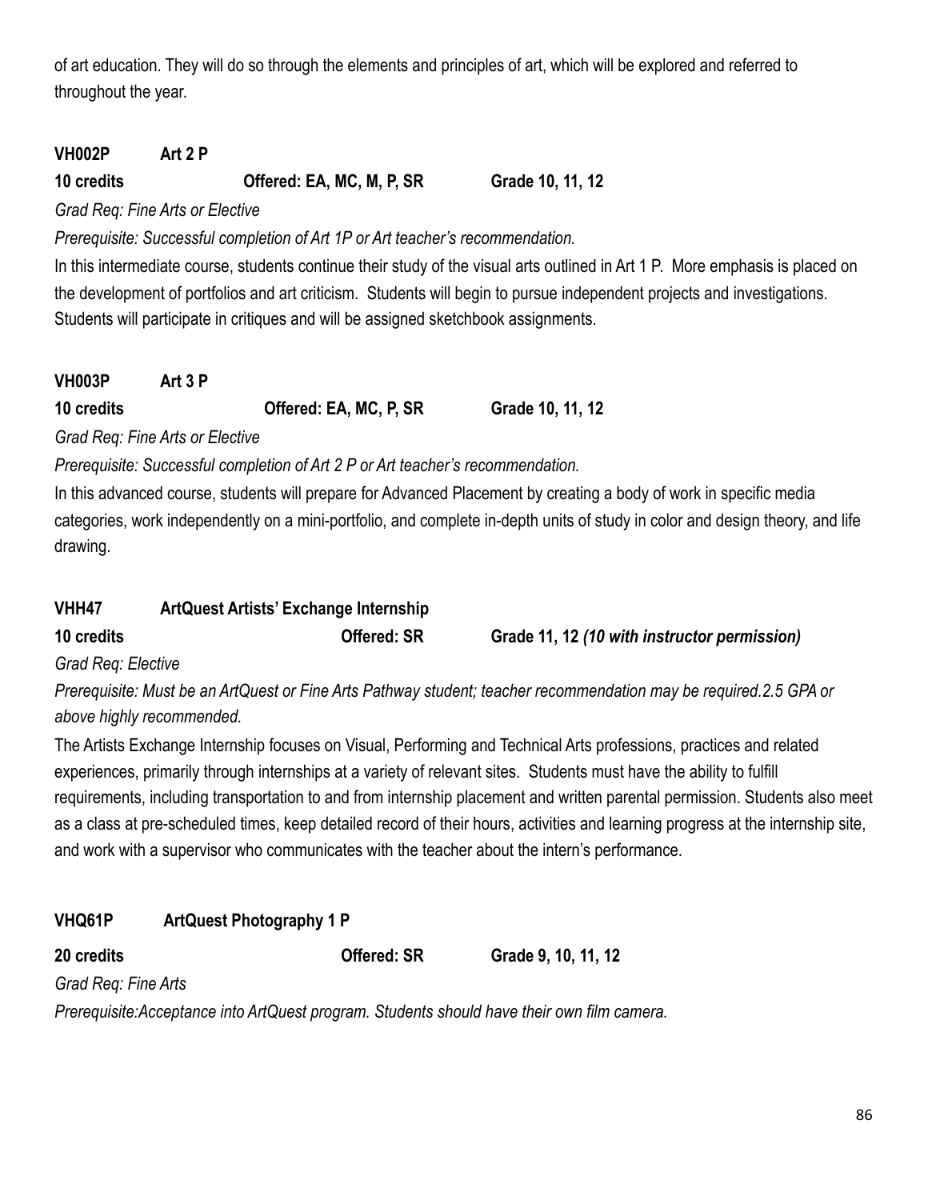of art education. They will do so through the elements and principles of art, which will be explored and referred to throughout the year.

**VH002P Art 2 P**

**10 credits Offered: EA, MC, M, P, SR Grade 10, 11, 12**

*Grad Req: Fine Arts or Elective*

*Prerequisite: Successful completion of Art 1P or Art teacher's recommendation.*

In this intermediate course, students continue their study of the visual arts outlined in Art 1 P. More emphasis is placed on the development of portfolios and art criticism. Students will begin to pursue independent projects and investigations. Students will participate in critiques and will be assigned sketchbook assignments.

**VH003P Art 3 P**

**10 credits Offered: EA, MC, P, SR Grade 10, 11, 12**

*Grad Req: Fine Arts or Elective*

*Prerequisite: Successful completion of Art 2 P or Art teacher's recommendation.*

In this advanced course, students will prepare for Advanced Placement by creating a body of work in specific media categories, work independently on a mini-portfolio, and complete in-depth units of study in color and design theory, and life drawing.

**VHH47 ArtQuest Artists' Exchange Internship**

**10 credits Offered: SR Grade 11, 12** ***(10 with instructor permission)***

*Grad Req: Elective*

*Prerequisite: Must be an ArtQuest or Fine Arts Pathway student; teacher recommendation may be required.2.5 GPA or above highly recommended.*

The Artists Exchange Internship focuses on Visual, Performing and Technical Arts professions, practices and related experiences, primarily through internships at a variety of relevant sites. Students must have the ability to fulfill requirements, including transportation to and from internship placement and written parental permission. Students also meet as a class at pre-scheduled times, keep detailed record of their hours, activities and learning progress at the internship site, and work with a supervisor who communicates with the teacher about the intern's performance.

**VHQ61P ArtQuest Photography 1 P**

**20 credits Offered: SR Grade 9, 10, 11, 12**

*Grad Req: Fine Arts*

*Prerequisite:Acceptance into ArtQuest program. Students should have their own film camera.*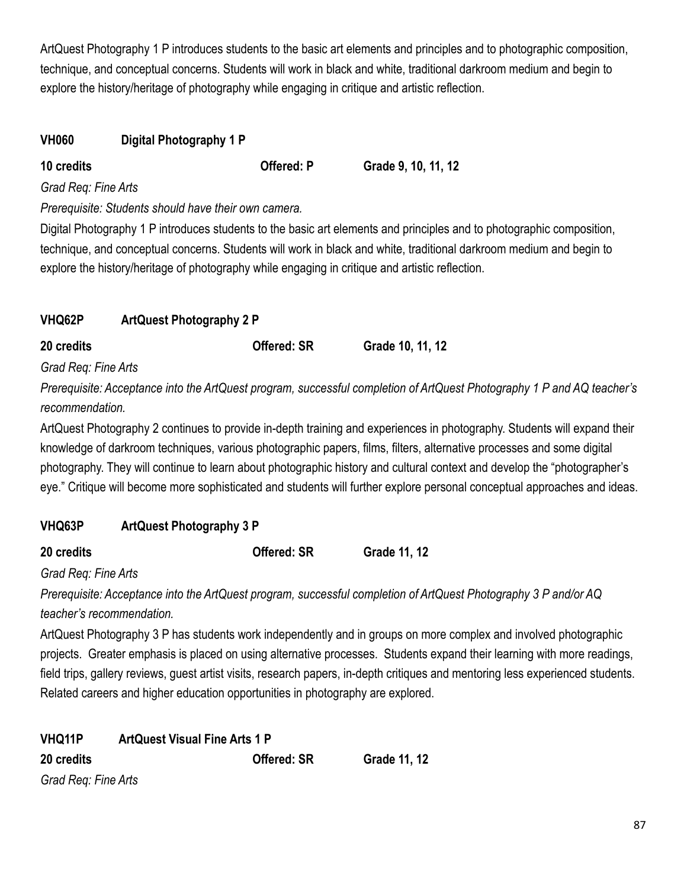ArtQuest Photography 1 P introduces students to the basic art elements and principles and to photographic composition, technique, and conceptual concerns. Students will work in black and white, traditional darkroom medium and begin to explore the history/heritage of photography while engaging in critique and artistic reflection.

**VH060 Digital Photography 1 P**

**10 credits Offered: P Grade 9, 10, 11, 12**

*Grad Req: Fine Arts*

*Prerequisite: Students should have their own camera.*

Digital Photography 1 P introduces students to the basic art elements and principles and to photographic composition, technique, and conceptual concerns. Students will work in black and white, traditional darkroom medium and begin to explore the history/heritage of photography while engaging in critique and artistic reflection.

**VHQ62P ArtQuest Photography 2 P**

**20 credits Offered: SR Grade 10, 11, 12**

*Grad Req: Fine Arts*

*Prerequisite: Acceptance into the ArtQuest program, successful completion of ArtQuest Photography 1 P and AQ teacher's recommendation.*

ArtQuest Photography 2 continues to provide in-depth training and experiences in photography. Students will expand their knowledge of darkroom techniques, various photographic papers, films, filters, alternative processes and some digital photography. They will continue to learn about photographic history and cultural context and develop the "photographer's eye." Critique will become more sophisticated and students will further explore personal conceptual approaches and ideas.

**VHQ63P ArtQuest Photography 3 P**

**20 credits Offered: SR Grade 11, 12**

*Grad Req: Fine Arts*

*Prerequisite: Acceptance into the ArtQuest program, successful completion of ArtQuest Photography 3 P and/or AQ teacher's recommendation.*

ArtQuest Photography 3 P has students work independently and in groups on more complex and involved photographic projects. Greater emphasis is placed on using alternative processes. Students expand their learning with more readings, field trips, gallery reviews, guest artist visits, research papers, in-depth critiques and mentoring less experienced students. Related careers and higher education opportunities in photography are explored.

**VHQ11P ArtQuest Visual Fine Arts 1 P**

**20 credits Offered: SR Grade 11, 12**

*Grad Req: Fine Arts*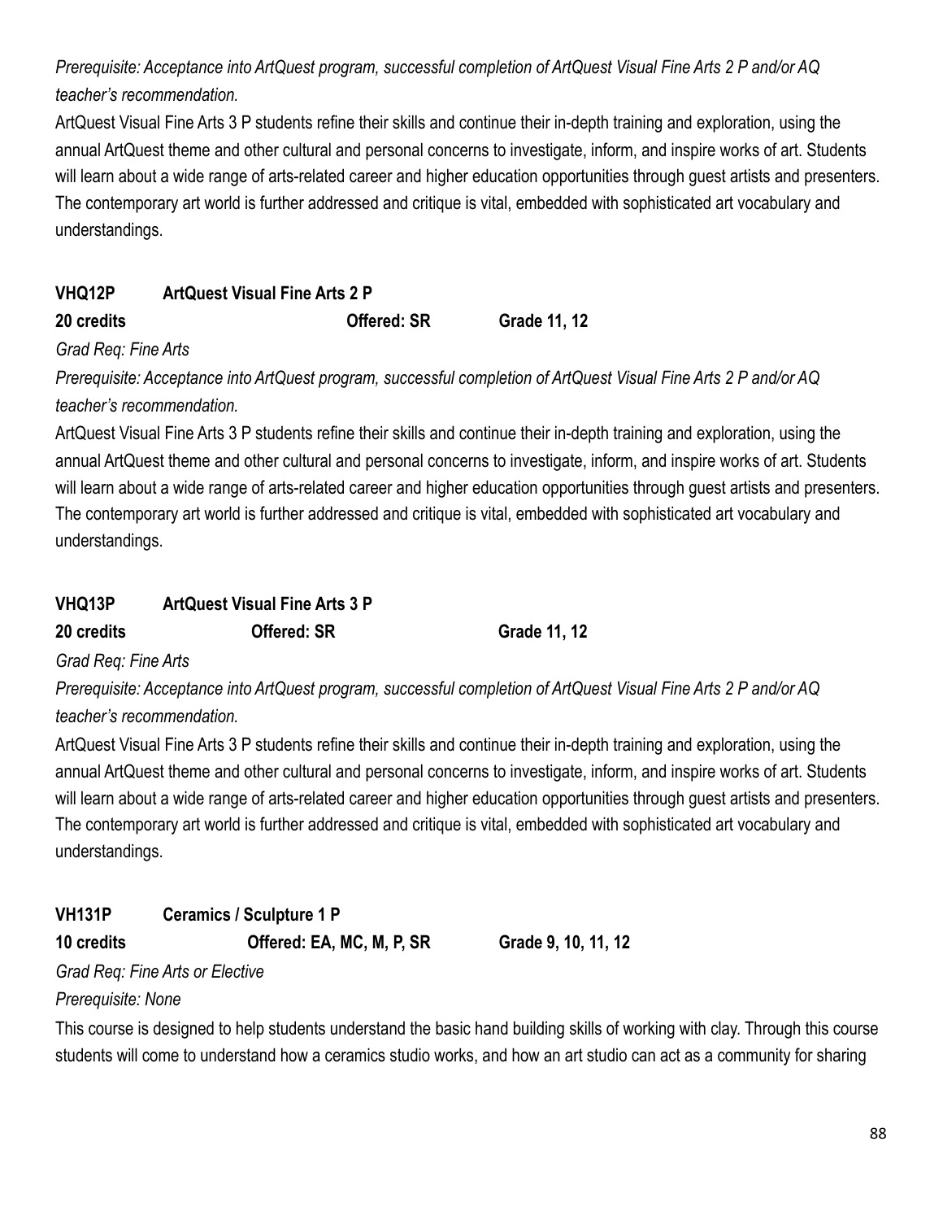*Prerequisite: Acceptance into ArtQuest program, successful completion of ArtQuest Visual Fine Arts 2 P and/or AQ teacher's recommendation.*

ArtQuest Visual Fine Arts 3 P students refine their skills and continue their in-depth training and exploration, using the annual ArtQuest theme and other cultural and personal concerns to investigate, inform, and inspire works of art. Students will learn about a wide range of arts-related career and higher education opportunities through guest artists and presenters. The contemporary art world is further addressed and critique is vital, embedded with sophisticated art vocabulary and understandings.

**VHQ12P ArtQuest Visual Fine Arts 2 P**

**20 credits Offered: SR Grade 11, 12**

*Grad Req: Fine Arts*

*Prerequisite: Acceptance into ArtQuest program, successful completion of ArtQuest Visual Fine Arts 2 P and/or AQ teacher's recommendation.*

ArtQuest Visual Fine Arts 3 P students refine their skills and continue their in-depth training and exploration, using the annual ArtQuest theme and other cultural and personal concerns to investigate, inform, and inspire works of art. Students will learn about a wide range of arts-related career and higher education opportunities through guest artists and presenters. The contemporary art world is further addressed and critique is vital, embedded with sophisticated art vocabulary and understandings.

**VHQ13P ArtQuest Visual Fine Arts 3 P**

**20 credits Offered: SR Grade 11, 12**

*Grad Req: Fine Arts*

*Prerequisite: Acceptance into ArtQuest program, successful completion of ArtQuest Visual Fine Arts 2 P and/or AQ teacher's recommendation.*

ArtQuest Visual Fine Arts 3 P students refine their skills and continue their in-depth training and exploration, using the annual ArtQuest theme and other cultural and personal concerns to investigate, inform, and inspire works of art. Students will learn about a wide range of arts-related career and higher education opportunities through guest artists and presenters. The contemporary art world is further addressed and critique is vital, embedded with sophisticated art vocabulary and understandings.

**VH131P Ceramics / Sculpture 1 P**

**10 credits Offered: EA, MC, M, P, SR Grade 9, 10, 11, 12**

*Grad Req: Fine Arts or Elective*

*Prerequisite: None*

This course is designed to help students understand the basic hand building skills of working with clay. Through this course students will come to understand how a ceramics studio works, and how an art studio can act as a community for sharing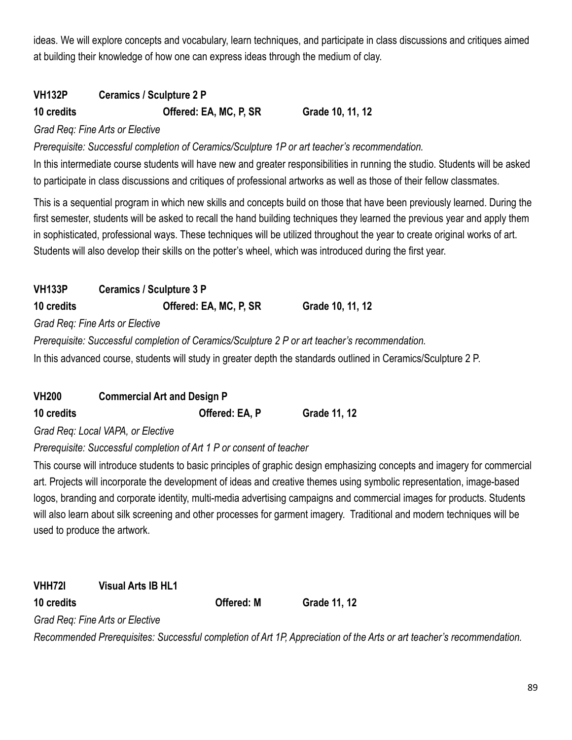ideas. We will explore concepts and vocabulary, learn techniques, and participate in class discussions and critiques aimed at building their knowledge of how one can express ideas through the medium of clay.

**VH132P Ceramics / Sculpture 2 P**

**10 credits Offered: EA, MC, P, SR Grade 10, 11, 12**

*Grad Req: Fine Arts or Elective*

*Prerequisite: Successful completion of Ceramics/Sculpture 1P or art teacher's recommendation.*

In this intermediate course students will have new and greater responsibilities in running the studio. Students will be asked to participate in class discussions and critiques of professional artworks as well as those of their fellow classmates.

This is a sequential program in which new skills and concepts build on those that have been previously learned. During the first semester, students will be asked to recall the hand building techniques they learned the previous year and apply them in sophisticated, professional ways. These techniques will be utilized throughout the year to create original works of art. Students will also develop their skills on the potter's wheel, which was introduced during the first year.

**VH133P Ceramics / Sculpture 3 P**

**10 credits Offered: EA, MC, P, SR Grade 10, 11, 12**

*Grad Req: Fine Arts or Elective*

*Prerequisite: Successful completion of Ceramics/Sculpture 2 P or art teacher's recommendation.*

In this advanced course, students will study in greater depth the standards outlined in Ceramics/Sculpture 2 P.

**VH200 Commercial Art and Design P**

**10 credits Offered: EA, P Grade 11, 12**

*Grad Req: Local VAPA, or Elective*

*Prerequisite: Successful completion of Art 1 P or consent of teacher*

This course will introduce students to basic principles of graphic design emphasizing concepts and imagery for commercial art. Projects will incorporate the development of ideas and creative themes using symbolic representation, image-based logos, branding and corporate identity, multi-media advertising campaigns and commercial images for products. Students will also learn about silk screening and other processes for garment imagery. Traditional and modern techniques will be used to produce the artwork.

**VHH72I Visual Arts IB HL1**

**10 credits Offered: M Grade 11, 12**

*Grad Req: Fine Arts or Elective*

*Recommended Prerequisites: Successful completion of Art 1P, Appreciation of the Arts or art teacher's recommendation.*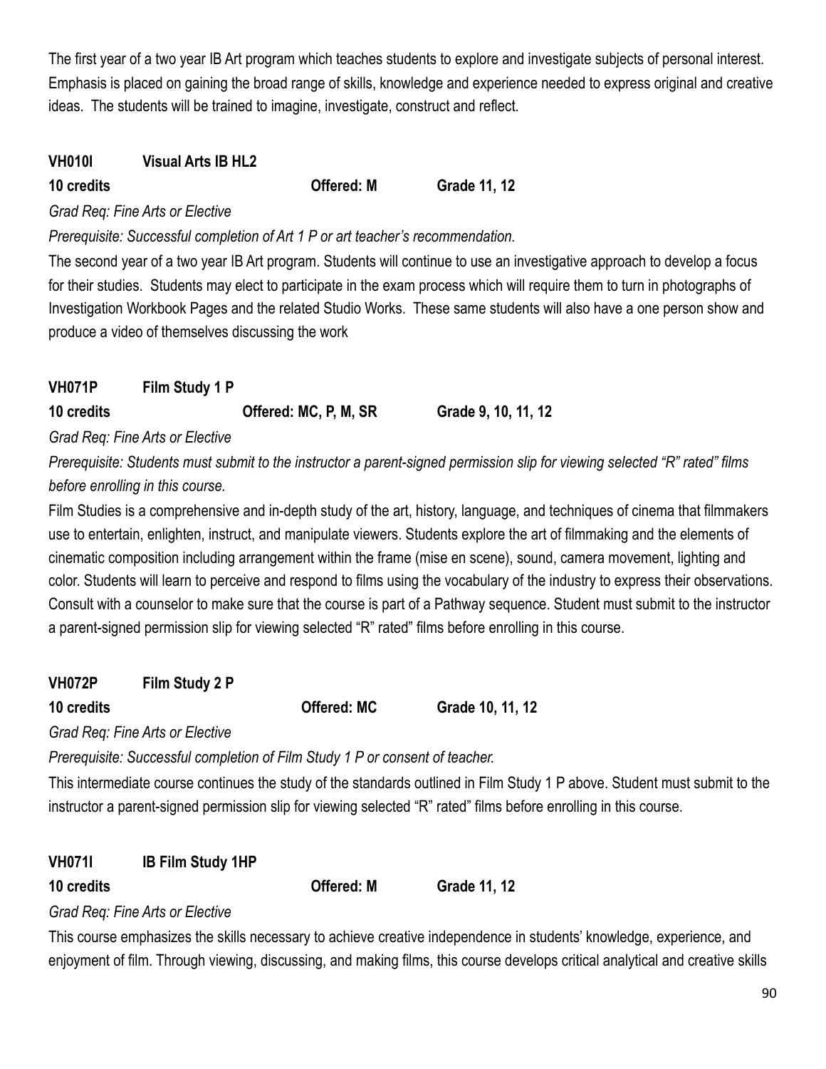The first year of a two year IB Art program which teaches students to explore and investigate subjects of personal interest. Emphasis is placed on gaining the broad range of skills, knowledge and experience needed to express original and creative ideas. The students will be trained to imagine, investigate, construct and reflect.

**VH010I Visual Arts IB HL2**

**10 credits Offered: M Grade 11, 12**

*Grad Req: Fine Arts or Elective*

*Prerequisite: Successful completion of Art 1 P or art teacher's recommendation.*

The second year of a two year IB Art program. Students will continue to use an investigative approach to develop a focus for their studies. Students may elect to participate in the exam process which will require them to turn in photographs of Investigation Workbook Pages and the related Studio Works. These same students will also have a one person show and produce a video of themselves discussing the work

**VH071P Film Study 1 P**

**10 credits Offered: MC, P, M, SR Grade 9, 10, 11, 12**

*Grad Req: Fine Arts or Elective*

*Prerequisite: Students must submit to the instructor a parent-signed permission slip for viewing selected "R" rated" films before enrolling in this course.*

Film Studies is a comprehensive and in-depth study of the art, history, language, and techniques of cinema that filmmakers use to entertain, enlighten, instruct, and manipulate viewers. Students explore the art of filmmaking and the elements of cinematic composition including arrangement within the frame (mise en scene), sound, camera movement, lighting and color. Students will learn to perceive and respond to films using the vocabulary of the industry to express their observations. Consult with a counselor to make sure that the course is part of a Pathway sequence. Student must submit to the instructor a parent-signed permission slip for viewing selected "R" rated" films before enrolling in this course.

**VH072P Film Study 2 P**

**10 credits Offered: MC Grade 10, 11, 12**

*Grad Req: Fine Arts or Elective*

*Prerequisite: Successful completion of Film Study 1 P or consent of teacher.*

This intermediate course continues the study of the standards outlined in Film Study 1 P above. Student must submit to the instructor a parent-signed permission slip for viewing selected "R" rated" films before enrolling in this course.

**VH071I IB Film Study 1HP**

**10 credits Offered: M Grade 11, 12**

*Grad Req: Fine Arts or Elective*

This course emphasizes the skills necessary to achieve creative independence in students' knowledge, experience, and enjoyment of film. Through viewing, discussing, and making films, this course develops critical analytical and creative skills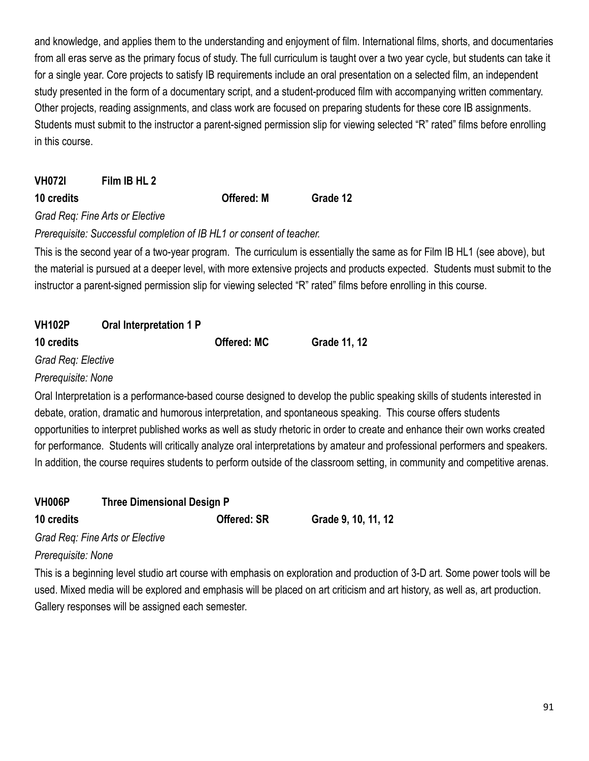and knowledge, and applies them to the understanding and enjoyment of film. International films, shorts, and documentaries from all eras serve as the primary focus of study. The full curriculum is taught over a two year cycle, but students can take it for a single year. Core projects to satisfy IB requirements include an oral presentation on a selected film, an independent study presented in the form of a documentary script, and a student-produced film with accompanying written commentary. Other projects, reading assignments, and class work are focused on preparing students for these core IB assignments. Students must submit to the instructor a parent-signed permission slip for viewing selected "R" rated" films before enrolling in this course.

**VH072I Film IB HL 2**

**10 credits Offered: M Grade 12**

*Grad Req: Fine Arts or Elective*

*Prerequisite: Successful completion of IB HL1 or consent of teacher.*

This is the second year of a two-year program. The curriculum is essentially the same as for Film IB HL1 (see above), but the material is pursued at a deeper level, with more extensive projects and products expected. Students must submit to the instructor a parent-signed permission slip for viewing selected "R" rated" films before enrolling in this course.

**VH102P Oral Interpretation 1 P**

**10 credits Offered: MC Grade 11, 12**

*Grad Req: Elective*

*Prerequisite: None*

Oral Interpretation is a performance-based course designed to develop the public speaking skills of students interested in debate, oration, dramatic and humorous interpretation, and spontaneous speaking. This course offers students opportunities to interpret published works as well as study rhetoric in order to create and enhance their own works created for performance. Students will critically analyze oral interpretations by amateur and professional performers and speakers. In addition, the course requires students to perform outside of the classroom setting, in community and competitive arenas.

**VH006P Three Dimensional Design P**

**10 credits Offered: SR Grade 9, 10, 11, 12**

*Grad Req: Fine Arts or Elective*

*Prerequisite: None*

This is a beginning level studio art course with emphasis on exploration and production of 3-D art. Some power tools will be used. Mixed media will be explored and emphasis will be placed on art criticism and art history, as well as, art production. Gallery responses will be assigned each semester.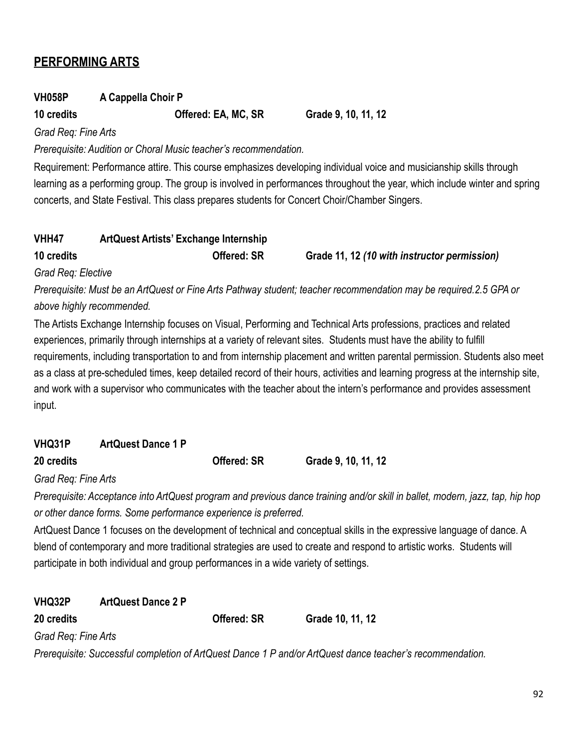## PERFORMING ARTS

**VH058P A Cappella Choir P**

**10 credits Offered: EA, MC, SR Grade 9, 10, 11, 12**

*Grad Req: Fine Arts*

*Prerequisite: Audition or Choral Music teacher's recommendation.*

Requirement: Performance attire. This course emphasizes developing individual voice and musicianship skills through learning as a performing group. The group is involved in performances throughout the year, which include winter and spring concerts, and State Festival. This class prepares students for Concert Choir/Chamber Singers.

**VHH47 ArtQuest Artists' Exchange Internship**

**10 credits Offered: SR Grade 11, 12** ***(10 with instructor permission)***

*Grad Req: Elective*

*Prerequisite: Must be an ArtQuest or Fine Arts Pathway student; teacher recommendation may be required.2.5 GPA or above highly recommended.*

The Artists Exchange Internship focuses on Visual, Performing and Technical Arts professions, practices and related experiences, primarily through internships at a variety of relevant sites. Students must have the ability to fulfill requirements, including transportation to and from internship placement and written parental permission. Students also meet as a class at pre-scheduled times, keep detailed record of their hours, activities and learning progress at the internship site, and work with a supervisor who communicates with the teacher about the intern's performance and provides assessment input.

**VHQ31P ArtQuest Dance 1 P**

**20 credits Offered: SR Grade 9, 10, 11, 12**

*Grad Req: Fine Arts*

*Prerequisite: Acceptance into ArtQuest program and previous dance training and/or skill in ballet, modern, jazz, tap, hip hop or other dance forms. Some performance experience is preferred.*

ArtQuest Dance 1 focuses on the development of technical and conceptual skills in the expressive language of dance. A blend of contemporary and more traditional strategies are used to create and respond to artistic works. Students will participate in both individual and group performances in a wide variety of settings.

**VHQ32P ArtQuest Dance 2 P**

**20 credits Offered: SR Grade 10, 11, 12**

*Grad Req: Fine Arts*

*Prerequisite: Successful completion of ArtQuest Dance 1 P and/or ArtQuest dance teacher's recommendation.*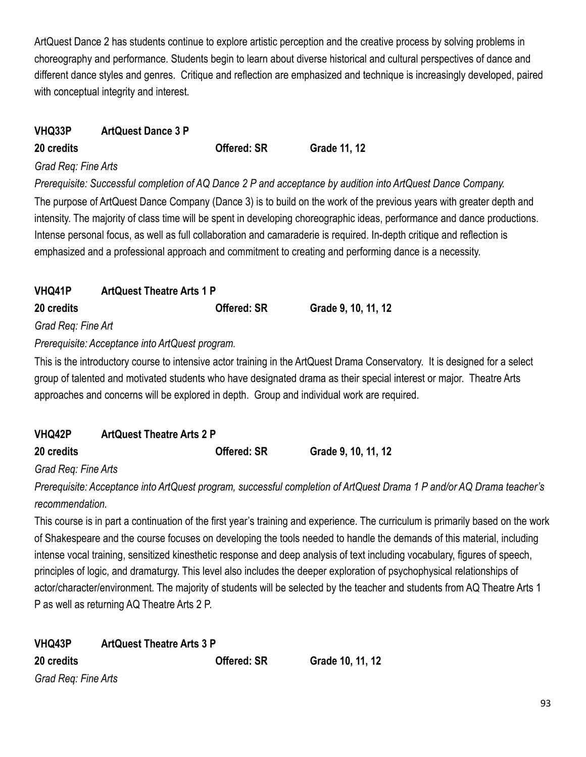ArtQuest Dance 2 has students continue to explore artistic perception and the creative process by solving problems in choreography and performance. Students begin to learn about diverse historical and cultural perspectives of dance and different dance styles and genres. Critique and reflection are emphasized and technique is increasingly developed, paired with conceptual integrity and interest.

**VHQ33P ArtQuest Dance 3 P**

**20 credits** **Offered: SR** **Grade 11, 12**

*Grad Req: Fine Arts*

*Prerequisite: Successful completion of AQ Dance 2 P and acceptance by audition into ArtQuest Dance Company.*

The purpose of ArtQuest Dance Company (Dance 3) is to build on the work of the previous years with greater depth and intensity. The majority of class time will be spent in developing choreographic ideas, performance and dance productions. Intense personal focus, as well as full collaboration and camaraderie is required. In-depth critique and reflection is emphasized and a professional approach and commitment to creating and performing dance is a necessity.

**VHQ41P ArtQuest Theatre Arts 1 P**

**20 credits** **Offered: SR** **Grade 9, 10, 11, 12**

*Grad Req: Fine Art*

*Prerequisite: Acceptance into ArtQuest program.*

This is the introductory course to intensive actor training in the ArtQuest Drama Conservatory. It is designed for a select group of talented and motivated students who have designated drama as their special interest or major. Theatre Arts approaches and concerns will be explored in depth. Group and individual work are required.

**VHQ42P ArtQuest Theatre Arts 2 P**

**20 credits** **Offered: SR** **Grade 9, 10, 11, 12**

*Grad Req: Fine Arts*

*Prerequisite: Acceptance into ArtQuest program, successful completion of ArtQuest Drama 1 P and/or AQ Drama teacher's recommendation.*

This course is in part a continuation of the first year's training and experience. The curriculum is primarily based on the work of Shakespeare and the course focuses on developing the tools needed to handle the demands of this material, including intense vocal training, sensitized kinesthetic response and deep analysis of text including vocabulary, figures of speech, principles of logic, and dramaturgy. This level also includes the deeper exploration of psychophysical relationships of actor/character/environment. The majority of students will be selected by the teacher and students from AQ Theatre Arts 1 P as well as returning AQ Theatre Arts 2 P.

**VHQ43P ArtQuest Theatre Arts 3 P**

**20 credits** **Offered: SR** **Grade 10, 11, 12**

*Grad Req: Fine Arts*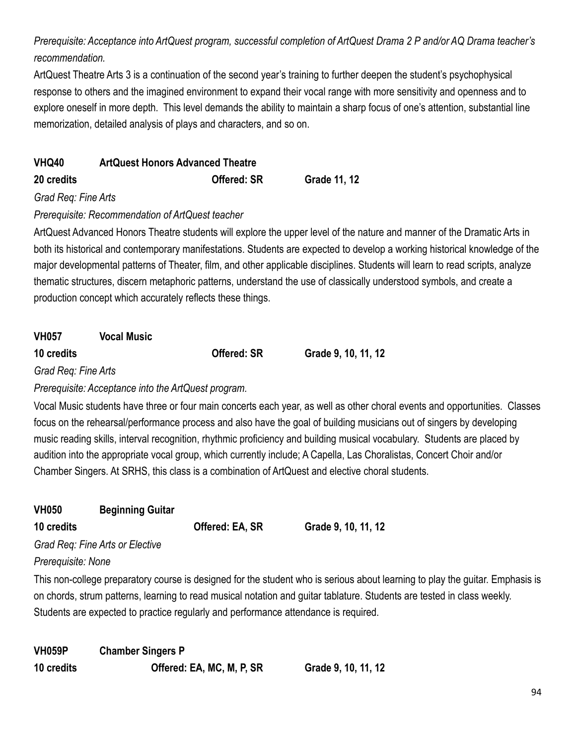*Prerequisite: Acceptance into ArtQuest program, successful completion of ArtQuest Drama 2 P and/or AQ Drama teacher's recommendation.*

ArtQuest Theatre Arts 3 is a continuation of the second year's training to further deepen the student's psychophysical response to others and the imagined environment to expand their vocal range with more sensitivity and openness and to explore oneself in more depth. This level demands the ability to maintain a sharp focus of one's attention, substantial line memorization, detailed analysis of plays and characters, and so on.

**VHQ40 ArtQuest Honors Advanced Theatre**

**20 credits Offered: SR Grade 11, 12**

*Grad Req: Fine Arts*

*Prerequisite: Recommendation of ArtQuest teacher*

ArtQuest Advanced Honors Theatre students will explore the upper level of the nature and manner of the Dramatic Arts in both its historical and contemporary manifestations. Students are expected to develop a working historical knowledge of the major developmental patterns of Theater, film, and other applicable disciplines. Students will learn to read scripts, analyze thematic structures, discern metaphoric patterns, understand the use of classically understood symbols, and create a production concept which accurately reflects these things.

**VH057 Vocal Music**

**10 credits Offered: SR Grade 9, 10, 11, 12**

*Grad Req: Fine Arts*

*Prerequisite: Acceptance into the ArtQuest program.*

Vocal Music students have three or four main concerts each year, as well as other choral events and opportunities. Classes focus on the rehearsal/performance process and also have the goal of building musicians out of singers by developing music reading skills, interval recognition, rhythmic proficiency and building musical vocabulary. Students are placed by audition into the appropriate vocal group, which currently include; A Capella, Las Choralistas, Concert Choir and/or Chamber Singers. At SRHS, this class is a combination of ArtQuest and elective choral students.

**VH050 Beginning Guitar**

**10 credits Offered: EA, SR Grade 9, 10, 11, 12**

*Grad Req: Fine Arts or Elective*

*Prerequisite: None*

This non-college preparatory course is designed for the student who is serious about learning to play the guitar. Emphasis is on chords, strum patterns, learning to read musical notation and guitar tablature. Students are tested in class weekly. Students are expected to practice regularly and performance attendance is required.

**VH059P Chamber Singers P**

**10 credits Offered: EA, MC, M, P, SR Grade 9, 10, 11, 12**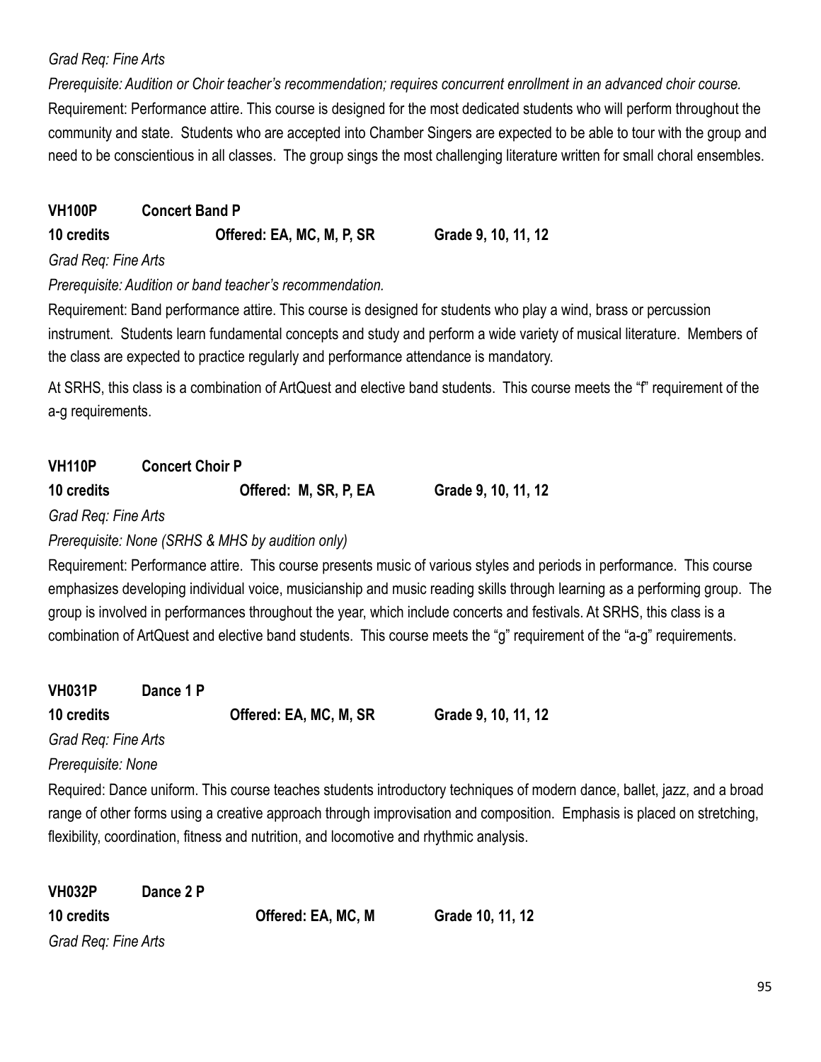*Grad Req: Fine Arts*

*Prerequisite: Audition or Choir teacher's recommendation; requires concurrent enrollment in an advanced choir course.*

Requirement: Performance attire. This course is designed for the most dedicated students who will perform throughout the community and state. Students who are accepted into Chamber Singers are expected to be able to tour with the group and need to be conscientious in all classes. The group sings the most challenging literature written for small choral ensembles.

**VH100P Concert Band P**

**10 credits Offered: EA, MC, M, P, SR Grade 9, 10, 11, 12**

*Grad Req: Fine Arts*

*Prerequisite: Audition or band teacher's recommendation.*

Requirement: Band performance attire. This course is designed for students who play a wind, brass or percussion instrument. Students learn fundamental concepts and study and perform a wide variety of musical literature. Members of the class are expected to practice regularly and performance attendance is mandatory.

At SRHS, this class is a combination of ArtQuest and elective band students. This course meets the "f" requirement of the a-g requirements.

**VH110P Concert Choir P**

**10 credits Offered: M, SR, P, EA Grade 9, 10, 11, 12**

*Grad Req: Fine Arts*

*Prerequisite: None (SRHS & MHS by audition only)*

Requirement: Performance attire. This course presents music of various styles and periods in performance. This course emphasizes developing individual voice, musicianship and music reading skills through learning as a performing group. The group is involved in performances throughout the year, which include concerts and festivals. At SRHS, this class is a combination of ArtQuest and elective band students. This course meets the "g" requirement of the "a-g" requirements.

**VH031P Dance 1 P**

**10 credits Offered: EA, MC, M, SR Grade 9, 10, 11, 12**

*Grad Req: Fine Arts*

*Prerequisite: None*

Required: Dance uniform. This course teaches students introductory techniques of modern dance, ballet, jazz, and a broad range of other forms using a creative approach through improvisation and composition. Emphasis is placed on stretching, flexibility, coordination, fitness and nutrition, and locomotive and rhythmic analysis.

**VH032P Dance 2 P**

**10 credits Offered: EA, MC, M Grade 10, 11, 12**

*Grad Req: Fine Arts*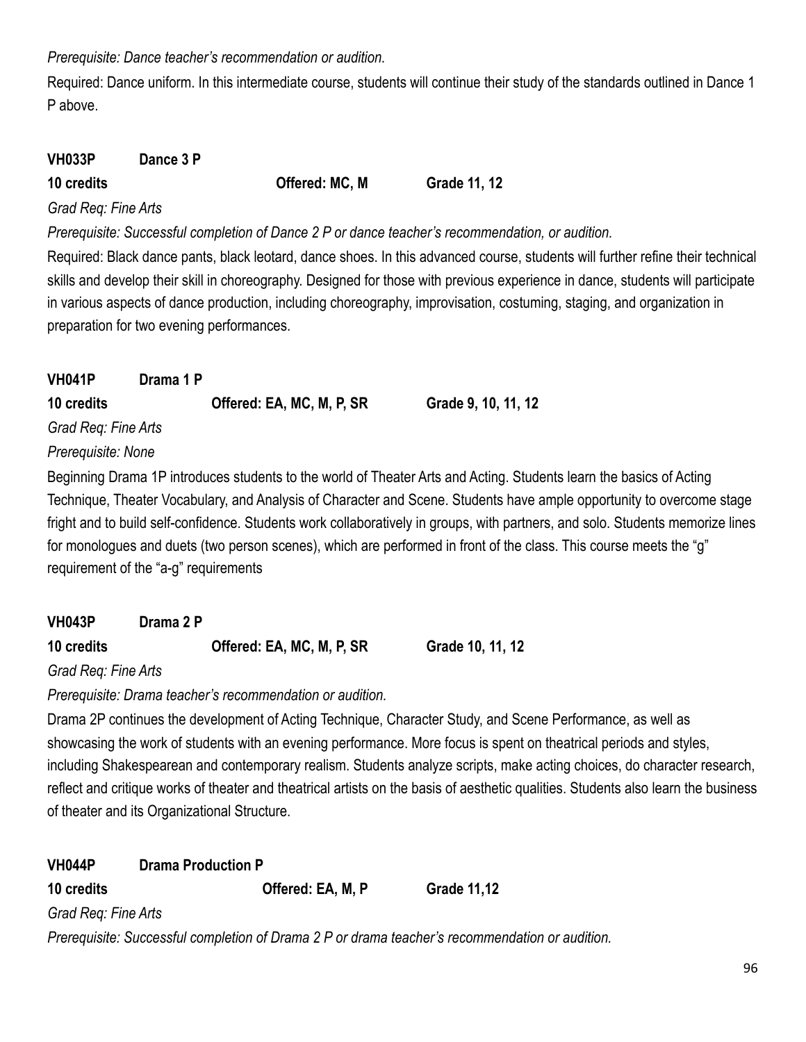*Prerequisite: Dance teacher's recommendation or audition.*

Required: Dance uniform. In this intermediate course, students will continue their study of the standards outlined in Dance 1 P above.

**VH033P Dance 3 P**

**10 credits Offered: MC, M Grade 11, 12**

*Grad Req: Fine Arts*

*Prerequisite: Successful completion of Dance 2 P or dance teacher's recommendation, or audition.*

Required: Black dance pants, black leotard, dance shoes. In this advanced course, students will further refine their technical skills and develop their skill in choreography. Designed for those with previous experience in dance, students will participate in various aspects of dance production, including choreography, improvisation, costuming, staging, and organization in preparation for two evening performances.

**VH041P Drama 1 P**

**10 credits Offered: EA, MC, M, P, SR Grade 9, 10, 11, 12**

*Grad Req: Fine Arts*

*Prerequisite: None*

Beginning Drama 1P introduces students to the world of Theater Arts and Acting. Students learn the basics of Acting Technique, Theater Vocabulary, and Analysis of Character and Scene. Students have ample opportunity to overcome stage fright and to build self-confidence. Students work collaboratively in groups, with partners, and solo. Students memorize lines for monologues and duets (two person scenes), which are performed in front of the class. This course meets the "g" requirement of the "a-g" requirements

**VH043P Drama 2 P**

**10 credits Offered: EA, MC, M, P, SR Grade 10, 11, 12**

*Grad Req: Fine Arts*

*Prerequisite: Drama teacher's recommendation or audition.*

Drama 2P continues the development of Acting Technique, Character Study, and Scene Performance, as well as showcasing the work of students with an evening performance. More focus is spent on theatrical periods and styles, including Shakespearean and contemporary realism. Students analyze scripts, make acting choices, do character research, reflect and critique works of theater and theatrical artists on the basis of aesthetic qualities. Students also learn the business of theater and its Organizational Structure.

**VH044P Drama Production P**

**10 credits Offered: EA, M, P Grade 11,12**

*Grad Req: Fine Arts*

*Prerequisite: Successful completion of Drama 2 P or drama teacher's recommendation or audition.*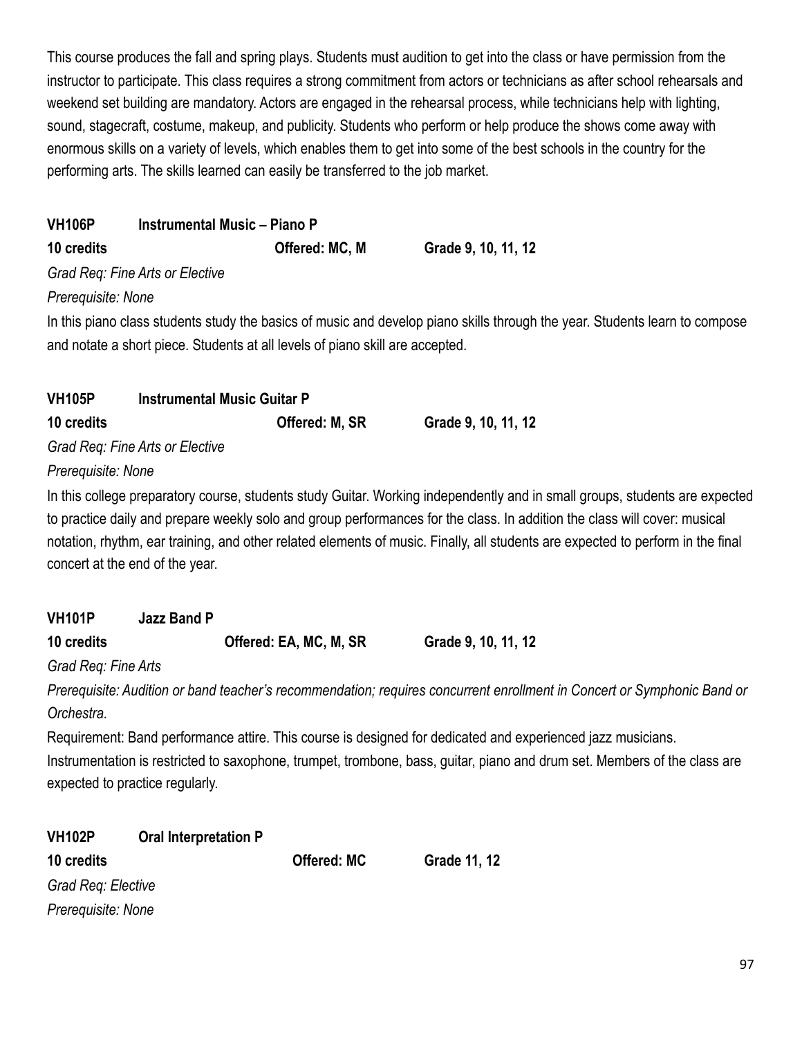This course produces the fall and spring plays. Students must audition to get into the class or have permission from the instructor to participate. This class requires a strong commitment from actors or technicians as after school rehearsals and weekend set building are mandatory. Actors are engaged in the rehearsal process, while technicians help with lighting, sound, stagecraft, costume, makeup, and publicity. Students who perform or help produce the shows come away with enormous skills on a variety of levels, which enables them to get into some of the best schools in the country for the performing arts. The skills learned can easily be transferred to the job market.

**VH106P Instrumental Music – Piano P**

**10 credits** **Offered: MC, M** **Grade 9, 10, 11, 12**

*Grad Req: Fine Arts or Elective*

*Prerequisite: None*

In this piano class students study the basics of music and develop piano skills through the year. Students learn to compose and notate a short piece. Students at all levels of piano skill are accepted.

**VH105P Instrumental Music Guitar P**

**10 credits** **Offered: M, SR** **Grade 9, 10, 11, 12**

*Grad Req: Fine Arts or Elective*

*Prerequisite: None*

In this college preparatory course, students study Guitar. Working independently and in small groups, students are expected to practice daily and prepare weekly solo and group performances for the class. In addition the class will cover: musical notation, rhythm, ear training, and other related elements of music. Finally, all students are expected to perform in the final concert at the end of the year.

**VH101P Jazz Band P**

**10 credits** **Offered: EA, MC, M, SR** **Grade 9, 10, 11, 12**

*Grad Req: Fine Arts*

*Prerequisite: Audition or band teacher's recommendation; requires concurrent enrollment in Concert or Symphonic Band or Orchestra.*

Requirement: Band performance attire. This course is designed for dedicated and experienced jazz musicians. Instrumentation is restricted to saxophone, trumpet, trombone, bass, guitar, piano and drum set. Members of the class are expected to practice regularly.

**VH102P Oral Interpretation P**

**10 credits** **Offered: MC** **Grade 11, 12**

*Grad Req: Elective*

*Prerequisite: None*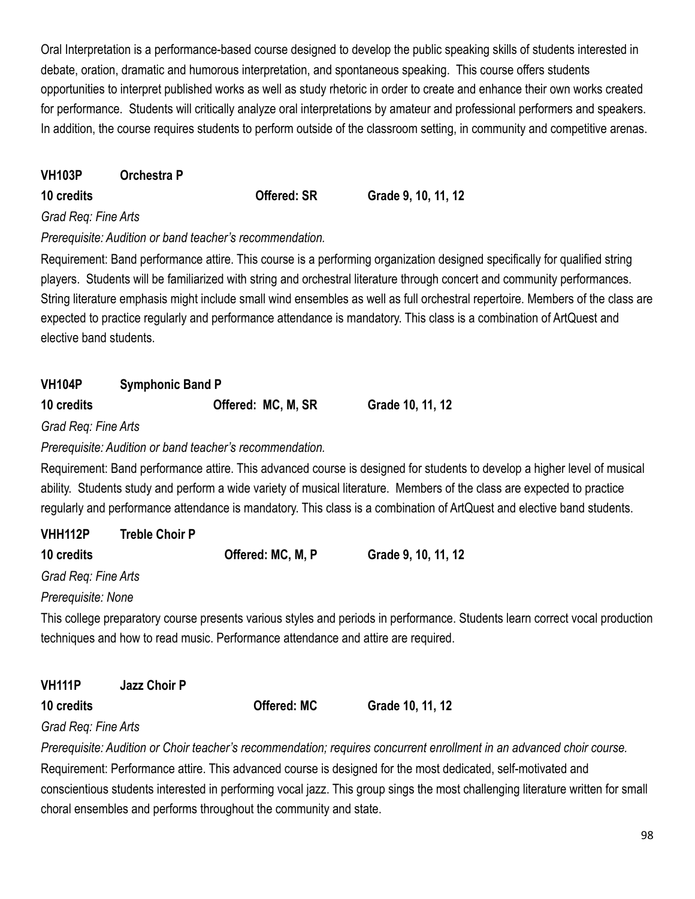Oral Interpretation is a performance-based course designed to develop the public speaking skills of students interested in debate, oration, dramatic and humorous interpretation, and spontaneous speaking. This course offers students opportunities to interpret published works as well as study rhetoric in order to create and enhance their own works created for performance. Students will critically analyze oral interpretations by amateur and professional performers and speakers. In addition, the course requires students to perform outside of the classroom setting, in community and competitive arenas.

### VH103P Orchestra P

**10 credits** **Offered: SR** **Grade 9, 10, 11, 12**

*Grad Req: Fine Arts*

*Prerequisite: Audition or band teacher's recommendation.*

Requirement: Band performance attire. This course is a performing organization designed specifically for qualified string players. Students will be familiarized with string and orchestral literature through concert and community performances. String literature emphasis might include small wind ensembles as well as full orchestral repertoire. Members of the class are expected to practice regularly and performance attendance is mandatory. This class is a combination of ArtQuest and elective band students.

### VH104P Symphonic Band P

**10 credits** **Offered: MC, M, SR** **Grade 10, 11, 12**

*Grad Req: Fine Arts*

*Prerequisite: Audition or band teacher's recommendation.*

Requirement: Band performance attire. This advanced course is designed for students to develop a higher level of musical ability. Students study and perform a wide variety of musical literature. Members of the class are expected to practice regularly and performance attendance is mandatory. This class is a combination of ArtQuest and elective band students.

### VHH112P Treble Choir P

**10 credits** **Offered: MC, M, P** **Grade 9, 10, 11, 12**

*Grad Req: Fine Arts*

*Prerequisite: None*

This college preparatory course presents various styles and periods in performance. Students learn correct vocal production techniques and how to read music. Performance attendance and attire are required.

### VH111P Jazz Choir P

**10 credits** **Offered: MC** **Grade 10, 11, 12**

*Grad Req: Fine Arts*

*Prerequisite: Audition or Choir teacher's recommendation; requires concurrent enrollment in an advanced choir course.*

Requirement: Performance attire. This advanced course is designed for the most dedicated, self-motivated and conscientious students interested in performing vocal jazz. This group sings the most challenging literature written for small choral ensembles and performs throughout the community and state.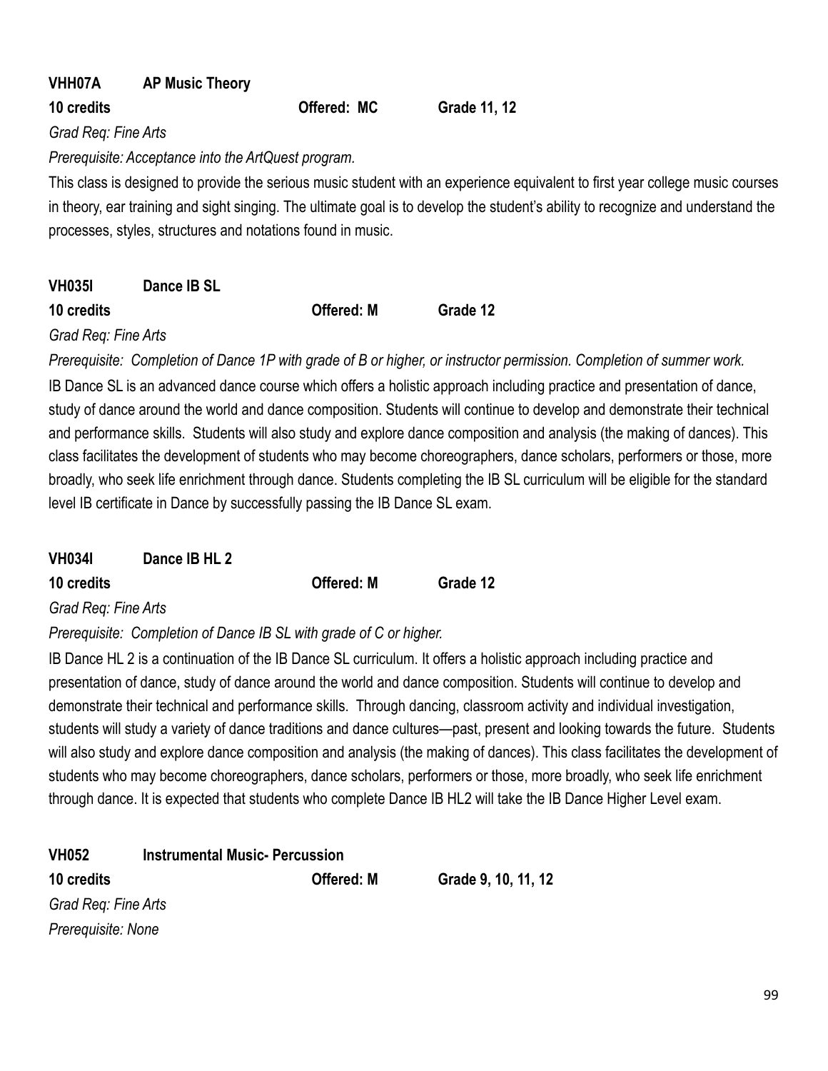**VHH07A AP Music Theory**

**10 credits** **Offered: MC** **Grade 11, 12**

*Grad Req: Fine Arts*

*Prerequisite: Acceptance into the ArtQuest program.*

This class is designed to provide the serious music student with an experience equivalent to first year college music courses in theory, ear training and sight singing. The ultimate goal is to develop the student's ability to recognize and understand the processes, styles, structures and notations found in music.

**VH035I Dance IB SL**

**10 credits** **Offered: M** **Grade 12**

*Grad Req: Fine Arts*

*Prerequisite: Completion of Dance 1P with grade of B or higher, or instructor permission. Completion of summer work.*

IB Dance SL is an advanced dance course which offers a holistic approach including practice and presentation of dance, study of dance around the world and dance composition. Students will continue to develop and demonstrate their technical and performance skills. Students will also study and explore dance composition and analysis (the making of dances). This class facilitates the development of students who may become choreographers, dance scholars, performers or those, more broadly, who seek life enrichment through dance. Students completing the IB SL curriculum will be eligible for the standard level IB certificate in Dance by successfully passing the IB Dance SL exam.

**VH034I Dance IB HL 2**

**10 credits** **Offered: M** **Grade 12**

*Grad Req: Fine Arts*

*Prerequisite: Completion of Dance IB SL with grade of C or higher.*

IB Dance HL 2 is a continuation of the IB Dance SL curriculum. It offers a holistic approach including practice and presentation of dance, study of dance around the world and dance composition. Students will continue to develop and demonstrate their technical and performance skills. Through dancing, classroom activity and individual investigation, students will study a variety of dance traditions and dance cultures—past, present and looking towards the future. Students will also study and explore dance composition and analysis (the making of dances). This class facilitates the development of students who may become choreographers, dance scholars, performers or those, more broadly, who seek life enrichment through dance. It is expected that students who complete Dance IB HL2 will take the IB Dance Higher Level exam.

**VH052 Instrumental Music- Percussion**

**10 credits** **Offered: M** **Grade 9, 10, 11, 12**

*Grad Req: Fine Arts*

*Prerequisite: None*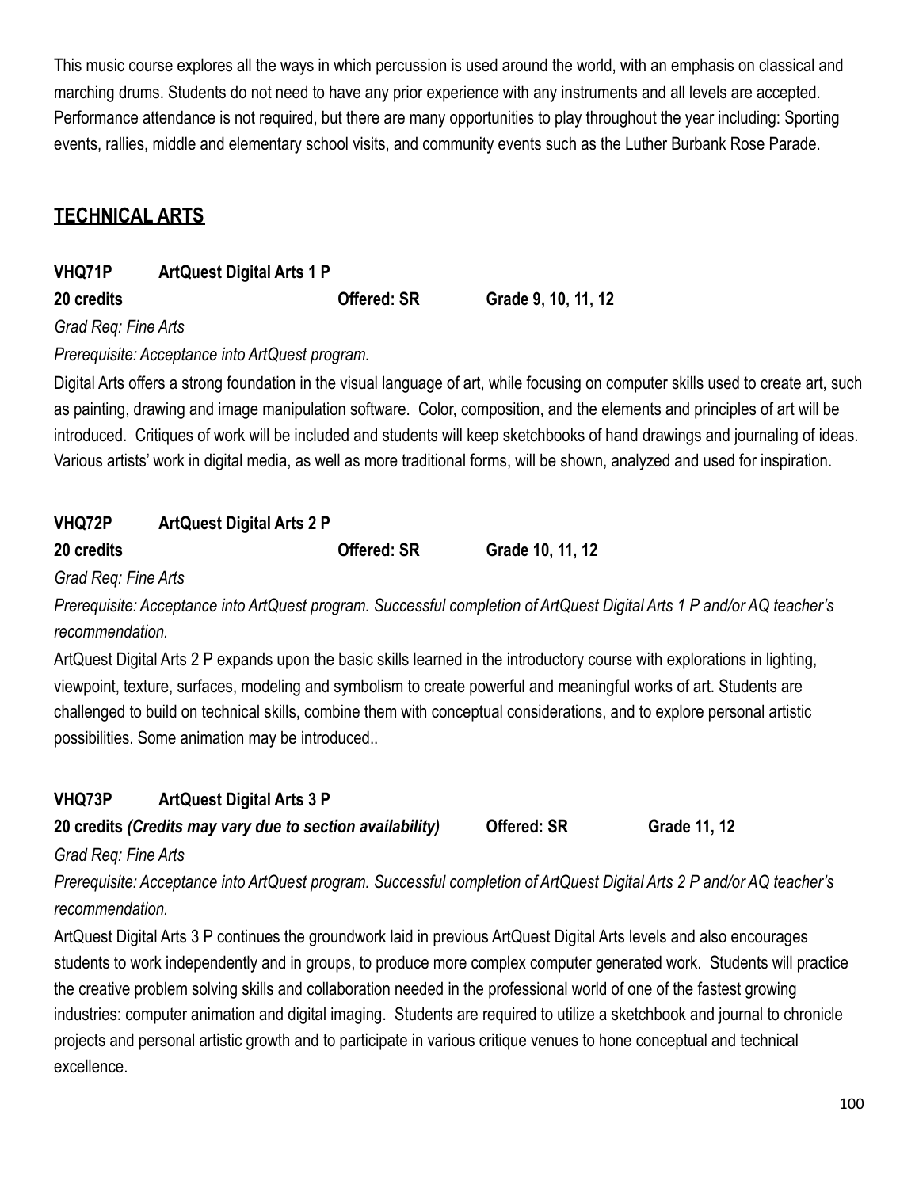This music course explores all the ways in which percussion is used around the world, with an emphasis on classical and marching drums. Students do not need to have any prior experience with any instruments and all levels are accepted. Performance attendance is not required, but there are many opportunities to play throughout the year including: Sporting events, rallies, middle and elementary school visits, and community events such as the Luther Burbank Rose Parade.

## TECHNICAL ARTS

**VHQ71P ArtQuest Digital Arts 1 P**

**20 credits Offered: SR Grade 9, 10, 11, 12**

*Grad Req: Fine Arts*

*Prerequisite: Acceptance into ArtQuest program.*

Digital Arts offers a strong foundation in the visual language of art, while focusing on computer skills used to create art, such as painting, drawing and image manipulation software. Color, composition, and the elements and principles of art will be introduced. Critiques of work will be included and students will keep sketchbooks of hand drawings and journaling of ideas. Various artists' work in digital media, as well as more traditional forms, will be shown, analyzed and used for inspiration.

**VHQ72P ArtQuest Digital Arts 2 P**

**20 credits Offered: SR Grade 10, 11, 12**

*Grad Req: Fine Arts*

*Prerequisite: Acceptance into ArtQuest program. Successful completion of ArtQuest Digital Arts 1 P and/or AQ teacher's recommendation.*

ArtQuest Digital Arts 2 P expands upon the basic skills learned in the introductory course with explorations in lighting, viewpoint, texture, surfaces, modeling and symbolism to create powerful and meaningful works of art. Students are challenged to build on technical skills, combine them with conceptual considerations, and to explore personal artistic possibilities. Some animation may be introduced..

**VHQ73P ArtQuest Digital Arts 3 P**

**20 credits *(Credits may vary due to section availability)* Offered: SR Grade 11, 12**

*Grad Req: Fine Arts*

*Prerequisite: Acceptance into ArtQuest program. Successful completion of ArtQuest Digital Arts 2 P and/or AQ teacher's recommendation.*

ArtQuest Digital Arts 3 P continues the groundwork laid in previous ArtQuest Digital Arts levels and also encourages students to work independently and in groups, to produce more complex computer generated work. Students will practice the creative problem solving skills and collaboration needed in the professional world of one of the fastest growing industries: computer animation and digital imaging. Students are required to utilize a sketchbook and journal to chronicle projects and personal artistic growth and to participate in various critique venues to hone conceptual and technical excellence.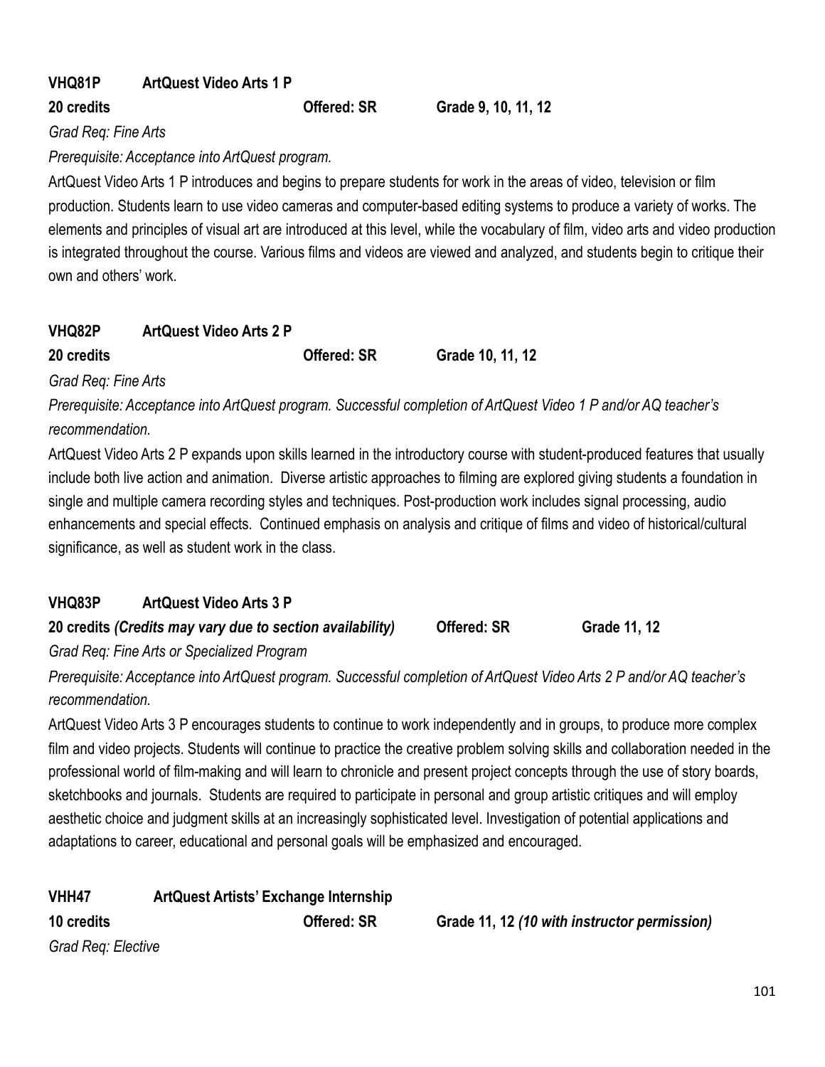**VHQ81P ArtQuest Video Arts 1 P**

**20 credits Offered: SR Grade 9, 10, 11, 12**

*Grad Req: Fine Arts*

*Prerequisite: Acceptance into ArtQuest program.*

ArtQuest Video Arts 1 P introduces and begins to prepare students for work in the areas of video, television or film production. Students learn to use video cameras and computer-based editing systems to produce a variety of works. The elements and principles of visual art are introduced at this level, while the vocabulary of film, video arts and video production is integrated throughout the course. Various films and videos are viewed and analyzed, and students begin to critique their own and others' work.

**VHQ82P ArtQuest Video Arts 2 P**

**20 credits Offered: SR Grade 10, 11, 12**

*Grad Req: Fine Arts*

*Prerequisite: Acceptance into ArtQuest program. Successful completion of ArtQuest Video 1 P and/or AQ teacher's recommendation.*

ArtQuest Video Arts 2 P expands upon skills learned in the introductory course with student-produced features that usually include both live action and animation. Diverse artistic approaches to filming are explored giving students a foundation in single and multiple camera recording styles and techniques. Post-production work includes signal processing, audio enhancements and special effects. Continued emphasis on analysis and critique of films and video of historical/cultural significance, as well as student work in the class.

**VHQ83P ArtQuest Video Arts 3 P**

**20 credits *(Credits may vary due to section availability)* Offered: SR Grade 11, 12**

*Grad Req: Fine Arts or Specialized Program*

*Prerequisite: Acceptance into ArtQuest program. Successful completion of ArtQuest Video Arts 2 P and/or AQ teacher's recommendation.*

ArtQuest Video Arts 3 P encourages students to continue to work independently and in groups, to produce more complex film and video projects. Students will continue to practice the creative problem solving skills and collaboration needed in the professional world of film-making and will learn to chronicle and present project concepts through the use of story boards, sketchbooks and journals. Students are required to participate in personal and group artistic critiques and will employ aesthetic choice and judgment skills at an increasingly sophisticated level. Investigation of potential applications and adaptations to career, educational and personal goals will be emphasized and encouraged.

**VHH47 ArtQuest Artists' Exchange Internship**

**10 credits Offered: SR Grade 11, 12 *(10 with instructor permission)***

*Grad Req: Elective*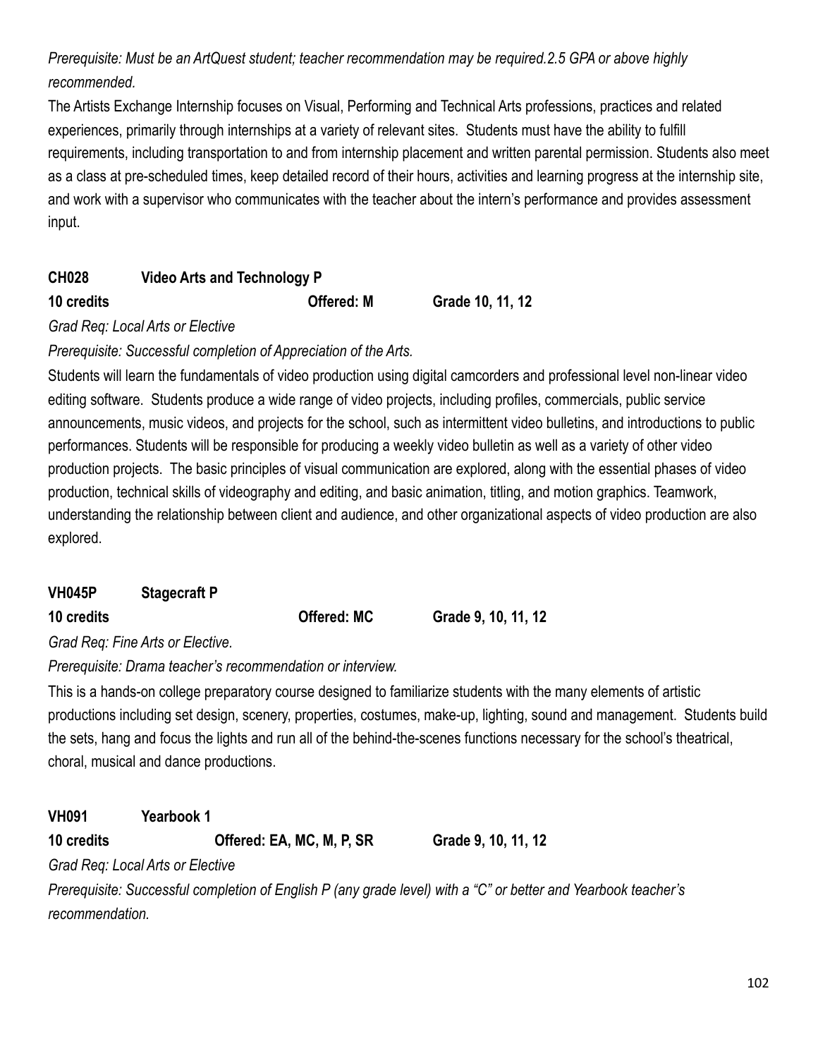*Prerequisite: Must be an ArtQuest student; teacher recommendation may be required.2.5 GPA or above highly recommended.*

The Artists Exchange Internship focuses on Visual, Performing and Technical Arts professions, practices and related experiences, primarily through internships at a variety of relevant sites. Students must have the ability to fulfill requirements, including transportation to and from internship placement and written parental permission. Students also meet as a class at pre-scheduled times, keep detailed record of their hours, activities and learning progress at the internship site, and work with a supervisor who communicates with the teacher about the intern's performance and provides assessment input.

**CH028 Video Arts and Technology P**

**10 credits Offered: M Grade 10, 11, 12**

*Grad Req: Local Arts or Elective*

*Prerequisite: Successful completion of Appreciation of the Arts.*

Students will learn the fundamentals of video production using digital camcorders and professional level non-linear video editing software. Students produce a wide range of video projects, including profiles, commercials, public service announcements, music videos, and projects for the school, such as intermittent video bulletins, and introductions to public performances. Students will be responsible for producing a weekly video bulletin as well as a variety of other video production projects. The basic principles of visual communication are explored, along with the essential phases of video production, technical skills of videography and editing, and basic animation, titling, and motion graphics. Teamwork, understanding the relationship between client and audience, and other organizational aspects of video production are also explored.

**VH045P Stagecraft P**

**10 credits Offered: MC Grade 9, 10, 11, 12**

*Grad Req: Fine Arts or Elective.*

*Prerequisite: Drama teacher's recommendation or interview.*

This is a hands-on college preparatory course designed to familiarize students with the many elements of artistic productions including set design, scenery, properties, costumes, make-up, lighting, sound and management. Students build the sets, hang and focus the lights and run all of the behind-the-scenes functions necessary for the school's theatrical, choral, musical and dance productions.

**VH091 Yearbook 1**

**10 credits Offered: EA, MC, M, P, SR Grade 9, 10, 11, 12**

*Grad Req: Local Arts or Elective*

*Prerequisite: Successful completion of English P (any grade level) with a "C" or better and Yearbook teacher's recommendation.*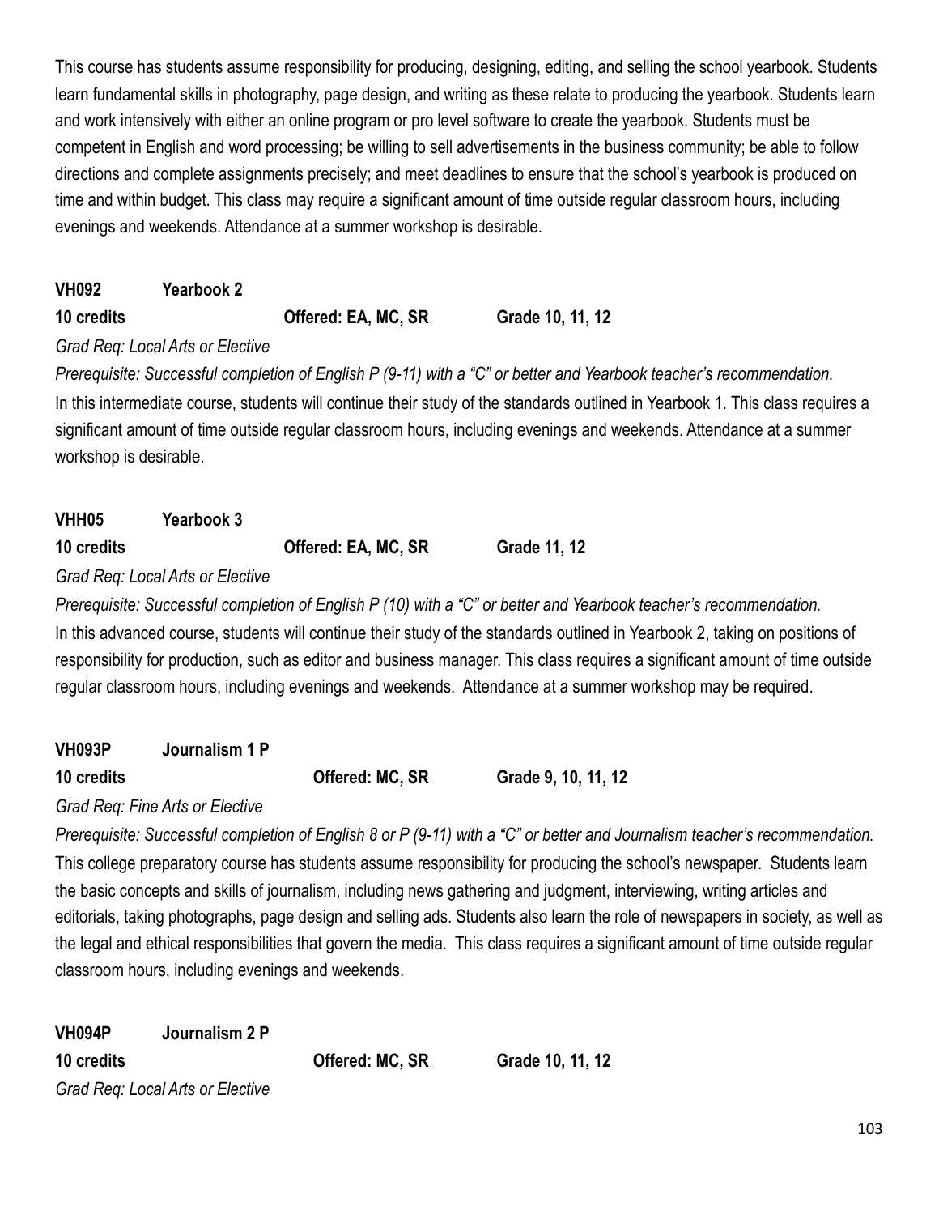This course has students assume responsibility for producing, designing, editing, and selling the school yearbook. Students learn fundamental skills in photography, page design, and writing as these relate to producing the yearbook. Students learn and work intensively with either an online program or pro level software to create the yearbook. Students must be competent in English and word processing; be willing to sell advertisements in the business community; be able to follow directions and complete assignments precisely; and meet deadlines to ensure that the school's yearbook is produced on time and within budget. This class may require a significant amount of time outside regular classroom hours, including evenings and weekends. Attendance at a summer workshop is desirable.

**VH092 Yearbook 2**

**10 credits Offered: EA, MC, SR Grade 10, 11, 12**

*Grad Req: Local Arts or Elective*

*Prerequisite: Successful completion of English P (9-11) with a "C" or better and Yearbook teacher's recommendation.*

In this intermediate course, students will continue their study of the standards outlined in Yearbook 1. This class requires a significant amount of time outside regular classroom hours, including evenings and weekends. Attendance at a summer workshop is desirable.

**VHH05 Yearbook 3**

**10 credits Offered: EA, MC, SR Grade 11, 12**

*Grad Req: Local Arts or Elective*

*Prerequisite: Successful completion of English P (10) with a "C" or better and Yearbook teacher's recommendation.*

In this advanced course, students will continue their study of the standards outlined in Yearbook 2, taking on positions of responsibility for production, such as editor and business manager. This class requires a significant amount of time outside regular classroom hours, including evenings and weekends. Attendance at a summer workshop may be required.

**VH093P Journalism 1 P**

**10 credits Offered: MC, SR Grade 9, 10, 11, 12**

*Grad Req: Fine Arts or Elective*

*Prerequisite: Successful completion of English 8 or P (9-11) with a "C" or better and Journalism teacher's recommendation.*

This college preparatory course has students assume responsibility for producing the school's newspaper. Students learn the basic concepts and skills of journalism, including news gathering and judgment, interviewing, writing articles and editorials, taking photographs, page design and selling ads. Students also learn the role of newspapers in society, as well as the legal and ethical responsibilities that govern the media. This class requires a significant amount of time outside regular classroom hours, including evenings and weekends.

**VH094P Journalism 2 P**

**10 credits Offered: MC, SR Grade 10, 11, 12**

*Grad Req: Local Arts or Elective*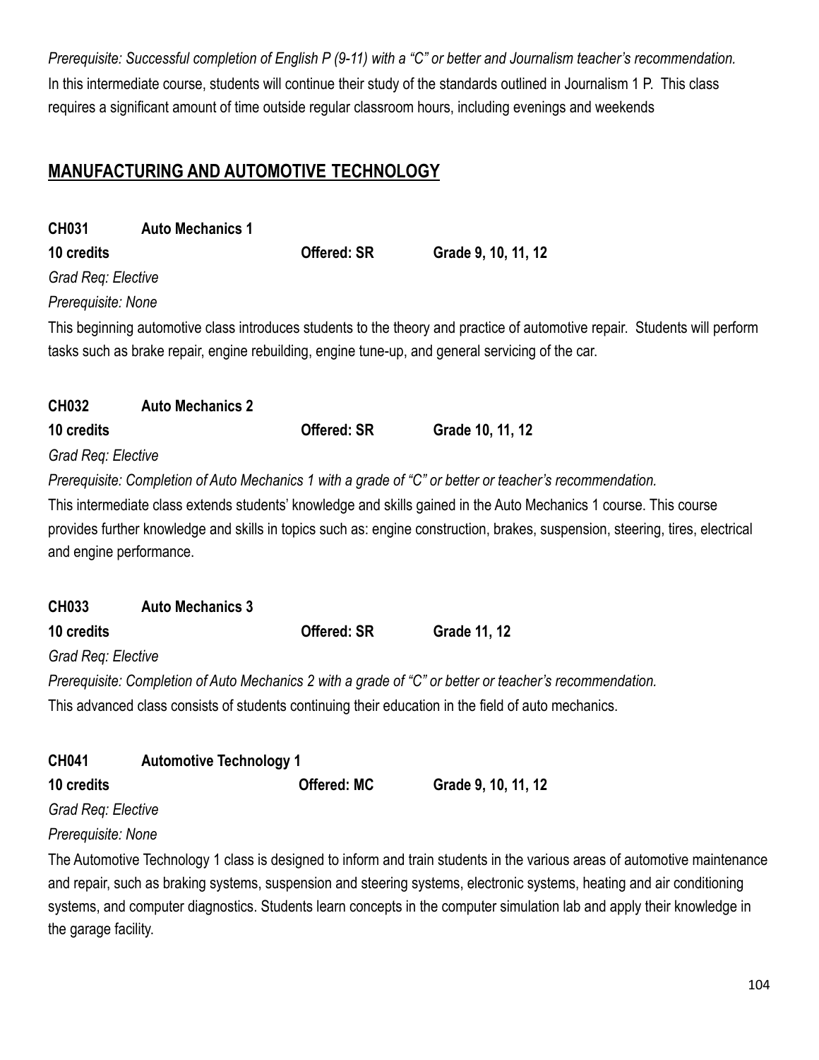*Prerequisite: Successful completion of English P (9-11) with a "C" or better and Journalism teacher's recommendation.*

In this intermediate course, students will continue their study of the standards outlined in Journalism 1 P. This class requires a significant amount of time outside regular classroom hours, including evenings and weekends

## MANUFACTURING AND AUTOMOTIVE TECHNOLOGY

**CH031 Auto Mechanics 1**

**10 credits** **Offered: SR** **Grade 9, 10, 11, 12**

*Grad Req: Elective*

*Prerequisite: None*

This beginning automotive class introduces students to the theory and practice of automotive repair. Students will perform tasks such as brake repair, engine rebuilding, engine tune-up, and general servicing of the car.

**CH032 Auto Mechanics 2**

**10 credits** **Offered: SR** **Grade 10, 11, 12**

*Grad Req: Elective*

*Prerequisite: Completion of Auto Mechanics 1 with a grade of "C" or better or teacher's recommendation.*

This intermediate class extends students' knowledge and skills gained in the Auto Mechanics 1 course. This course provides further knowledge and skills in topics such as: engine construction, brakes, suspension, steering, tires, electrical and engine performance.

**CH033 Auto Mechanics 3**

**10 credits** **Offered: SR** **Grade 11, 12**

*Grad Req: Elective*

*Prerequisite: Completion of Auto Mechanics 2 with a grade of "C" or better or teacher's recommendation.*

This advanced class consists of students continuing their education in the field of auto mechanics.

**CH041 Automotive Technology 1**

**10 credits** **Offered: MC** **Grade 9, 10, 11, 12**

*Grad Req: Elective*

*Prerequisite: None*

The Automotive Technology 1 class is designed to inform and train students in the various areas of automotive maintenance and repair, such as braking systems, suspension and steering systems, electronic systems, heating and air conditioning systems, and computer diagnostics. Students learn concepts in the computer simulation lab and apply their knowledge in the garage facility.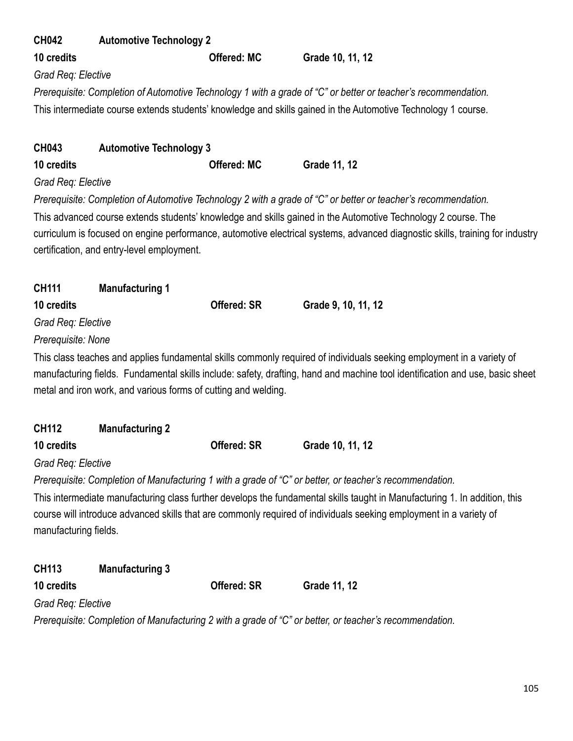**CH042 Automotive Technology 2**

**10 credits** **Offered: MC** **Grade 10, 11, 12**

*Grad Req: Elective*

*Prerequisite: Completion of Automotive Technology 1 with a grade of "C" or better or teacher's recommendation.*

This intermediate course extends students' knowledge and skills gained in the Automotive Technology 1 course.

**CH043 Automotive Technology 3**

**10 credits** **Offered: MC** **Grade 11, 12**

*Grad Req: Elective*

*Prerequisite: Completion of Automotive Technology 2 with a grade of "C" or better or teacher's recommendation.*

This advanced course extends students' knowledge and skills gained in the Automotive Technology 2 course. The curriculum is focused on engine performance, automotive electrical systems, advanced diagnostic skills, training for industry certification, and entry-level employment.

**CH111 Manufacturing 1**

**10 credits** **Offered: SR** **Grade 9, 10, 11, 12**

*Grad Req: Elective*

*Prerequisite: None*

This class teaches and applies fundamental skills commonly required of individuals seeking employment in a variety of manufacturing fields. Fundamental skills include: safety, drafting, hand and machine tool identification and use, basic sheet metal and iron work, and various forms of cutting and welding.

**CH112 Manufacturing 2**

**10 credits** **Offered: SR** **Grade 10, 11, 12**

*Grad Req: Elective*

*Prerequisite: Completion of Manufacturing 1 with a grade of "C" or better, or teacher's recommendation.*

This intermediate manufacturing class further develops the fundamental skills taught in Manufacturing 1. In addition, this course will introduce advanced skills that are commonly required of individuals seeking employment in a variety of manufacturing fields.

**CH113 Manufacturing 3**

**10 credits** **Offered: SR** **Grade 11, 12**

*Grad Req: Elective*

*Prerequisite: Completion of Manufacturing 2 with a grade of "C" or better, or teacher's recommendation.*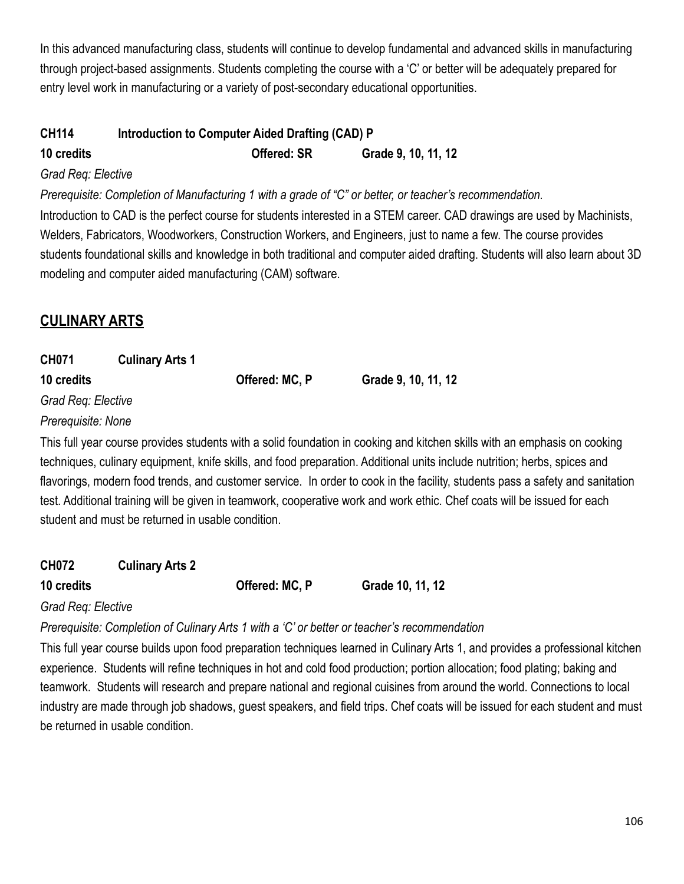In this advanced manufacturing class, students will continue to develop fundamental and advanced skills in manufacturing through project-based assignments. Students completing the course with a 'C' or better will be adequately prepared for entry level work in manufacturing or a variety of post-secondary educational opportunities.

**CH114 Introduction to Computer Aided Drafting (CAD) P**

**10 credits Offered: SR Grade 9, 10, 11, 12**

*Grad Req: Elective*

*Prerequisite: Completion of Manufacturing 1 with a grade of "C" or better, or teacher's recommendation.*

Introduction to CAD is the perfect course for students interested in a STEM career. CAD drawings are used by Machinists, Welders, Fabricators, Woodworkers, Construction Workers, and Engineers, just to name a few. The course provides students foundational skills and knowledge in both traditional and computer aided drafting. Students will also learn about 3D modeling and computer aided manufacturing (CAM) software.

## CULINARY ARTS

**CH071 Culinary Arts 1**

**10 credits Offered: MC, P Grade 9, 10, 11, 12**

*Grad Req: Elective*

*Prerequisite: None*

This full year course provides students with a solid foundation in cooking and kitchen skills with an emphasis on cooking techniques, culinary equipment, knife skills, and food preparation. Additional units include nutrition; herbs, spices and flavorings, modern food trends, and customer service. In order to cook in the facility, students pass a safety and sanitation test. Additional training will be given in teamwork, cooperative work and work ethic. Chef coats will be issued for each student and must be returned in usable condition.

**CH072 Culinary Arts 2**

**10 credits Offered: MC, P Grade 10, 11, 12**

*Grad Req: Elective*

*Prerequisite: Completion of Culinary Arts 1 with a 'C' or better or teacher's recommendation*

This full year course builds upon food preparation techniques learned in Culinary Arts 1, and provides a professional kitchen experience. Students will refine techniques in hot and cold food production; portion allocation; food plating; baking and teamwork. Students will research and prepare national and regional cuisines from around the world. Connections to local industry are made through job shadows, guest speakers, and field trips. Chef coats will be issued for each student and must be returned in usable condition.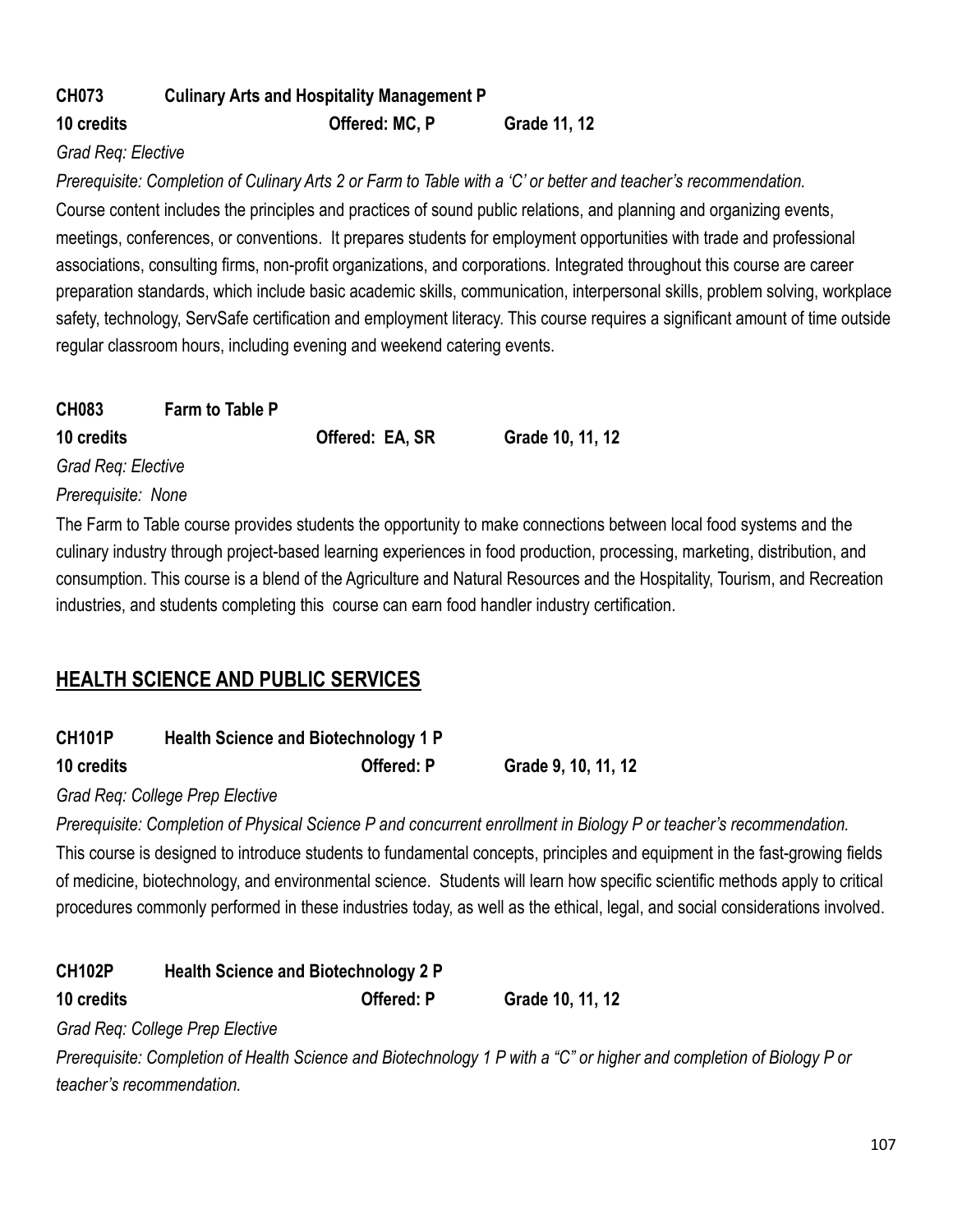**CH073 Culinary Arts and Hospitality Management P**

**10 credits** **Offered: MC, P** **Grade 11, 12**

*Grad Req: Elective*

*Prerequisite: Completion of Culinary Arts 2 or Farm to Table with a 'C' or better and teacher's recommendation.*

Course content includes the principles and practices of sound public relations, and planning and organizing events, meetings, conferences, or conventions. It prepares students for employment opportunities with trade and professional associations, consulting firms, non-profit organizations, and corporations. Integrated throughout this course are career preparation standards, which include basic academic skills, communication, interpersonal skills, problem solving, workplace safety, technology, ServSafe certification and employment literacy. This course requires a significant amount of time outside regular classroom hours, including evening and weekend catering events.

**CH083 Farm to Table P**

**10 credits** **Offered: EA, SR** **Grade 10, 11, 12**

*Grad Req: Elective*

*Prerequisite: None*

The Farm to Table course provides students the opportunity to make connections between local food systems and the culinary industry through project-based learning experiences in food production, processing, marketing, distribution, and consumption. This course is a blend of the Agriculture and Natural Resources and the Hospitality, Tourism, and Recreation industries, and students completing this course can earn food handler industry certification.

## HEALTH SCIENCE AND PUBLIC SERVICES

**CH101P Health Science and Biotechnology 1 P**

**10 credits** **Offered: P** **Grade 9, 10, 11, 12**

*Grad Req: College Prep Elective*

*Prerequisite: Completion of Physical Science P and concurrent enrollment in Biology P or teacher's recommendation.*

This course is designed to introduce students to fundamental concepts, principles and equipment in the fast-growing fields of medicine, biotechnology, and environmental science. Students will learn how specific scientific methods apply to critical procedures commonly performed in these industries today, as well as the ethical, legal, and social considerations involved.

**CH102P Health Science and Biotechnology 2 P**

**10 credits** **Offered: P** **Grade 10, 11, 12**

*Grad Req: College Prep Elective*

*Prerequisite: Completion of Health Science and Biotechnology 1 P with a "C" or higher and completion of Biology P or teacher's recommendation.*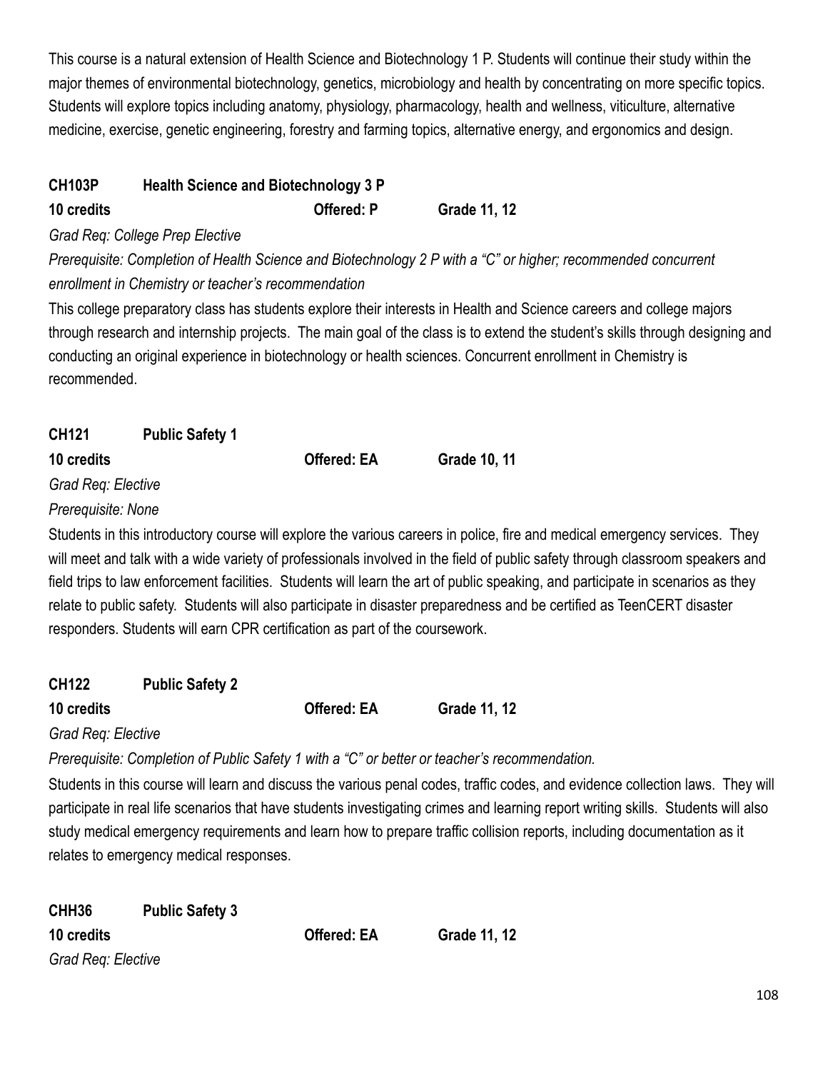This course is a natural extension of Health Science and Biotechnology 1 P. Students will continue their study within the major themes of environmental biotechnology, genetics, microbiology and health by concentrating on more specific topics. Students will explore topics including anatomy, physiology, pharmacology, health and wellness, viticulture, alternative medicine, exercise, genetic engineering, forestry and farming topics, alternative energy, and ergonomics and design.

**CH103P Health Science and Biotechnology 3 P**

**10 credits** **Offered: P** **Grade 11, 12**

*Grad Req: College Prep Elective*

*Prerequisite: Completion of Health Science and Biotechnology 2 P with a "C" or higher; recommended concurrent enrollment in Chemistry or teacher's recommendation*

This college preparatory class has students explore their interests in Health and Science careers and college majors through research and internship projects. The main goal of the class is to extend the student's skills through designing and conducting an original experience in biotechnology or health sciences. Concurrent enrollment in Chemistry is recommended.

**CH121 Public Safety 1**

**10 credits** **Offered: EA** **Grade 10, 11**

*Grad Req: Elective*

*Prerequisite: None*

Students in this introductory course will explore the various careers in police, fire and medical emergency services. They will meet and talk with a wide variety of professionals involved in the field of public safety through classroom speakers and field trips to law enforcement facilities. Students will learn the art of public speaking, and participate in scenarios as they relate to public safety. Students will also participate in disaster preparedness and be certified as TeenCERT disaster responders. Students will earn CPR certification as part of the coursework.

**CH122 Public Safety 2**

**10 credits** **Offered: EA** **Grade 11, 12**

*Grad Req: Elective*

*Prerequisite: Completion of Public Safety 1 with a "C" or better or teacher's recommendation.*

Students in this course will learn and discuss the various penal codes, traffic codes, and evidence collection laws. They will participate in real life scenarios that have students investigating crimes and learning report writing skills. Students will also study medical emergency requirements and learn how to prepare traffic collision reports, including documentation as it relates to emergency medical responses.

**CHH36 Public Safety 3**

**10 credits** **Offered: EA** **Grade 11, 12**

*Grad Req: Elective*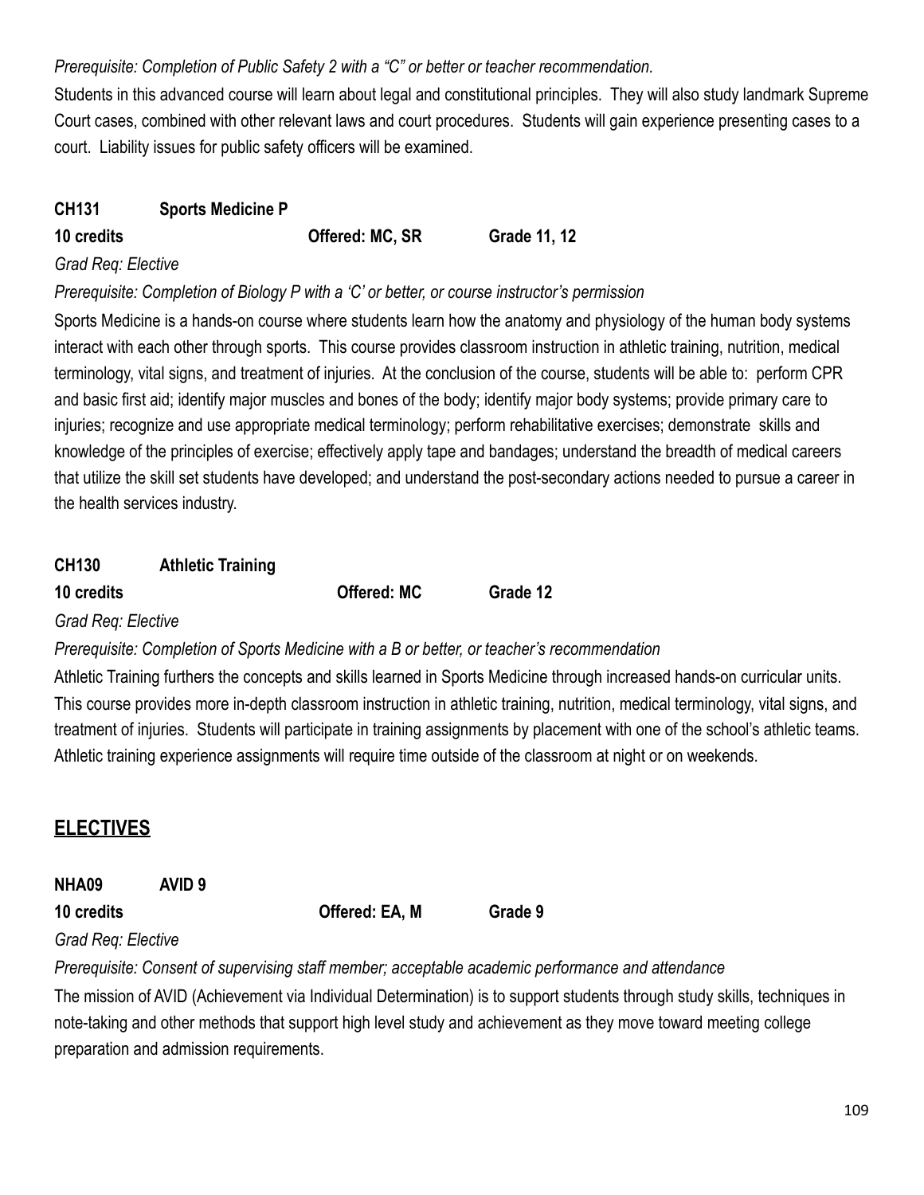*Prerequisite: Completion of Public Safety 2 with a "C" or better or teacher recommendation.*

Students in this advanced course will learn about legal and constitutional principles. They will also study landmark Supreme Court cases, combined with other relevant laws and court procedures. Students will gain experience presenting cases to a court. Liability issues for public safety officers will be examined.

**CH131 Sports Medicine P**

**10 credits Offered: MC, SR Grade 11, 12**

*Grad Req: Elective*

*Prerequisite: Completion of Biology P with a 'C' or better, or course instructor's permission*

Sports Medicine is a hands-on course where students learn how the anatomy and physiology of the human body systems interact with each other through sports. This course provides classroom instruction in athletic training, nutrition, medical terminology, vital signs, and treatment of injuries. At the conclusion of the course, students will be able to: perform CPR and basic first aid; identify major muscles and bones of the body; identify major body systems; provide primary care to injuries; recognize and use appropriate medical terminology; perform rehabilitative exercises; demonstrate skills and knowledge of the principles of exercise; effectively apply tape and bandages; understand the breadth of medical careers that utilize the skill set students have developed; and understand the post-secondary actions needed to pursue a career in the health services industry.

**CH130 Athletic Training**

**10 credits Offered: MC Grade 12**

*Grad Req: Elective*

*Prerequisite: Completion of Sports Medicine with a B or better, or teacher's recommendation*

Athletic Training furthers the concepts and skills learned in Sports Medicine through increased hands-on curricular units. This course provides more in-depth classroom instruction in athletic training, nutrition, medical terminology, vital signs, and treatment of injuries. Students will participate in training assignments by placement with one of the school's athletic teams. Athletic training experience assignments will require time outside of the classroom at night or on weekends.

## ELECTIVES

**NHA09 AVID 9**

**10 credits Offered: EA, M Grade 9**

*Grad Req: Elective*

*Prerequisite: Consent of supervising staff member; acceptable academic performance and attendance*

The mission of AVID (Achievement via Individual Determination) is to support students through study skills, techniques in note-taking and other methods that support high level study and achievement as they move toward meeting college preparation and admission requirements.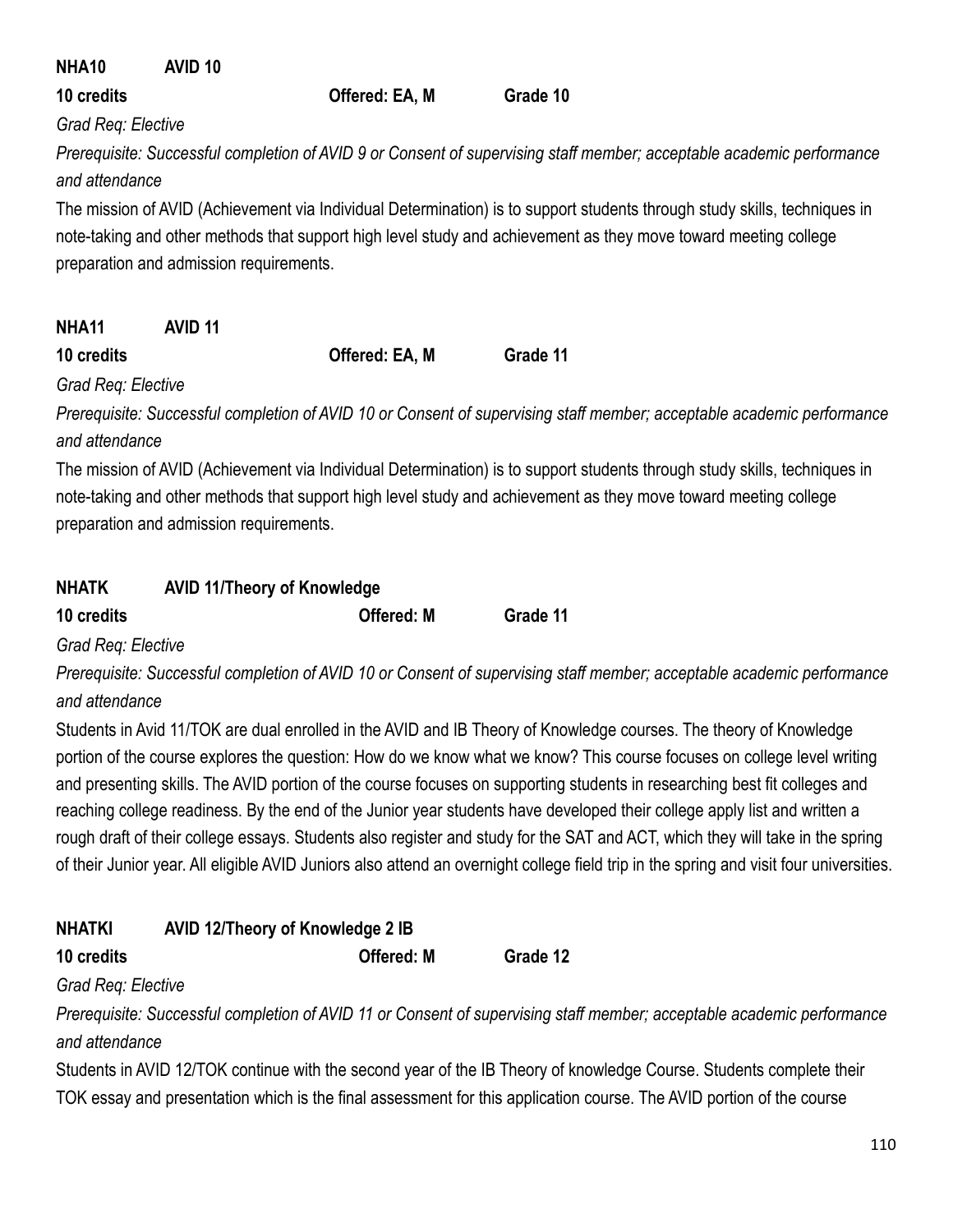**NHA10 AVID 10**

**10 credits Offered: EA, M Grade 10**

*Grad Req: Elective*

*Prerequisite: Successful completion of AVID 9 or Consent of supervising staff member; acceptable academic performance and attendance*

The mission of AVID (Achievement via Individual Determination) is to support students through study skills, techniques in note-taking and other methods that support high level study and achievement as they move toward meeting college preparation and admission requirements.

**NHA11 AVID 11**

**10 credits Offered: EA, M Grade 11**

*Grad Req: Elective*

*Prerequisite: Successful completion of AVID 10 or Consent of supervising staff member; acceptable academic performance and attendance*

The mission of AVID (Achievement via Individual Determination) is to support students through study skills, techniques in note-taking and other methods that support high level study and achievement as they move toward meeting college preparation and admission requirements.

**NHATK AVID 11/Theory of Knowledge**

**10 credits Offered: M Grade 11**

*Grad Req: Elective*

*Prerequisite: Successful completion of AVID 10 or Consent of supervising staff member; acceptable academic performance and attendance*

Students in Avid 11/TOK are dual enrolled in the AVID and IB Theory of Knowledge courses. The theory of Knowledge portion of the course explores the question: How do we know what we know? This course focuses on college level writing and presenting skills. The AVID portion of the course focuses on supporting students in researching best fit colleges and reaching college readiness. By the end of the Junior year students have developed their college apply list and written a rough draft of their college essays. Students also register and study for the SAT and ACT, which they will take in the spring of their Junior year. All eligible AVID Juniors also attend an overnight college field trip in the spring and visit four universities.

**NHATKI AVID 12/Theory of Knowledge 2 IB**

**10 credits Offered: M Grade 12**

*Grad Req: Elective*

*Prerequisite: Successful completion of AVID 11 or Consent of supervising staff member; acceptable academic performance and attendance*

Students in AVID 12/TOK continue with the second year of the IB Theory of knowledge Course. Students complete their TOK essay and presentation which is the final assessment for this application course. The AVID portion of the course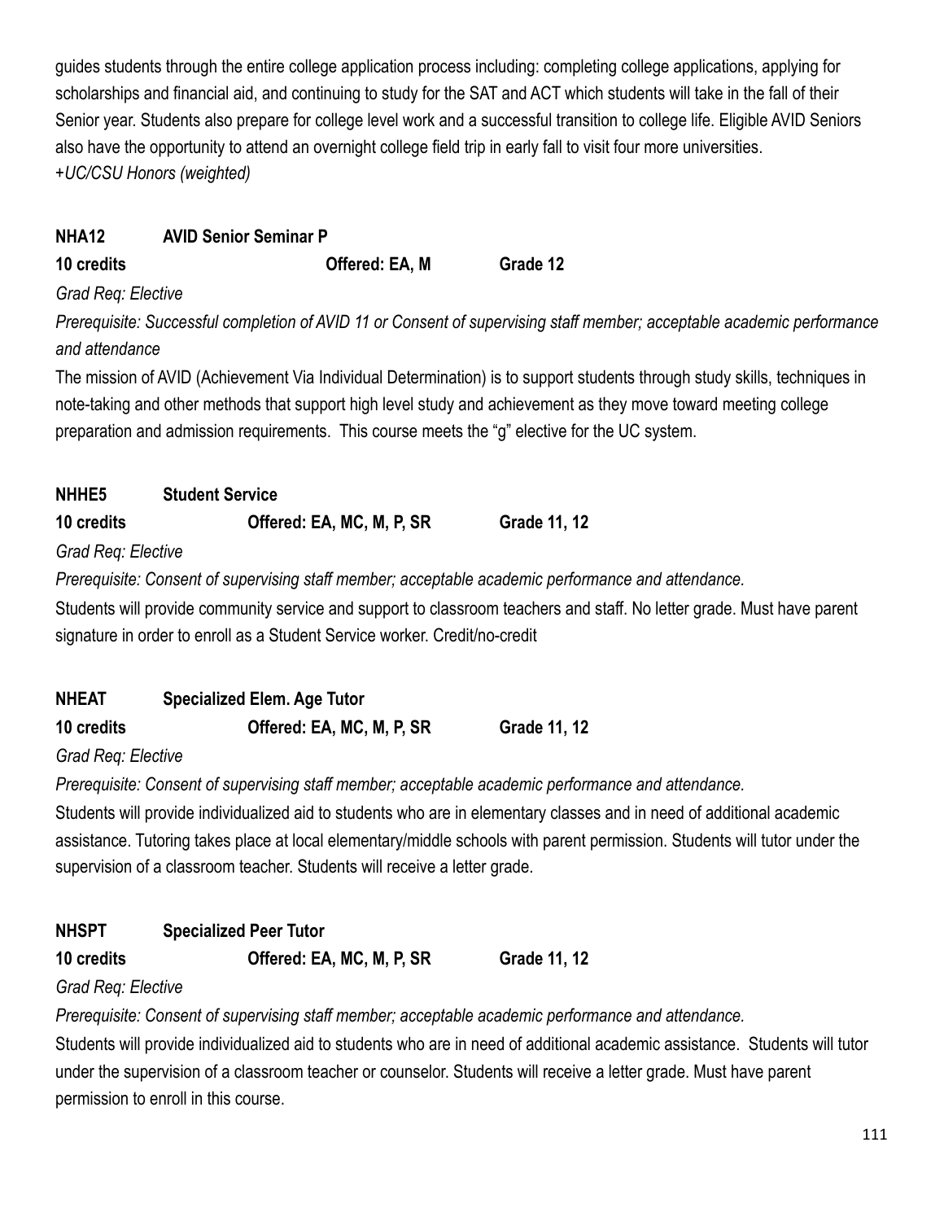guides students through the entire college application process including: completing college applications, applying for scholarships and financial aid, and continuing to study for the SAT and ACT which students will take in the fall of their Senior year. Students also prepare for college level work and a successful transition to college life. Eligible AVID Seniors also have the opportunity to attend an overnight college field trip in early fall to visit four more universities.
*+UC/CSU Honors (weighted)*

**NHA12 AVID Senior Seminar P**

**10 credits Offered: EA, M Grade 12**

*Grad Req: Elective*

*Prerequisite: Successful completion of AVID 11 or Consent of supervising staff member; acceptable academic performance and attendance*

The mission of AVID (Achievement Via Individual Determination) is to support students through study skills, techniques in note-taking and other methods that support high level study and achievement as they move toward meeting college preparation and admission requirements. This course meets the "g" elective for the UC system.

**NHHE5 Student Service**

**10 credits Offered: EA, MC, M, P, SR Grade 11, 12**

*Grad Req: Elective*

*Prerequisite: Consent of supervising staff member; acceptable academic performance and attendance.*

Students will provide community service and support to classroom teachers and staff. No letter grade. Must have parent signature in order to enroll as a Student Service worker. Credit/no-credit

**NHEAT Specialized Elem. Age Tutor**

**10 credits Offered: EA, MC, M, P, SR Grade 11, 12**

*Grad Req: Elective*

*Prerequisite: Consent of supervising staff member; acceptable academic performance and attendance.*

Students will provide individualized aid to students who are in elementary classes and in need of additional academic assistance. Tutoring takes place at local elementary/middle schools with parent permission. Students will tutor under the supervision of a classroom teacher. Students will receive a letter grade.

**NHSPT Specialized Peer Tutor**

**10 credits Offered: EA, MC, M, P, SR Grade 11, 12**

*Grad Req: Elective*

*Prerequisite: Consent of supervising staff member; acceptable academic performance and attendance.*

Students will provide individualized aid to students who are in need of additional academic assistance. Students will tutor under the supervision of a classroom teacher or counselor. Students will receive a letter grade. Must have parent permission to enroll in this course.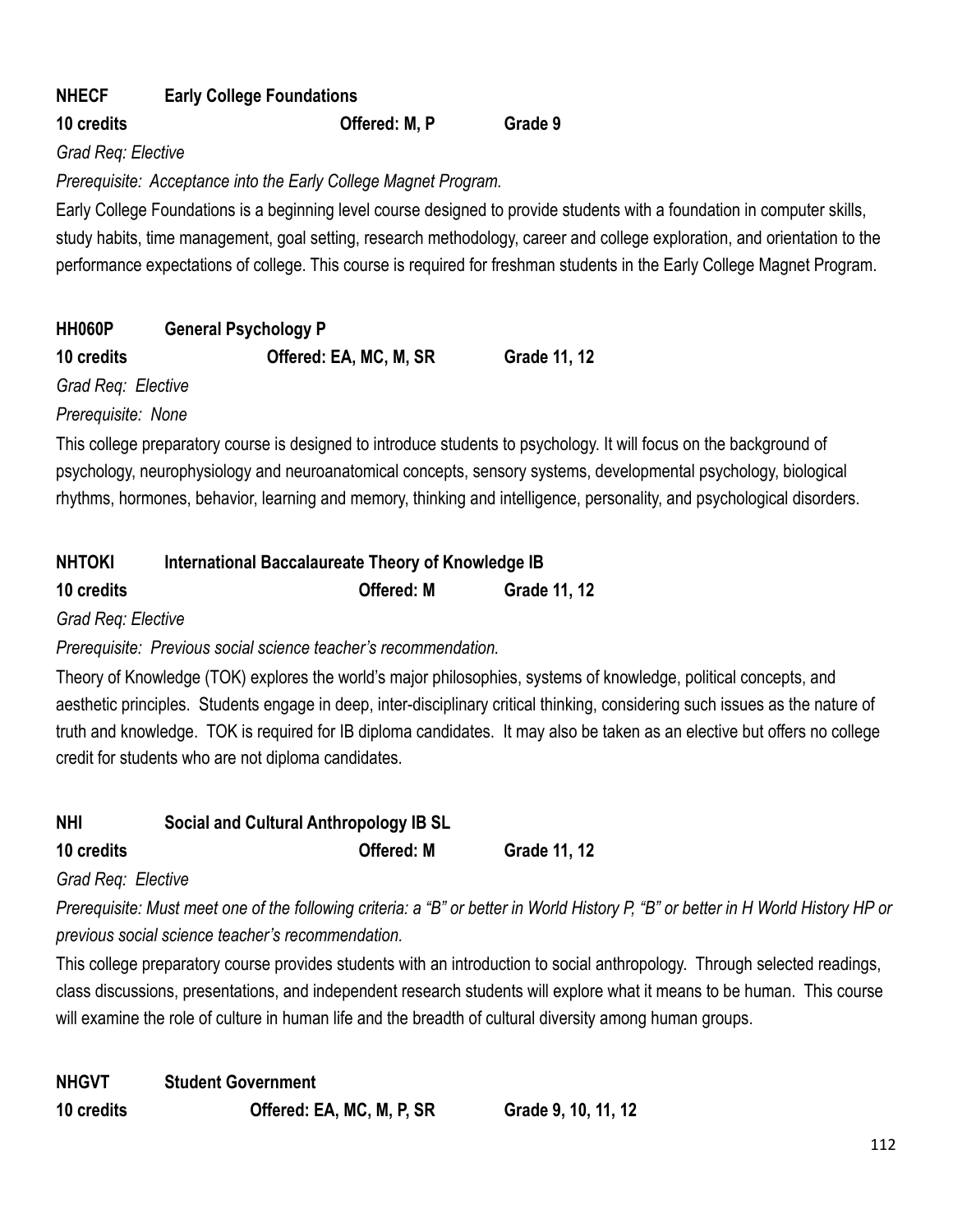**NHECF Early College Foundations**

**10 credits Offered: M, P Grade 9**

*Grad Req: Elective*

*Prerequisite: Acceptance into the Early College Magnet Program.*

Early College Foundations is a beginning level course designed to provide students with a foundation in computer skills, study habits, time management, goal setting, research methodology, career and college exploration, and orientation to the performance expectations of college. This course is required for freshman students in the Early College Magnet Program.

**HH060P General Psychology P**

**10 credits Offered: EA, MC, M, SR Grade 11, 12**

*Grad Req: Elective*

*Prerequisite: None*

This college preparatory course is designed to introduce students to psychology. It will focus on the background of psychology, neurophysiology and neuroanatomical concepts, sensory systems, developmental psychology, biological rhythms, hormones, behavior, learning and memory, thinking and intelligence, personality, and psychological disorders.

**NHTOKI International Baccalaureate Theory of Knowledge IB**

**10 credits Offered: M Grade 11, 12**

*Grad Req: Elective*

*Prerequisite: Previous social science teacher's recommendation.*

Theory of Knowledge (TOK) explores the world's major philosophies, systems of knowledge, political concepts, and aesthetic principles. Students engage in deep, inter-disciplinary critical thinking, considering such issues as the nature of truth and knowledge. TOK is required for IB diploma candidates. It may also be taken as an elective but offers no college credit for students who are not diploma candidates.

**NHI Social and Cultural Anthropology IB SL**

**10 credits Offered: M Grade 11, 12**

*Grad Req: Elective*

*Prerequisite: Must meet one of the following criteria: a "B" or better in World History P, "B" or better in H World History HP or previous social science teacher's recommendation.*

This college preparatory course provides students with an introduction to social anthropology. Through selected readings, class discussions, presentations, and independent research students will explore what it means to be human. This course will examine the role of culture in human life and the breadth of cultural diversity among human groups.

**NHGVT Student Government**

**10 credits Offered: EA, MC, M, P, SR Grade 9, 10, 11, 12**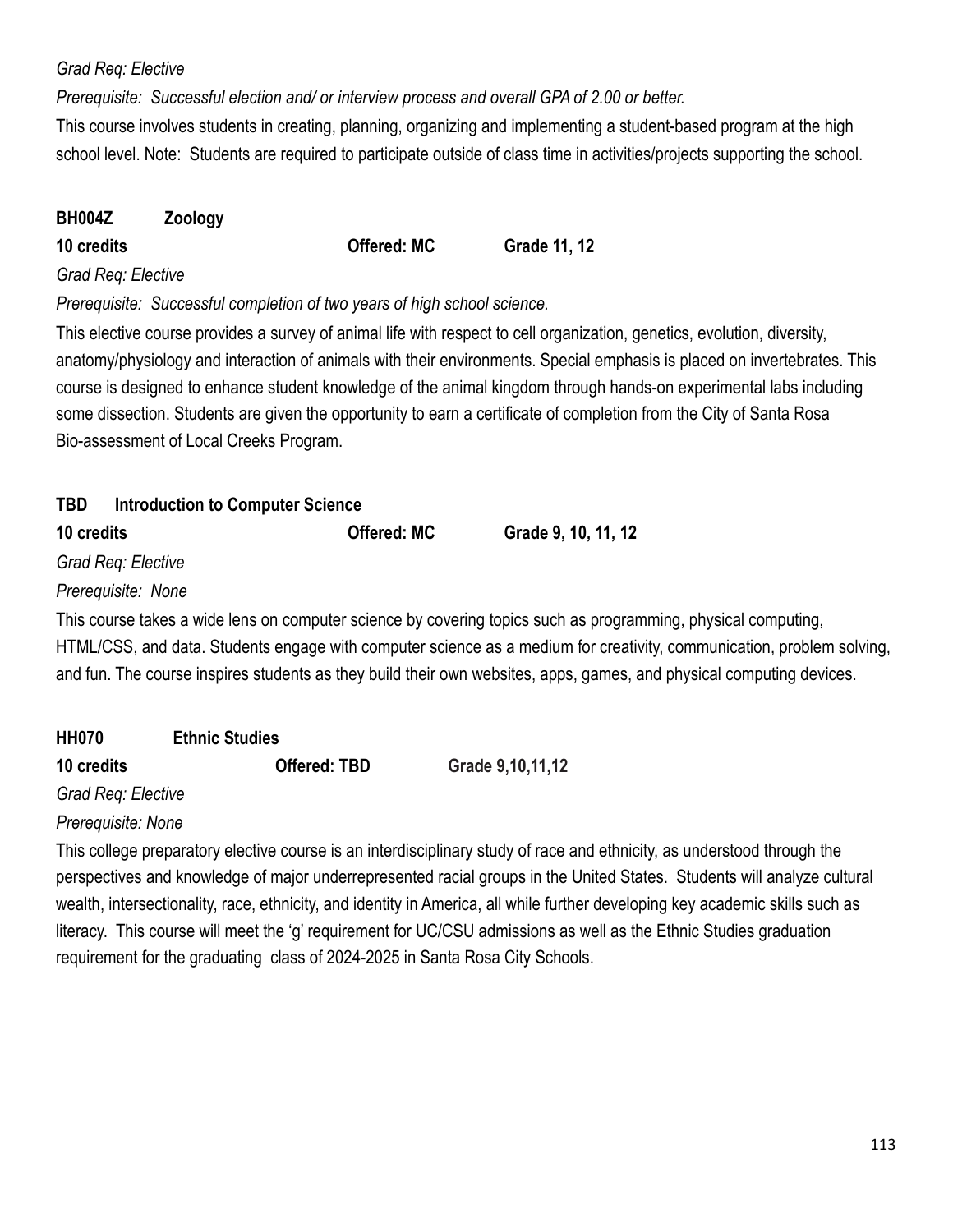*Grad Req: Elective*

*Prerequisite: Successful election and/ or interview process and overall GPA of 2.00 or better.*

This course involves students in creating, planning, organizing and implementing a student-based program at the high school level. Note: Students are required to participate outside of class time in activities/projects supporting the school.

### BH004Z Zoology

**10 credits** **Offered: MC** **Grade 11, 12**

*Grad Req: Elective*

*Prerequisite: Successful completion of two years of high school science.*

This elective course provides a survey of animal life with respect to cell organization, genetics, evolution, diversity, anatomy/physiology and interaction of animals with their environments. Special emphasis is placed on invertebrates. This course is designed to enhance student knowledge of the animal kingdom through hands-on experimental labs including some dissection. Students are given the opportunity to earn a certificate of completion from the City of Santa Rosa Bio-assessment of Local Creeks Program.

### TBD Introduction to Computer Science

**10 credits** **Offered: MC** **Grade 9, 10, 11, 12**

*Grad Req: Elective*

*Prerequisite: None*

This course takes a wide lens on computer science by covering topics such as programming, physical computing, HTML/CSS, and data. Students engage with computer science as a medium for creativity, communication, problem solving, and fun. The course inspires students as they build their own websites, apps, games, and physical computing devices.

### HH070 Ethnic Studies

**10 credits** **Offered: TBD** **Grade 9,10,11,12**

*Grad Req: Elective*

*Prerequisite: None*

This college preparatory elective course is an interdisciplinary study of race and ethnicity, as understood through the perspectives and knowledge of major underrepresented racial groups in the United States. Students will analyze cultural wealth, intersectionality, race, ethnicity, and identity in America, all while further developing key academic skills such as literacy. This course will meet the 'g' requirement for UC/CSU admissions as well as the Ethnic Studies graduation requirement for the graduating class of 2024-2025 in Santa Rosa City Schools.